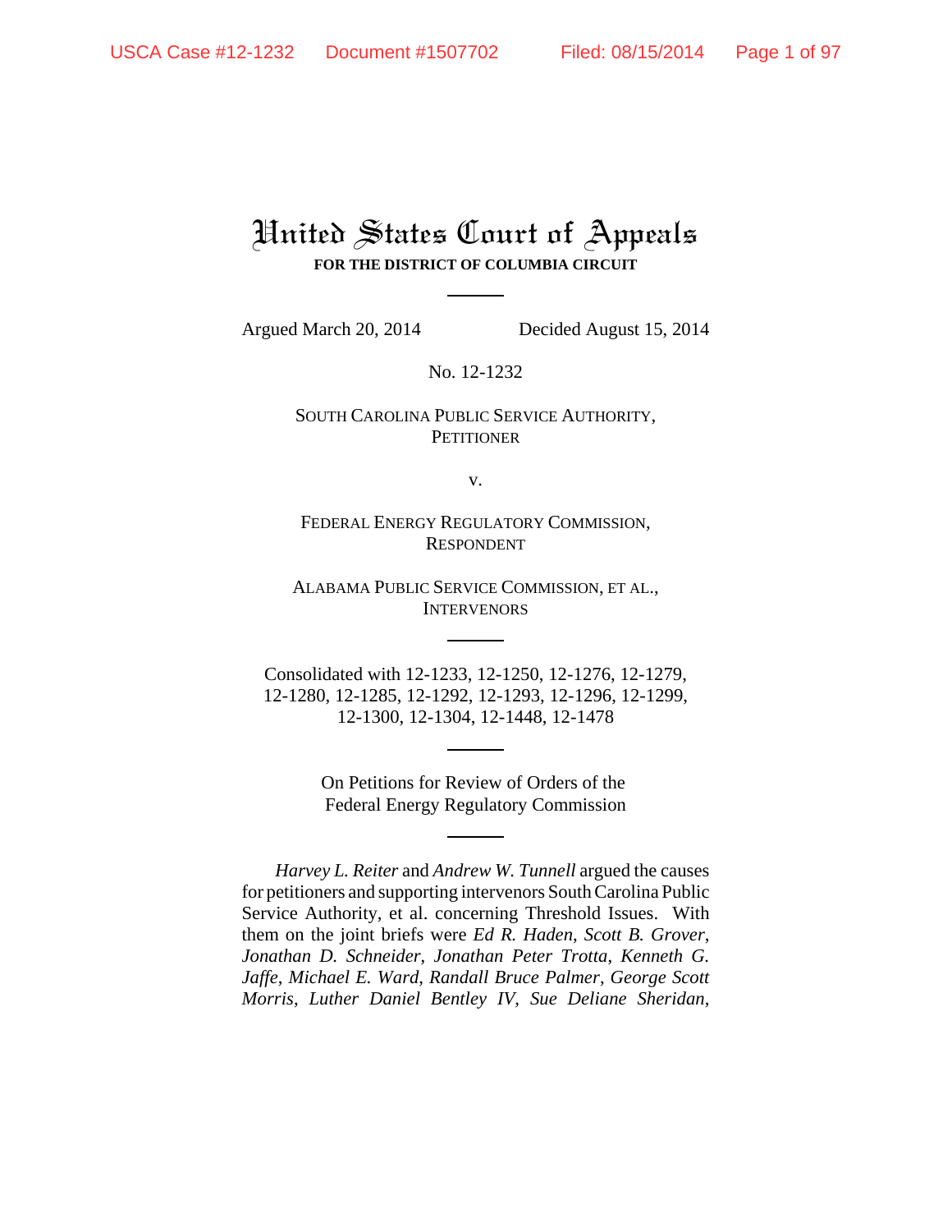# United States Court of Appeals

**FOR THE DISTRICT OF COLUMBIA CIRCUIT**

Argued March 20, 2014 Decided August 15, 2014

No. 12-1232

SOUTH CAROLINA PUBLIC SERVICE AUTHORITY,
PETITIONER

v.

FEDERAL ENERGY REGULATORY COMMISSION,
RESPONDENT

ALABAMA PUBLIC SERVICE COMMISSION, ET AL.,
INTERVENORS

Consolidated with 12-1233, 12-1250, 12-1276, 12-1279, 12-1280, 12-1285, 12-1292, 12-1293, 12-1296, 12-1299, 12-1300, 12-1304, 12-1448, 12-1478

On Petitions for Review of Orders of the Federal Energy Regulatory Commission

*Harvey L. Reiter* and *Andrew W. Tunnell* argued the causes for petitioners and supporting intervenors South Carolina Public Service Authority, et al. concerning Threshold Issues. With them on the joint briefs were *Ed R. Haden*, *Scott B. Grover*, *Jonathan D. Schneider*, *Jonathan Peter Trotta*, *Kenneth G. Jaffe*, *Michael E. Ward*, *Randall Bruce Palmer*, *George Scott Morris*, *Luther Daniel Bentley IV*, *Sue Deliane Sheridan*,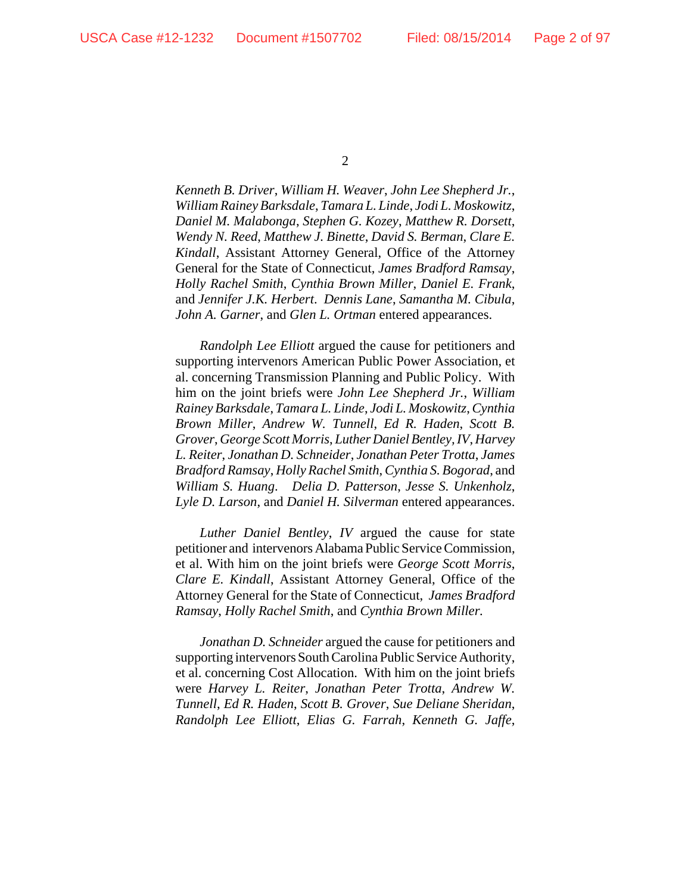*Kenneth B. Driver*, *William H. Weaver*, *John Lee Shepherd Jr.*, *William Rainey Barksdale*, *Tamara L. Linde*, *Jodi L. Moskowitz*, *Daniel M. Malabonga*, *Stephen G. Kozey*, *Matthew R. Dorsett*, *Wendy N. Reed*, *Matthew J. Binette*, *David S. Berman*, *Clare E. Kindall*, Assistant Attorney General, Office of the Attorney General for the State of Connecticut, *James Bradford Ramsay*, *Holly Rachel Smith*, *Cynthia Brown Miller*, *Daniel E. Frank*, and *Jennifer J.K. Herbert*. *Dennis Lane*, *Samantha M. Cibula*, *John A. Garner*, and *Glen L. Ortman* entered appearances.

*Randolph Lee Elliott* argued the cause for petitioners and supporting intervenors American Public Power Association, et al. concerning Transmission Planning and Public Policy. With him on the joint briefs were *John Lee Shepherd Jr.*, *William Rainey Barksdale*, *Tamara L. Linde*, *Jodi L. Moskowitz*, *Cynthia Brown Miller*, *Andrew W. Tunnell*, *Ed R. Haden*, *Scott B. Grover*, *George Scott Morris*, *Luther Daniel Bentley, IV*, *Harvey L. Reiter*, *Jonathan D. Schneider*, *Jonathan Peter Trotta*, *James Bradford Ramsay*, *Holly Rachel Smith*, *Cynthia S. Bogorad*, and *William S. Huang*. *Delia D. Patterson*, *Jesse S. Unkenholz*, *Lyle D. Larson*, and *Daniel H. Silverman* entered appearances.

*Luther Daniel Bentley, IV* argued the cause for state petitioner and intervenors Alabama Public Service Commission, et al. With him on the joint briefs were *George Scott Morris*, *Clare E. Kindall*, Assistant Attorney General, Office of the Attorney General for the State of Connecticut, *James Bradford Ramsay*, *Holly Rachel Smith*, and *Cynthia Brown Miller.*

*Jonathan D. Schneider* argued the cause for petitioners and supporting intervenors South Carolina Public Service Authority, et al. concerning Cost Allocation. With him on the joint briefs were *Harvey L. Reiter*, *Jonathan Peter Trotta*, *Andrew W. Tunnell*, *Ed R. Haden*, *Scott B. Grover*, *Sue Deliane Sheridan*, *Randolph Lee Elliott*, *Elias G. Farrah*, *Kenneth G. Jaffe*,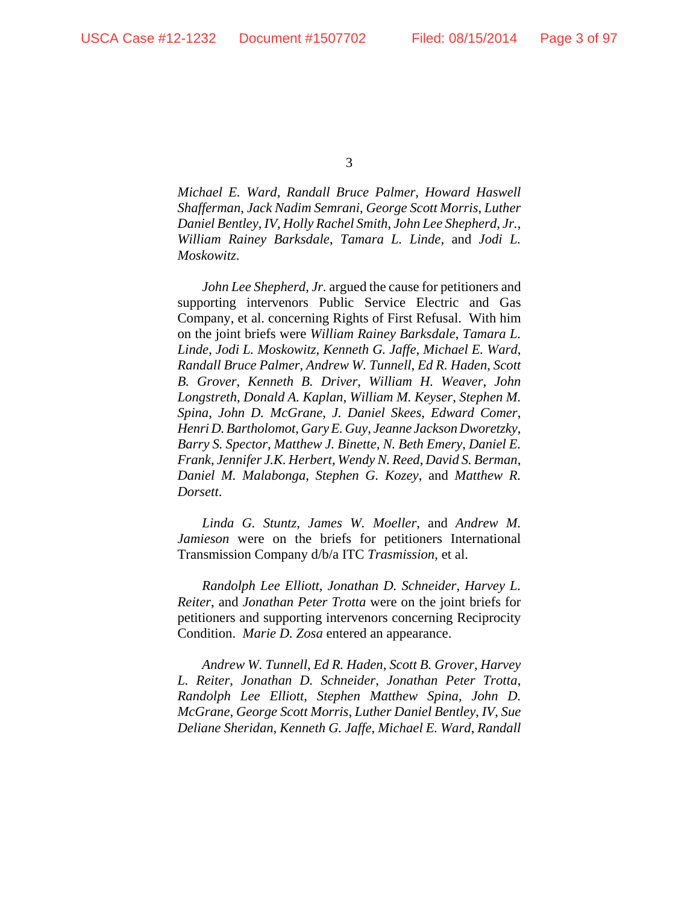*Michael E. Ward*, *Randall Bruce Palmer*, *Howard Haswell Shafferman*, *Jack Nadim Semrani*, *George Scott Morris*, *Luther Daniel Bentley*, *IV*, *Holly Rachel Smith*, *John Lee Shepherd*, *Jr.*, *William Rainey Barksdale*, *Tamara L. Linde*, and *Jodi L. Moskowitz*.

*John Lee Shepherd*, *Jr.* argued the cause for petitioners and supporting intervenors Public Service Electric and Gas Company, et al. concerning Rights of First Refusal. With him on the joint briefs were *William Rainey Barksdale*, *Tamara L. Linde*, *Jodi L. Moskowitz*, *Kenneth G. Jaffe*, *Michael E. Ward*, *Randall Bruce Palmer*, *Andrew W. Tunnell*, *Ed R. Haden*, *Scott B. Grover*, *Kenneth B. Driver*, *William H. Weaver*, *John Longstreth*, *Donald A. Kaplan*, *William M. Keyser*, *Stephen M. Spina*, *John D. McGrane*, *J. Daniel Skees*, *Edward Comer*, *Henri D. Bartholomot*, *Gary E. Guy*, *Jeanne Jackson Dworetzky*, *Barry S. Spector*, *Matthew J. Binette*, *N. Beth Emery*, *Daniel E. Frank*, *Jennifer J.K. Herbert*, *Wendy N. Reed*, *David S. Berman*, *Daniel M. Malabonga*, *Stephen G. Kozey*, and *Matthew R. Dorsett*.

*Linda G. Stuntz*, *James W. Moeller*, and *Andrew M. Jamieson* were on the briefs for petitioners International Transmission Company d/b/a ITC *Trasmission*, et al.

*Randolph Lee Elliott*, *Jonathan D. Schneider*, *Harvey L. Reiter*, and *Jonathan Peter Trotta* were on the joint briefs for petitioners and supporting intervenors concerning Reciprocity Condition. *Marie D. Zosa* entered an appearance.

*Andrew W. Tunnell*, *Ed R. Haden*, *Scott B. Grover*, *Harvey L. Reiter*, *Jonathan D. Schneider*, *Jonathan Peter Trotta*, *Randolph Lee Elliott*, *Stephen Matthew Spina*, *John D. McGrane*, *George Scott Morris*, *Luther Daniel Bentley*, *IV*, *Sue Deliane Sheridan*, *Kenneth G. Jaffe*, *Michael E. Ward*, *Randall*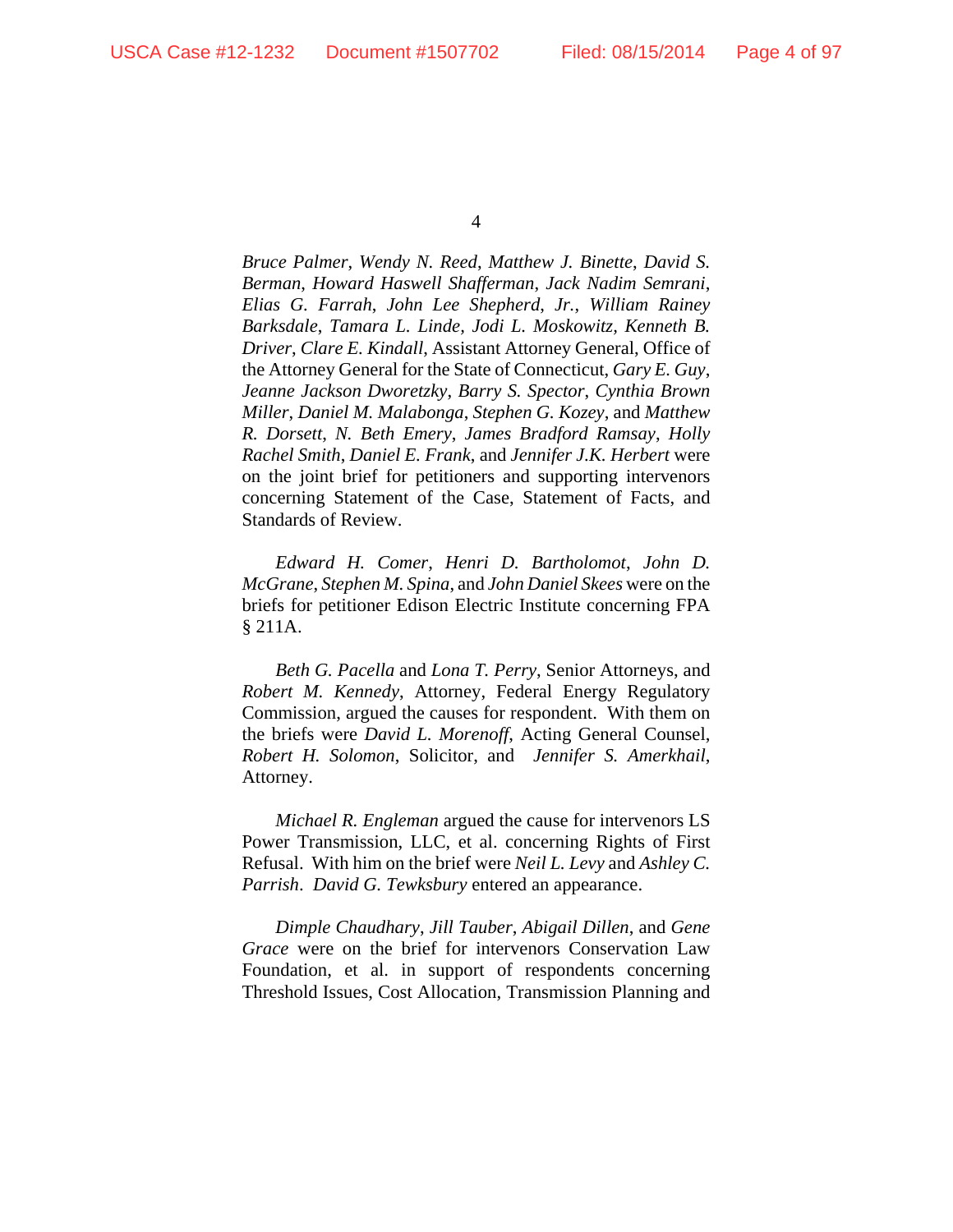*Bruce Palmer*, *Wendy N. Reed*, *Matthew J. Binette*, *David S. Berman*, *Howard Haswell Shafferman*, *Jack Nadim Semrani*, *Elias G. Farrah*, *John Lee Shepherd, Jr.*, *William Rainey Barksdale*, *Tamara L. Linde*, *Jodi L. Moskowitz*, *Kenneth B. Driver*, *Clare E. Kindall*, Assistant Attorney General, Office of the Attorney General for the State of Connecticut, *Gary E. Guy*, *Jeanne Jackson Dworetzky*, *Barry S. Spector*, *Cynthia Brown Miller*, *Daniel M. Malabonga*, *Stephen G. Kozey*, and *Matthew R. Dorsett*, *N. Beth Emery*, *James Bradford Ramsay*, *Holly Rachel Smith*, *Daniel E. Frank*, and *Jennifer J.K. Herbert* were on the joint brief for petitioners and supporting intervenors concerning Statement of the Case, Statement of Facts, and Standards of Review.

*Edward H. Comer*, *Henri D. Bartholomot*, *John D. McGrane*, *Stephen M. Spina*, and *John Daniel Skees* were on the briefs for petitioner Edison Electric Institute concerning FPA § 211A.

*Beth G. Pacella* and *Lona T. Perry*, Senior Attorneys, and *Robert M. Kennedy*, Attorney, Federal Energy Regulatory Commission, argued the causes for respondent. With them on the briefs were *David L. Morenoff*, Acting General Counsel, *Robert H. Solomon*, Solicitor, and *Jennifer S. Amerkhail*, Attorney.

*Michael R. Engleman* argued the cause for intervenors LS Power Transmission, LLC, et al. concerning Rights of First Refusal. With him on the brief were *Neil L. Levy* and *Ashley C. Parrish*. *David G. Tewksbury* entered an appearance.

*Dimple Chaudhary*, *Jill Tauber*, *Abigail Dillen*, and *Gene Grace* were on the brief for intervenors Conservation Law Foundation, et al. in support of respondents concerning Threshold Issues, Cost Allocation, Transmission Planning and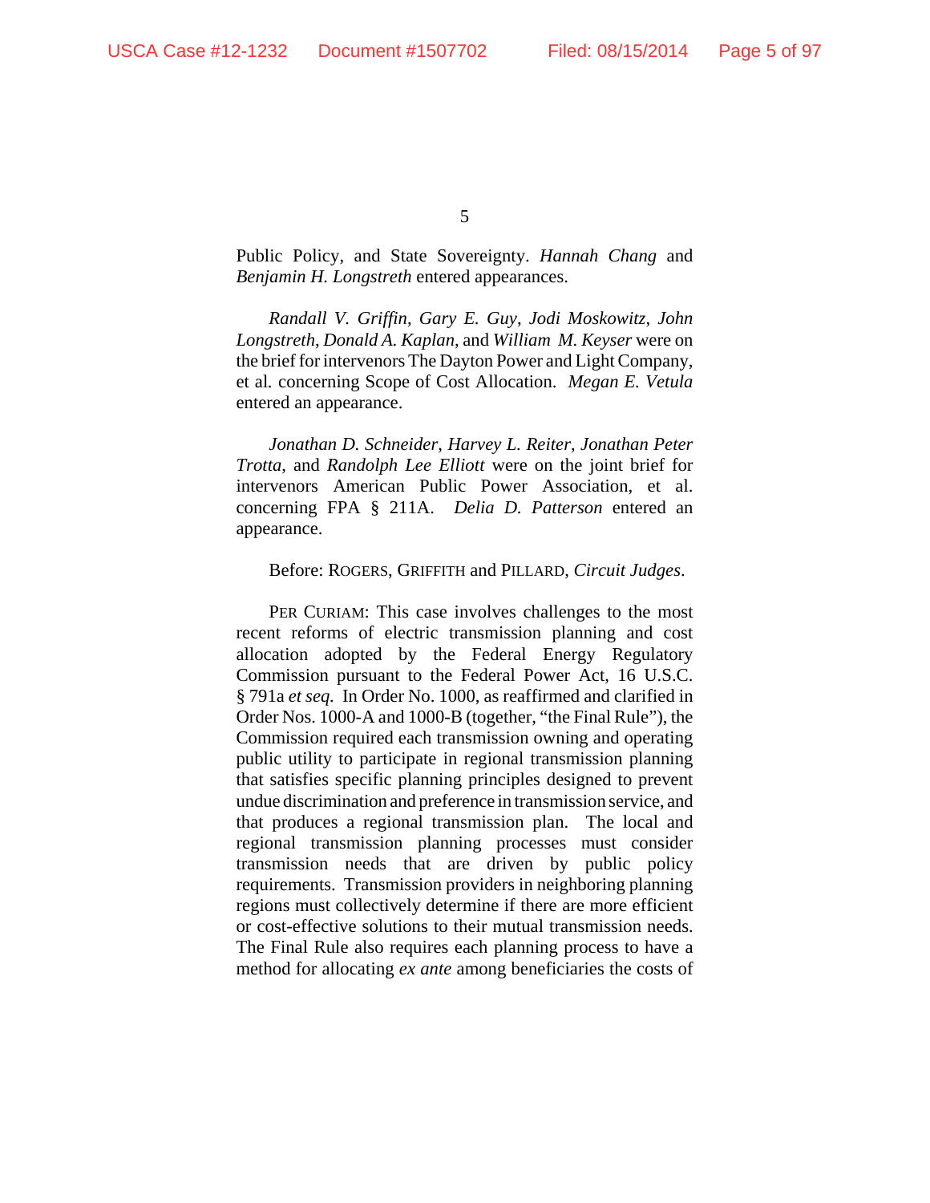Public Policy, and State Sovereignty. *Hannah Chang* and *Benjamin H. Longstreth* entered appearances.

*Randall V. Griffin*, *Gary E. Guy*, *Jodi Moskowitz*, *John Longstreth*, *Donald A. Kaplan*, and *William M. Keyser* were on the brief for intervenors The Dayton Power and Light Company, et al. concerning Scope of Cost Allocation. *Megan E. Vetula* entered an appearance.

*Jonathan D. Schneider*, *Harvey L. Reiter*, *Jonathan Peter Trotta*, and *Randolph Lee Elliott* were on the joint brief for intervenors American Public Power Association, et al. concerning FPA § 211A. *Delia D. Patterson* entered an appearance.

Before: ROGERS, GRIFFITH and PILLARD, *Circuit Judges*.

PER CURIAM: This case involves challenges to the most recent reforms of electric transmission planning and cost allocation adopted by the Federal Energy Regulatory Commission pursuant to the Federal Power Act, 16 U.S.C. § 791a *et seq.* In Order No. 1000, as reaffirmed and clarified in Order Nos. 1000-A and 1000-B (together, "the Final Rule"), the Commission required each transmission owning and operating public utility to participate in regional transmission planning that satisfies specific planning principles designed to prevent undue discrimination and preference in transmission service, and that produces a regional transmission plan. The local and regional transmission planning processes must consider transmission needs that are driven by public policy requirements. Transmission providers in neighboring planning regions must collectively determine if there are more efficient or cost-effective solutions to their mutual transmission needs. The Final Rule also requires each planning process to have a method for allocating *ex ante* among beneficiaries the costs of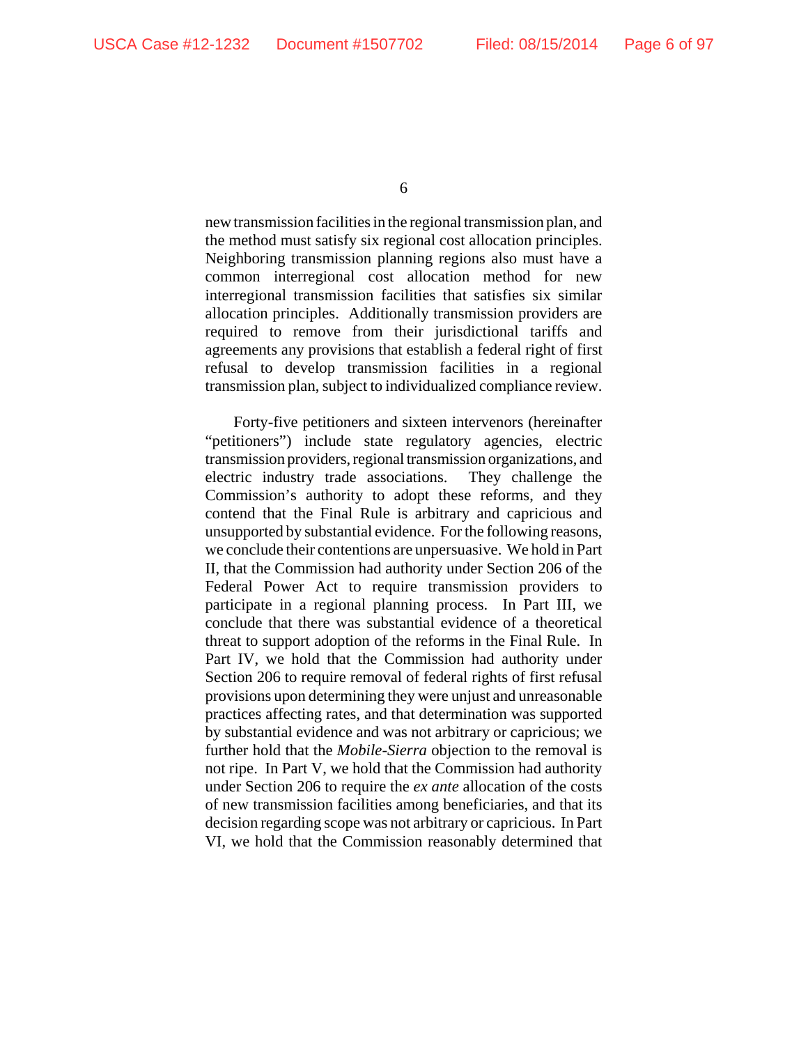new transmission facilities in the regional transmission plan, and the method must satisfy six regional cost allocation principles. Neighboring transmission planning regions also must have a common interregional cost allocation method for new interregional transmission facilities that satisfies six similar allocation principles. Additionally transmission providers are required to remove from their jurisdictional tariffs and agreements any provisions that establish a federal right of first refusal to develop transmission facilities in a regional transmission plan, subject to individualized compliance review.

Forty-five petitioners and sixteen intervenors (hereinafter "petitioners") include state regulatory agencies, electric transmission providers, regional transmission organizations, and electric industry trade associations. They challenge the Commission's authority to adopt these reforms, and they contend that the Final Rule is arbitrary and capricious and unsupported by substantial evidence. For the following reasons, we conclude their contentions are unpersuasive. We hold in Part II, that the Commission had authority under Section 206 of the Federal Power Act to require transmission providers to participate in a regional planning process. In Part III, we conclude that there was substantial evidence of a theoretical threat to support adoption of the reforms in the Final Rule. In Part IV, we hold that the Commission had authority under Section 206 to require removal of federal rights of first refusal provisions upon determining they were unjust and unreasonable practices affecting rates, and that determination was supported by substantial evidence and was not arbitrary or capricious; we further hold that the *Mobile-Sierra* objection to the removal is not ripe. In Part V, we hold that the Commission had authority under Section 206 to require the *ex ante* allocation of the costs of new transmission facilities among beneficiaries, and that its decision regarding scope was not arbitrary or capricious. In Part VI, we hold that the Commission reasonably determined that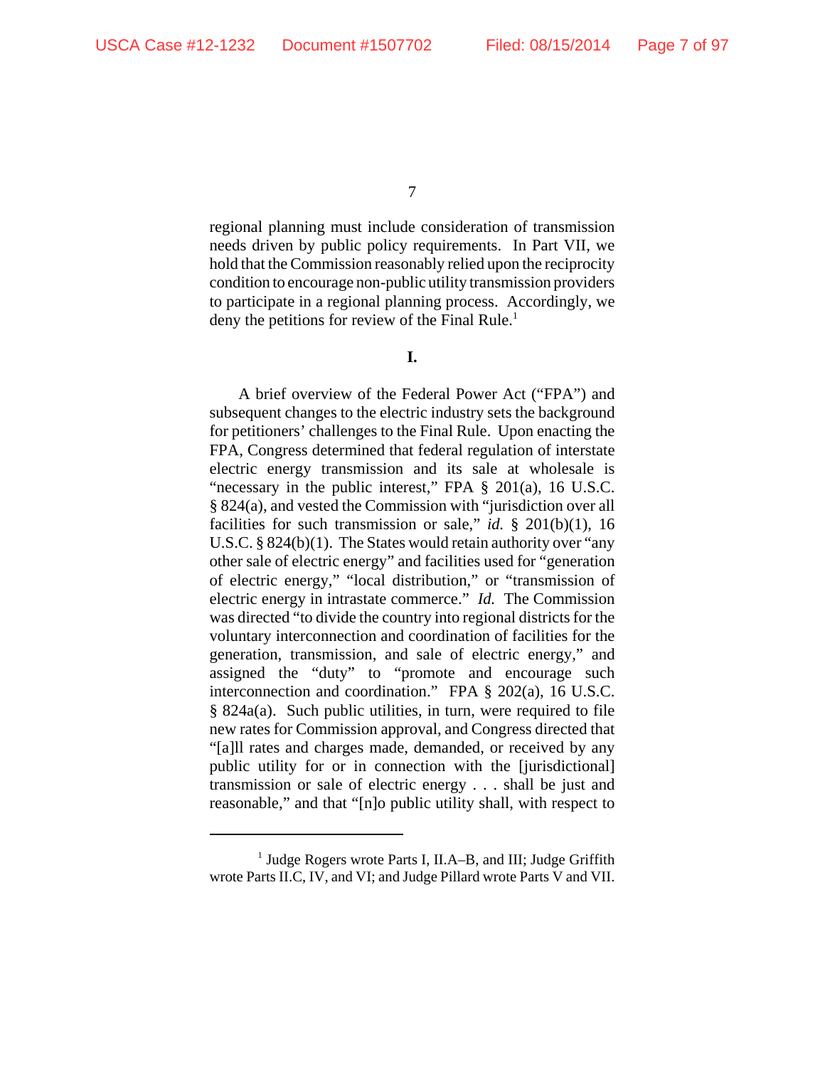regional planning must include consideration of transmission needs driven by public policy requirements. In Part VII, we hold that the Commission reasonably relied upon the reciprocity condition to encourage non-public utility transmission providers to participate in a regional planning process. Accordingly, we deny the petitions for review of the Final Rule.[1]

**I.**

A brief overview of the Federal Power Act ("FPA") and subsequent changes to the electric industry sets the background for petitioners' challenges to the Final Rule. Upon enacting the FPA, Congress determined that federal regulation of interstate electric energy transmission and its sale at wholesale is "necessary in the public interest," FPA § 201(a), 16 U.S.C. § 824(a), and vested the Commission with "jurisdiction over all facilities for such transmission or sale," *id.* § 201(b)(1), 16 U.S.C. § 824(b)(1). The States would retain authority over "any other sale of electric energy" and facilities used for "generation of electric energy," "local distribution," or "transmission of electric energy in intrastate commerce." *Id.* The Commission was directed "to divide the country into regional districts for the voluntary interconnection and coordination of facilities for the generation, transmission, and sale of electric energy," and assigned the "duty" to "promote and encourage such interconnection and coordination." FPA § 202(a), 16 U.S.C. § 824a(a). Such public utilities, in turn, were required to file new rates for Commission approval, and Congress directed that "[a]ll rates and charges made, demanded, or received by any public utility for or in connection with the [jurisdictional] transmission or sale of electric energy . . . shall be just and reasonable," and that "[n]o public utility shall, with respect to

---

[1] Judge Rogers wrote Parts I, II.A–B, and III; Judge Griffith wrote Parts II.C, IV, and VI; and Judge Pillard wrote Parts V and VII.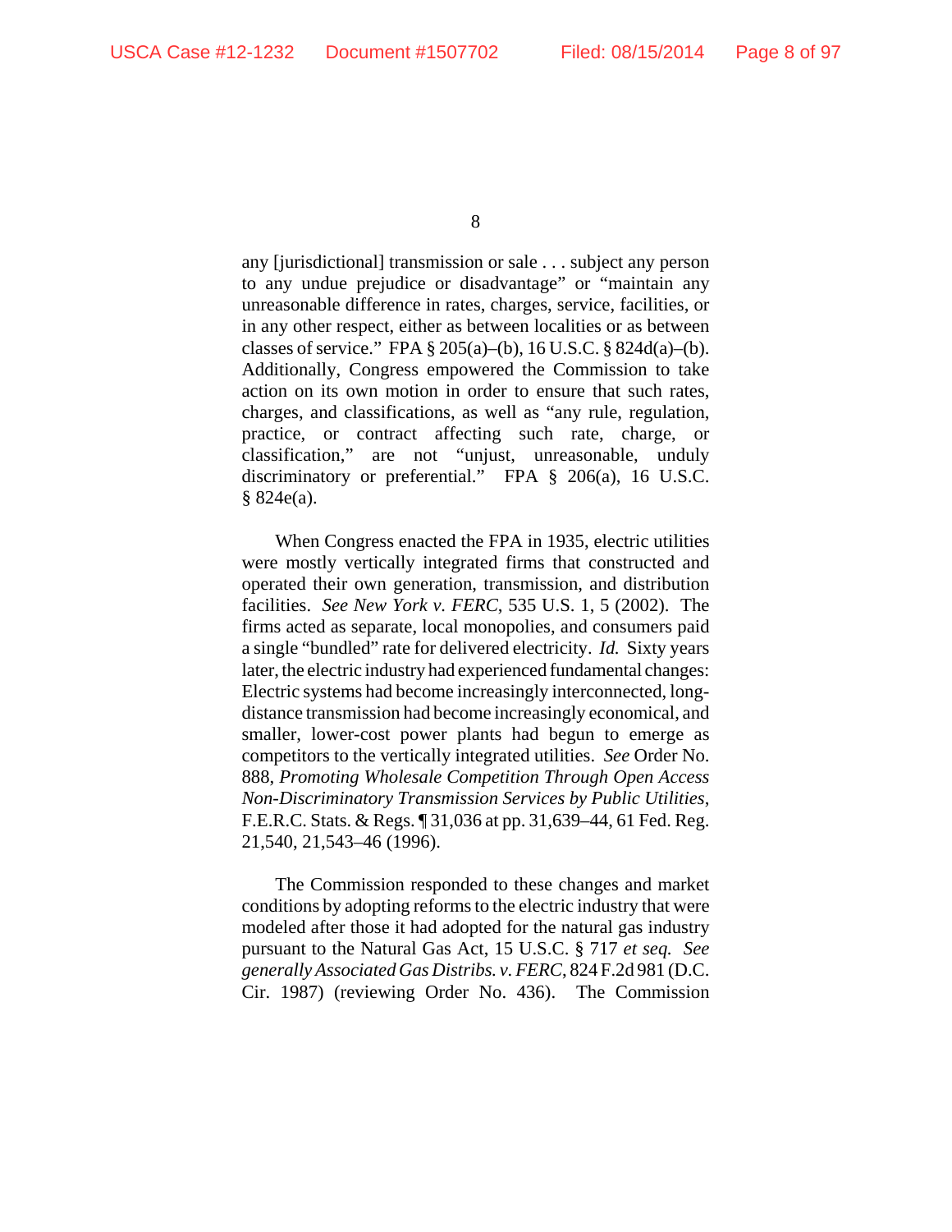any [jurisdictional] transmission or sale . . . subject any person to any undue prejudice or disadvantage" or "maintain any unreasonable difference in rates, charges, service, facilities, or in any other respect, either as between localities or as between classes of service." FPA § 205(a)–(b), 16 U.S.C. § 824d(a)–(b). Additionally, Congress empowered the Commission to take action on its own motion in order to ensure that such rates, charges, and classifications, as well as "any rule, regulation, practice, or contract affecting such rate, charge, or classification," are not "unjust, unreasonable, unduly discriminatory or preferential." FPA § 206(a), 16 U.S.C. § 824e(a).

When Congress enacted the FPA in 1935, electric utilities were mostly vertically integrated firms that constructed and operated their own generation, transmission, and distribution facilities. *See New York v. FERC*, 535 U.S. 1, 5 (2002). The firms acted as separate, local monopolies, and consumers paid a single "bundled" rate for delivered electricity. *Id.* Sixty years later, the electric industry had experienced fundamental changes: Electric systems had become increasingly interconnected, long-distance transmission had become increasingly economical, and smaller, lower-cost power plants had begun to emerge as competitors to the vertically integrated utilities. *See* Order No. 888, *Promoting Wholesale Competition Through Open Access Non-Discriminatory Transmission Services by Public Utilities*, F.E.R.C. Stats. & Regs. ¶ 31,036 at pp. 31,639–44, 61 Fed. Reg. 21,540, 21,543–46 (1996).

The Commission responded to these changes and market conditions by adopting reforms to the electric industry that were modeled after those it had adopted for the natural gas industry pursuant to the Natural Gas Act, 15 U.S.C. § 717 *et seq.* *See generally Associated Gas Distribs. v. FERC*, 824 F.2d 981 (D.C. Cir. 1987) (reviewing Order No. 436). The Commission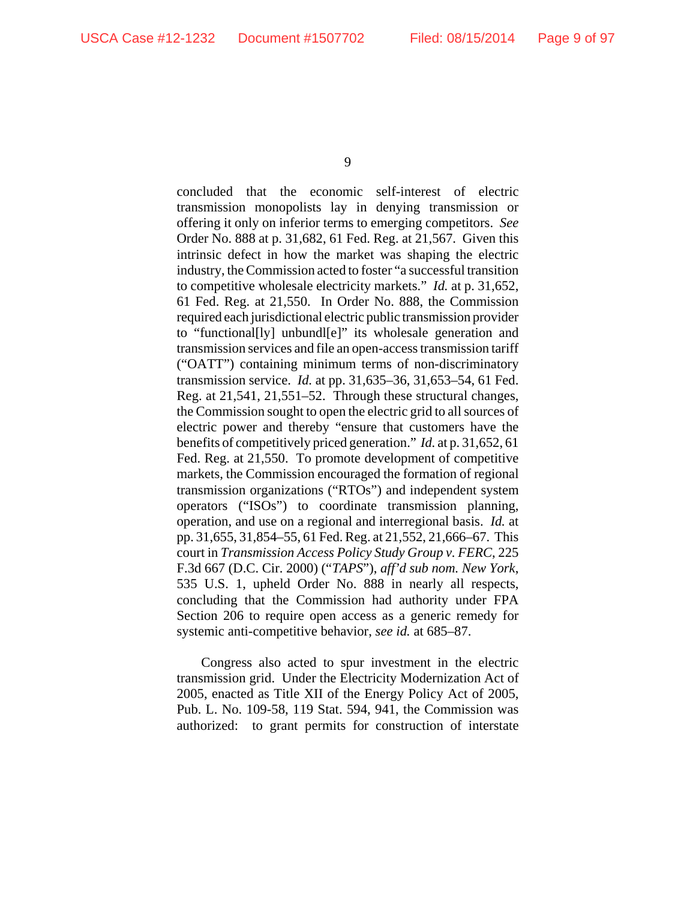concluded that the economic self-interest of electric transmission monopolists lay in denying transmission or offering it only on inferior terms to emerging competitors. *See* Order No. 888 at p. 31,682, 61 Fed. Reg. at 21,567. Given this intrinsic defect in how the market was shaping the electric industry, the Commission acted to foster "a successful transition to competitive wholesale electricity markets." *Id.* at p. 31,652, 61 Fed. Reg. at 21,550. In Order No. 888, the Commission required each jurisdictional electric public transmission provider to "functional[ly] unbundl[e]" its wholesale generation and transmission services and file an open-access transmission tariff ("OATT") containing minimum terms of non-discriminatory transmission service. *Id.* at pp. 31,635–36, 31,653–54, 61 Fed. Reg. at 21,541, 21,551–52. Through these structural changes, the Commission sought to open the electric grid to all sources of electric power and thereby "ensure that customers have the benefits of competitively priced generation." *Id.* at p. 31,652, 61 Fed. Reg. at 21,550. To promote development of competitive markets, the Commission encouraged the formation of regional transmission organizations ("RTOs") and independent system operators ("ISOs") to coordinate transmission planning, operation, and use on a regional and interregional basis. *Id.* at pp. 31,655, 31,854–55, 61 Fed. Reg. at 21,552, 21,666–67. This court in *Transmission Access Policy Study Group v. FERC*, 225 F.3d 667 (D.C. Cir. 2000) ("*TAPS*"), *aff'd sub nom. New York*, 535 U.S. 1, upheld Order No. 888 in nearly all respects, concluding that the Commission had authority under FPA Section 206 to require open access as a generic remedy for systemic anti-competitive behavior, *see id.* at 685–87.

Congress also acted to spur investment in the electric transmission grid. Under the Electricity Modernization Act of 2005, enacted as Title XII of the Energy Policy Act of 2005, Pub. L. No. 109-58, 119 Stat. 594, 941, the Commission was authorized: to grant permits for construction of interstate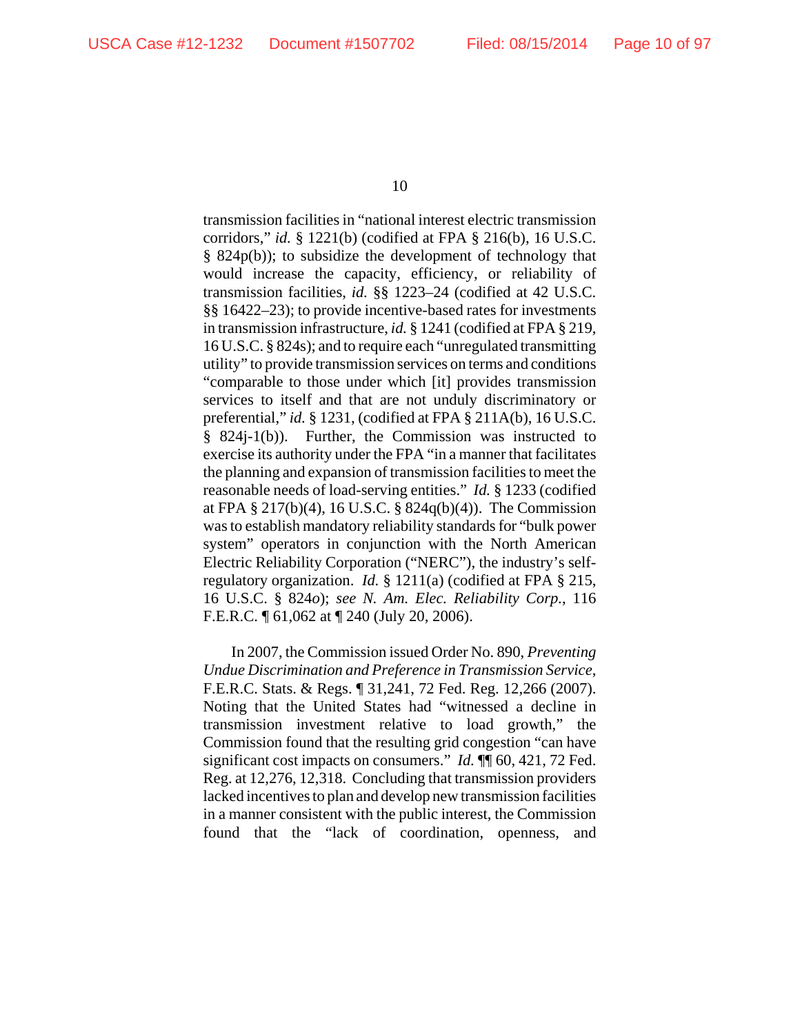transmission facilities in "national interest electric transmission corridors," *id.* § 1221(b) (codified at FPA § 216(b), 16 U.S.C. § 824p(b)); to subsidize the development of technology that would increase the capacity, efficiency, or reliability of transmission facilities, *id.* §§ 1223–24 (codified at 42 U.S.C. §§ 16422–23); to provide incentive-based rates for investments in transmission infrastructure, *id.* § 1241 (codified at FPA § 219, 16 U.S.C. § 824s); and to require each "unregulated transmitting utility" to provide transmission services on terms and conditions "comparable to those under which [it] provides transmission services to itself and that are not unduly discriminatory or preferential," *id.* § 1231, (codified at FPA § 211A(b), 16 U.S.C. § 824j-1(b)). Further, the Commission was instructed to exercise its authority under the FPA "in a manner that facilitates the planning and expansion of transmission facilities to meet the reasonable needs of load-serving entities." *Id.* § 1233 (codified at FPA § 217(b)(4), 16 U.S.C. § 824q(b)(4)). The Commission was to establish mandatory reliability standards for "bulk power system" operators in conjunction with the North American Electric Reliability Corporation ("NERC"), the industry's self-regulatory organization. *Id.* § 1211(a) (codified at FPA § 215, 16 U.S.C. § 824*o*); *see N. Am. Elec. Reliability Corp.*, 116 F.E.R.C. ¶ 61,062 at ¶ 240 (July 20, 2006).

In 2007, the Commission issued Order No. 890, *Preventing Undue Discrimination and Preference in Transmission Service*, F.E.R.C. Stats. & Regs. ¶ 31,241, 72 Fed. Reg. 12,266 (2007). Noting that the United States had "witnessed a decline in transmission investment relative to load growth," the Commission found that the resulting grid congestion "can have significant cost impacts on consumers." *Id.* ¶¶ 60, 421, 72 Fed. Reg. at 12,276, 12,318. Concluding that transmission providers lacked incentives to plan and develop new transmission facilities in a manner consistent with the public interest, the Commission found that the "lack of coordination, openness, and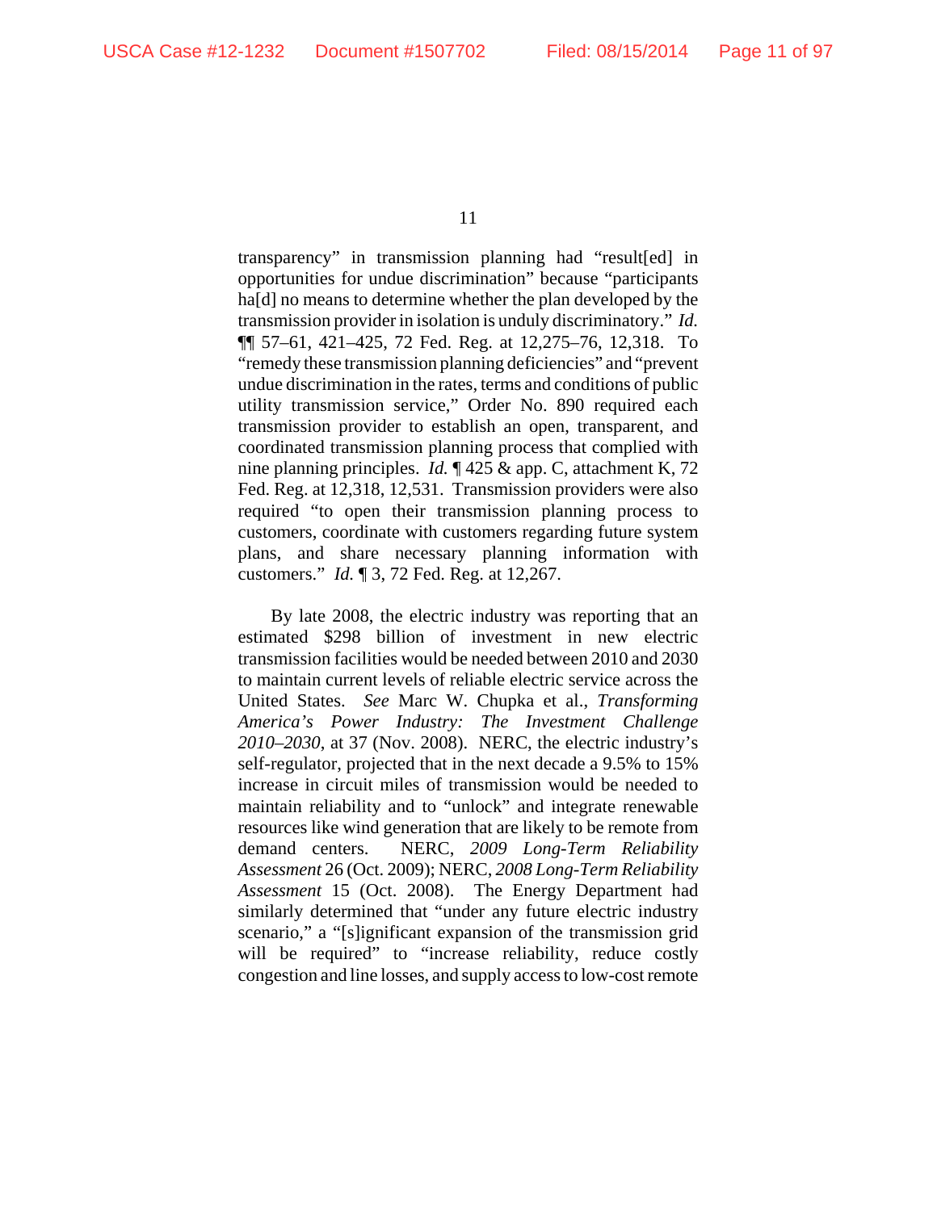transparency" in transmission planning had "result[ed] in opportunities for undue discrimination" because "participants ha[d] no means to determine whether the plan developed by the transmission provider in isolation is unduly discriminatory." *Id.* ¶¶ 57–61, 421–425, 72 Fed. Reg. at 12,275–76, 12,318. To "remedy these transmission planning deficiencies" and "prevent undue discrimination in the rates, terms and conditions of public utility transmission service," Order No. 890 required each transmission provider to establish an open, transparent, and coordinated transmission planning process that complied with nine planning principles. *Id.* ¶ 425 & app. C, attachment K, 72 Fed. Reg. at 12,318, 12,531. Transmission providers were also required "to open their transmission planning process to customers, coordinate with customers regarding future system plans, and share necessary planning information with customers." *Id.* ¶ 3, 72 Fed. Reg. at 12,267.

By late 2008, the electric industry was reporting that an estimated $298 billion of investment in new electric transmission facilities would be needed between 2010 and 2030 to maintain current levels of reliable electric service across the United States. *See* Marc W. Chupka et al., *Transforming America's Power Industry: The Investment Challenge 2010–2030*, at 37 (Nov. 2008). NERC, the electric industry's self-regulator, projected that in the next decade a 9.5% to 15% increase in circuit miles of transmission would be needed to maintain reliability and to "unlock" and integrate renewable resources like wind generation that are likely to be remote from demand centers. NERC, *2009 Long-Term Reliability Assessment* 26 (Oct. 2009); NERC, *2008 Long-Term Reliability Assessment* 15 (Oct. 2008). The Energy Department had similarly determined that "under any future electric industry scenario," a "[s]ignificant expansion of the transmission grid will be required" to "increase reliability, reduce costly congestion and line losses, and supply access to low-cost remote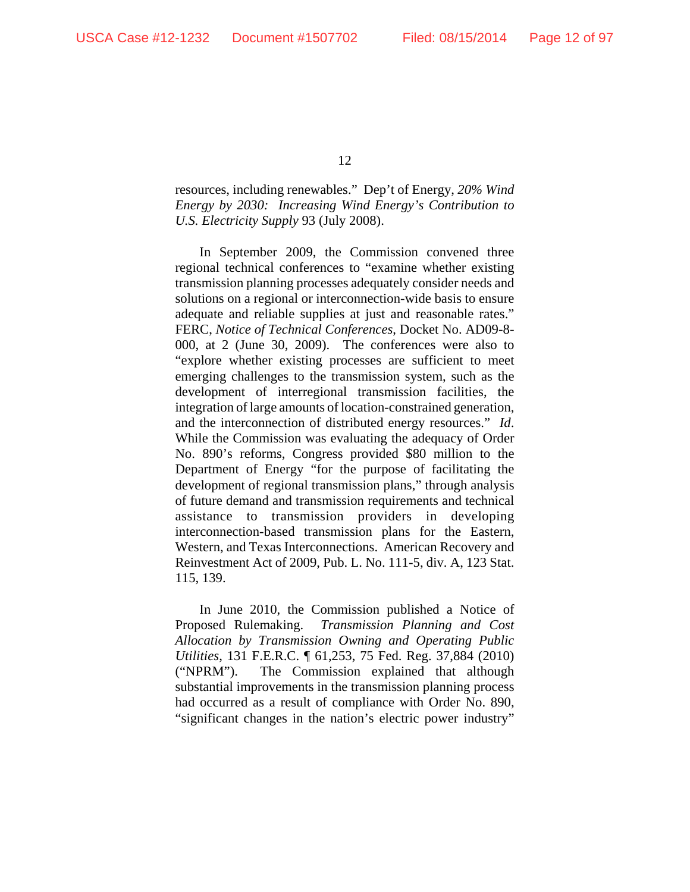resources, including renewables." Dep't of Energy, *20% Wind Energy by 2030: Increasing Wind Energy's Contribution to U.S. Electricity Supply* 93 (July 2008).

In September 2009, the Commission convened three regional technical conferences to "examine whether existing transmission planning processes adequately consider needs and solutions on a regional or interconnection-wide basis to ensure adequate and reliable supplies at just and reasonable rates." FERC, *Notice of Technical Conferences*, Docket No. AD09-8-000, at 2 (June 30, 2009). The conferences were also to "explore whether existing processes are sufficient to meet emerging challenges to the transmission system, such as the development of interregional transmission facilities, the integration of large amounts of location-constrained generation, and the interconnection of distributed energy resources." *Id*. While the Commission was evaluating the adequacy of Order No. 890's reforms, Congress provided $80 million to the Department of Energy "for the purpose of facilitating the development of regional transmission plans," through analysis of future demand and transmission requirements and technical assistance to transmission providers in developing interconnection-based transmission plans for the Eastern, Western, and Texas Interconnections. American Recovery and Reinvestment Act of 2009, Pub. L. No. 111-5, div. A, 123 Stat. 115, 139.

In June 2010, the Commission published a Notice of Proposed Rulemaking. *Transmission Planning and Cost Allocation by Transmission Owning and Operating Public Utilities*, 131 F.E.R.C. ¶ 61,253, 75 Fed. Reg. 37,884 (2010) ("NPRM"). The Commission explained that although substantial improvements in the transmission planning process had occurred as a result of compliance with Order No. 890, "significant changes in the nation's electric power industry"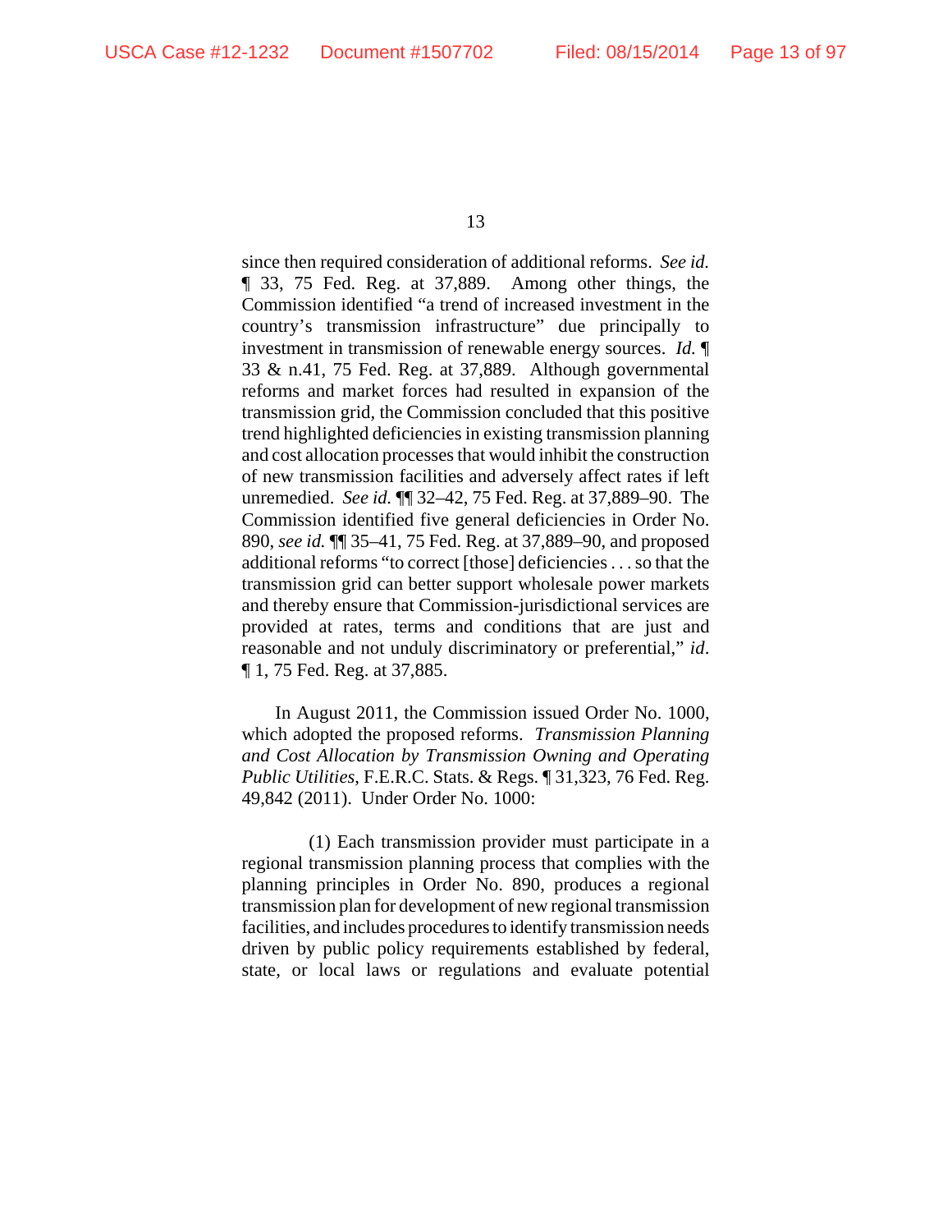since then required consideration of additional reforms. *See id.* ¶ 33, 75 Fed. Reg. at 37,889. Among other things, the Commission identified "a trend of increased investment in the country's transmission infrastructure" due principally to investment in transmission of renewable energy sources. *Id.* ¶ 33 & n.41, 75 Fed. Reg. at 37,889. Although governmental reforms and market forces had resulted in expansion of the transmission grid, the Commission concluded that this positive trend highlighted deficiencies in existing transmission planning and cost allocation processes that would inhibit the construction of new transmission facilities and adversely affect rates if left unremedied. *See id.* ¶¶ 32–42, 75 Fed. Reg. at 37,889–90. The Commission identified five general deficiencies in Order No. 890, *see id.* ¶¶ 35–41, 75 Fed. Reg. at 37,889–90, and proposed additional reforms "to correct [those] deficiencies . . . so that the transmission grid can better support wholesale power markets and thereby ensure that Commission-jurisdictional services are provided at rates, terms and conditions that are just and reasonable and not unduly discriminatory or preferential," *id*. ¶ 1, 75 Fed. Reg. at 37,885.

In August 2011, the Commission issued Order No. 1000, which adopted the proposed reforms. *Transmission Planning and Cost Allocation by Transmission Owning and Operating Public Utilities*, F.E.R.C. Stats. & Regs. ¶ 31,323, 76 Fed. Reg. 49,842 (2011). Under Order No. 1000:

(1) Each transmission provider must participate in a regional transmission planning process that complies with the planning principles in Order No. 890, produces a regional transmission plan for development of new regional transmission facilities, and includes procedures to identify transmission needs driven by public policy requirements established by federal, state, or local laws or regulations and evaluate potential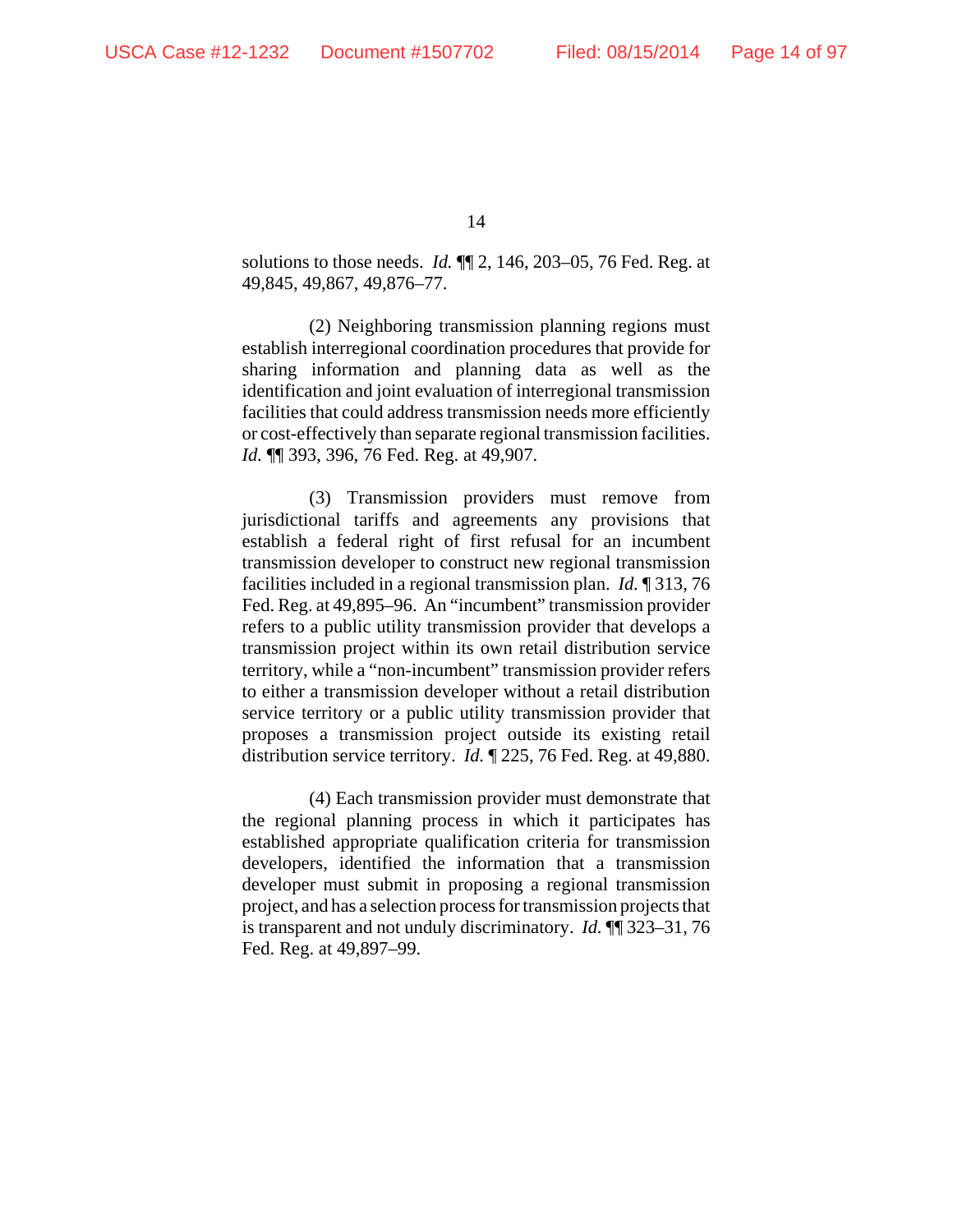solutions to those needs. *Id.* ¶¶ 2, 146, 203–05, 76 Fed. Reg. at 49,845, 49,867, 49,876–77.

(2) Neighboring transmission planning regions must establish interregional coordination procedures that provide for sharing information and planning data as well as the identification and joint evaluation of interregional transmission facilities that could address transmission needs more efficiently or cost-effectively than separate regional transmission facilities. *Id.* ¶¶ 393, 396, 76 Fed. Reg. at 49,907.

(3) Transmission providers must remove from jurisdictional tariffs and agreements any provisions that establish a federal right of first refusal for an incumbent transmission developer to construct new regional transmission facilities included in a regional transmission plan. *Id.* ¶ 313, 76 Fed. Reg. at 49,895–96. An "incumbent" transmission provider refers to a public utility transmission provider that develops a transmission project within its own retail distribution service territory, while a "non-incumbent" transmission provider refers to either a transmission developer without a retail distribution service territory or a public utility transmission provider that proposes a transmission project outside its existing retail distribution service territory. *Id.* ¶ 225, 76 Fed. Reg. at 49,880.

(4) Each transmission provider must demonstrate that the regional planning process in which it participates has established appropriate qualification criteria for transmission developers, identified the information that a transmission developer must submit in proposing a regional transmission project, and has a selection process for transmission projects that is transparent and not unduly discriminatory. *Id.* ¶¶ 323–31, 76 Fed. Reg. at 49,897–99.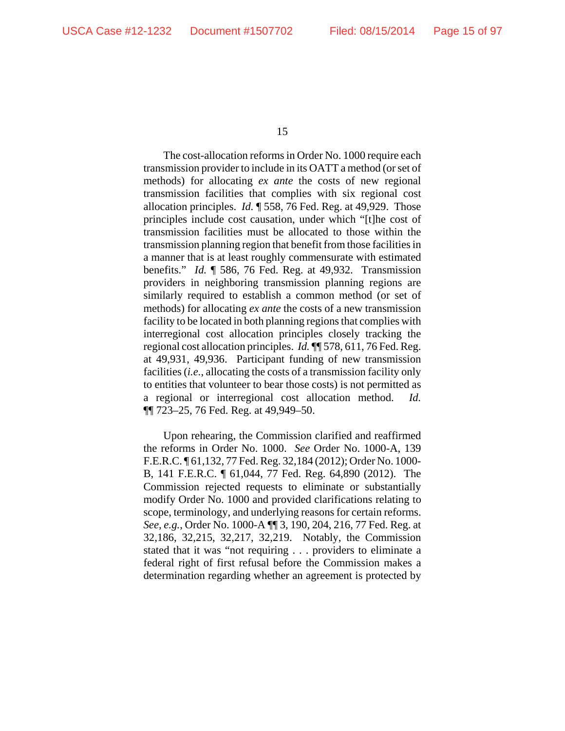The cost-allocation reforms in Order No. 1000 require each transmission provider to include in its OATT a method (or set of methods) for allocating *ex ante* the costs of new regional transmission facilities that complies with six regional cost allocation principles. *Id.* ¶ 558, 76 Fed. Reg. at 49,929. Those principles include cost causation, under which "[t]he cost of transmission facilities must be allocated to those within the transmission planning region that benefit from those facilities in a manner that is at least roughly commensurate with estimated benefits." *Id.* ¶ 586, 76 Fed. Reg. at 49,932. Transmission providers in neighboring transmission planning regions are similarly required to establish a common method (or set of methods) for allocating *ex ante* the costs of a new transmission facility to be located in both planning regions that complies with interregional cost allocation principles closely tracking the regional cost allocation principles. *Id.* ¶¶ 578, 611, 76 Fed. Reg. at 49,931, 49,936. Participant funding of new transmission facilities (*i.e.*, allocating the costs of a transmission facility only to entities that volunteer to bear those costs) is not permitted as a regional or interregional cost allocation method. *Id.* ¶¶ 723–25, 76 Fed. Reg. at 49,949–50.

Upon rehearing, the Commission clarified and reaffirmed the reforms in Order No. 1000. *See* Order No. 1000-A, 139 F.E.R.C. ¶ 61,132, 77 Fed. Reg. 32,184 (2012); Order No. 1000-B, 141 F.E.R.C. ¶ 61,044, 77 Fed. Reg. 64,890 (2012). The Commission rejected requests to eliminate or substantially modify Order No. 1000 and provided clarifications relating to scope, terminology, and underlying reasons for certain reforms. *See, e.g.*, Order No. 1000-A ¶¶ 3, 190, 204, 216, 77 Fed. Reg. at 32,186, 32,215, 32,217, 32,219. Notably, the Commission stated that it was "not requiring . . . providers to eliminate a federal right of first refusal before the Commission makes a determination regarding whether an agreement is protected by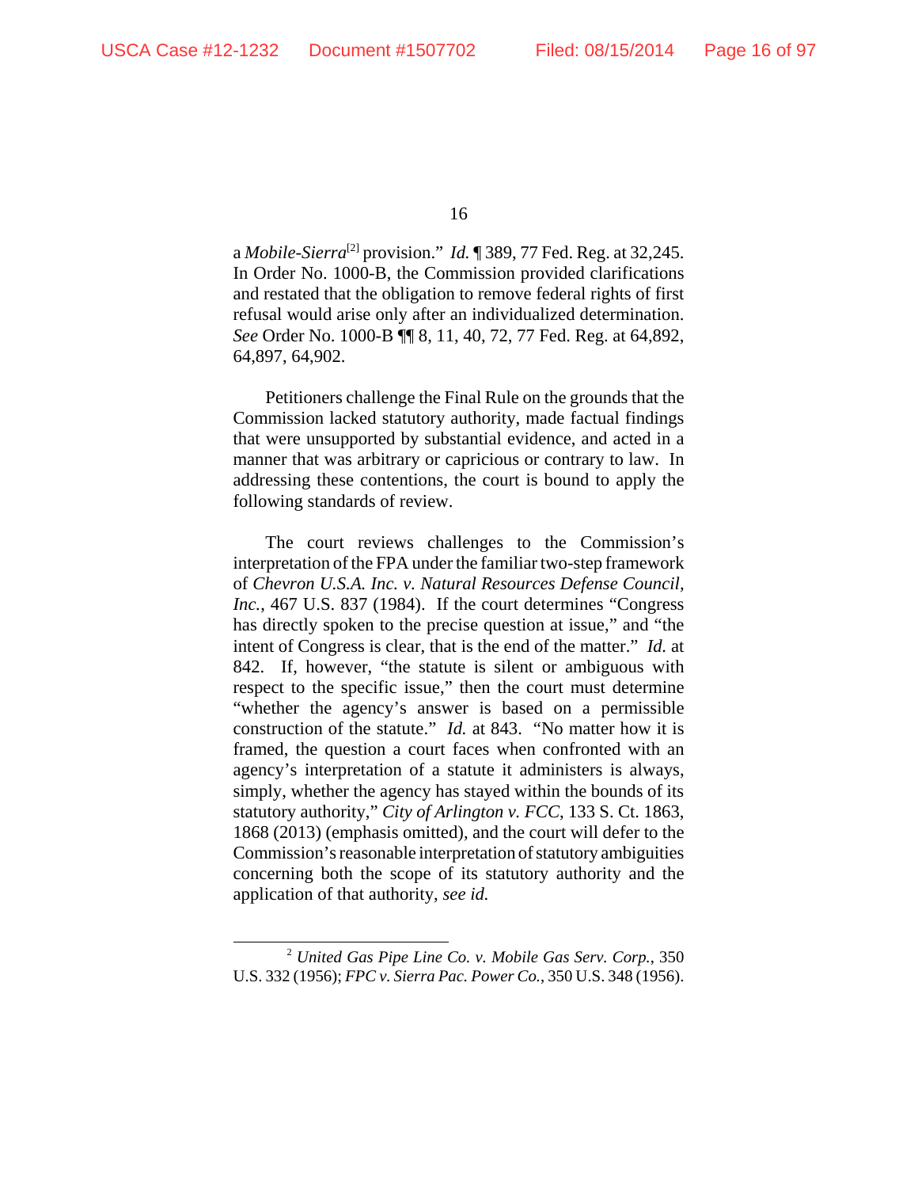a *Mobile-Sierra*[2] provision." *Id.* ¶ 389, 77 Fed. Reg. at 32,245. In Order No. 1000-B, the Commission provided clarifications and restated that the obligation to remove federal rights of first refusal would arise only after an individualized determination. *See* Order No. 1000-B ¶¶ 8, 11, 40, 72, 77 Fed. Reg. at 64,892, 64,897, 64,902.

Petitioners challenge the Final Rule on the grounds that the Commission lacked statutory authority, made factual findings that were unsupported by substantial evidence, and acted in a manner that was arbitrary or capricious or contrary to law. In addressing these contentions, the court is bound to apply the following standards of review.

The court reviews challenges to the Commission's interpretation of the FPA under the familiar two-step framework of *Chevron U.S.A. Inc. v. Natural Resources Defense Council, Inc.*, 467 U.S. 837 (1984). If the court determines "Congress has directly spoken to the precise question at issue," and "the intent of Congress is clear, that is the end of the matter." *Id.* at 842. If, however, "the statute is silent or ambiguous with respect to the specific issue," then the court must determine "whether the agency's answer is based on a permissible construction of the statute." *Id.* at 843. "No matter how it is framed, the question a court faces when confronted with an agency's interpretation of a statute it administers is always, simply, whether the agency has stayed within the bounds of its statutory authority," *City of Arlington v. FCC*, 133 S. Ct. 1863, 1868 (2013) (emphasis omitted), and the court will defer to the Commission's reasonable interpretation of statutory ambiguities concerning both the scope of its statutory authority and the application of that authority, *see id.*

---

[2] *United Gas Pipe Line Co. v. Mobile Gas Serv. Corp.*, 350 U.S. 332 (1956); *FPC v. Sierra Pac. Power Co.*, 350 U.S. 348 (1956).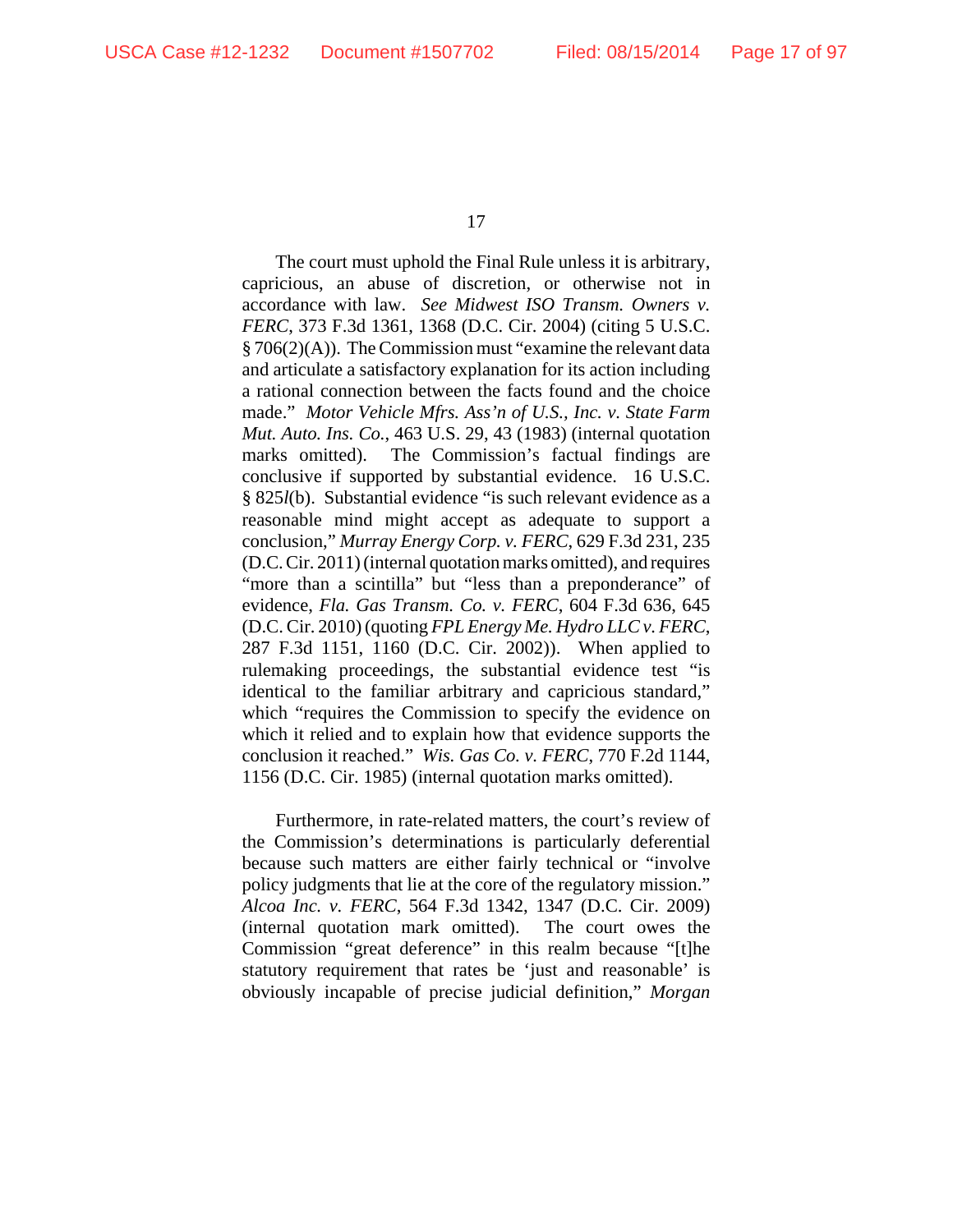The court must uphold the Final Rule unless it is arbitrary, capricious, an abuse of discretion, or otherwise not in accordance with law. *See Midwest ISO Transm. Owners v. FERC*, 373 F.3d 1361, 1368 (D.C. Cir. 2004) (citing 5 U.S.C. § 706(2)(A)). The Commission must "examine the relevant data and articulate a satisfactory explanation for its action including a rational connection between the facts found and the choice made." *Motor Vehicle Mfrs. Ass'n of U.S., Inc. v. State Farm Mut. Auto. Ins. Co.*, 463 U.S. 29, 43 (1983) (internal quotation marks omitted). The Commission's factual findings are conclusive if supported by substantial evidence. 16 U.S.C. § 825*l*(b). Substantial evidence "is such relevant evidence as a reasonable mind might accept as adequate to support a conclusion," *Murray Energy Corp. v. FERC*, 629 F.3d 231, 235 (D.C. Cir. 2011) (internal quotation marks omitted), and requires "more than a scintilla" but "less than a preponderance" of evidence, *Fla. Gas Transm. Co. v. FERC*, 604 F.3d 636, 645 (D.C. Cir. 2010) (quoting *FPL Energy Me. Hydro LLC v. FERC*, 287 F.3d 1151, 1160 (D.C. Cir. 2002)). When applied to rulemaking proceedings, the substantial evidence test "is identical to the familiar arbitrary and capricious standard," which "requires the Commission to specify the evidence on which it relied and to explain how that evidence supports the conclusion it reached." *Wis. Gas Co. v. FERC*, 770 F.2d 1144, 1156 (D.C. Cir. 1985) (internal quotation marks omitted).

Furthermore, in rate-related matters, the court's review of the Commission's determinations is particularly deferential because such matters are either fairly technical or "involve policy judgments that lie at the core of the regulatory mission." *Alcoa Inc. v. FERC*, 564 F.3d 1342, 1347 (D.C. Cir. 2009) (internal quotation mark omitted). The court owes the Commission "great deference" in this realm because "[t]he statutory requirement that rates be 'just and reasonable' is obviously incapable of precise judicial definition," *Morgan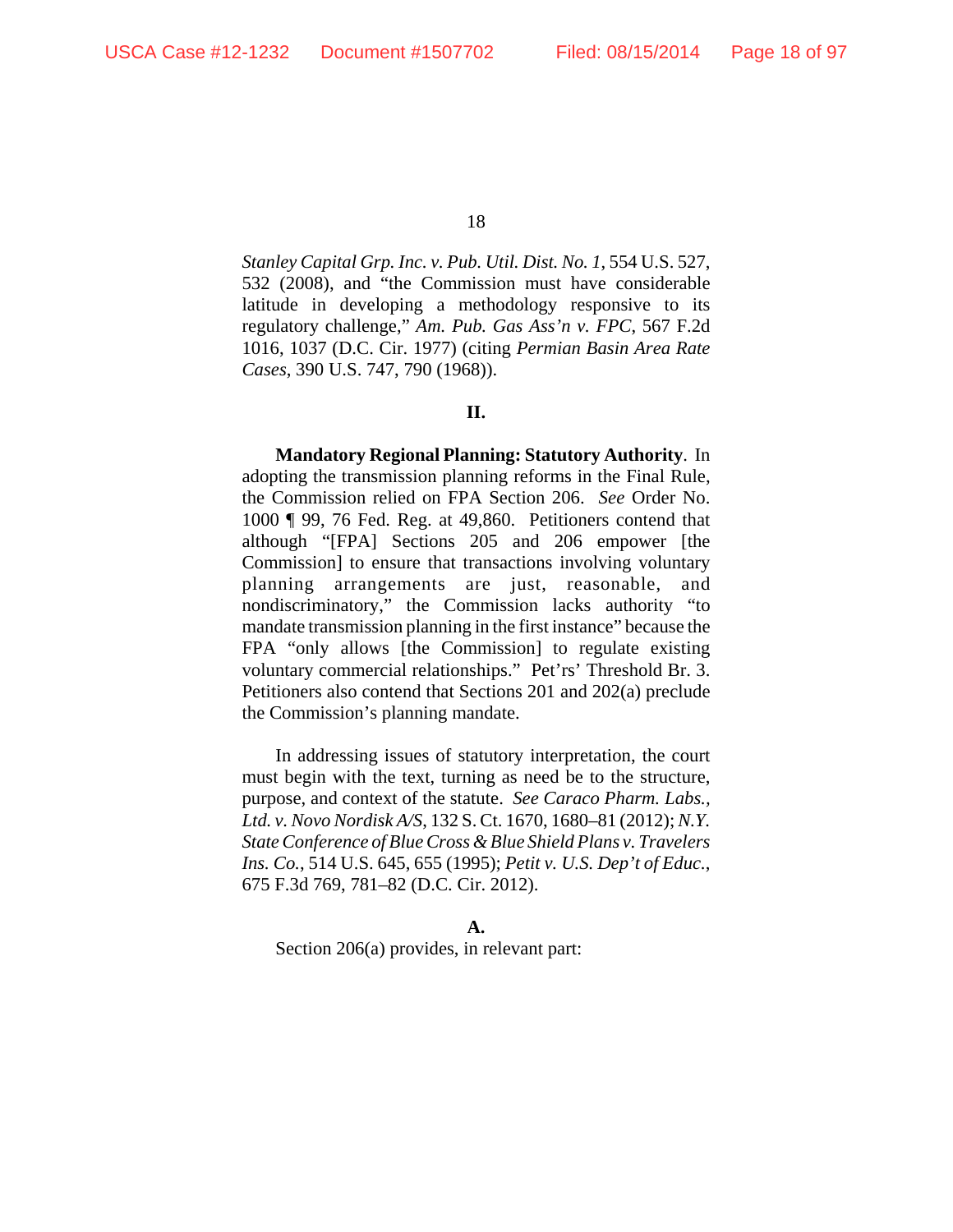*Stanley Capital Grp. Inc. v. Pub. Util. Dist. No. 1*, 554 U.S. 527, 532 (2008), and "the Commission must have considerable latitude in developing a methodology responsive to its regulatory challenge," *Am. Pub. Gas Ass'n v. FPC*, 567 F.2d 1016, 1037 (D.C. Cir. 1977) (citing *Permian Basin Area Rate Cases*, 390 U.S. 747, 790 (1968)).

## II.

**Mandatory Regional Planning: Statutory Authority**. In adopting the transmission planning reforms in the Final Rule, the Commission relied on FPA Section 206. *See* Order No. 1000 ¶ 99, 76 Fed. Reg. at 49,860. Petitioners contend that although "[FPA] Sections 205 and 206 empower [the Commission] to ensure that transactions involving voluntary planning arrangements are just, reasonable, and nondiscriminatory," the Commission lacks authority "to mandate transmission planning in the first instance" because the FPA "only allows [the Commission] to regulate existing voluntary commercial relationships." Pet'rs' Threshold Br. 3. Petitioners also contend that Sections 201 and 202(a) preclude the Commission's planning mandate.

In addressing issues of statutory interpretation, the court must begin with the text, turning as need be to the structure, purpose, and context of the statute. *See Caraco Pharm. Labs., Ltd. v. Novo Nordisk A/S*, 132 S. Ct. 1670, 1680–81 (2012); *N.Y. State Conference of Blue Cross & Blue Shield Plans v. Travelers Ins. Co.*, 514 U.S. 645, 655 (1995); *Petit v. U.S. Dep't of Educ.*, 675 F.3d 769, 781–82 (D.C. Cir. 2012).

### A.

Section 206(a) provides, in relevant part: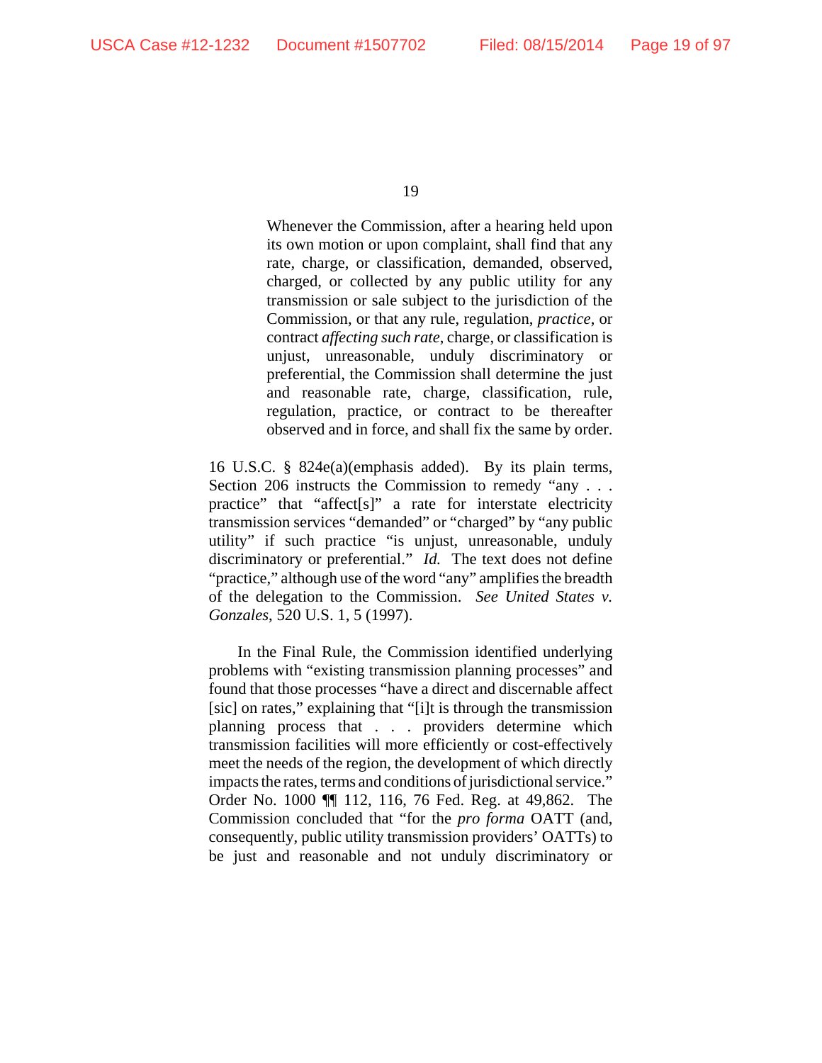> Whenever the Commission, after a hearing held upon its own motion or upon complaint, shall find that any rate, charge, or classification, demanded, observed, charged, or collected by any public utility for any transmission or sale subject to the jurisdiction of the Commission, or that any rule, regulation, *practice*, or contract *affecting such rate*, charge, or classification is unjust, unreasonable, unduly discriminatory or preferential, the Commission shall determine the just and reasonable rate, charge, classification, rule, regulation, practice, or contract to be thereafter observed and in force, and shall fix the same by order.

16 U.S.C. § 824e(a)(emphasis added). By its plain terms, Section 206 instructs the Commission to remedy "any . . . practice" that "affect[s]" a rate for interstate electricity transmission services "demanded" or "charged" by "any public utility" if such practice "is unjust, unreasonable, unduly discriminatory or preferential." *Id.* The text does not define "practice," although use of the word "any" amplifies the breadth of the delegation to the Commission. *See United States v. Gonzales*, 520 U.S. 1, 5 (1997).

In the Final Rule, the Commission identified underlying problems with "existing transmission planning processes" and found that those processes "have a direct and discernable affect [sic] on rates," explaining that "[i]t is through the transmission planning process that . . . providers determine which transmission facilities will more efficiently or cost-effectively meet the needs of the region, the development of which directly impacts the rates, terms and conditions of jurisdictional service." Order No. 1000 ¶¶ 112, 116, 76 Fed. Reg. at 49,862. The Commission concluded that "for the *pro forma* OATT (and, consequently, public utility transmission providers' OATTs) to be just and reasonable and not unduly discriminatory or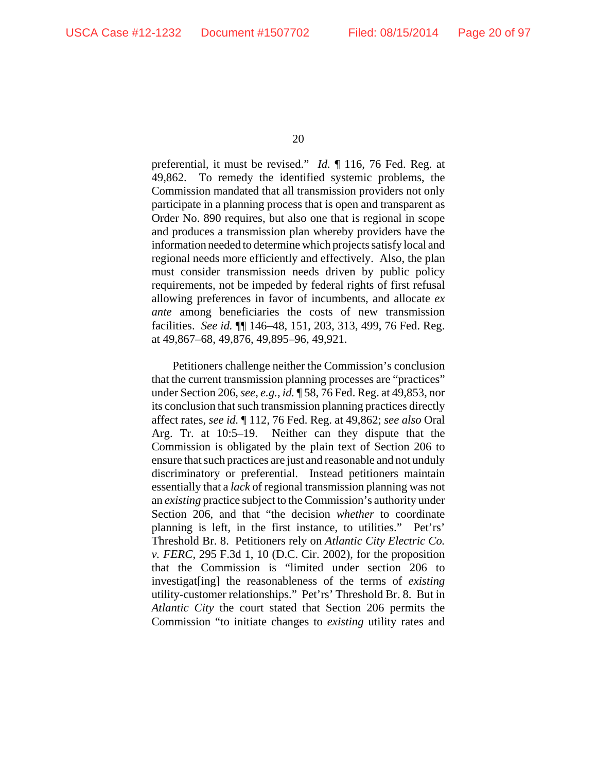preferential, it must be revised." *Id.* ¶ 116, 76 Fed. Reg. at 49,862. To remedy the identified systemic problems, the Commission mandated that all transmission providers not only participate in a planning process that is open and transparent as Order No. 890 requires, but also one that is regional in scope and produces a transmission plan whereby providers have the information needed to determine which projects satisfy local and regional needs more efficiently and effectively. Also, the plan must consider transmission needs driven by public policy requirements, not be impeded by federal rights of first refusal allowing preferences in favor of incumbents, and allocate *ex ante* among beneficiaries the costs of new transmission facilities. *See id.* ¶¶ 146–48, 151, 203, 313, 499, 76 Fed. Reg. at 49,867–68, 49,876, 49,895–96, 49,921.

Petitioners challenge neither the Commission's conclusion that the current transmission planning processes are "practices" under Section 206, *see, e.g.*, *id.* ¶ 58, 76 Fed. Reg. at 49,853, nor its conclusion that such transmission planning practices directly affect rates, *see id.* ¶ 112, 76 Fed. Reg. at 49,862; *see also* Oral Arg. Tr. at 10:5–19. Neither can they dispute that the Commission is obligated by the plain text of Section 206 to ensure that such practices are just and reasonable and not unduly discriminatory or preferential. Instead petitioners maintain essentially that a *lack* of regional transmission planning was not an *existing* practice subject to the Commission's authority under Section 206, and that "the decision *whether* to coordinate planning is left, in the first instance, to utilities." Pet'rs' Threshold Br. 8. Petitioners rely on *Atlantic City Electric Co. v. FERC*, 295 F.3d 1, 10 (D.C. Cir. 2002), for the proposition that the Commission is "limited under section 206 to investigat[ing] the reasonableness of the terms of *existing* utility-customer relationships." Pet'rs' Threshold Br. 8. But in *Atlantic City* the court stated that Section 206 permits the Commission "to initiate changes to *existing* utility rates and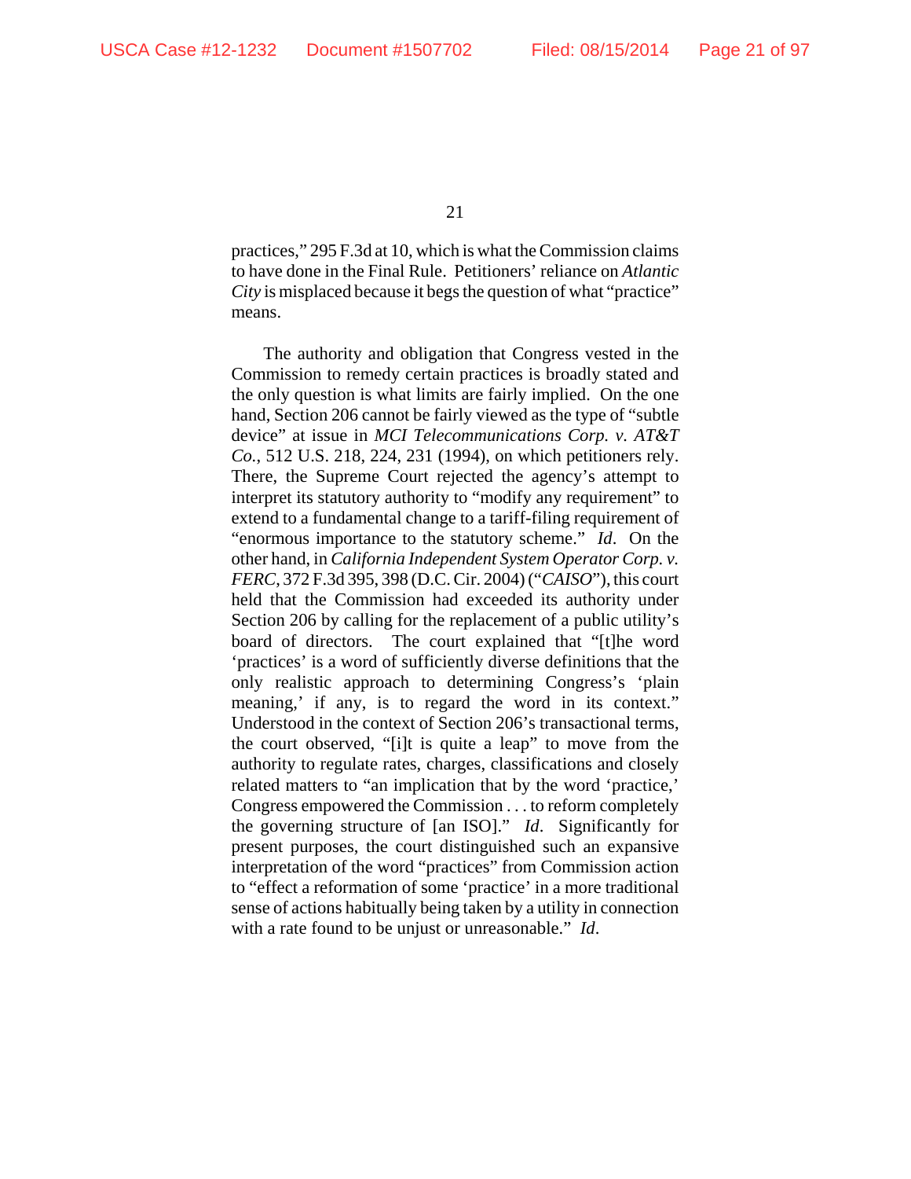practices," 295 F.3d at 10, which is what the Commission claims to have done in the Final Rule. Petitioners' reliance on *Atlantic City* is misplaced because it begs the question of what "practice" means.

The authority and obligation that Congress vested in the Commission to remedy certain practices is broadly stated and the only question is what limits are fairly implied. On the one hand, Section 206 cannot be fairly viewed as the type of "subtle device" at issue in *MCI Telecommunications Corp. v. AT&T Co.*, 512 U.S. 218, 224, 231 (1994), on which petitioners rely. There, the Supreme Court rejected the agency's attempt to interpret its statutory authority to "modify any requirement" to extend to a fundamental change to a tariff-filing requirement of "enormous importance to the statutory scheme." *Id*. On the other hand, in *California Independent System Operator Corp. v. FERC*, 372 F.3d 395, 398 (D.C. Cir. 2004) ("*CAISO*"), this court held that the Commission had exceeded its authority under Section 206 by calling for the replacement of a public utility's board of directors. The court explained that "[t]he word 'practices' is a word of sufficiently diverse definitions that the only realistic approach to determining Congress's 'plain meaning,' if any, is to regard the word in its context." Understood in the context of Section 206's transactional terms, the court observed, "[i]t is quite a leap" to move from the authority to regulate rates, charges, classifications and closely related matters to "an implication that by the word 'practice,' Congress empowered the Commission . . . to reform completely the governing structure of [an ISO]." *Id*. Significantly for present purposes, the court distinguished such an expansive interpretation of the word "practices" from Commission action to "effect a reformation of some 'practice' in a more traditional sense of actions habitually being taken by a utility in connection with a rate found to be unjust or unreasonable." *Id*.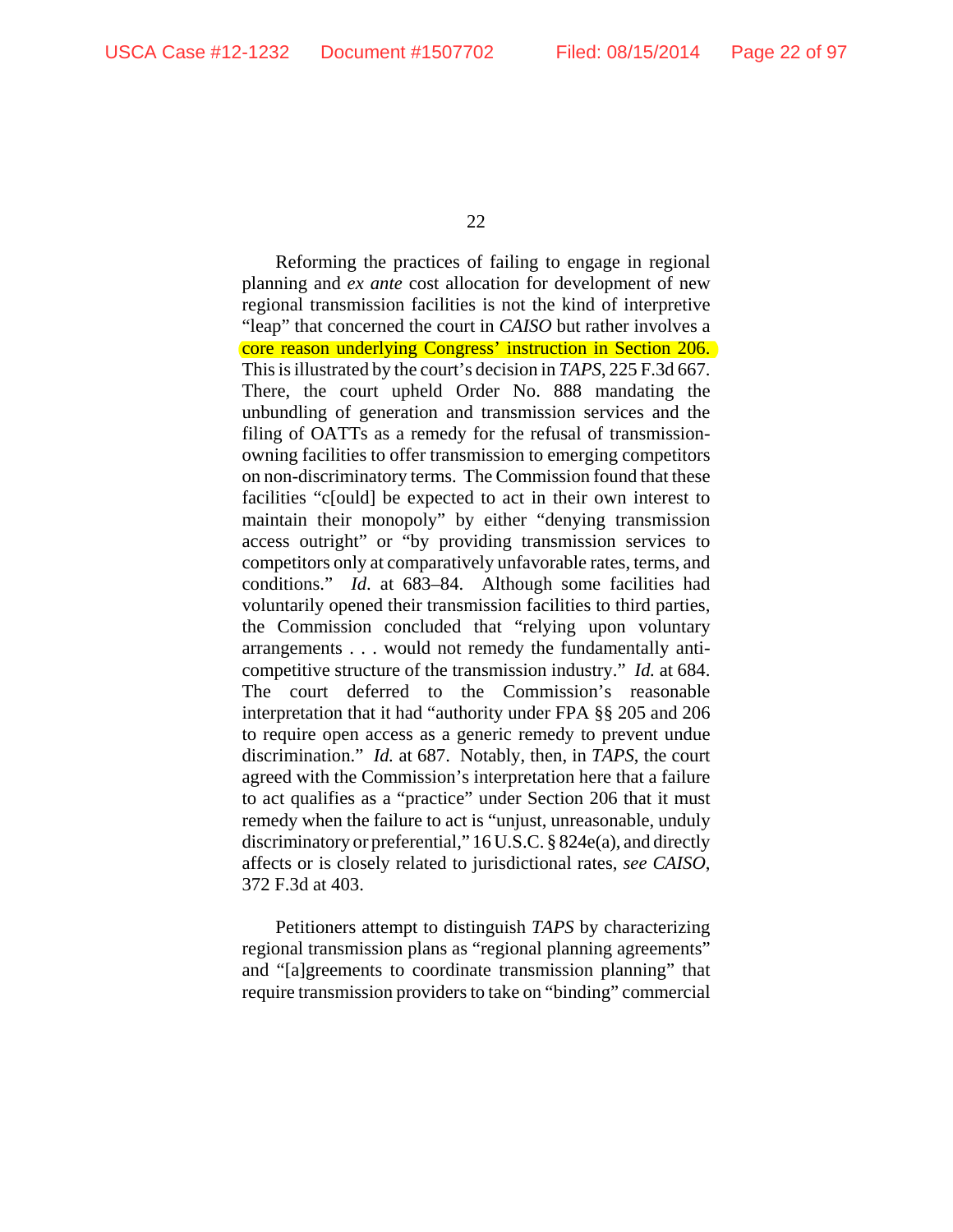Reforming the practices of failing to engage in regional planning and *ex ante* cost allocation for development of new regional transmission facilities is not the kind of interpretive "leap" that concerned the court in *CAISO* but rather involves a core reason underlying Congress' instruction in Section 206. This is illustrated by the court's decision in *TAPS*, 225 F.3d 667. There, the court upheld Order No. 888 mandating the unbundling of generation and transmission services and the filing of OATTs as a remedy for the refusal of transmission-owning facilities to offer transmission to emerging competitors on non-discriminatory terms. The Commission found that these facilities "c[ould] be expected to act in their own interest to maintain their monopoly" by either "denying transmission access outright" or "by providing transmission services to competitors only at comparatively unfavorable rates, terms, and conditions." *Id.* at 683–84. Although some facilities had voluntarily opened their transmission facilities to third parties, the Commission concluded that "relying upon voluntary arrangements . . . would not remedy the fundamentally anti-competitive structure of the transmission industry." *Id.* at 684. The court deferred to the Commission's reasonable interpretation that it had "authority under FPA §§ 205 and 206 to require open access as a generic remedy to prevent undue discrimination." *Id.* at 687. Notably, then, in *TAPS*, the court agreed with the Commission's interpretation here that a failure to act qualifies as a "practice" under Section 206 that it must remedy when the failure to act is "unjust, unreasonable, unduly discriminatory or preferential," 16 U.S.C. § 824e(a), and directly affects or is closely related to jurisdictional rates, *see CAISO*, 372 F.3d at 403.

Petitioners attempt to distinguish *TAPS* by characterizing regional transmission plans as "regional planning agreements" and "[a]greements to coordinate transmission planning" that require transmission providers to take on "binding" commercial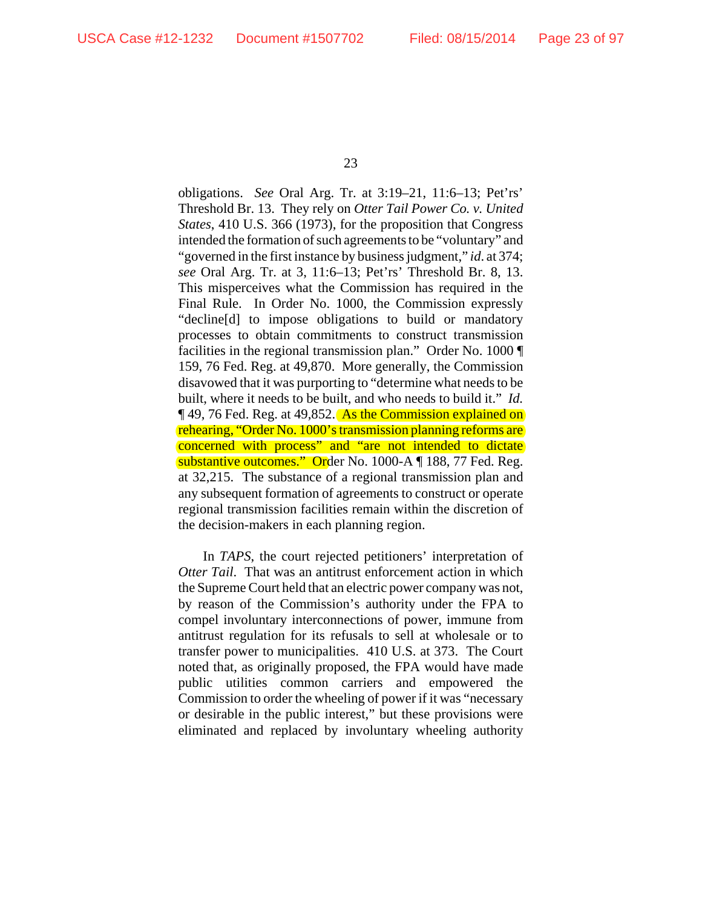obligations. *See* Oral Arg. Tr. at 3:19–21, 11:6–13; Pet'rs' Threshold Br. 13. They rely on *Otter Tail Power Co. v. United States*, 410 U.S. 366 (1973), for the proposition that Congress intended the formation of such agreements to be "voluntary" and "governed in the first instance by business judgment," *id*. at 374; *see* Oral Arg. Tr. at 3, 11:6–13; Pet'rs' Threshold Br. 8, 13. This misperceives what the Commission has required in the Final Rule. In Order No. 1000, the Commission expressly "decline[d] to impose obligations to build or mandatory processes to obtain commitments to construct transmission facilities in the regional transmission plan." Order No. 1000 ¶ 159, 76 Fed. Reg. at 49,870. More generally, the Commission disavowed that it was purporting to "determine what needs to be built, where it needs to be built, and who needs to build it." *Id.* ¶ 49, 76 Fed. Reg. at 49,852. As the Commission explained on rehearing, "Order No. 1000's transmission planning reforms are concerned with process" and "are not intended to dictate substantive outcomes." Order No. 1000-A ¶ 188, 77 Fed. Reg. at 32,215. The substance of a regional transmission plan and any subsequent formation of agreements to construct or operate regional transmission facilities remain within the discretion of the decision-makers in each planning region.

In *TAPS*, the court rejected petitioners' interpretation of *Otter Tail*. That was an antitrust enforcement action in which the Supreme Court held that an electric power company was not, by reason of the Commission's authority under the FPA to compel involuntary interconnections of power, immune from antitrust regulation for its refusals to sell at wholesale or to transfer power to municipalities. 410 U.S. at 373. The Court noted that, as originally proposed, the FPA would have made public utilities common carriers and empowered the Commission to order the wheeling of power if it was "necessary or desirable in the public interest," but these provisions were eliminated and replaced by involuntary wheeling authority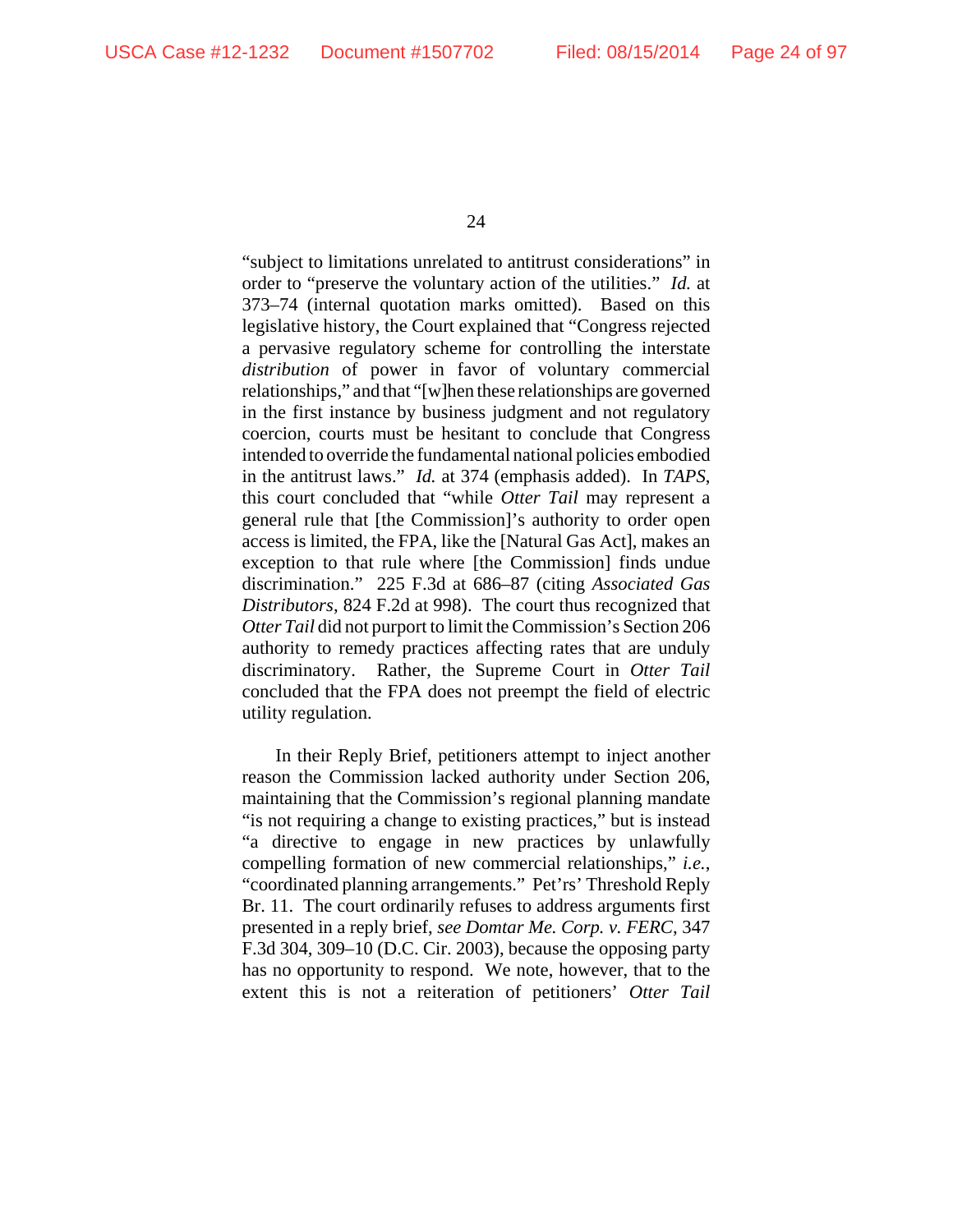"subject to limitations unrelated to antitrust considerations" in order to "preserve the voluntary action of the utilities." *Id.* at 373–74 (internal quotation marks omitted). Based on this legislative history, the Court explained that "Congress rejected a pervasive regulatory scheme for controlling the interstate *distribution* of power in favor of voluntary commercial relationships," and that "[w]hen these relationships are governed in the first instance by business judgment and not regulatory coercion, courts must be hesitant to conclude that Congress intended to override the fundamental national policies embodied in the antitrust laws." *Id.* at 374 (emphasis added). In *TAPS*, this court concluded that "while *Otter Tail* may represent a general rule that [the Commission]'s authority to order open access is limited, the FPA, like the [Natural Gas Act], makes an exception to that rule where [the Commission] finds undue discrimination." 225 F.3d at 686–87 (citing *Associated Gas Distributors*, 824 F.2d at 998). The court thus recognized that *Otter Tail* did not purport to limit the Commission's Section 206 authority to remedy practices affecting rates that are unduly discriminatory. Rather, the Supreme Court in *Otter Tail* concluded that the FPA does not preempt the field of electric utility regulation.

In their Reply Brief, petitioners attempt to inject another reason the Commission lacked authority under Section 206, maintaining that the Commission's regional planning mandate "is not requiring a change to existing practices," but is instead "a directive to engage in new practices by unlawfully compelling formation of new commercial relationships," *i.e.*, "coordinated planning arrangements." Pet'rs' Threshold Reply Br. 11. The court ordinarily refuses to address arguments first presented in a reply brief, *see Domtar Me. Corp. v. FERC*, 347 F.3d 304, 309–10 (D.C. Cir. 2003), because the opposing party has no opportunity to respond. We note, however, that to the extent this is not a reiteration of petitioners' *Otter Tail*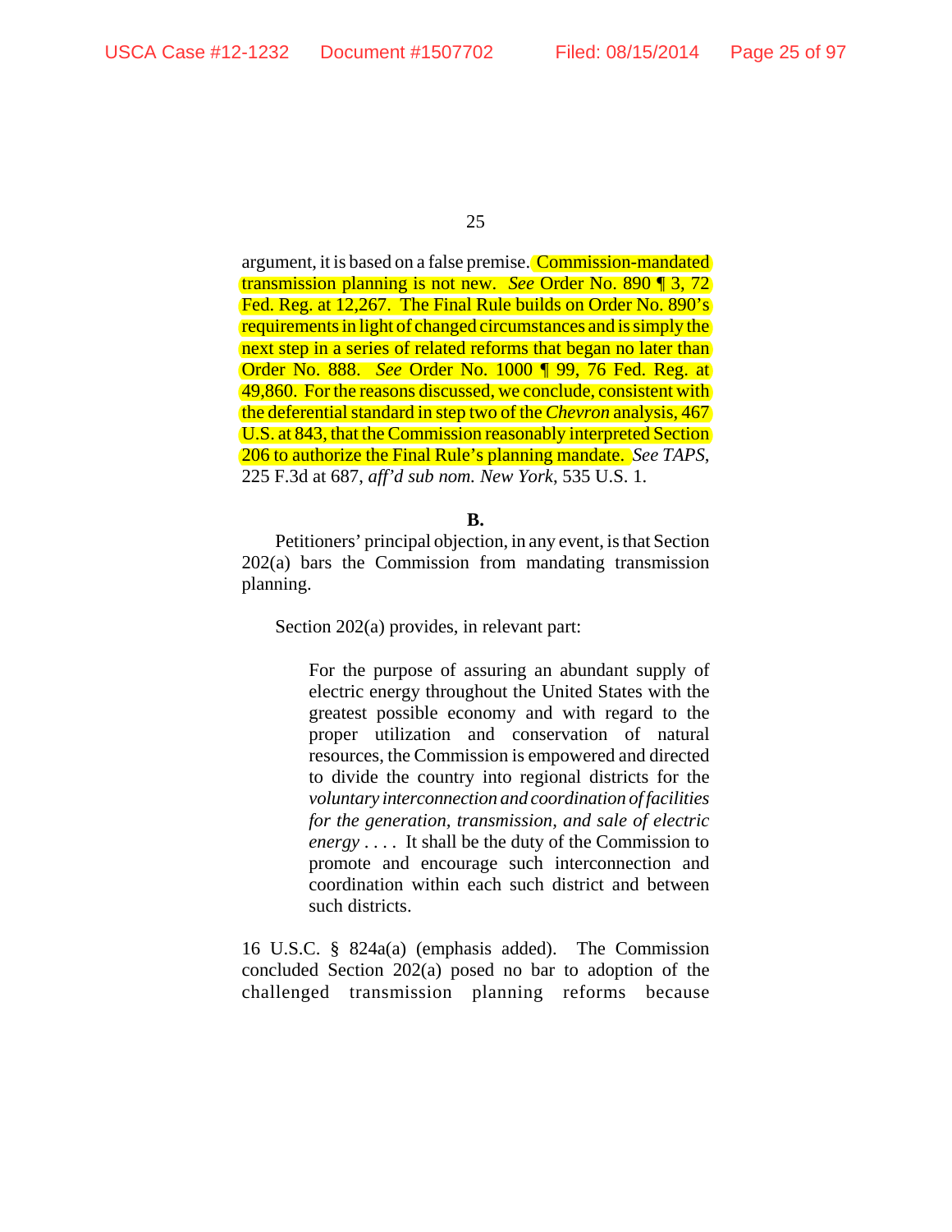argument, it is based on a false premise. Commission-mandated transmission planning is not new. *See* Order No. 890 ¶ 3, 72 Fed. Reg. at 12,267. The Final Rule builds on Order No. 890's requirements in light of changed circumstances and is simply the next step in a series of related reforms that began no later than Order No. 888. *See* Order No. 1000 ¶ 99, 76 Fed. Reg. at 49,860. For the reasons discussed, we conclude, consistent with the deferential standard in step two of the *Chevron* analysis, 467 U.S. at 843, that the Commission reasonably interpreted Section 206 to authorize the Final Rule's planning mandate. *See TAPS*, 225 F.3d at 687, *aff'd sub nom. New York*, 535 U.S. 1.

**B.**

Petitioners' principal objection, in any event, is that Section 202(a) bars the Commission from mandating transmission planning.

Section 202(a) provides, in relevant part:

> For the purpose of assuring an abundant supply of electric energy throughout the United States with the greatest possible economy and with regard to the proper utilization and conservation of natural resources, the Commission is empowered and directed to divide the country into regional districts for the *voluntary interconnection and coordination of facilities for the generation, transmission, and sale of electric energy* . . . . It shall be the duty of the Commission to promote and encourage such interconnection and coordination within each such district and between such districts.

16 U.S.C. § 824a(a) (emphasis added). The Commission concluded Section 202(a) posed no bar to adoption of the challenged transmission planning reforms because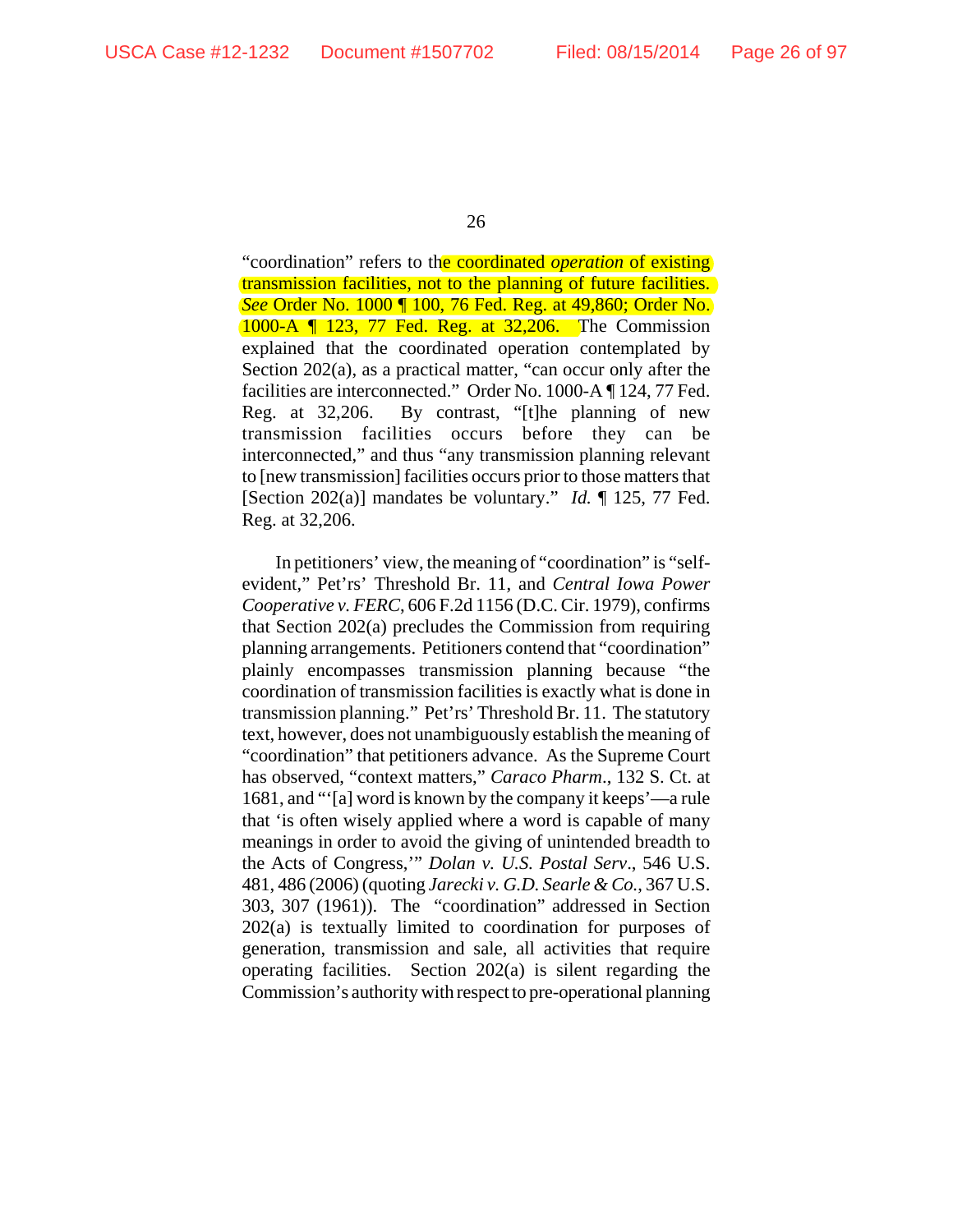"coordination" refers to the coordinated *operation* of existing transmission facilities, not to the planning of future facilities. *See* Order No. 1000 ¶ 100, 76 Fed. Reg. at 49,860; Order No. 1000-A ¶ 123, 77 Fed. Reg. at 32,206. The Commission explained that the coordinated operation contemplated by Section 202(a), as a practical matter, "can occur only after the facilities are interconnected." Order No. 1000-A ¶ 124, 77 Fed. Reg. at 32,206. By contrast, "[t]he planning of new transmission facilities occurs before they can be interconnected," and thus "any transmission planning relevant to [new transmission] facilities occurs prior to those matters that [Section 202(a)] mandates be voluntary." *Id.* ¶ 125, 77 Fed. Reg. at 32,206.

In petitioners' view, the meaning of "coordination" is "self-evident," Pet'rs' Threshold Br. 11, and *Central Iowa Power Cooperative v. FERC*, 606 F.2d 1156 (D.C. Cir. 1979), confirms that Section 202(a) precludes the Commission from requiring planning arrangements. Petitioners contend that "coordination" plainly encompasses transmission planning because "the coordination of transmission facilities is exactly what is done in transmission planning." Pet'rs' Threshold Br. 11. The statutory text, however, does not unambiguously establish the meaning of "coordination" that petitioners advance. As the Supreme Court has observed, "context matters," *Caraco Pharm*., 132 S. Ct. at 1681, and "'[a] word is known by the company it keeps'—a rule that 'is often wisely applied where a word is capable of many meanings in order to avoid the giving of unintended breadth to the Acts of Congress,'" *Dolan v. U.S. Postal Serv*., 546 U.S. 481, 486 (2006) (quoting *Jarecki v. G.D. Searle & Co.*, 367 U.S. 303, 307 (1961)). The "coordination" addressed in Section 202(a) is textually limited to coordination for purposes of generation, transmission and sale, all activities that require operating facilities. Section 202(a) is silent regarding the Commission's authority with respect to pre-operational planning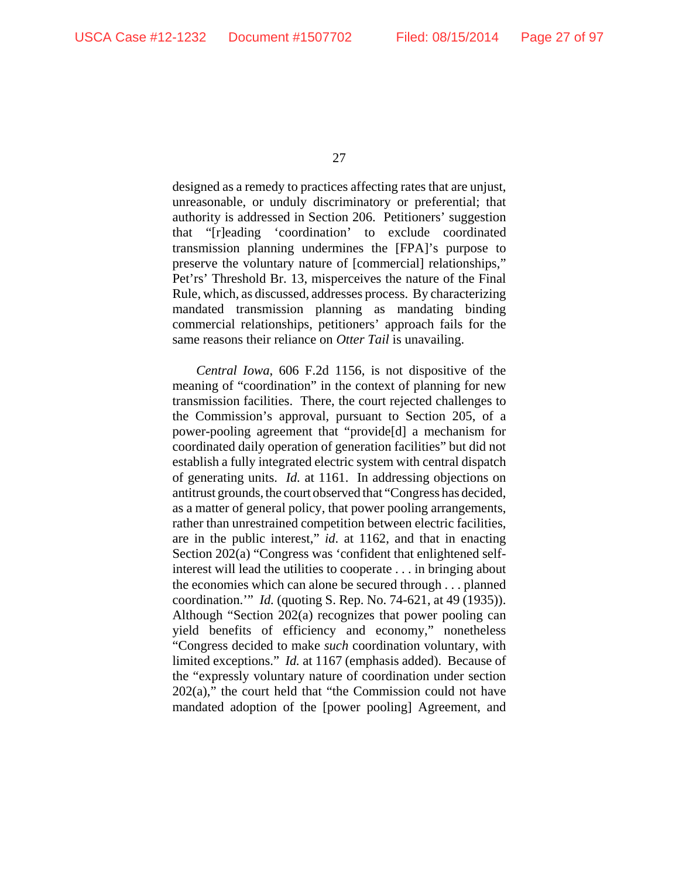designed as a remedy to practices affecting rates that are unjust, unreasonable, or unduly discriminatory or preferential; that authority is addressed in Section 206. Petitioners' suggestion that "[r]eading 'coordination' to exclude coordinated transmission planning undermines the [FPA]'s purpose to preserve the voluntary nature of [commercial] relationships," Pet'rs' Threshold Br. 13, misperceives the nature of the Final Rule, which, as discussed, addresses process. By characterizing mandated transmission planning as mandating binding commercial relationships, petitioners' approach fails for the same reasons their reliance on *Otter Tail* is unavailing.

*Central Iowa*, 606 F.2d 1156, is not dispositive of the meaning of "coordination" in the context of planning for new transmission facilities. There, the court rejected challenges to the Commission's approval, pursuant to Section 205, of a power-pooling agreement that "provide[d] a mechanism for coordinated daily operation of generation facilities" but did not establish a fully integrated electric system with central dispatch of generating units. *Id.* at 1161. In addressing objections on antitrust grounds, the court observed that "Congress has decided, as a matter of general policy, that power pooling arrangements, rather than unrestrained competition between electric facilities, are in the public interest," *id*. at 1162, and that in enacting Section 202(a) "Congress was 'confident that enlightened self-interest will lead the utilities to cooperate . . . in bringing about the economies which can alone be secured through . . . planned coordination.'" *Id.* (quoting S. Rep. No. 74-621, at 49 (1935)). Although "Section 202(a) recognizes that power pooling can yield benefits of efficiency and economy," nonetheless "Congress decided to make *such* coordination voluntary, with limited exceptions." *Id.* at 1167 (emphasis added). Because of the "expressly voluntary nature of coordination under section 202(a)," the court held that "the Commission could not have mandated adoption of the [power pooling] Agreement, and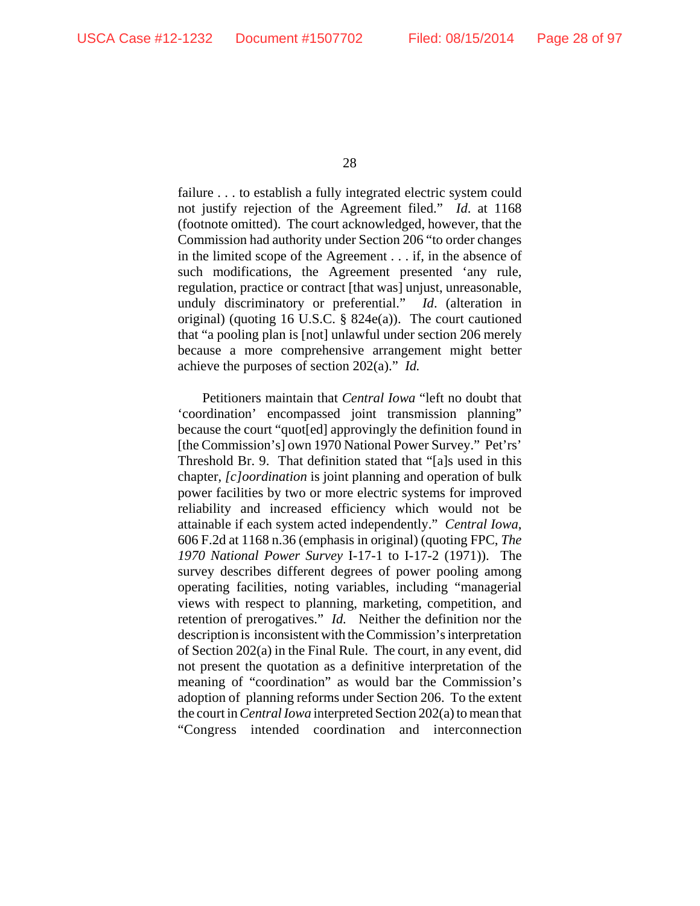failure . . . to establish a fully integrated electric system could not justify rejection of the Agreement filed." *Id.* at 1168 (footnote omitted). The court acknowledged, however, that the Commission had authority under Section 206 "to order changes in the limited scope of the Agreement . . . if, in the absence of such modifications, the Agreement presented 'any rule, regulation, practice or contract [that was] unjust, unreasonable, unduly discriminatory or preferential." *Id*. (alteration in original) (quoting 16 U.S.C. § 824e(a)). The court cautioned that "a pooling plan is [not] unlawful under section 206 merely because a more comprehensive arrangement might better achieve the purposes of section 202(a)." *Id.*

Petitioners maintain that *Central Iowa* "left no doubt that 'coordination' encompassed joint transmission planning" because the court "quot[ed] approvingly the definition found in [the Commission's] own 1970 National Power Survey." Pet'rs' Threshold Br. 9. That definition stated that "[a]s used in this chapter, *[c]oordination* is joint planning and operation of bulk power facilities by two or more electric systems for improved reliability and increased efficiency which would not be attainable if each system acted independently." *Central Iowa*, 606 F.2d at 1168 n.36 (emphasis in original) (quoting FPC, *The 1970 National Power Survey* I-17-1 to I-17-2 (1971)). The survey describes different degrees of power pooling among operating facilities, noting variables, including "managerial views with respect to planning, marketing, competition, and retention of prerogatives." *Id.* Neither the definition nor the description is inconsistent with the Commission's interpretation of Section 202(a) in the Final Rule. The court, in any event, did not present the quotation as a definitive interpretation of the meaning of "coordination" as would bar the Commission's adoption of planning reforms under Section 206. To the extent the court in *Central Iowa* interpreted Section 202(a) to mean that "Congress intended coordination and interconnection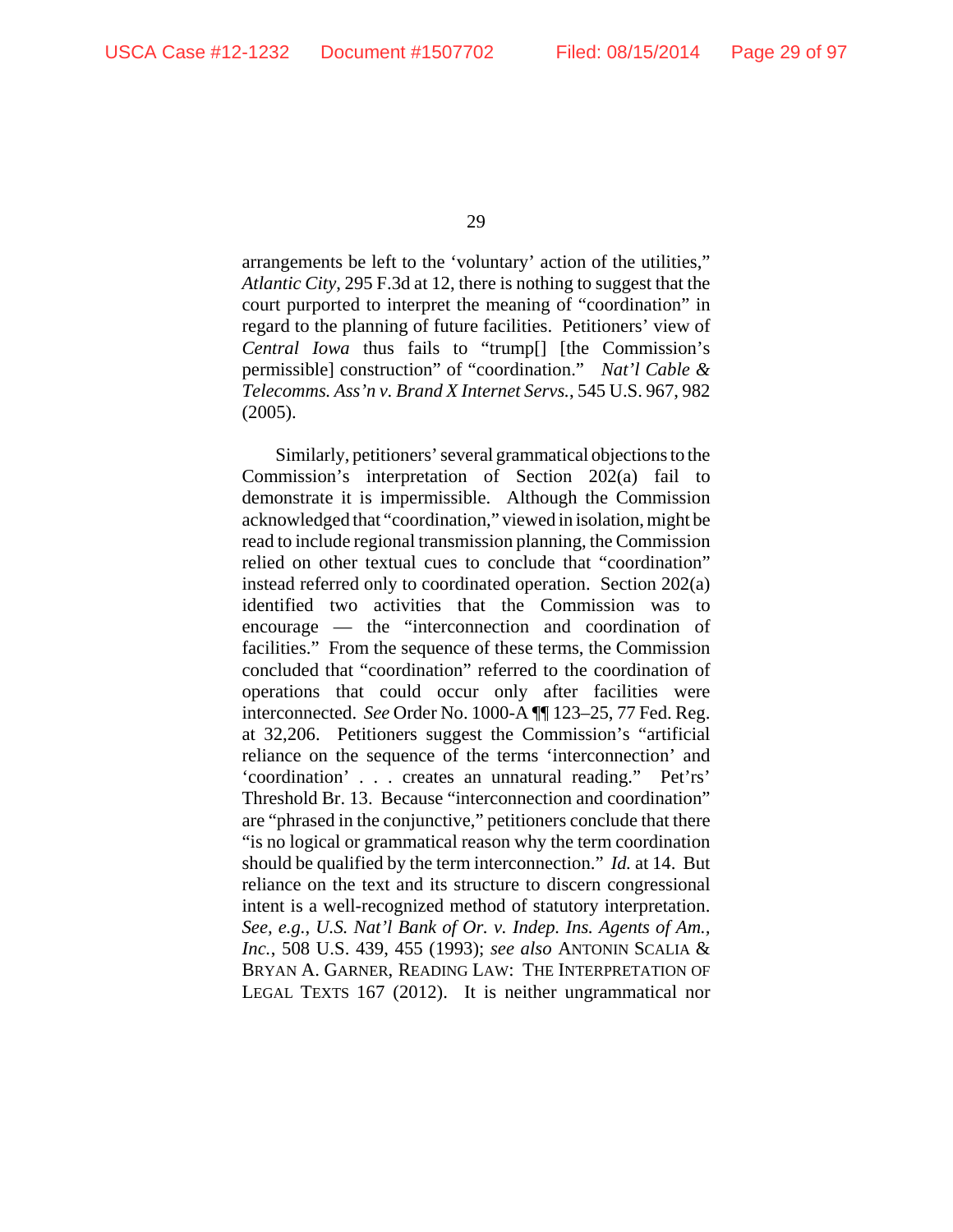arrangements be left to the 'voluntary' action of the utilities," *Atlantic City*, 295 F.3d at 12, there is nothing to suggest that the court purported to interpret the meaning of "coordination" in regard to the planning of future facilities. Petitioners' view of *Central Iowa* thus fails to "trump[] [the Commission's permissible] construction" of "coordination." *Nat'l Cable & Telecomms. Ass'n v. Brand X Internet Servs.*, 545 U.S. 967, 982 (2005).

Similarly, petitioners' several grammatical objections to the Commission's interpretation of Section 202(a) fail to demonstrate it is impermissible. Although the Commission acknowledged that "coordination," viewed in isolation, might be read to include regional transmission planning, the Commission relied on other textual cues to conclude that "coordination" instead referred only to coordinated operation. Section 202(a) identified two activities that the Commission was to encourage — the "interconnection and coordination of facilities." From the sequence of these terms, the Commission concluded that "coordination" referred to the coordination of operations that could occur only after facilities were interconnected. *See* Order No. 1000-A ¶¶ 123–25, 77 Fed. Reg. at 32,206. Petitioners suggest the Commission's "artificial reliance on the sequence of the terms 'interconnection' and 'coordination' . . . creates an unnatural reading." Pet'rs' Threshold Br. 13. Because "interconnection and coordination" are "phrased in the conjunctive," petitioners conclude that there "is no logical or grammatical reason why the term coordination should be qualified by the term interconnection." *Id.* at 14. But reliance on the text and its structure to discern congressional intent is a well-recognized method of statutory interpretation. *See, e.g.*, *U.S. Nat'l Bank of Or. v. Indep. Ins. Agents of Am., Inc.*, 508 U.S. 439, 455 (1993); *see also* ANTONIN SCALIA & BRYAN A. GARNER, READING LAW: THE INTERPRETATION OF LEGAL TEXTS 167 (2012). It is neither ungrammatical nor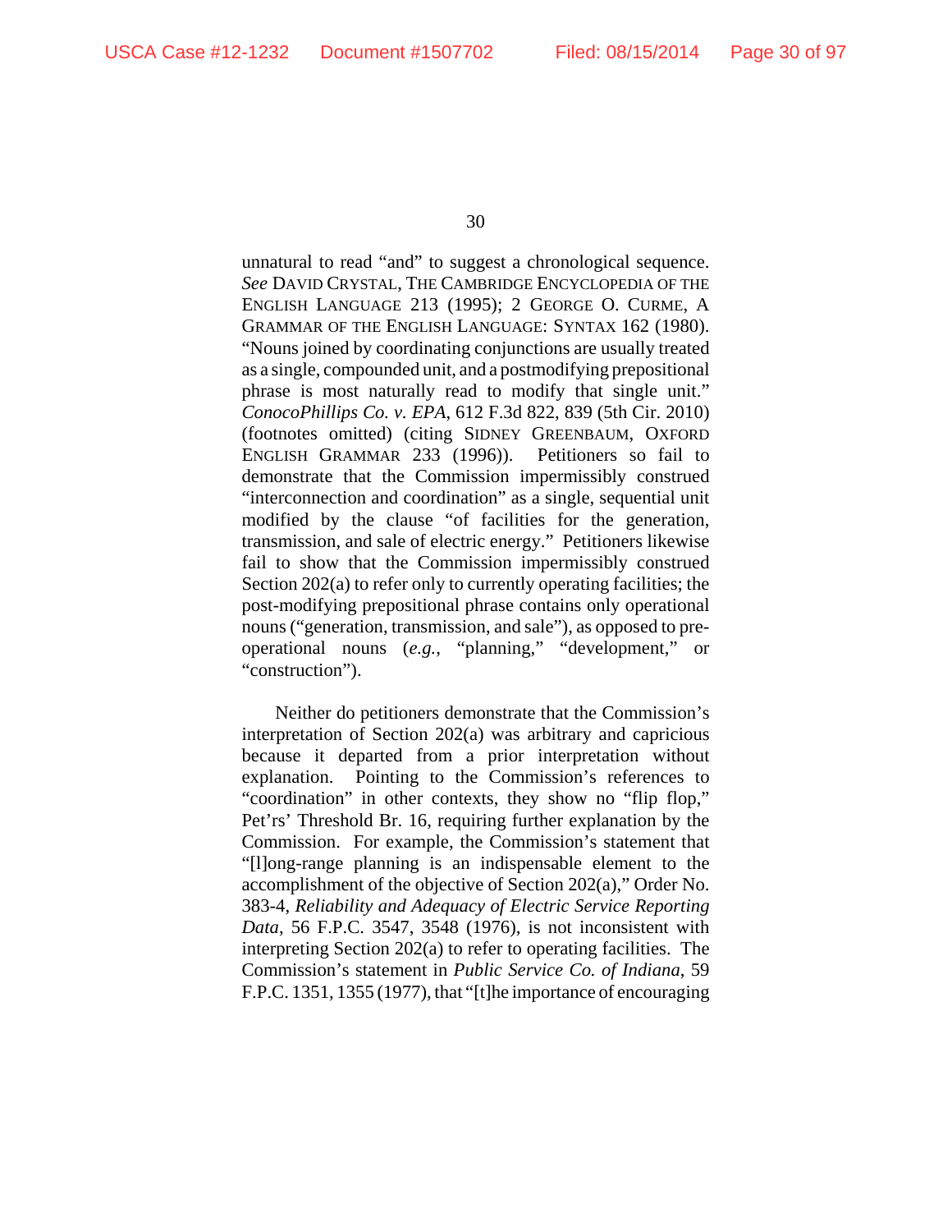unnatural to read "and" to suggest a chronological sequence. *See* DAVID CRYSTAL, THE CAMBRIDGE ENCYCLOPEDIA OF THE ENGLISH LANGUAGE 213 (1995); 2 GEORGE O. CURME, A GRAMMAR OF THE ENGLISH LANGUAGE: SYNTAX 162 (1980). "Nouns joined by coordinating conjunctions are usually treated as a single, compounded unit, and a postmodifying prepositional phrase is most naturally read to modify that single unit." *ConocoPhillips Co. v. EPA*, 612 F.3d 822, 839 (5th Cir. 2010) (footnotes omitted) (citing SIDNEY GREENBAUM, OXFORD ENGLISH GRAMMAR 233 (1996)). Petitioners so fail to demonstrate that the Commission impermissibly construed "interconnection and coordination" as a single, sequential unit modified by the clause "of facilities for the generation, transmission, and sale of electric energy." Petitioners likewise fail to show that the Commission impermissibly construed Section 202(a) to refer only to currently operating facilities; the post-modifying prepositional phrase contains only operational nouns ("generation, transmission, and sale"), as opposed to pre-operational nouns (*e.g.*, "planning," "development," or "construction").

Neither do petitioners demonstrate that the Commission's interpretation of Section 202(a) was arbitrary and capricious because it departed from a prior interpretation without explanation. Pointing to the Commission's references to "coordination" in other contexts, they show no "flip flop," Pet'rs' Threshold Br. 16, requiring further explanation by the Commission. For example, the Commission's statement that "[l]ong-range planning is an indispensable element to the accomplishment of the objective of Section 202(a)," Order No. 383-4, *Reliability and Adequacy of Electric Service Reporting Data*, 56 F.P.C. 3547, 3548 (1976), is not inconsistent with interpreting Section 202(a) to refer to operating facilities. The Commission's statement in *Public Service Co. of Indiana*, 59 F.P.C. 1351, 1355 (1977), that "[t]he importance of encouraging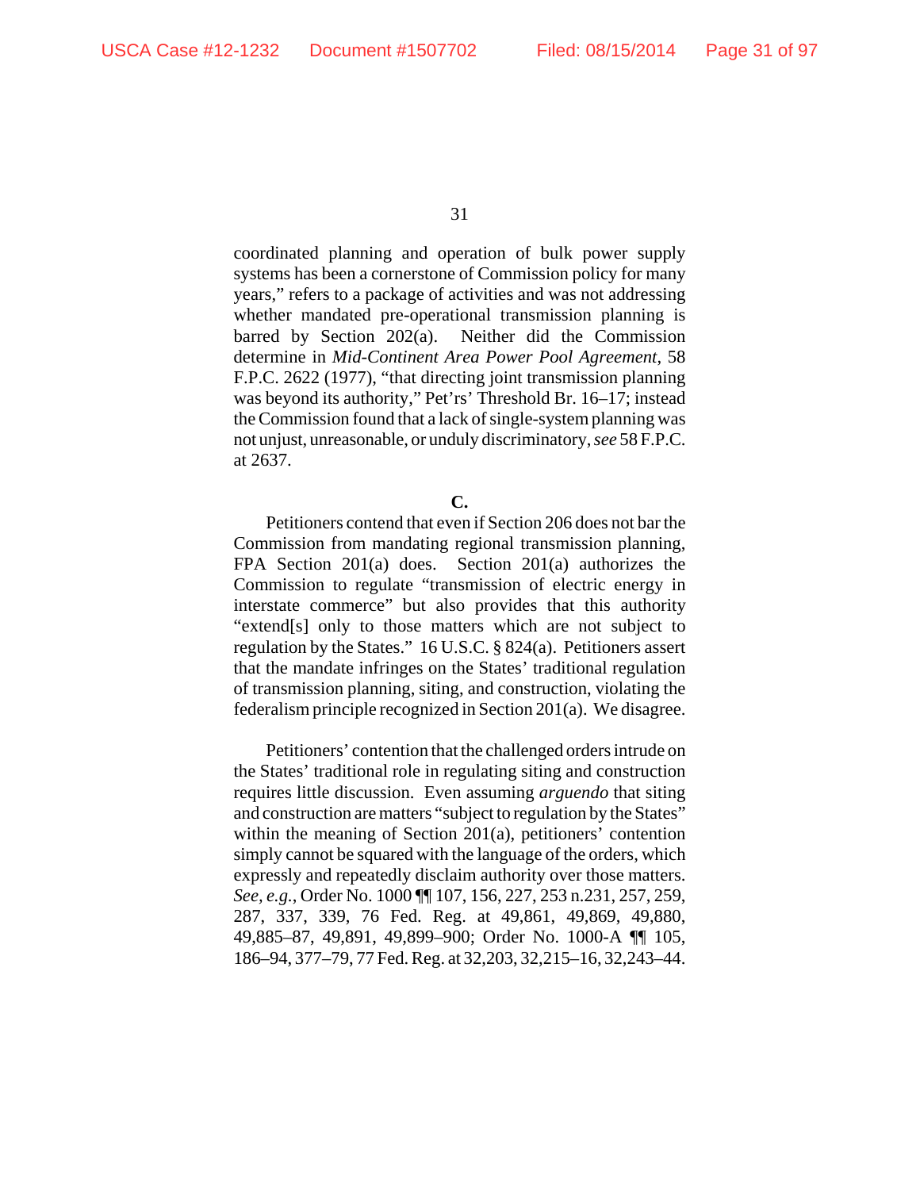coordinated planning and operation of bulk power supply systems has been a cornerstone of Commission policy for many years," refers to a package of activities and was not addressing whether mandated pre-operational transmission planning is barred by Section 202(a). Neither did the Commission determine in *Mid-Continent Area Power Pool Agreement*, 58 F.P.C. 2622 (1977), "that directing joint transmission planning was beyond its authority," Pet'rs' Threshold Br. 16–17; instead the Commission found that a lack of single-system planning was not unjust, unreasonable, or unduly discriminatory, *see* 58 F.P.C. at 2637.

**C.**

Petitioners contend that even if Section 206 does not bar the Commission from mandating regional transmission planning, FPA Section 201(a) does. Section 201(a) authorizes the Commission to regulate "transmission of electric energy in interstate commerce" but also provides that this authority "extend[s] only to those matters which are not subject to regulation by the States." 16 U.S.C. § 824(a). Petitioners assert that the mandate infringes on the States' traditional regulation of transmission planning, siting, and construction, violating the federalism principle recognized in Section 201(a). We disagree.

Petitioners' contention that the challenged orders intrude on the States' traditional role in regulating siting and construction requires little discussion. Even assuming *arguendo* that siting and construction are matters "subject to regulation by the States" within the meaning of Section 201(a), petitioners' contention simply cannot be squared with the language of the orders, which expressly and repeatedly disclaim authority over those matters. *See, e.g.*, Order No. 1000 ¶¶ 107, 156, 227, 253 n.231, 257, 259, 287, 337, 339, 76 Fed. Reg. at 49,861, 49,869, 49,880, 49,885–87, 49,891, 49,899–900; Order No. 1000-A ¶¶ 105, 186–94, 377–79, 77 Fed. Reg. at 32,203, 32,215–16, 32,243–44.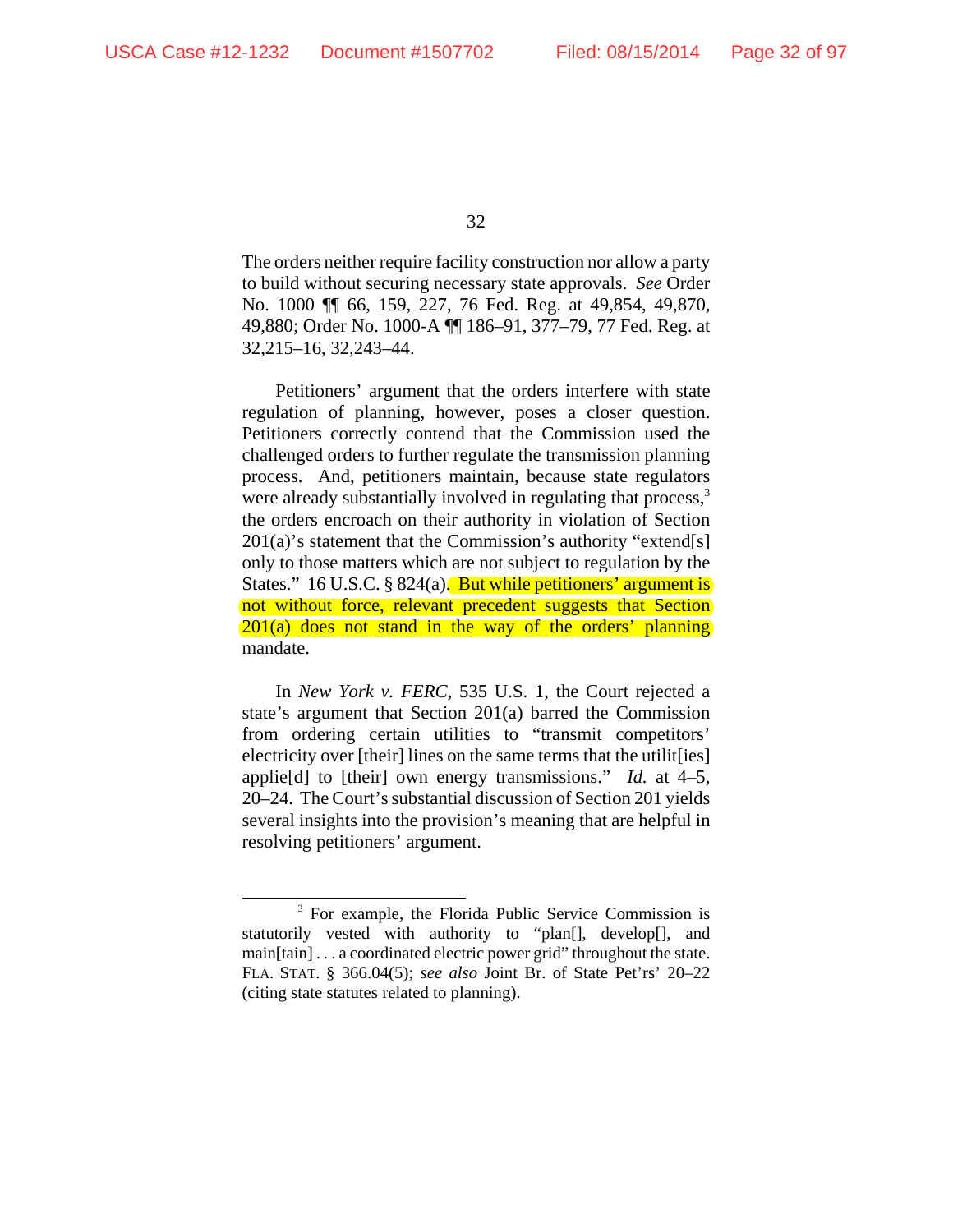The orders neither require facility construction nor allow a party to build without securing necessary state approvals. *See* Order No. 1000 ¶¶ 66, 159, 227, 76 Fed. Reg. at 49,854, 49,870, 49,880; Order No. 1000-A ¶¶ 186–91, 377–79, 77 Fed. Reg. at 32,215–16, 32,243–44.

Petitioners' argument that the orders interfere with state regulation of planning, however, poses a closer question. Petitioners correctly contend that the Commission used the challenged orders to further regulate the transmission planning process. And, petitioners maintain, because state regulators were already substantially involved in regulating that process,[3] the orders encroach on their authority in violation of Section 201(a)'s statement that the Commission's authority "extend[s] only to those matters which are not subject to regulation by the States." 16 U.S.C. § 824(a). But while petitioners' argument is not without force, relevant precedent suggests that Section 201(a) does not stand in the way of the orders' planning mandate.

In *New York v. FERC*, 535 U.S. 1, the Court rejected a state's argument that Section 201(a) barred the Commission from ordering certain utilities to "transmit competitors' electricity over [their] lines on the same terms that the utilit[ies] applie[d] to [their] own energy transmissions." *Id.* at 4–5, 20–24. The Court's substantial discussion of Section 201 yields several insights into the provision's meaning that are helpful in resolving petitioners' argument.

---

[3] For example, the Florida Public Service Commission is statutorily vested with authority to "plan[], develop[], and main[tain] . . . a coordinated electric power grid" throughout the state. FLA. STAT. § 366.04(5); *see also* Joint Br. of State Pet'rs' 20–22 (citing state statutes related to planning).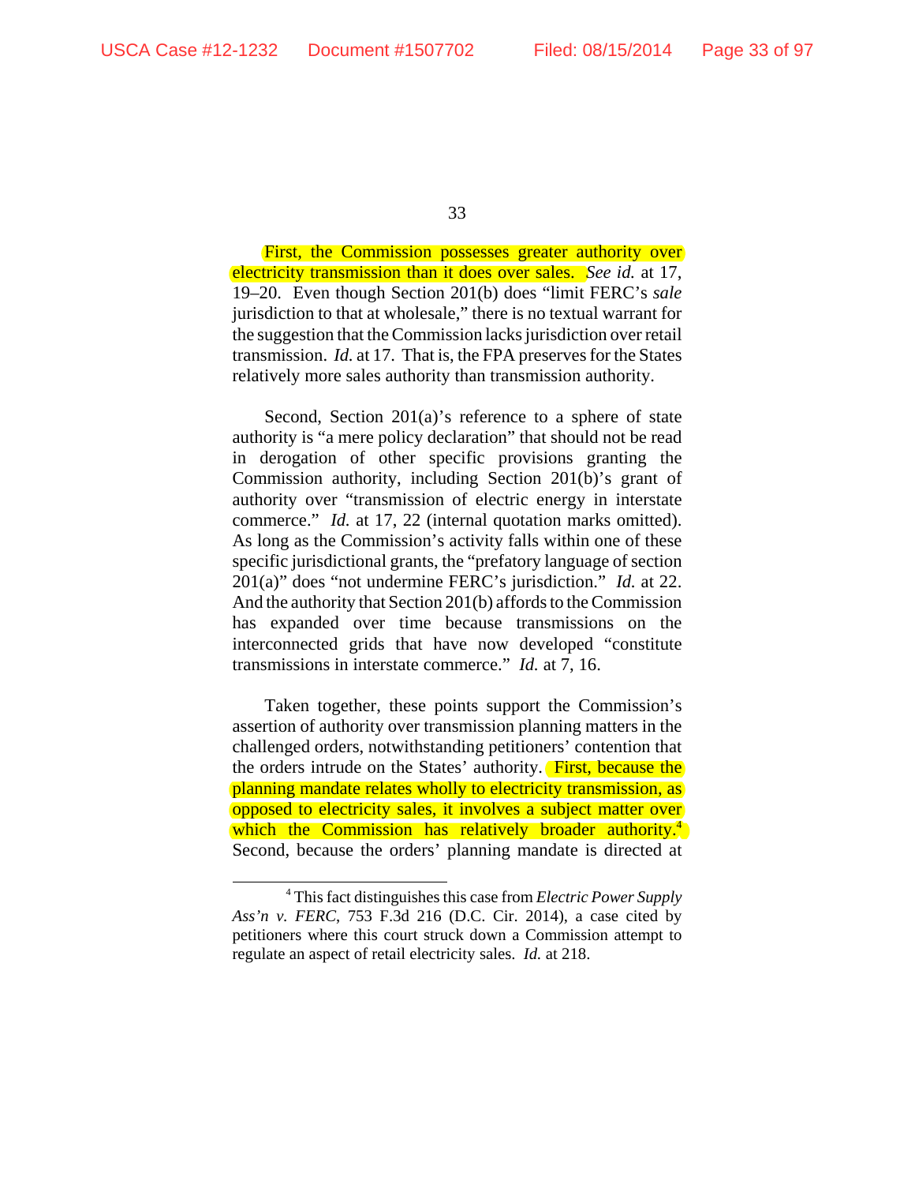First, the Commission possesses greater authority over electricity transmission than it does over sales. *See id.* at 17, 19–20. Even though Section 201(b) does "limit FERC's *sale* jurisdiction to that at wholesale," there is no textual warrant for the suggestion that the Commission lacks jurisdiction over retail transmission. *Id.* at 17. That is, the FPA preserves for the States relatively more sales authority than transmission authority.

Second, Section 201(a)'s reference to a sphere of state authority is "a mere policy declaration" that should not be read in derogation of other specific provisions granting the Commission authority, including Section 201(b)'s grant of authority over "transmission of electric energy in interstate commerce." *Id.* at 17, 22 (internal quotation marks omitted). As long as the Commission's activity falls within one of these specific jurisdictional grants, the "prefatory language of section 201(a)" does "not undermine FERC's jurisdiction." *Id.* at 22. And the authority that Section 201(b) affords to the Commission has expanded over time because transmissions on the interconnected grids that have now developed "constitute transmissions in interstate commerce." *Id.* at 7, 16.

Taken together, these points support the Commission's assertion of authority over transmission planning matters in the challenged orders, notwithstanding petitioners' contention that the orders intrude on the States' authority. First, because the planning mandate relates wholly to electricity transmission, as opposed to electricity sales, it involves a subject matter over which the Commission has relatively broader authority.[4] Second, because the orders' planning mandate is directed at

[4] This fact distinguishes this case from *Electric Power Supply Ass'n v. FERC*, 753 F.3d 216 (D.C. Cir. 2014), a case cited by petitioners where this court struck down a Commission attempt to regulate an aspect of retail electricity sales. *Id.* at 218.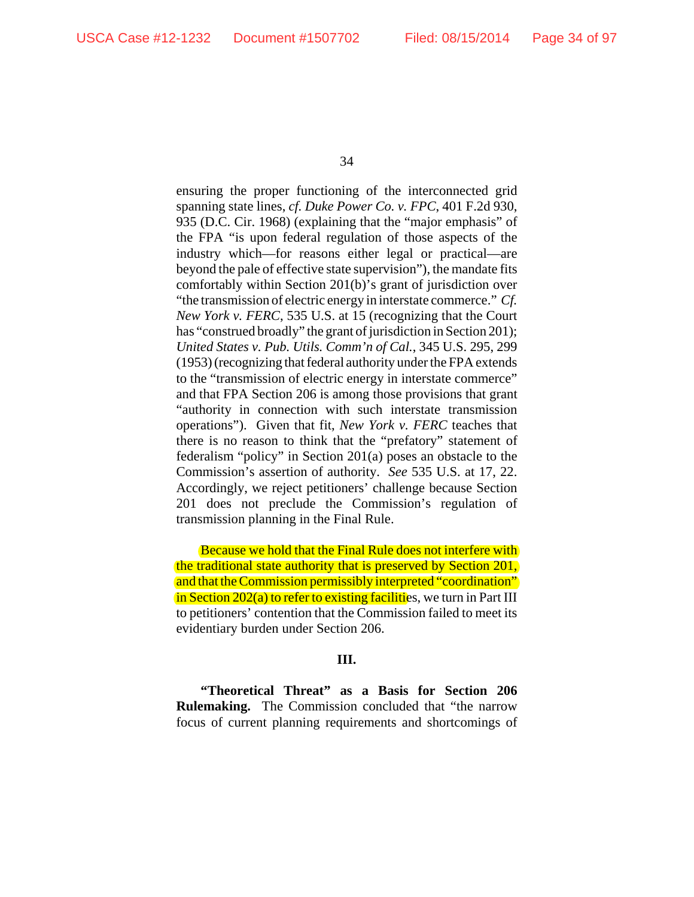ensuring the proper functioning of the interconnected grid spanning state lines, *cf. Duke Power Co. v. FPC*, 401 F.2d 930, 935 (D.C. Cir. 1968) (explaining that the "major emphasis" of the FPA "is upon federal regulation of those aspects of the industry which—for reasons either legal or practical—are beyond the pale of effective state supervision"), the mandate fits comfortably within Section 201(b)'s grant of jurisdiction over "the transmission of electric energy in interstate commerce." *Cf. New York v. FERC*, 535 U.S. at 15 (recognizing that the Court has "construed broadly" the grant of jurisdiction in Section 201); *United States v. Pub. Utils. Comm'n of Cal.*, 345 U.S. 295, 299 (1953) (recognizing that federal authority under the FPA extends to the "transmission of electric energy in interstate commerce" and that FPA Section 206 is among those provisions that grant "authority in connection with such interstate transmission operations"). Given that fit, *New York v. FERC* teaches that there is no reason to think that the "prefatory" statement of federalism "policy" in Section 201(a) poses an obstacle to the Commission's assertion of authority. *See* 535 U.S. at 17, 22. Accordingly, we reject petitioners' challenge because Section 201 does not preclude the Commission's regulation of transmission planning in the Final Rule.

Because we hold that the Final Rule does not interfere with the traditional state authority that is preserved by Section 201, and that the Commission permissibly interpreted "coordination" in Section 202(a) to refer to existing facilities, we turn in Part III to petitioners' contention that the Commission failed to meet its evidentiary burden under Section 206.

## III.

**"Theoretical Threat" as a Basis for Section 206 Rulemaking.** The Commission concluded that "the narrow focus of current planning requirements and shortcomings of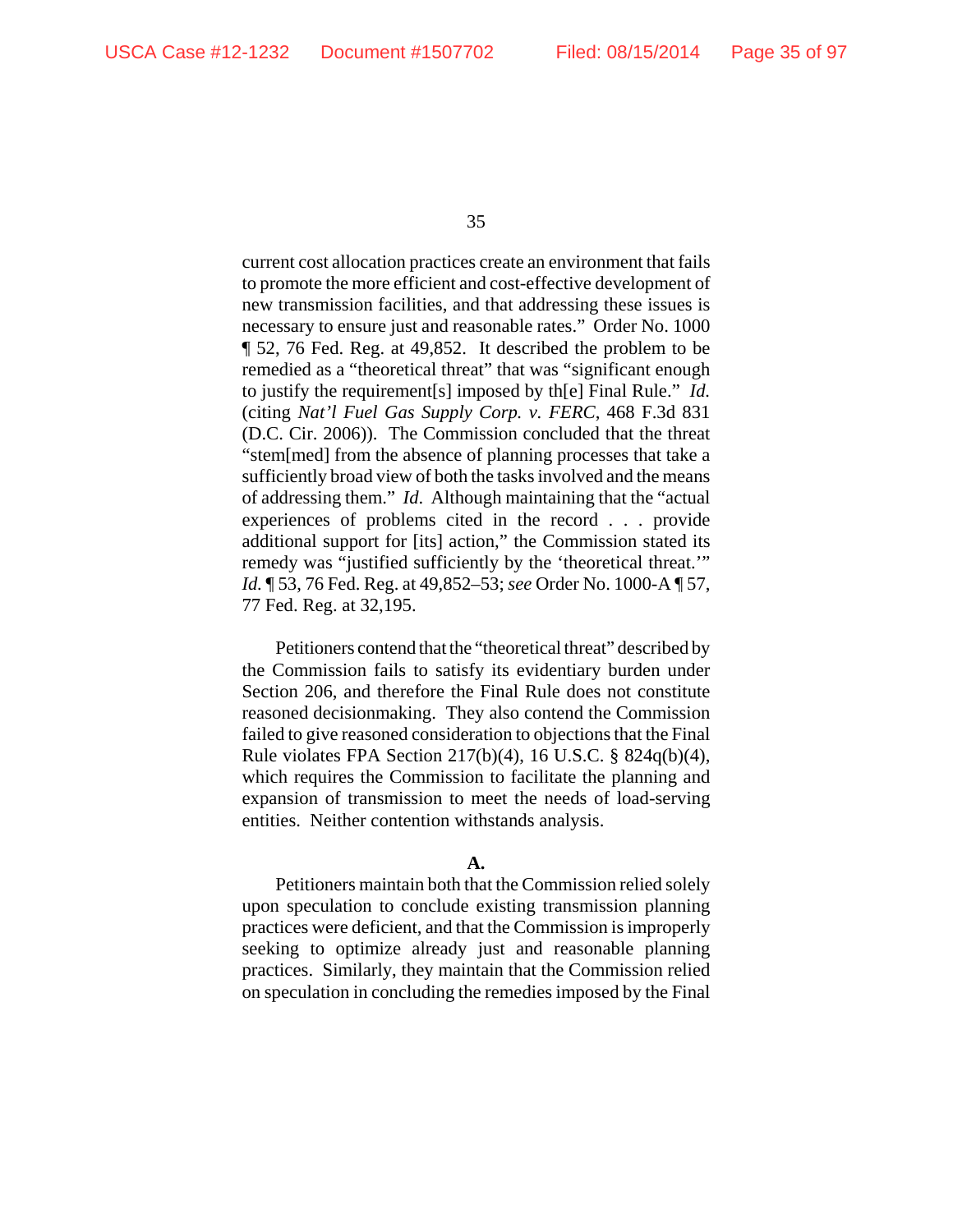current cost allocation practices create an environment that fails to promote the more efficient and cost-effective development of new transmission facilities, and that addressing these issues is necessary to ensure just and reasonable rates." Order No. 1000 ¶ 52, 76 Fed. Reg. at 49,852. It described the problem to be remedied as a "theoretical threat" that was "significant enough to justify the requirement[s] imposed by th[e] Final Rule." *Id.* (citing *Nat'l Fuel Gas Supply Corp. v. FERC*, 468 F.3d 831 (D.C. Cir. 2006)). The Commission concluded that the threat "stem[med] from the absence of planning processes that take a sufficiently broad view of both the tasks involved and the means of addressing them." *Id*. Although maintaining that the "actual experiences of problems cited in the record . . . provide additional support for [its] action," the Commission stated its remedy was "justified sufficiently by the 'theoretical threat.'" *Id.* ¶ 53, 76 Fed. Reg. at 49,852–53; *see* Order No. 1000-A ¶ 57, 77 Fed. Reg. at 32,195.

Petitioners contend that the "theoretical threat" described by the Commission fails to satisfy its evidentiary burden under Section 206, and therefore the Final Rule does not constitute reasoned decisionmaking. They also contend the Commission failed to give reasoned consideration to objections that the Final Rule violates FPA Section 217(b)(4), 16 U.S.C. § 824q(b)(4), which requires the Commission to facilitate the planning and expansion of transmission to meet the needs of load-serving entities. Neither contention withstands analysis.

**A.**

Petitioners maintain both that the Commission relied solely upon speculation to conclude existing transmission planning practices were deficient, and that the Commission is improperly seeking to optimize already just and reasonable planning practices. Similarly, they maintain that the Commission relied on speculation in concluding the remedies imposed by the Final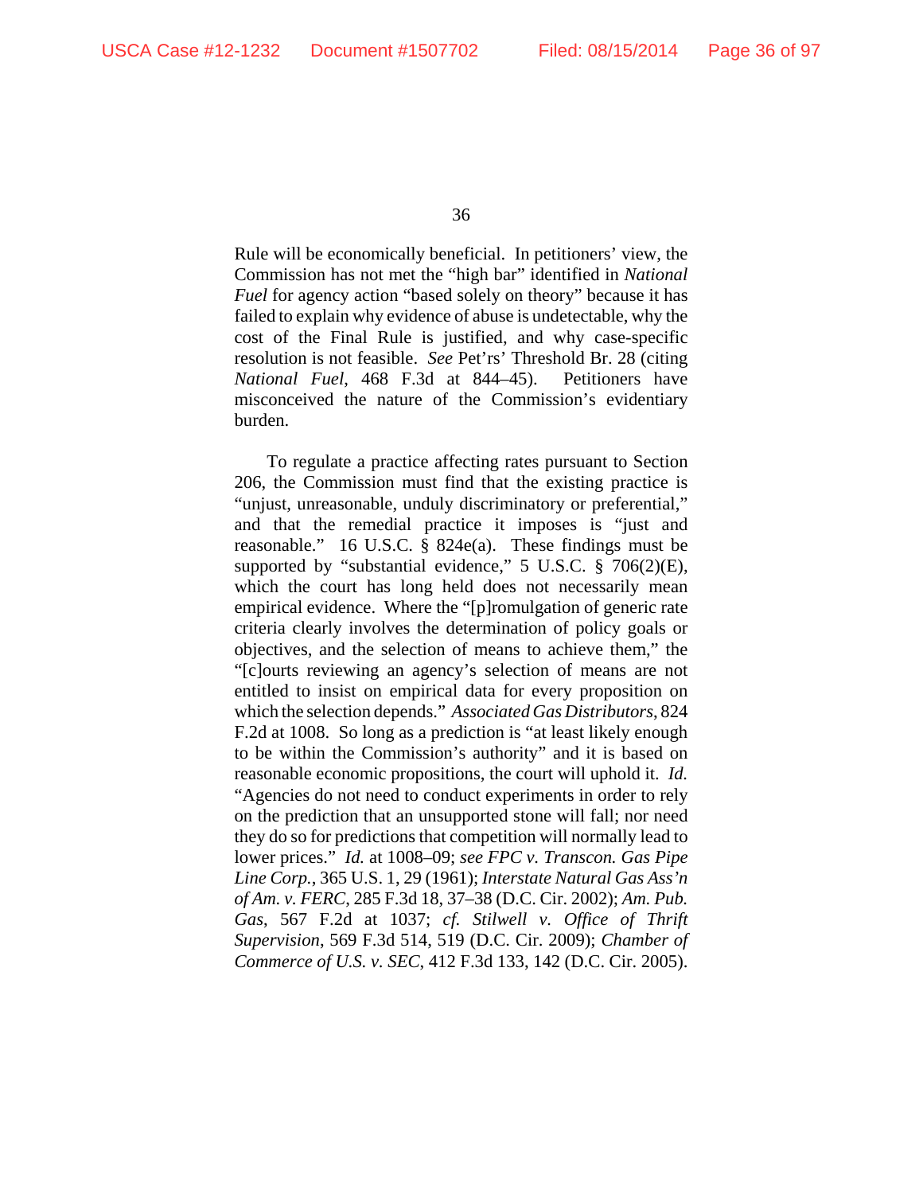Rule will be economically beneficial. In petitioners' view, the Commission has not met the "high bar" identified in *National Fuel* for agency action "based solely on theory" because it has failed to explain why evidence of abuse is undetectable, why the cost of the Final Rule is justified, and why case-specific resolution is not feasible. *See* Pet'rs' Threshold Br. 28 (citing *National Fuel*, 468 F.3d at 844–45). Petitioners have misconceived the nature of the Commission's evidentiary burden.

To regulate a practice affecting rates pursuant to Section 206, the Commission must find that the existing practice is "unjust, unreasonable, unduly discriminatory or preferential," and that the remedial practice it imposes is "just and reasonable." 16 U.S.C. § 824e(a). These findings must be supported by "substantial evidence," 5 U.S.C. § 706(2)(E), which the court has long held does not necessarily mean empirical evidence. Where the "[p]romulgation of generic rate criteria clearly involves the determination of policy goals or objectives, and the selection of means to achieve them," the "[c]ourts reviewing an agency's selection of means are not entitled to insist on empirical data for every proposition on which the selection depends." *Associated Gas Distributors*, 824 F.2d at 1008. So long as a prediction is "at least likely enough to be within the Commission's authority" and it is based on reasonable economic propositions, the court will uphold it. *Id.* "Agencies do not need to conduct experiments in order to rely on the prediction that an unsupported stone will fall; nor need they do so for predictions that competition will normally lead to lower prices." *Id.* at 1008–09; *see FPC v. Transcon. Gas Pipe Line Corp.*, 365 U.S. 1, 29 (1961); *Interstate Natural Gas Ass'n of Am. v. FERC*, 285 F.3d 18, 37–38 (D.C. Cir. 2002); *Am. Pub. Gas*, 567 F.2d at 1037; *cf. Stilwell v. Office of Thrift Supervision*, 569 F.3d 514, 519 (D.C. Cir. 2009); *Chamber of Commerce of U.S. v. SEC*, 412 F.3d 133, 142 (D.C. Cir. 2005).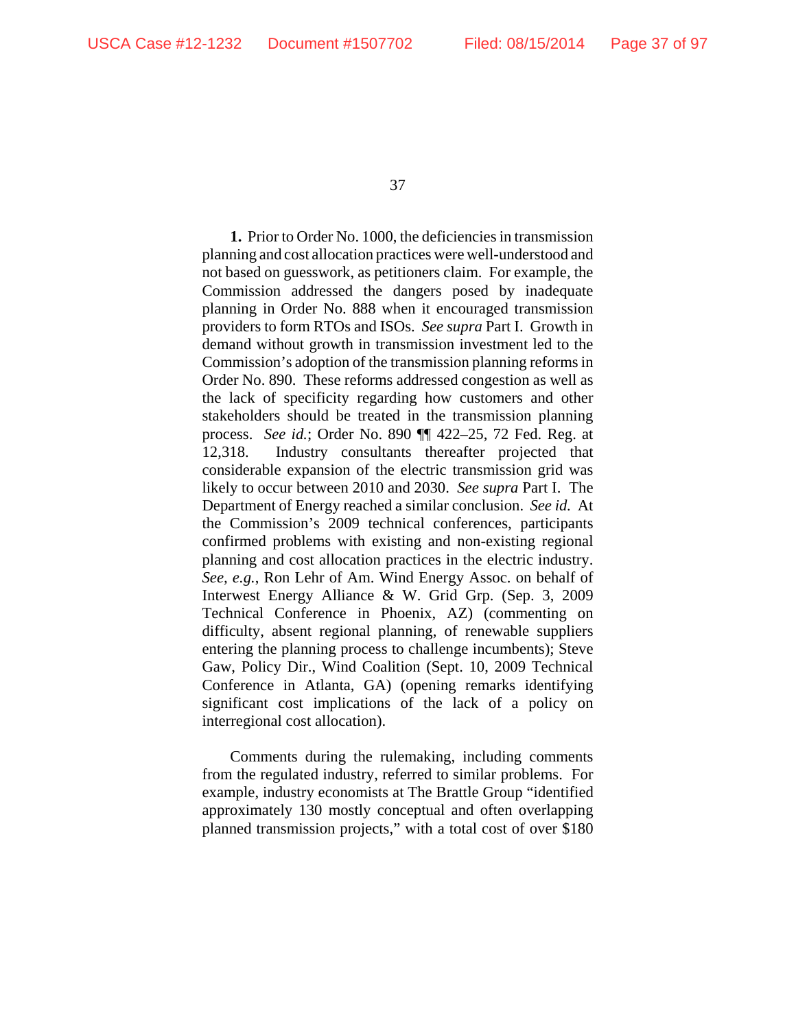**1.** Prior to Order No. 1000, the deficiencies in transmission planning and cost allocation practices were well-understood and not based on guesswork, as petitioners claim. For example, the Commission addressed the dangers posed by inadequate planning in Order No. 888 when it encouraged transmission providers to form RTOs and ISOs. *See supra* Part I. Growth in demand without growth in transmission investment led to the Commission's adoption of the transmission planning reforms in Order No. 890. These reforms addressed congestion as well as the lack of specificity regarding how customers and other stakeholders should be treated in the transmission planning process. *See id.*; Order No. 890 ¶¶ 422–25, 72 Fed. Reg. at 12,318. Industry consultants thereafter projected that considerable expansion of the electric transmission grid was likely to occur between 2010 and 2030. *See supra* Part I. The Department of Energy reached a similar conclusion. *See id.* At the Commission's 2009 technical conferences, participants confirmed problems with existing and non-existing regional planning and cost allocation practices in the electric industry. *See, e.g.*, Ron Lehr of Am. Wind Energy Assoc. on behalf of Interwest Energy Alliance & W. Grid Grp. (Sep. 3, 2009 Technical Conference in Phoenix, AZ) (commenting on difficulty, absent regional planning, of renewable suppliers entering the planning process to challenge incumbents); Steve Gaw, Policy Dir., Wind Coalition (Sept. 10, 2009 Technical Conference in Atlanta, GA) (opening remarks identifying significant cost implications of the lack of a policy on interregional cost allocation).

Comments during the rulemaking, including comments from the regulated industry, referred to similar problems. For example, industry economists at The Brattle Group "identified approximately 130 mostly conceptual and often overlapping planned transmission projects," with a total cost of over $180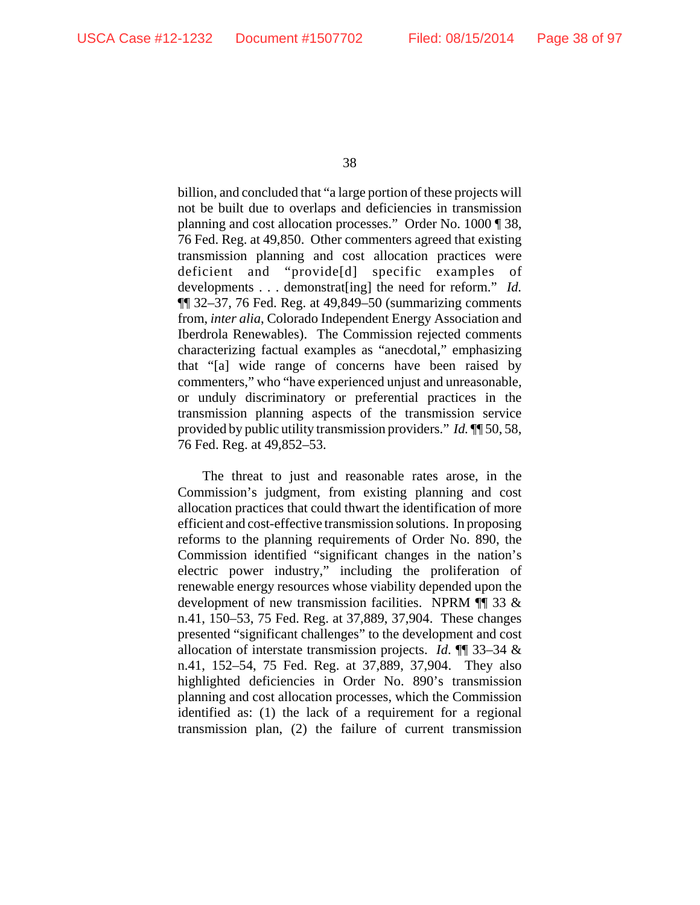billion, and concluded that "a large portion of these projects will not be built due to overlaps and deficiencies in transmission planning and cost allocation processes." Order No. 1000 ¶ 38, 76 Fed. Reg. at 49,850. Other commenters agreed that existing transmission planning and cost allocation practices were deficient and "provide[d] specific examples of developments . . . demonstrat[ing] the need for reform." *Id.* ¶¶ 32–37, 76 Fed. Reg. at 49,849–50 (summarizing comments from, *inter alia*, Colorado Independent Energy Association and Iberdrola Renewables). The Commission rejected comments characterizing factual examples as "anecdotal," emphasizing that "[a] wide range of concerns have been raised by commenters," who "have experienced unjust and unreasonable, or unduly discriminatory or preferential practices in the transmission planning aspects of the transmission service provided by public utility transmission providers." *Id.* ¶¶ 50, 58, 76 Fed. Reg. at 49,852–53.

The threat to just and reasonable rates arose, in the Commission's judgment, from existing planning and cost allocation practices that could thwart the identification of more efficient and cost-effective transmission solutions. In proposing reforms to the planning requirements of Order No. 890, the Commission identified "significant changes in the nation's electric power industry," including the proliferation of renewable energy resources whose viability depended upon the development of new transmission facilities. NPRM ¶¶ 33 & n.41, 150–53, 75 Fed. Reg. at 37,889, 37,904. These changes presented "significant challenges" to the development and cost allocation of interstate transmission projects. *Id.* ¶¶ 33–34 & n.41, 152–54, 75 Fed. Reg. at 37,889, 37,904. They also highlighted deficiencies in Order No. 890's transmission planning and cost allocation processes, which the Commission identified as: (1) the lack of a requirement for a regional transmission plan, (2) the failure of current transmission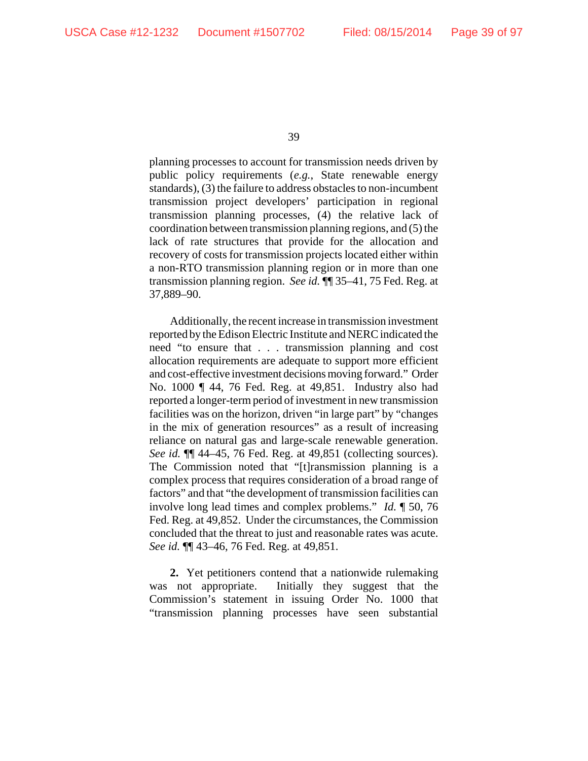planning processes to account for transmission needs driven by public policy requirements (*e.g.*, State renewable energy standards), (3) the failure to address obstacles to non-incumbent transmission project developers' participation in regional transmission planning processes, (4) the relative lack of coordination between transmission planning regions, and (5) the lack of rate structures that provide for the allocation and recovery of costs for transmission projects located either within a non-RTO transmission planning region or in more than one transmission planning region. *See id.* ¶¶ 35–41, 75 Fed. Reg. at 37,889–90.

Additionally, the recent increase in transmission investment reported by the Edison Electric Institute and NERC indicated the need "to ensure that . . . transmission planning and cost allocation requirements are adequate to support more efficient and cost-effective investment decisions moving forward." Order No. 1000 ¶ 44, 76 Fed. Reg. at 49,851. Industry also had reported a longer-term period of investment in new transmission facilities was on the horizon, driven "in large part" by "changes in the mix of generation resources" as a result of increasing reliance on natural gas and large-scale renewable generation. *See id.* ¶¶ 44–45, 76 Fed. Reg. at 49,851 (collecting sources). The Commission noted that "[t]ransmission planning is a complex process that requires consideration of a broad range of factors" and that "the development of transmission facilities can involve long lead times and complex problems." *Id.* ¶ 50, 76 Fed. Reg. at 49,852. Under the circumstances, the Commission concluded that the threat to just and reasonable rates was acute. *See id.* ¶¶ 43–46, 76 Fed. Reg. at 49,851.

**2.** Yet petitioners contend that a nationwide rulemaking was not appropriate. Initially they suggest that the Commission's statement in issuing Order No. 1000 that "transmission planning processes have seen substantial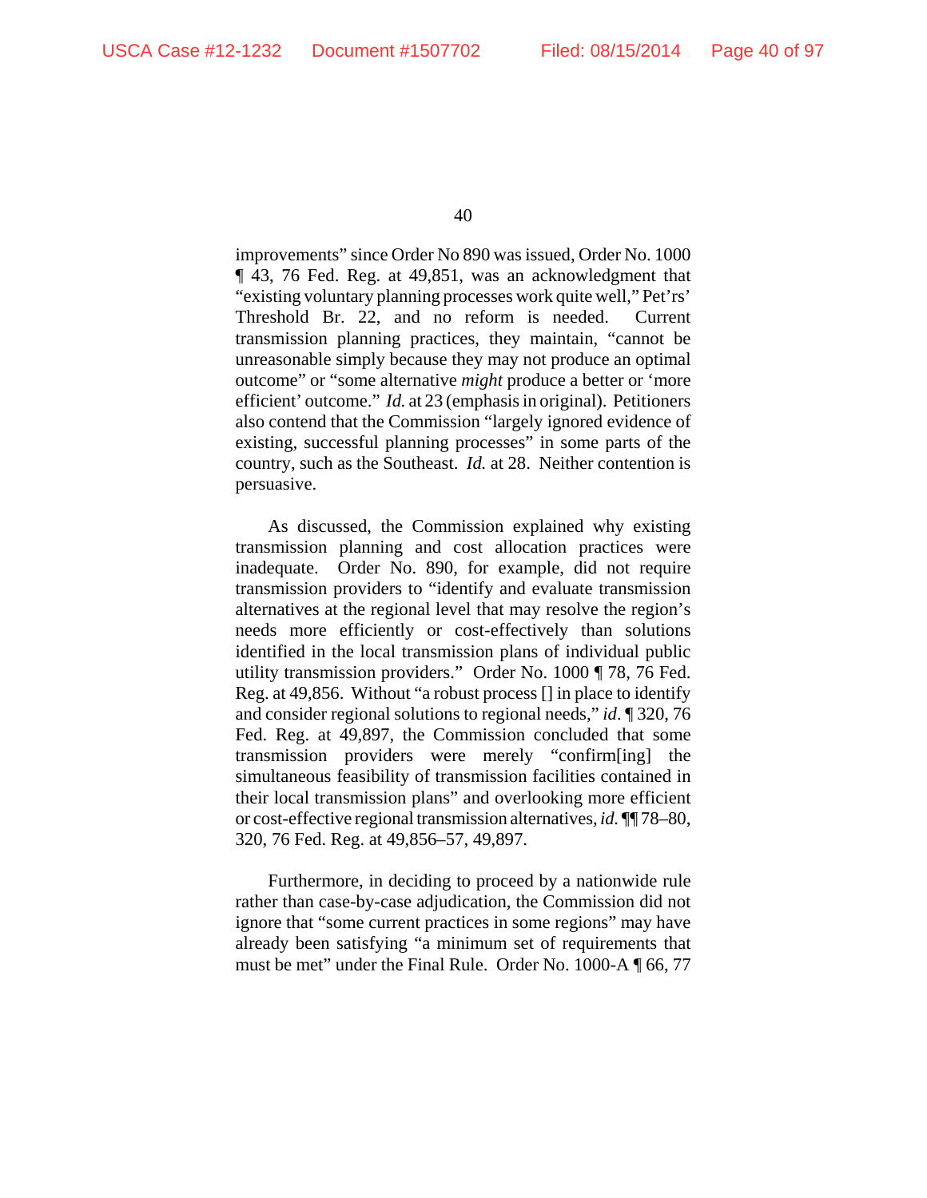improvements" since Order No 890 was issued, Order No. 1000 ¶ 43, 76 Fed. Reg. at 49,851, was an acknowledgment that "existing voluntary planning processes work quite well," Pet'rs' Threshold Br. 22, and no reform is needed. Current transmission planning practices, they maintain, "cannot be unreasonable simply because they may not produce an optimal outcome" or "some alternative *might* produce a better or 'more efficient' outcome." *Id.* at 23 (emphasis in original). Petitioners also contend that the Commission "largely ignored evidence of existing, successful planning processes" in some parts of the country, such as the Southeast. *Id.* at 28. Neither contention is persuasive.

As discussed, the Commission explained why existing transmission planning and cost allocation practices were inadequate. Order No. 890, for example, did not require transmission providers to "identify and evaluate transmission alternatives at the regional level that may resolve the region's needs more efficiently or cost-effectively than solutions identified in the local transmission plans of individual public utility transmission providers." Order No. 1000 ¶ 78, 76 Fed. Reg. at 49,856. Without "a robust process [] in place to identify and consider regional solutions to regional needs," *id*. ¶ 320, 76 Fed. Reg. at 49,897, the Commission concluded that some transmission providers were merely "confirm[ing] the simultaneous feasibility of transmission facilities contained in their local transmission plans" and overlooking more efficient or cost-effective regional transmission alternatives, *id*. ¶¶ 78–80, 320, 76 Fed. Reg. at 49,856–57, 49,897.

Furthermore, in deciding to proceed by a nationwide rule rather than case-by-case adjudication, the Commission did not ignore that "some current practices in some regions" may have already been satisfying "a minimum set of requirements that must be met" under the Final Rule. Order No. 1000-A ¶ 66, 77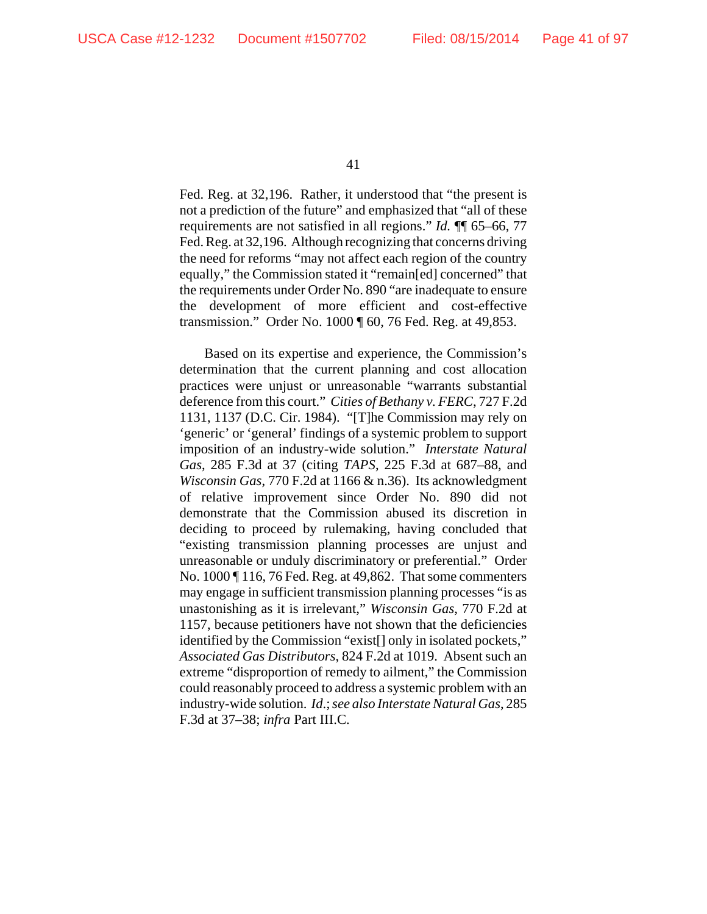Fed. Reg. at 32,196. Rather, it understood that "the present is not a prediction of the future" and emphasized that "all of these requirements are not satisfied in all regions." *Id.* ¶¶ 65–66, 77 Fed. Reg. at 32,196. Although recognizing that concerns driving the need for reforms "may not affect each region of the country equally," the Commission stated it "remain[ed] concerned" that the requirements under Order No. 890 "are inadequate to ensure the development of more efficient and cost-effective transmission." Order No. 1000 ¶ 60, 76 Fed. Reg. at 49,853.

Based on its expertise and experience, the Commission's determination that the current planning and cost allocation practices were unjust or unreasonable "warrants substantial deference from this court." *Cities of Bethany v. FERC*, 727 F.2d 1131, 1137 (D.C. Cir. 1984). "[T]he Commission may rely on 'generic' or 'general' findings of a systemic problem to support imposition of an industry-wide solution." *Interstate Natural Gas*, 285 F.3d at 37 (citing *TAPS*, 225 F.3d at 687–88, and *Wisconsin Gas*, 770 F.2d at 1166 & n.36). Its acknowledgment of relative improvement since Order No. 890 did not demonstrate that the Commission abused its discretion in deciding to proceed by rulemaking, having concluded that "existing transmission planning processes are unjust and unreasonable or unduly discriminatory or preferential." Order No. 1000 ¶ 116, 76 Fed. Reg. at 49,862. That some commenters may engage in sufficient transmission planning processes "is as unastonishing as it is irrelevant," *Wisconsin Gas*, 770 F.2d at 1157, because petitioners have not shown that the deficiencies identified by the Commission "exist[] only in isolated pockets," *Associated Gas Distributors*, 824 F.2d at 1019. Absent such an extreme "disproportion of remedy to ailment," the Commission could reasonably proceed to address a systemic problem with an industry-wide solution. *Id.*; *see also Interstate Natural Gas*, 285 F.3d at 37–38; *infra* Part III.C.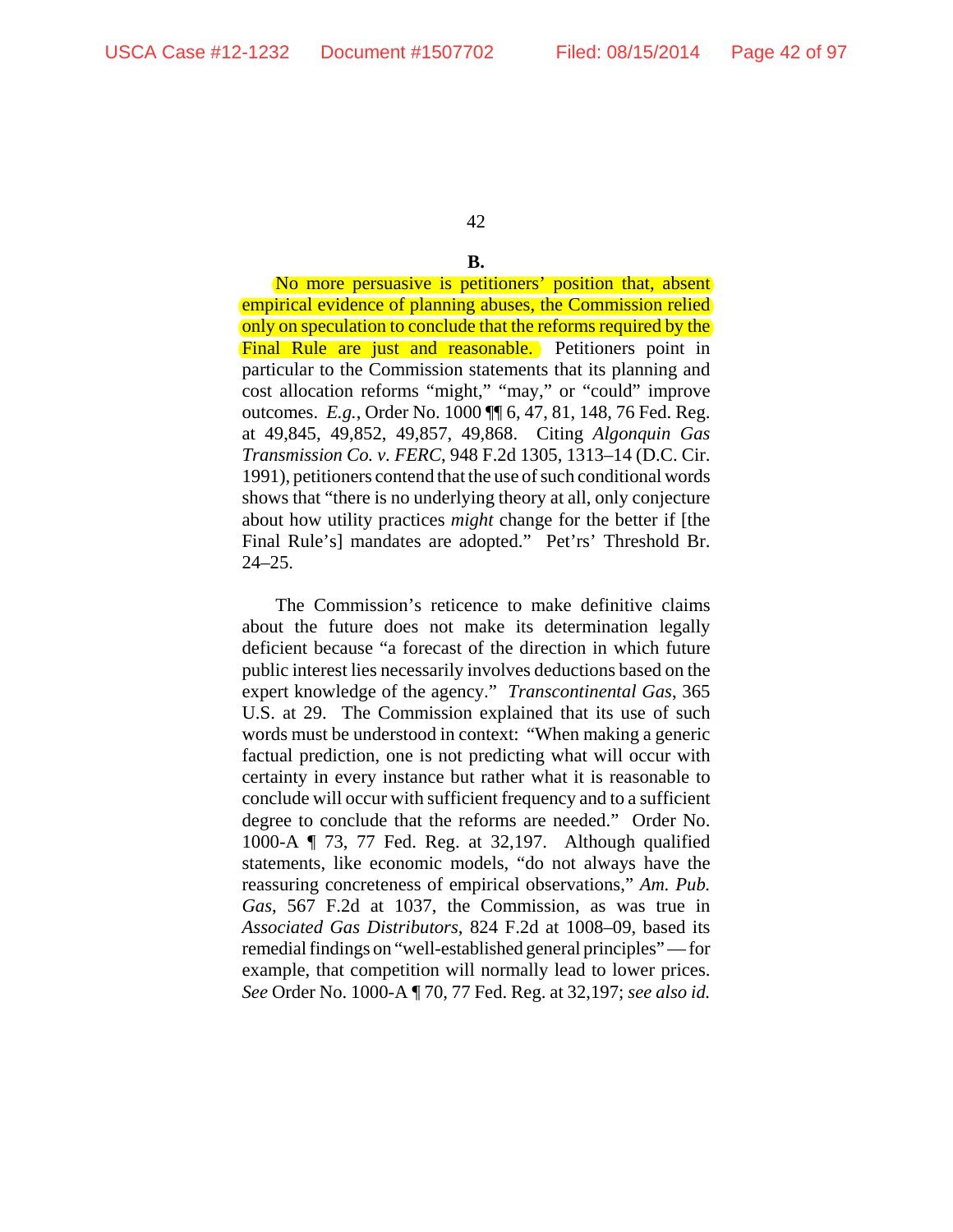**B.**

No more persuasive is petitioners' position that, absent empirical evidence of planning abuses, the Commission relied only on speculation to conclude that the reforms required by the Final Rule are just and reasonable. Petitioners point in particular to the Commission statements that its planning and cost allocation reforms "might," "may," or "could" improve outcomes. *E.g.*, Order No. 1000 ¶¶ 6, 47, 81, 148, 76 Fed. Reg. at 49,845, 49,852, 49,857, 49,868. Citing *Algonquin Gas Transmission Co. v. FERC*, 948 F.2d 1305, 1313–14 (D.C. Cir. 1991), petitioners contend that the use of such conditional words shows that "there is no underlying theory at all, only conjecture about how utility practices *might* change for the better if [the Final Rule's] mandates are adopted." Pet'rs' Threshold Br. 24–25.

The Commission's reticence to make definitive claims about the future does not make its determination legally deficient because "a forecast of the direction in which future public interest lies necessarily involves deductions based on the expert knowledge of the agency." *Transcontinental Gas*, 365 U.S. at 29. The Commission explained that its use of such words must be understood in context: "When making a generic factual prediction, one is not predicting what will occur with certainty in every instance but rather what it is reasonable to conclude will occur with sufficient frequency and to a sufficient degree to conclude that the reforms are needed." Order No. 1000-A ¶ 73, 77 Fed. Reg. at 32,197. Although qualified statements, like economic models, "do not always have the reassuring concreteness of empirical observations," *Am. Pub. Gas*, 567 F.2d at 1037, the Commission, as was true in *Associated Gas Distributors*, 824 F.2d at 1008–09, based its remedial findings on "well-established general principles" — for example, that competition will normally lead to lower prices. *See* Order No. 1000-A ¶ 70, 77 Fed. Reg. at 32,197; *see also id.*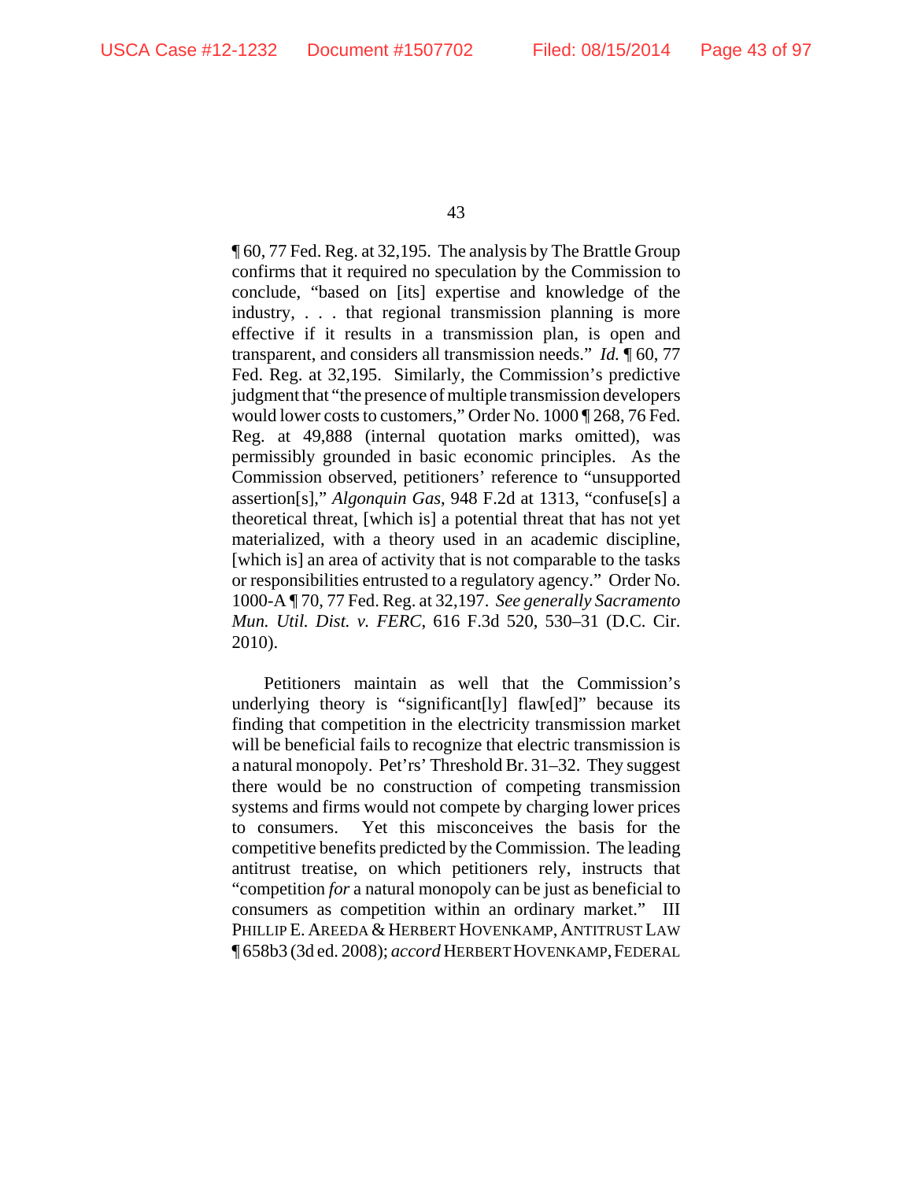¶ 60, 77 Fed. Reg. at 32,195. The analysis by The Brattle Group confirms that it required no speculation by the Commission to conclude, "based on [its] expertise and knowledge of the industry, . . . that regional transmission planning is more effective if it results in a transmission plan, is open and transparent, and considers all transmission needs." *Id.* ¶ 60, 77 Fed. Reg. at 32,195. Similarly, the Commission's predictive judgment that "the presence of multiple transmission developers would lower costs to customers," Order No. 1000 ¶ 268, 76 Fed. Reg. at 49,888 (internal quotation marks omitted), was permissibly grounded in basic economic principles. As the Commission observed, petitioners' reference to "unsupported assertion[s]," *Algonquin Gas*, 948 F.2d at 1313, "confuse[s] a theoretical threat, [which is] a potential threat that has not yet materialized, with a theory used in an academic discipline, [which is] an area of activity that is not comparable to the tasks or responsibilities entrusted to a regulatory agency." Order No. 1000-A ¶ 70, 77 Fed. Reg. at 32,197. *See generally Sacramento Mun. Util. Dist. v. FERC*, 616 F.3d 520, 530–31 (D.C. Cir. 2010).

Petitioners maintain as well that the Commission's underlying theory is "significant[ly] flaw[ed]" because its finding that competition in the electricity transmission market will be beneficial fails to recognize that electric transmission is a natural monopoly. Pet'rs' Threshold Br. 31–32. They suggest there would be no construction of competing transmission systems and firms would not compete by charging lower prices to consumers. Yet this misconceives the basis for the competitive benefits predicted by the Commission. The leading antitrust treatise, on which petitioners rely, instructs that "competition *for* a natural monopoly can be just as beneficial to consumers as competition within an ordinary market." III PHILLIP E. AREEDA & HERBERT HOVENKAMP, ANTITRUST LAW ¶ 658b3 (3d ed. 2008); *accord* HERBERT HOVENKAMP, FEDERAL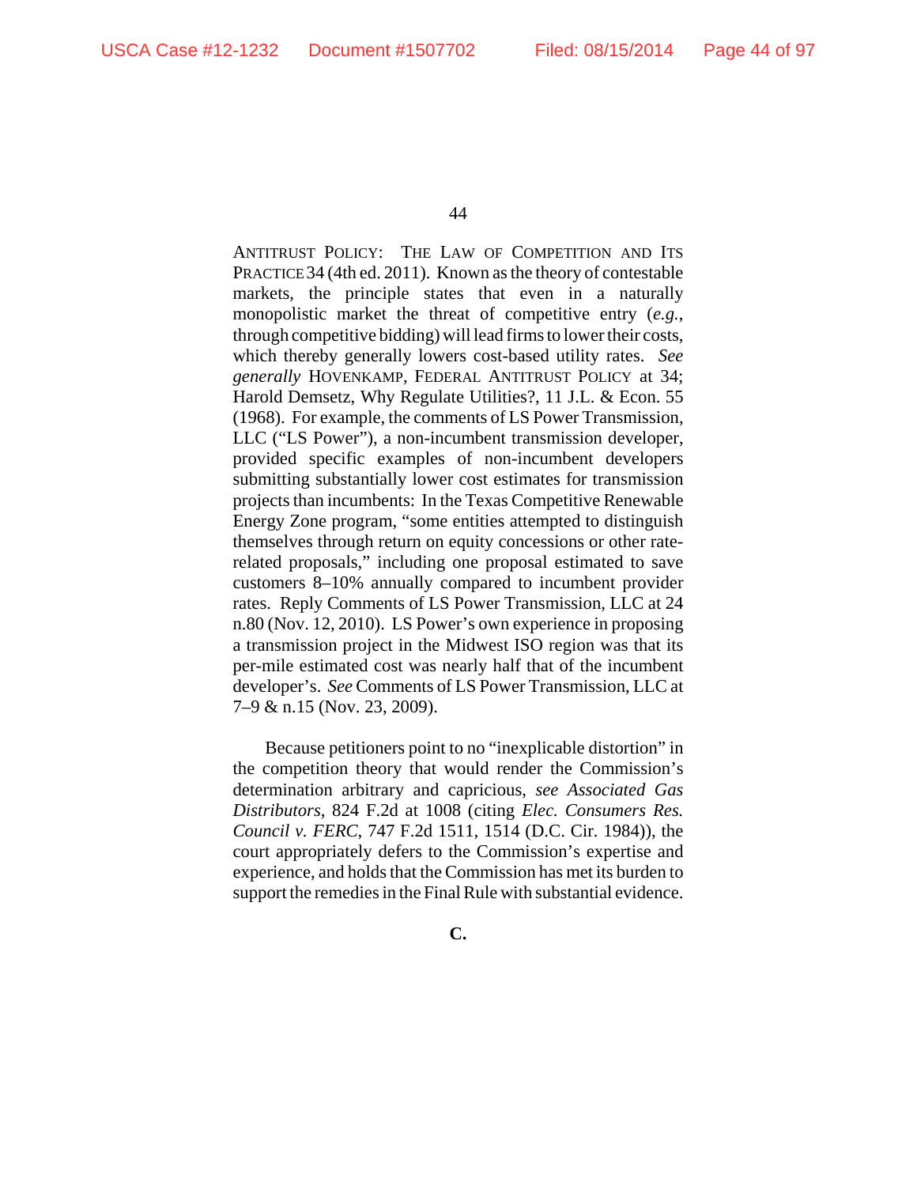ANTITRUST POLICY: THE LAW OF COMPETITION AND ITS PRACTICE 34 (4th ed. 2011). Known as the theory of contestable markets, the principle states that even in a naturally monopolistic market the threat of competitive entry (*e.g.*, through competitive bidding) will lead firms to lower their costs, which thereby generally lowers cost-based utility rates. *See generally* HOVENKAMP, FEDERAL ANTITRUST POLICY at 34; Harold Demsetz, Why Regulate Utilities?, 11 J.L. & Econ. 55 (1968). For example, the comments of LS Power Transmission, LLC ("LS Power"), a non-incumbent transmission developer, provided specific examples of non-incumbent developers submitting substantially lower cost estimates for transmission projects than incumbents: In the Texas Competitive Renewable Energy Zone program, "some entities attempted to distinguish themselves through return on equity concessions or other rate-related proposals," including one proposal estimated to save customers 8–10% annually compared to incumbent provider rates. Reply Comments of LS Power Transmission, LLC at 24 n.80 (Nov. 12, 2010). LS Power's own experience in proposing a transmission project in the Midwest ISO region was that its per-mile estimated cost was nearly half that of the incumbent developer's. *See* Comments of LS Power Transmission, LLC at 7–9 & n.15 (Nov. 23, 2009).

Because petitioners point to no "inexplicable distortion" in the competition theory that would render the Commission's determination arbitrary and capricious, *see Associated Gas Distributors*, 824 F.2d at 1008 (citing *Elec. Consumers Res. Council v. FERC*, 747 F.2d 1511, 1514 (D.C. Cir. 1984)), the court appropriately defers to the Commission's expertise and experience, and holds that the Commission has met its burden to support the remedies in the Final Rule with substantial evidence.

**C.**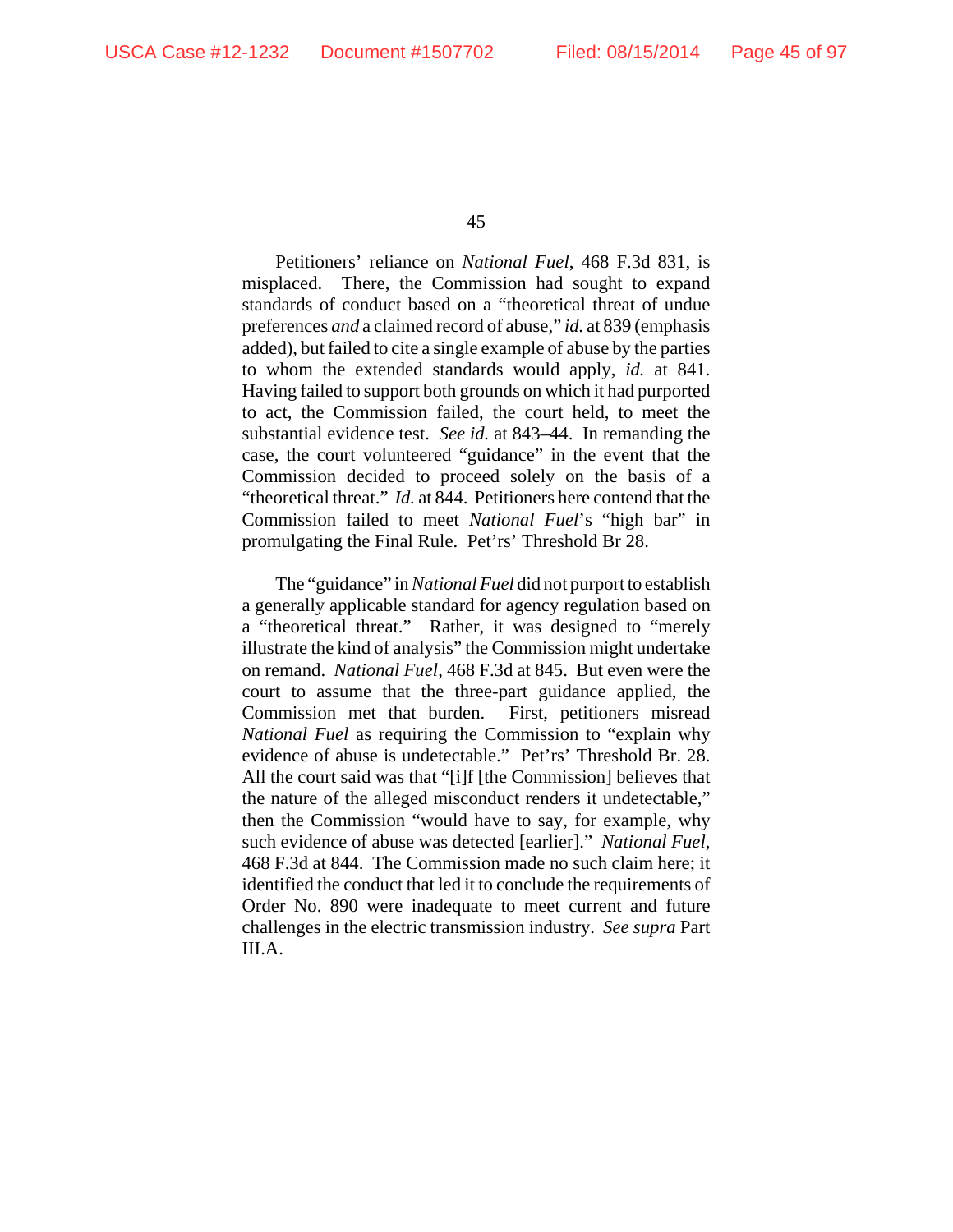Petitioners' reliance on *National Fuel*, 468 F.3d 831, is misplaced. There, the Commission had sought to expand standards of conduct based on a "theoretical threat of undue preferences *and* a claimed record of abuse," *id.* at 839 (emphasis added), but failed to cite a single example of abuse by the parties to whom the extended standards would apply, *id.* at 841. Having failed to support both grounds on which it had purported to act, the Commission failed, the court held, to meet the substantial evidence test. *See id.* at 843–44. In remanding the case, the court volunteered "guidance" in the event that the Commission decided to proceed solely on the basis of a "theoretical threat." *Id.* at 844. Petitioners here contend that the Commission failed to meet *National Fuel*'s "high bar" in promulgating the Final Rule. Pet'rs' Threshold Br 28.

The "guidance" in *National Fuel* did not purport to establish a generally applicable standard for agency regulation based on a "theoretical threat." Rather, it was designed to "merely illustrate the kind of analysis" the Commission might undertake on remand. *National Fuel*, 468 F.3d at 845. But even were the court to assume that the three-part guidance applied, the Commission met that burden. First, petitioners misread *National Fuel* as requiring the Commission to "explain why evidence of abuse is undetectable." Pet'rs' Threshold Br. 28. All the court said was that "[i]f [the Commission] believes that the nature of the alleged misconduct renders it undetectable," then the Commission "would have to say, for example, why such evidence of abuse was detected [earlier]." *National Fuel*, 468 F.3d at 844. The Commission made no such claim here; it identified the conduct that led it to conclude the requirements of Order No. 890 were inadequate to meet current and future challenges in the electric transmission industry. *See supra* Part III.A.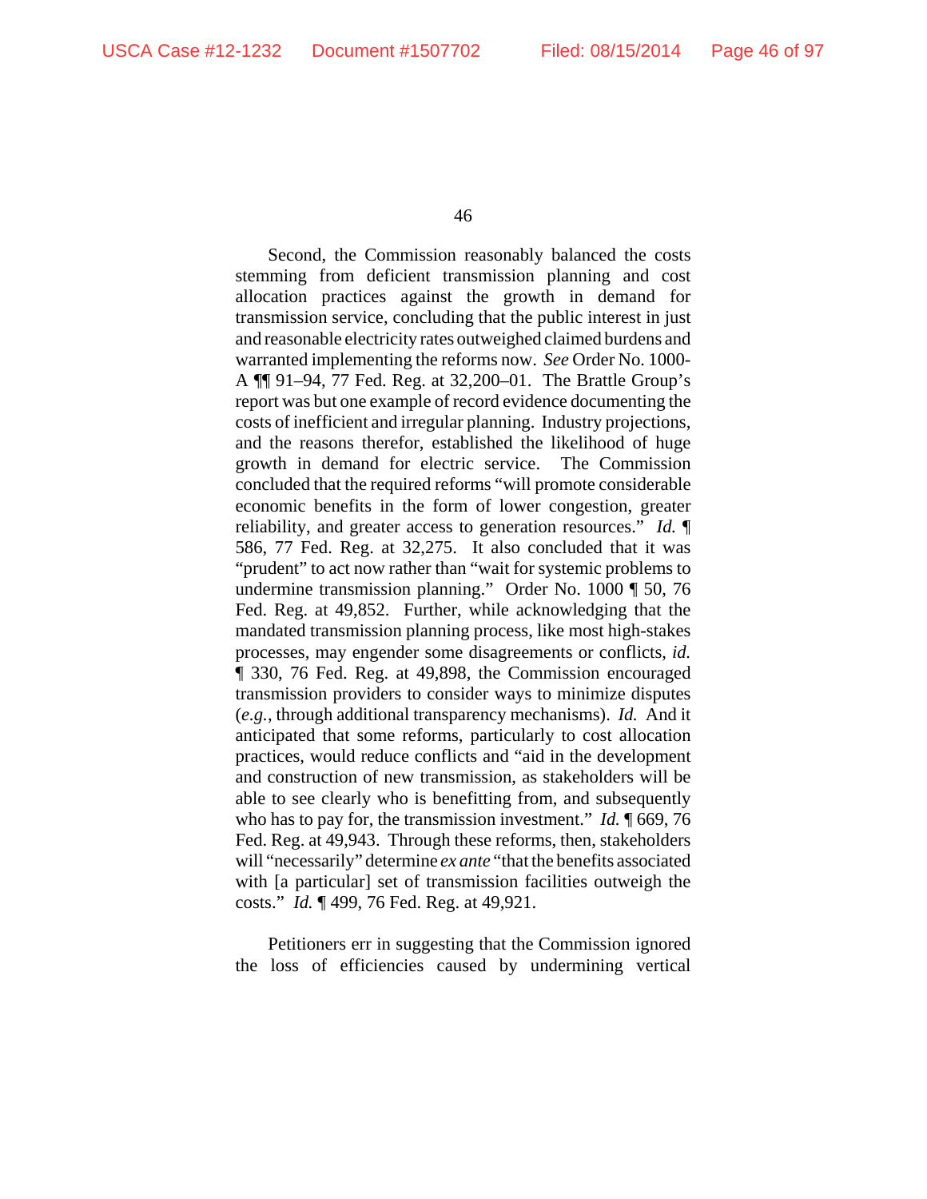Second, the Commission reasonably balanced the costs stemming from deficient transmission planning and cost allocation practices against the growth in demand for transmission service, concluding that the public interest in just and reasonable electricity rates outweighed claimed burdens and warranted implementing the reforms now. *See* Order No. 1000-A ¶¶ 91–94, 77 Fed. Reg. at 32,200–01. The Brattle Group's report was but one example of record evidence documenting the costs of inefficient and irregular planning. Industry projections, and the reasons therefor, established the likelihood of huge growth in demand for electric service. The Commission concluded that the required reforms "will promote considerable economic benefits in the form of lower congestion, greater reliability, and greater access to generation resources." *Id.* ¶ 586, 77 Fed. Reg. at 32,275. It also concluded that it was "prudent" to act now rather than "wait for systemic problems to undermine transmission planning." Order No. 1000 ¶ 50, 76 Fed. Reg. at 49,852. Further, while acknowledging that the mandated transmission planning process, like most high-stakes processes, may engender some disagreements or conflicts, *id.* ¶ 330, 76 Fed. Reg. at 49,898, the Commission encouraged transmission providers to consider ways to minimize disputes (*e.g.*, through additional transparency mechanisms). *Id.* And it anticipated that some reforms, particularly to cost allocation practices, would reduce conflicts and "aid in the development and construction of new transmission, as stakeholders will be able to see clearly who is benefitting from, and subsequently who has to pay for, the transmission investment." *Id.* ¶ 669, 76 Fed. Reg. at 49,943. Through these reforms, then, stakeholders will "necessarily" determine *ex ante* "that the benefits associated with [a particular] set of transmission facilities outweigh the costs." *Id.* ¶ 499, 76 Fed. Reg. at 49,921.

Petitioners err in suggesting that the Commission ignored the loss of efficiencies caused by undermining vertical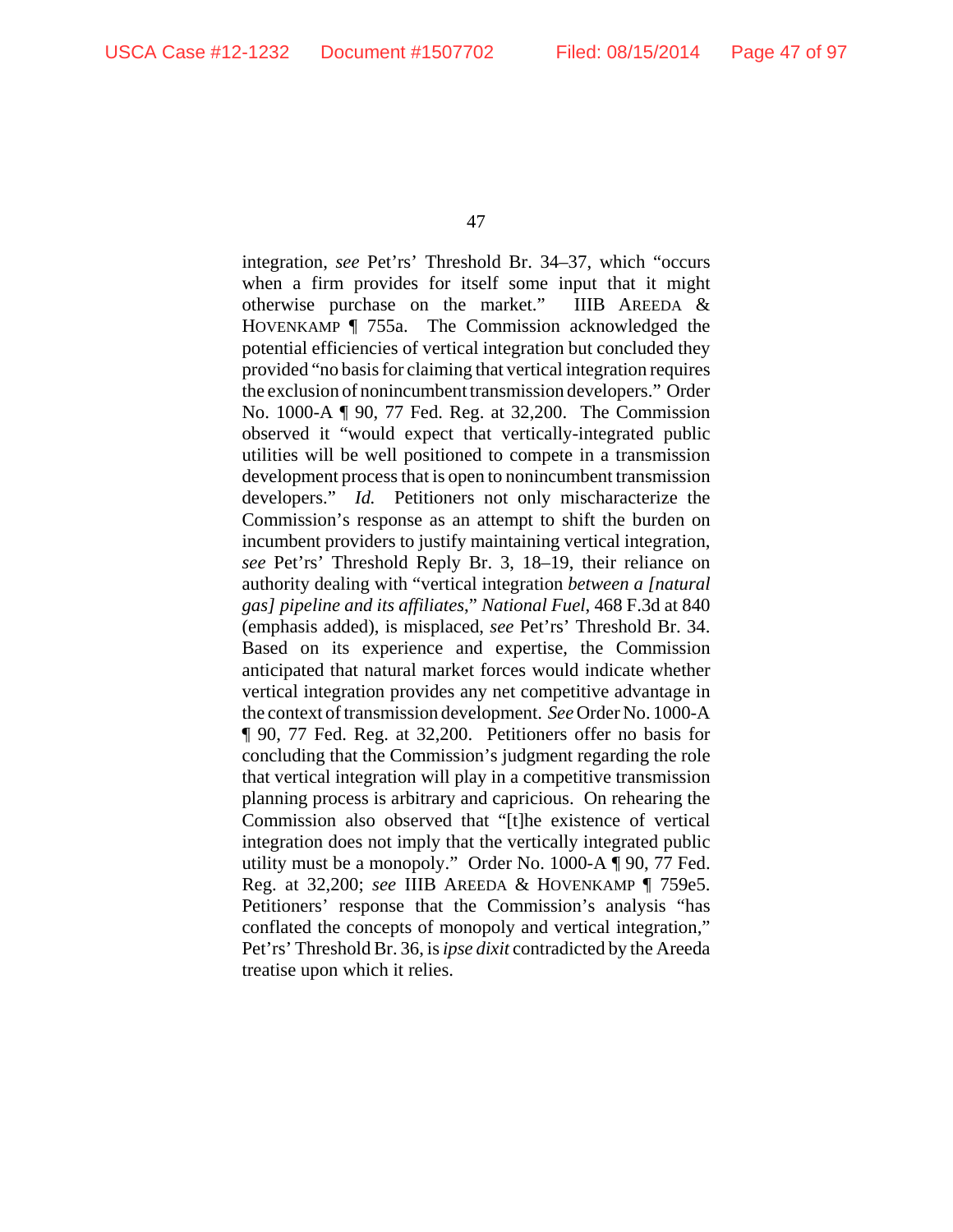integration, *see* Pet'rs' Threshold Br. 34–37, which "occurs when a firm provides for itself some input that it might otherwise purchase on the market." IIIB AREEDA & HOVENKAMP ¶ 755a. The Commission acknowledged the potential efficiencies of vertical integration but concluded they provided "no basis for claiming that vertical integration requires the exclusion of nonincumbent transmission developers." Order No. 1000-A ¶ 90, 77 Fed. Reg. at 32,200. The Commission observed it "would expect that vertically-integrated public utilities will be well positioned to compete in a transmission development process that is open to nonincumbent transmission developers." *Id.* Petitioners not only mischaracterize the Commission's response as an attempt to shift the burden on incumbent providers to justify maintaining vertical integration, *see* Pet'rs' Threshold Reply Br. 3, 18–19, their reliance on authority dealing with "vertical integration *between a [natural gas] pipeline and its affiliates*," *National Fuel*, 468 F.3d at 840 (emphasis added), is misplaced, *see* Pet'rs' Threshold Br. 34. Based on its experience and expertise, the Commission anticipated that natural market forces would indicate whether vertical integration provides any net competitive advantage in the context of transmission development. *See* Order No. 1000-A ¶ 90, 77 Fed. Reg. at 32,200. Petitioners offer no basis for concluding that the Commission's judgment regarding the role that vertical integration will play in a competitive transmission planning process is arbitrary and capricious. On rehearing the Commission also observed that "[t]he existence of vertical integration does not imply that the vertically integrated public utility must be a monopoly." Order No. 1000-A ¶ 90, 77 Fed. Reg. at 32,200; *see* IIIB AREEDA & HOVENKAMP ¶ 759e5. Petitioners' response that the Commission's analysis "has conflated the concepts of monopoly and vertical integration," Pet'rs' Threshold Br. 36, is *ipse dixit* contradicted by the Areeda treatise upon which it relies.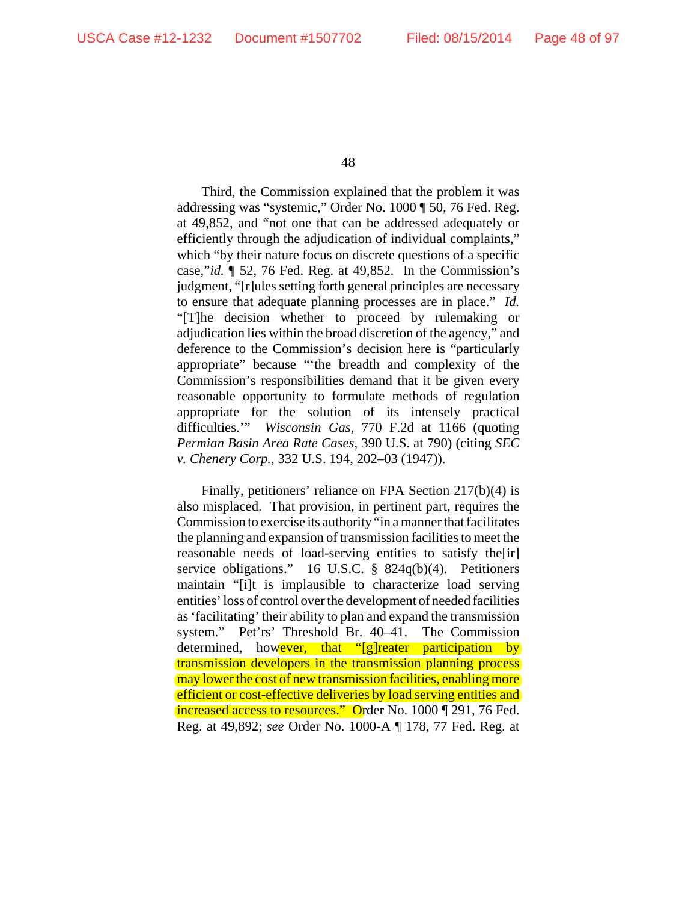Third, the Commission explained that the problem it was addressing was "systemic," Order No. 1000 ¶ 50, 76 Fed. Reg. at 49,852, and "not one that can be addressed adequately or efficiently through the adjudication of individual complaints," which "by their nature focus on discrete questions of a specific case,"*id.* ¶ 52, 76 Fed. Reg. at 49,852. In the Commission's judgment, "[r]ules setting forth general principles are necessary to ensure that adequate planning processes are in place." *Id.* "[T]he decision whether to proceed by rulemaking or adjudication lies within the broad discretion of the agency," and deference to the Commission's decision here is "particularly appropriate" because "'the breadth and complexity of the Commission's responsibilities demand that it be given every reasonable opportunity to formulate methods of regulation appropriate for the solution of its intensely practical difficulties.'" *Wisconsin Gas*, 770 F.2d at 1166 (quoting *Permian Basin Area Rate Cases*, 390 U.S. at 790) (citing *SEC v. Chenery Corp.*, 332 U.S. 194, 202–03 (1947)).

Finally, petitioners' reliance on FPA Section 217(b)(4) is also misplaced. That provision, in pertinent part, requires the Commission to exercise its authority "in a manner that facilitates the planning and expansion of transmission facilities to meet the reasonable needs of load-serving entities to satisfy the[ir] service obligations." 16 U.S.C. § 824q(b)(4). Petitioners maintain "[i]t is implausible to characterize load serving entities' loss of control over the development of needed facilities as 'facilitating' their ability to plan and expand the transmission system." Pet'rs' Threshold Br. 40–41. The Commission determined, however, that "[g]reater participation by transmission developers in the transmission planning process may lower the cost of new transmission facilities, enabling more efficient or cost-effective deliveries by load serving entities and increased access to resources." Order No. 1000 ¶ 291, 76 Fed. Reg. at 49,892; *see* Order No. 1000-A ¶ 178, 77 Fed. Reg. at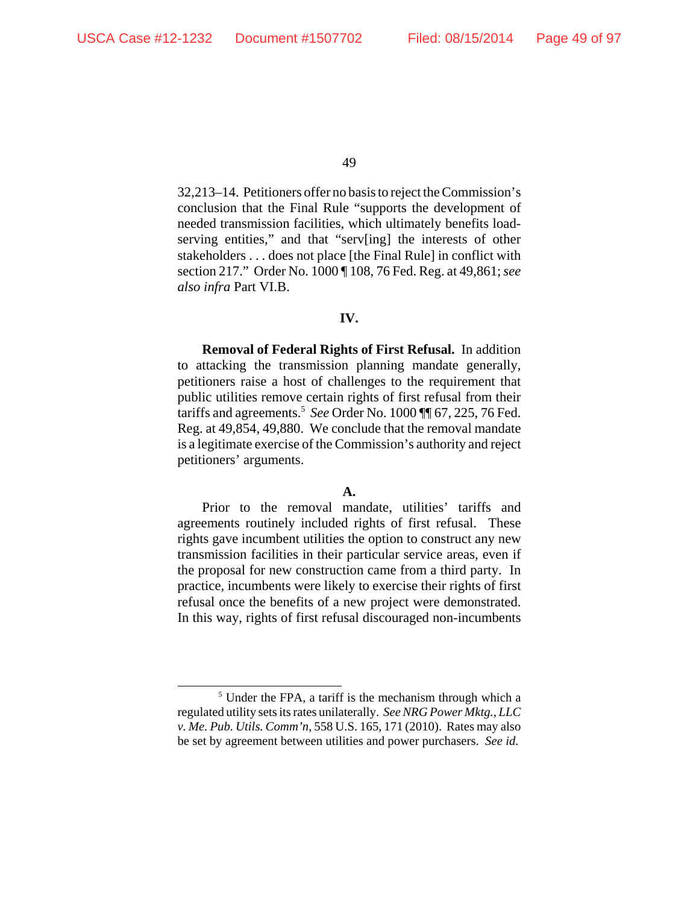32,213–14. Petitioners offer no basis to reject the Commission's conclusion that the Final Rule "supports the development of needed transmission facilities, which ultimately benefits load-serving entities," and that "serv[ing] the interests of other stakeholders . . . does not place [the Final Rule] in conflict with section 217." Order No. 1000 ¶ 108, 76 Fed. Reg. at 49,861; *see also infra* Part VI.B.

## IV.

**Removal of Federal Rights of First Refusal.** In addition to attacking the transmission planning mandate generally, petitioners raise a host of challenges to the requirement that public utilities remove certain rights of first refusal from their tariffs and agreements.[5] *See* Order No. 1000 ¶¶ 67, 225, 76 Fed. Reg. at 49,854, 49,880. We conclude that the removal mandate is a legitimate exercise of the Commission's authority and reject petitioners' arguments.

### A.

Prior to the removal mandate, utilities' tariffs and agreements routinely included rights of first refusal. These rights gave incumbent utilities the option to construct any new transmission facilities in their particular service areas, even if the proposal for new construction came from a third party. In practice, incumbents were likely to exercise their rights of first refusal once the benefits of a new project were demonstrated. In this way, rights of first refusal discouraged non-incumbents

---

[5] Under the FPA, a tariff is the mechanism through which a regulated utility sets its rates unilaterally. *See NRG Power Mktg., LLC v. Me. Pub. Utils. Comm'n*, 558 U.S. 165, 171 (2010). Rates may also be set by agreement between utilities and power purchasers. *See id.*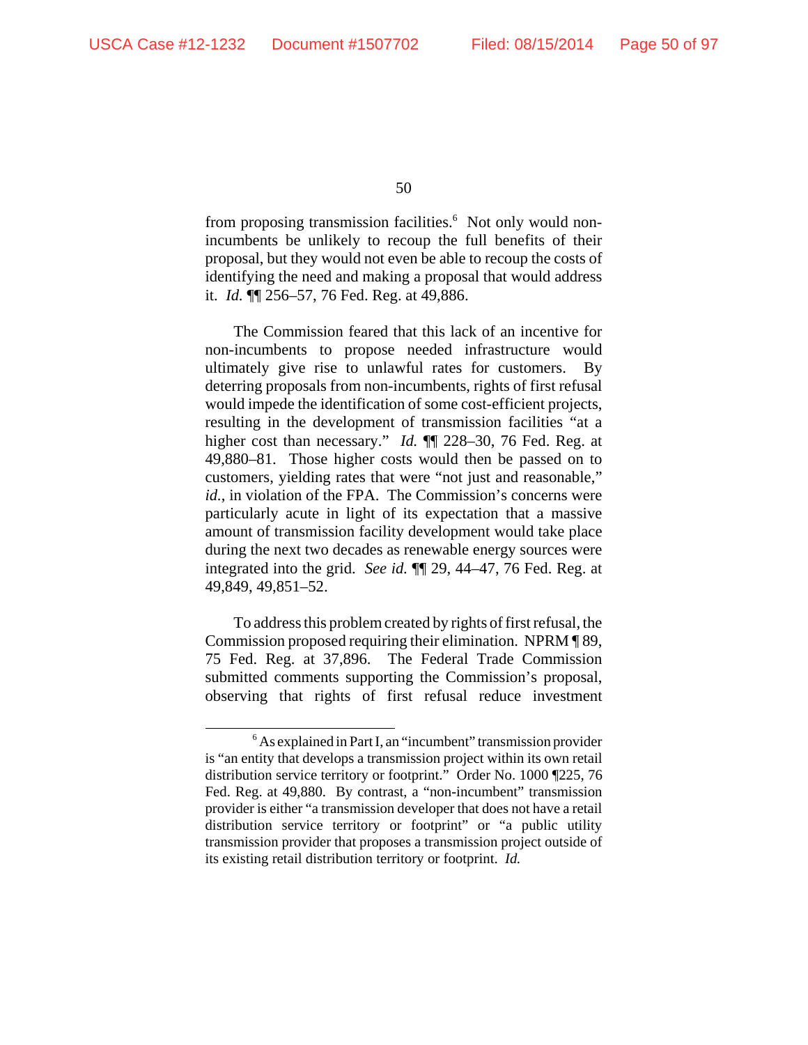from proposing transmission facilities.[6] Not only would non-incumbents be unlikely to recoup the full benefits of their proposal, but they would not even be able to recoup the costs of identifying the need and making a proposal that would address it. *Id.* ¶¶ 256–57, 76 Fed. Reg. at 49,886.

The Commission feared that this lack of an incentive for non-incumbents to propose needed infrastructure would ultimately give rise to unlawful rates for customers. By deterring proposals from non-incumbents, rights of first refusal would impede the identification of some cost-efficient projects, resulting in the development of transmission facilities "at a higher cost than necessary." *Id.* ¶¶ 228–30, 76 Fed. Reg. at 49,880–81. Those higher costs would then be passed on to customers, yielding rates that were "not just and reasonable," *id.*, in violation of the FPA. The Commission's concerns were particularly acute in light of its expectation that a massive amount of transmission facility development would take place during the next two decades as renewable energy sources were integrated into the grid. *See id.* ¶¶ 29, 44–47, 76 Fed. Reg. at 49,849, 49,851–52.

To address this problem created by rights of first refusal, the Commission proposed requiring their elimination. NPRM ¶ 89, 75 Fed. Reg. at 37,896. The Federal Trade Commission submitted comments supporting the Commission's proposal, observing that rights of first refusal reduce investment

---

[6] As explained in Part I, an "incumbent" transmission provider is "an entity that develops a transmission project within its own retail distribution service territory or footprint." Order No. 1000 ¶225, 76 Fed. Reg. at 49,880. By contrast, a "non-incumbent" transmission provider is either "a transmission developer that does not have a retail distribution service territory or footprint" or "a public utility transmission provider that proposes a transmission project outside of its existing retail distribution territory or footprint. *Id.*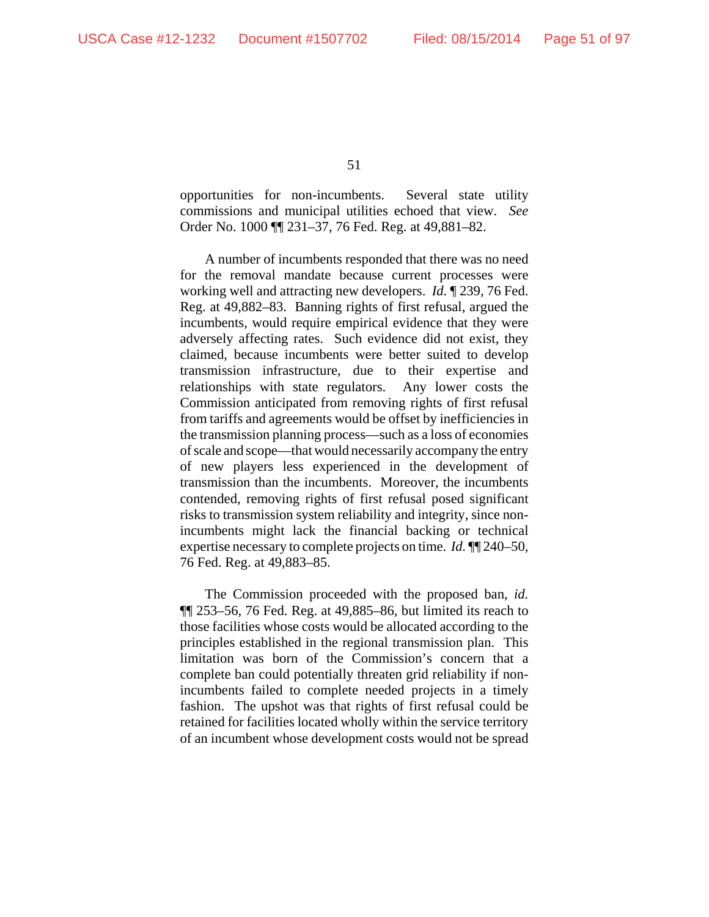opportunities for non-incumbents. Several state utility commissions and municipal utilities echoed that view. *See* Order No. 1000 ¶¶ 231–37, 76 Fed. Reg. at 49,881–82.

A number of incumbents responded that there was no need for the removal mandate because current processes were working well and attracting new developers. *Id.* ¶ 239, 76 Fed. Reg. at 49,882–83. Banning rights of first refusal, argued the incumbents, would require empirical evidence that they were adversely affecting rates. Such evidence did not exist, they claimed, because incumbents were better suited to develop transmission infrastructure, due to their expertise and relationships with state regulators. Any lower costs the Commission anticipated from removing rights of first refusal from tariffs and agreements would be offset by inefficiencies in the transmission planning process—such as a loss of economies of scale and scope—that would necessarily accompany the entry of new players less experienced in the development of transmission than the incumbents. Moreover, the incumbents contended, removing rights of first refusal posed significant risks to transmission system reliability and integrity, since non-incumbents might lack the financial backing or technical expertise necessary to complete projects on time. *Id.* ¶¶ 240–50, 76 Fed. Reg. at 49,883–85.

The Commission proceeded with the proposed ban, *id.* ¶¶ 253–56, 76 Fed. Reg. at 49,885–86, but limited its reach to those facilities whose costs would be allocated according to the principles established in the regional transmission plan. This limitation was born of the Commission's concern that a complete ban could potentially threaten grid reliability if non-incumbents failed to complete needed projects in a timely fashion. The upshot was that rights of first refusal could be retained for facilities located wholly within the service territory of an incumbent whose development costs would not be spread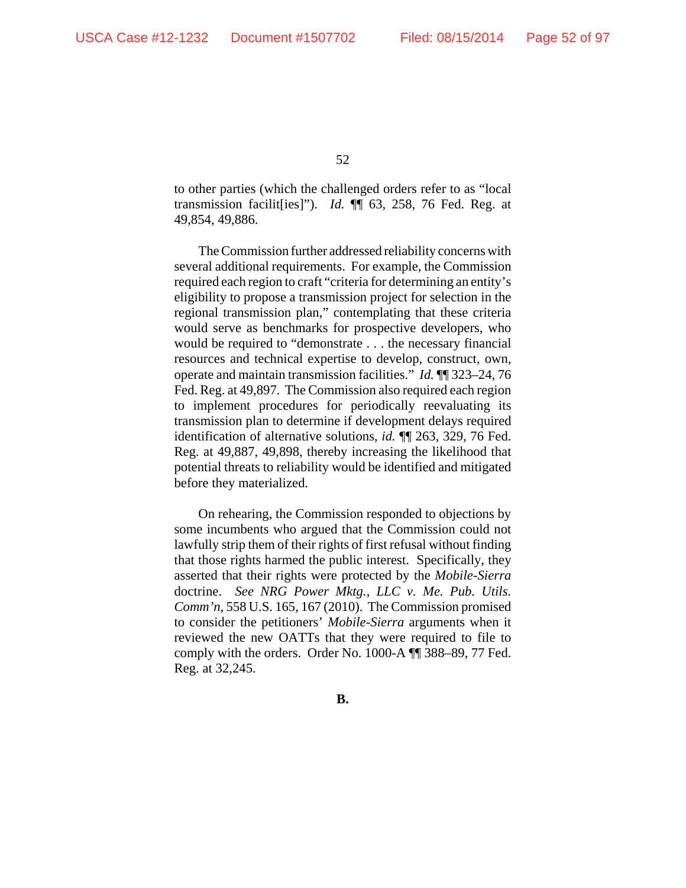to other parties (which the challenged orders refer to as "local transmission facilit[ies]"). *Id.* ¶¶ 63, 258, 76 Fed. Reg. at 49,854, 49,886.

The Commission further addressed reliability concerns with several additional requirements. For example, the Commission required each region to craft "criteria for determining an entity's eligibility to propose a transmission project for selection in the regional transmission plan," contemplating that these criteria would serve as benchmarks for prospective developers, who would be required to "demonstrate . . . the necessary financial resources and technical expertise to develop, construct, own, operate and maintain transmission facilities." *Id.* ¶¶ 323–24, 76 Fed. Reg. at 49,897. The Commission also required each region to implement procedures for periodically reevaluating its transmission plan to determine if development delays required identification of alternative solutions, *id.* ¶¶ 263, 329, 76 Fed. Reg. at 49,887, 49,898, thereby increasing the likelihood that potential threats to reliability would be identified and mitigated before they materialized.

On rehearing, the Commission responded to objections by some incumbents who argued that the Commission could not lawfully strip them of their rights of first refusal without finding that those rights harmed the public interest. Specifically, they asserted that their rights were protected by the *Mobile-Sierra* doctrine. *See NRG Power Mktg., LLC v. Me. Pub. Utils. Comm'n*, 558 U.S. 165, 167 (2010). The Commission promised to consider the petitioners' *Mobile-Sierra* arguments when it reviewed the new OATTs that they were required to file to comply with the orders. Order No. 1000-A ¶¶ 388–89, 77 Fed. Reg. at 32,245.

**B.**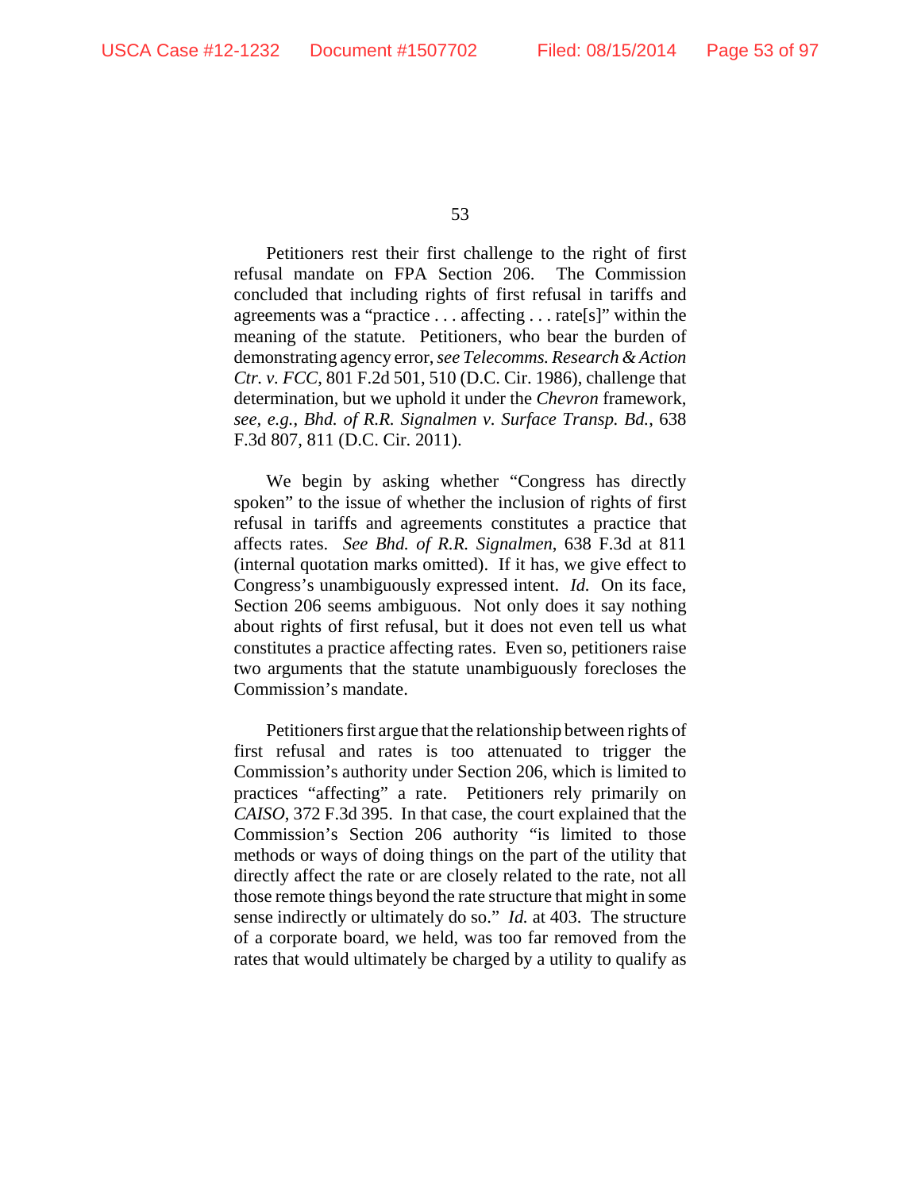Petitioners rest their first challenge to the right of first refusal mandate on FPA Section 206. The Commission concluded that including rights of first refusal in tariffs and agreements was a "practice . . . affecting . . . rate[s]" within the meaning of the statute. Petitioners, who bear the burden of demonstrating agency error, *see Telecomms. Research & Action Ctr. v. FCC*, 801 F.2d 501, 510 (D.C. Cir. 1986), challenge that determination, but we uphold it under the *Chevron* framework, *see, e.g.*, *Bhd. of R.R. Signalmen v. Surface Transp. Bd.*, 638 F.3d 807, 811 (D.C. Cir. 2011).

We begin by asking whether "Congress has directly spoken" to the issue of whether the inclusion of rights of first refusal in tariffs and agreements constitutes a practice that affects rates. *See Bhd. of R.R. Signalmen*, 638 F.3d at 811 (internal quotation marks omitted). If it has, we give effect to Congress's unambiguously expressed intent. *Id.* On its face, Section 206 seems ambiguous. Not only does it say nothing about rights of first refusal, but it does not even tell us what constitutes a practice affecting rates. Even so, petitioners raise two arguments that the statute unambiguously forecloses the Commission's mandate.

Petitioners first argue that the relationship between rights of first refusal and rates is too attenuated to trigger the Commission's authority under Section 206, which is limited to practices "affecting" a rate. Petitioners rely primarily on *CAISO*, 372 F.3d 395. In that case, the court explained that the Commission's Section 206 authority "is limited to those methods or ways of doing things on the part of the utility that directly affect the rate or are closely related to the rate, not all those remote things beyond the rate structure that might in some sense indirectly or ultimately do so." *Id.* at 403. The structure of a corporate board, we held, was too far removed from the rates that would ultimately be charged by a utility to qualify as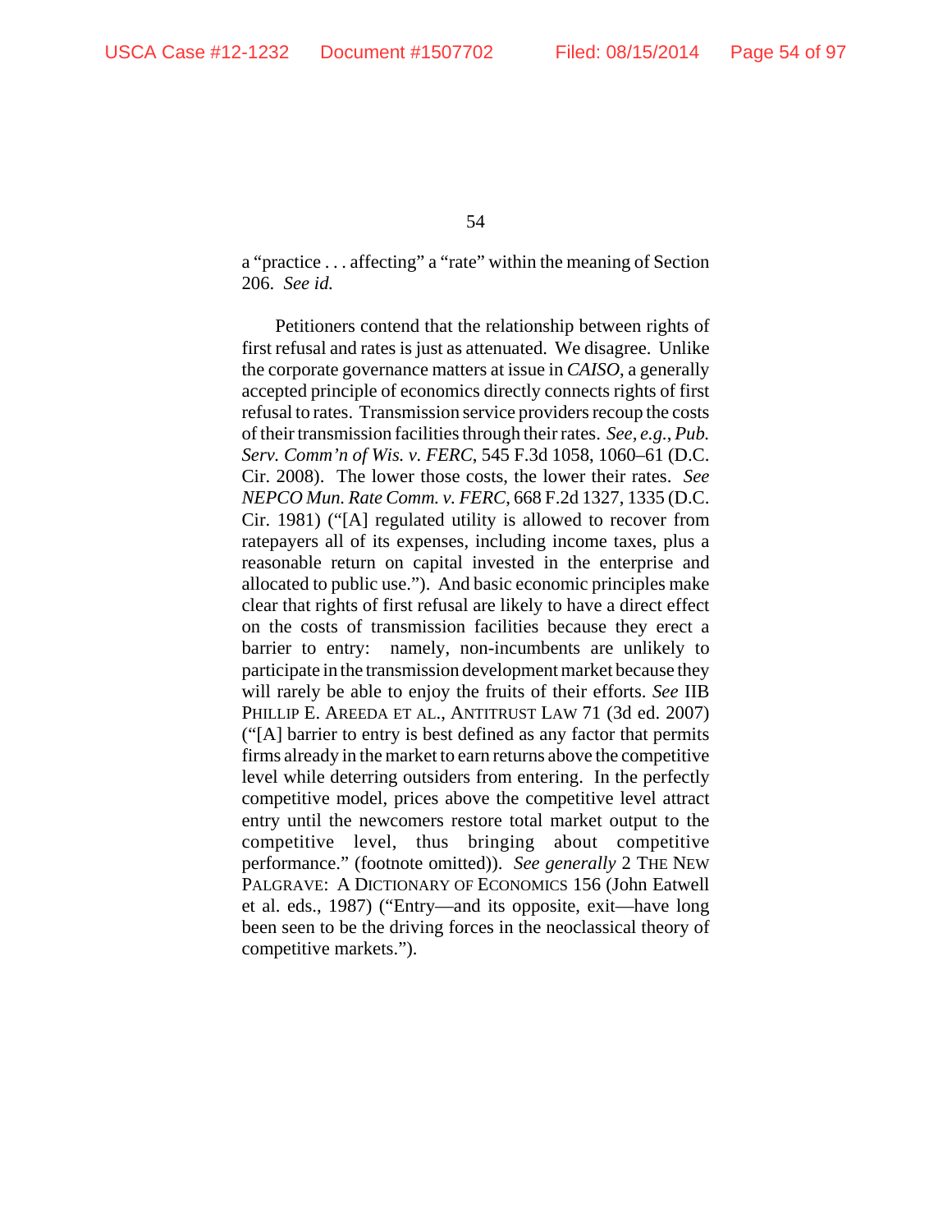a "practice . . . affecting" a "rate" within the meaning of Section 206. *See id.*

Petitioners contend that the relationship between rights of first refusal and rates is just as attenuated. We disagree. Unlike the corporate governance matters at issue in *CAISO*, a generally accepted principle of economics directly connects rights of first refusal to rates. Transmission service providers recoup the costs of their transmission facilities through their rates. *See, e.g.*, *Pub. Serv. Comm'n of Wis. v. FERC*, 545 F.3d 1058, 1060–61 (D.C. Cir. 2008). The lower those costs, the lower their rates. *See NEPCO Mun. Rate Comm. v. FERC*, 668 F.2d 1327, 1335 (D.C. Cir. 1981) ("[A] regulated utility is allowed to recover from ratepayers all of its expenses, including income taxes, plus a reasonable return on capital invested in the enterprise and allocated to public use."). And basic economic principles make clear that rights of first refusal are likely to have a direct effect on the costs of transmission facilities because they erect a barrier to entry: namely, non-incumbents are unlikely to participate in the transmission development market because they will rarely be able to enjoy the fruits of their efforts. *See* IIB PHILLIP E. AREEDA ET AL., ANTITRUST LAW 71 (3d ed. 2007) ("[A] barrier to entry is best defined as any factor that permits firms already in the market to earn returns above the competitive level while deterring outsiders from entering. In the perfectly competitive model, prices above the competitive level attract entry until the newcomers restore total market output to the competitive level, thus bringing about competitive performance." (footnote omitted)). *See generally* 2 THE NEW PALGRAVE: A DICTIONARY OF ECONOMICS 156 (John Eatwell et al. eds., 1987) ("Entry—and its opposite, exit—have long been seen to be the driving forces in the neoclassical theory of competitive markets.").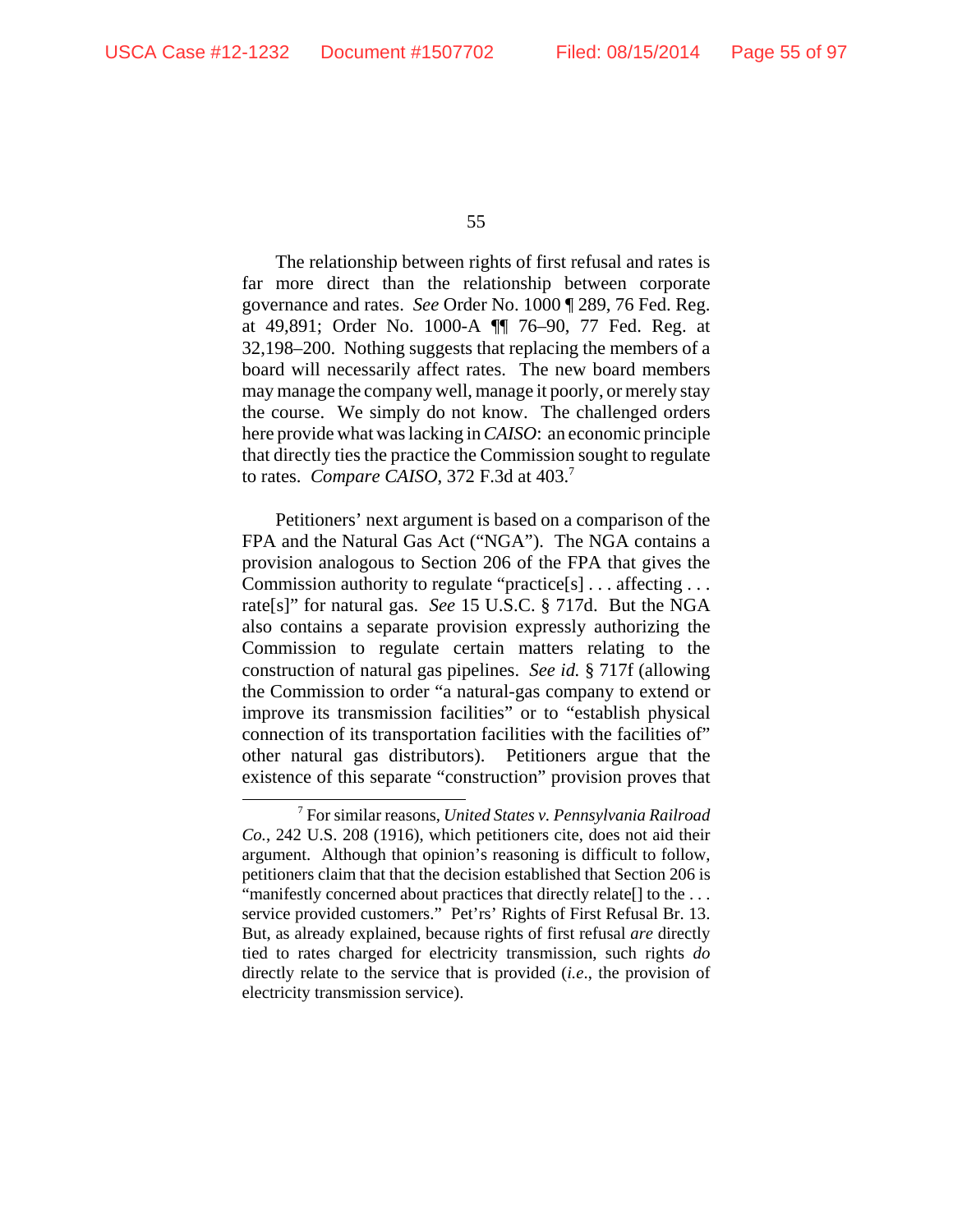The relationship between rights of first refusal and rates is far more direct than the relationship between corporate governance and rates. *See* Order No. 1000 ¶ 289, 76 Fed. Reg. at 49,891; Order No. 1000-A ¶¶ 76–90, 77 Fed. Reg. at 32,198–200. Nothing suggests that replacing the members of a board will necessarily affect rates. The new board members may manage the company well, manage it poorly, or merely stay the course. We simply do not know. The challenged orders here provide what was lacking in *CAISO*: an economic principle that directly ties the practice the Commission sought to regulate to rates. *Compare CAISO*, 372 F.3d at 403.[7]

Petitioners' next argument is based on a comparison of the FPA and the Natural Gas Act ("NGA"). The NGA contains a provision analogous to Section 206 of the FPA that gives the Commission authority to regulate "practice[s] . . . affecting . . . rate[s]" for natural gas. *See* 15 U.S.C. § 717d. But the NGA also contains a separate provision expressly authorizing the Commission to regulate certain matters relating to the construction of natural gas pipelines. *See id.* § 717f (allowing the Commission to order "a natural-gas company to extend or improve its transmission facilities" or to "establish physical connection of its transportation facilities with the facilities of" other natural gas distributors). Petitioners argue that the existence of this separate "construction" provision proves that

---

[7] For similar reasons, *United States v. Pennsylvania Railroad Co.*, 242 U.S. 208 (1916), which petitioners cite, does not aid their argument. Although that opinion's reasoning is difficult to follow, petitioners claim that that the decision established that Section 206 is "manifestly concerned about practices that directly relate[] to the . . . service provided customers." Pet'rs' Rights of First Refusal Br. 13. But, as already explained, because rights of first refusal *are* directly tied to rates charged for electricity transmission, such rights *do* directly relate to the service that is provided (*i.e.*, the provision of electricity transmission service).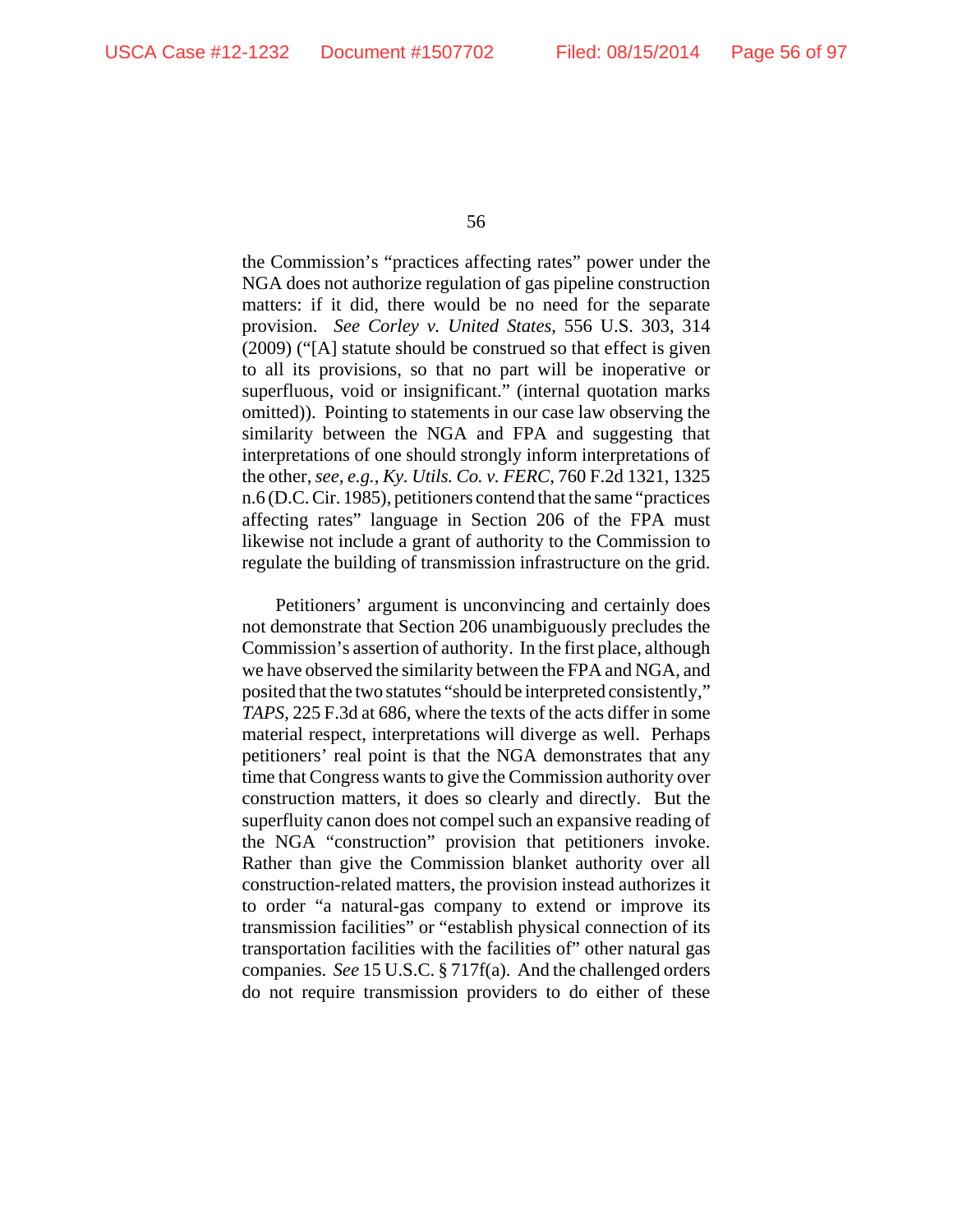the Commission's "practices affecting rates" power under the NGA does not authorize regulation of gas pipeline construction matters: if it did, there would be no need for the separate provision. *See Corley v. United States*, 556 U.S. 303, 314 (2009) ("[A] statute should be construed so that effect is given to all its provisions, so that no part will be inoperative or superfluous, void or insignificant." (internal quotation marks omitted)). Pointing to statements in our case law observing the similarity between the NGA and FPA and suggesting that interpretations of one should strongly inform interpretations of the other, *see, e.g.*, *Ky. Utils. Co. v. FERC*, 760 F.2d 1321, 1325 n.6 (D.C. Cir. 1985), petitioners contend that the same "practices affecting rates" language in Section 206 of the FPA must likewise not include a grant of authority to the Commission to regulate the building of transmission infrastructure on the grid.

Petitioners' argument is unconvincing and certainly does not demonstrate that Section 206 unambiguously precludes the Commission's assertion of authority. In the first place, although we have observed the similarity between the FPA and NGA, and posited that the two statutes "should be interpreted consistently," *TAPS*, 225 F.3d at 686, where the texts of the acts differ in some material respect, interpretations will diverge as well. Perhaps petitioners' real point is that the NGA demonstrates that any time that Congress wants to give the Commission authority over construction matters, it does so clearly and directly. But the superfluity canon does not compel such an expansive reading of the NGA "construction" provision that petitioners invoke. Rather than give the Commission blanket authority over all construction-related matters, the provision instead authorizes it to order "a natural-gas company to extend or improve its transmission facilities" or "establish physical connection of its transportation facilities with the facilities of" other natural gas companies. *See* 15 U.S.C. § 717f(a). And the challenged orders do not require transmission providers to do either of these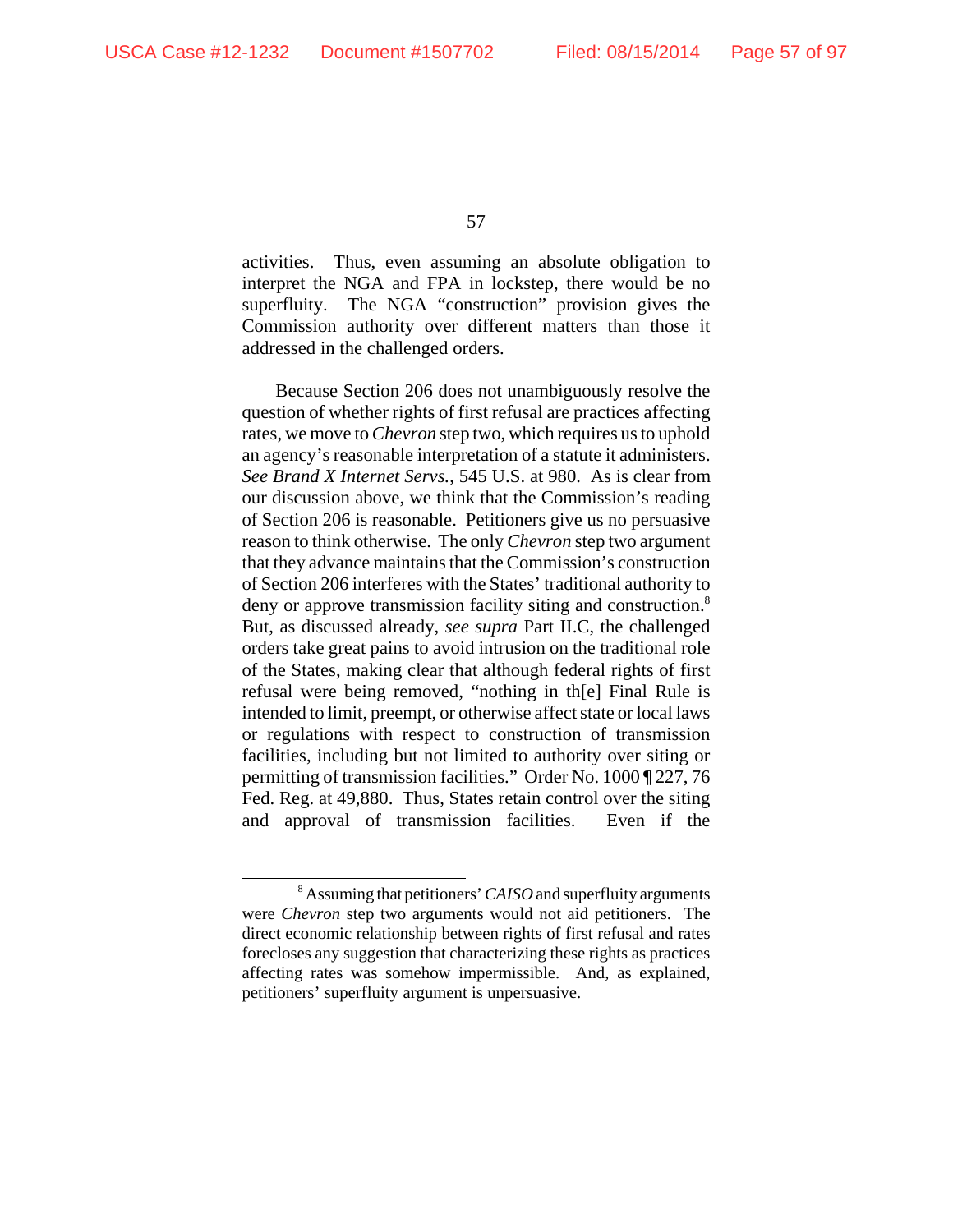activities. Thus, even assuming an absolute obligation to interpret the NGA and FPA in lockstep, there would be no superfluity. The NGA "construction" provision gives the Commission authority over different matters than those it addressed in the challenged orders.

Because Section 206 does not unambiguously resolve the question of whether rights of first refusal are practices affecting rates, we move to *Chevron* step two, which requires us to uphold an agency's reasonable interpretation of a statute it administers. *See Brand X Internet Servs.*, 545 U.S. at 980. As is clear from our discussion above, we think that the Commission's reading of Section 206 is reasonable. Petitioners give us no persuasive reason to think otherwise. The only *Chevron* step two argument that they advance maintains that the Commission's construction of Section 206 interferes with the States' traditional authority to deny or approve transmission facility siting and construction.[8] But, as discussed already, *see supra* Part II.C, the challenged orders take great pains to avoid intrusion on the traditional role of the States, making clear that although federal rights of first refusal were being removed, "nothing in th[e] Final Rule is intended to limit, preempt, or otherwise affect state or local laws or regulations with respect to construction of transmission facilities, including but not limited to authority over siting or permitting of transmission facilities." Order No. 1000 ¶ 227, 76 Fed. Reg. at 49,880. Thus, States retain control over the siting and approval of transmission facilities. Even if the

[8] Assuming that petitioners' *CAISO* and superfluity arguments were *Chevron* step two arguments would not aid petitioners. The direct economic relationship between rights of first refusal and rates forecloses any suggestion that characterizing these rights as practices affecting rates was somehow impermissible. And, as explained, petitioners' superfluity argument is unpersuasive.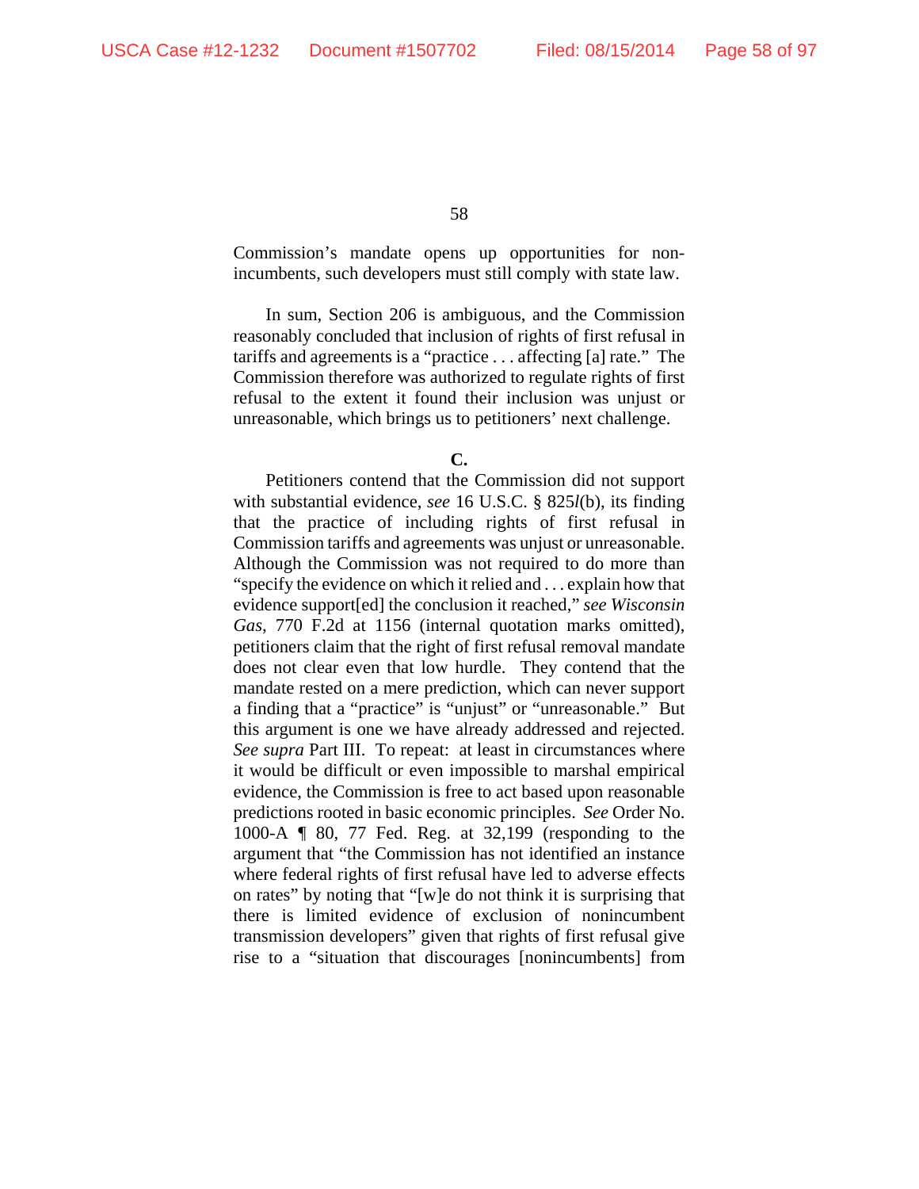Commission's mandate opens up opportunities for non-incumbents, such developers must still comply with state law.

In sum, Section 206 is ambiguous, and the Commission reasonably concluded that inclusion of rights of first refusal in tariffs and agreements is a "practice . . . affecting [a] rate." The Commission therefore was authorized to regulate rights of first refusal to the extent it found their inclusion was unjust or unreasonable, which brings us to petitioners' next challenge.

**C.**

Petitioners contend that the Commission did not support with substantial evidence, *see* 16 U.S.C. § 825*l*(b), its finding that the practice of including rights of first refusal in Commission tariffs and agreements was unjust or unreasonable. Although the Commission was not required to do more than "specify the evidence on which it relied and . . . explain how that evidence support[ed] the conclusion it reached," *see Wisconsin Gas*, 770 F.2d at 1156 (internal quotation marks omitted), petitioners claim that the right of first refusal removal mandate does not clear even that low hurdle. They contend that the mandate rested on a mere prediction, which can never support a finding that a "practice" is "unjust" or "unreasonable." But this argument is one we have already addressed and rejected. *See supra* Part III. To repeat: at least in circumstances where it would be difficult or even impossible to marshal empirical evidence, the Commission is free to act based upon reasonable predictions rooted in basic economic principles. *See* Order No. 1000-A ¶ 80, 77 Fed. Reg. at 32,199 (responding to the argument that "the Commission has not identified an instance where federal rights of first refusal have led to adverse effects on rates" by noting that "[w]e do not think it is surprising that there is limited evidence of exclusion of nonincumbent transmission developers" given that rights of first refusal give rise to a "situation that discourages [nonincumbents] from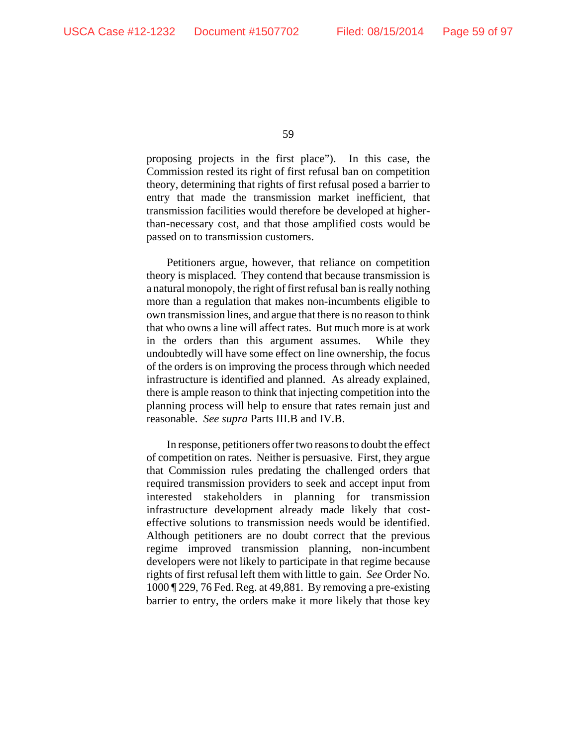proposing projects in the first place"). In this case, the Commission rested its right of first refusal ban on competition theory, determining that rights of first refusal posed a barrier to entry that made the transmission market inefficient, that transmission facilities would therefore be developed at higher-than-necessary cost, and that those amplified costs would be passed on to transmission customers.

Petitioners argue, however, that reliance on competition theory is misplaced. They contend that because transmission is a natural monopoly, the right of first refusal ban is really nothing more than a regulation that makes non-incumbents eligible to own transmission lines, and argue that there is no reason to think that who owns a line will affect rates. But much more is at work in the orders than this argument assumes. While they undoubtedly will have some effect on line ownership, the focus of the orders is on improving the process through which needed infrastructure is identified and planned. As already explained, there is ample reason to think that injecting competition into the planning process will help to ensure that rates remain just and reasonable. *See supra* Parts III.B and IV.B.

In response, petitioners offer two reasons to doubt the effect of competition on rates. Neither is persuasive. First, they argue that Commission rules predating the challenged orders that required transmission providers to seek and accept input from interested stakeholders in planning for transmission infrastructure development already made likely that cost-effective solutions to transmission needs would be identified. Although petitioners are no doubt correct that the previous regime improved transmission planning, non-incumbent developers were not likely to participate in that regime because rights of first refusal left them with little to gain. *See* Order No. 1000 ¶ 229, 76 Fed. Reg. at 49,881. By removing a pre-existing barrier to entry, the orders make it more likely that those key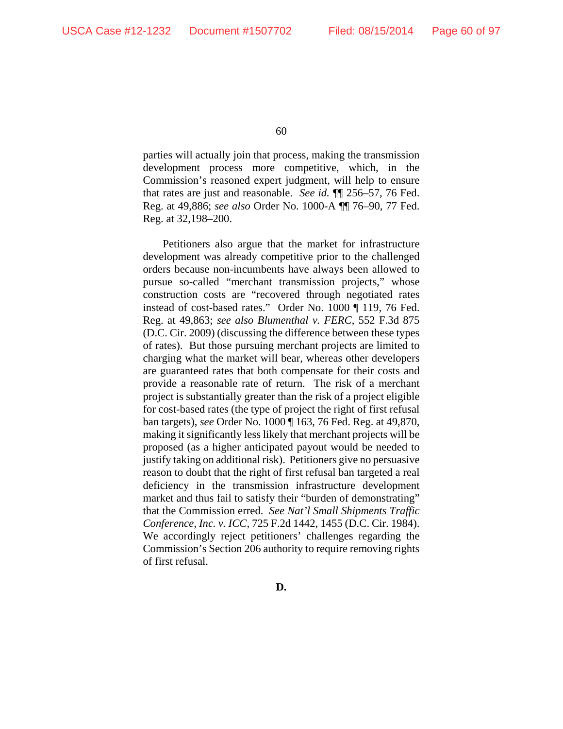parties will actually join that process, making the transmission development process more competitive, which, in the Commission's reasoned expert judgment, will help to ensure that rates are just and reasonable. *See id.* ¶¶ 256–57, 76 Fed. Reg. at 49,886; *see also* Order No. 1000-A ¶¶ 76–90, 77 Fed. Reg. at 32,198–200.

Petitioners also argue that the market for infrastructure development was already competitive prior to the challenged orders because non-incumbents have always been allowed to pursue so-called "merchant transmission projects," whose construction costs are "recovered through negotiated rates instead of cost-based rates." Order No. 1000 ¶ 119, 76 Fed. Reg. at 49,863; *see also Blumenthal v. FERC*, 552 F.3d 875 (D.C. Cir. 2009) (discussing the difference between these types of rates). But those pursuing merchant projects are limited to charging what the market will bear, whereas other developers are guaranteed rates that both compensate for their costs and provide a reasonable rate of return. The risk of a merchant project is substantially greater than the risk of a project eligible for cost-based rates (the type of project the right of first refusal ban targets), *see* Order No. 1000 ¶ 163, 76 Fed. Reg. at 49,870, making it significantly less likely that merchant projects will be proposed (as a higher anticipated payout would be needed to justify taking on additional risk). Petitioners give no persuasive reason to doubt that the right of first refusal ban targeted a real deficiency in the transmission infrastructure development market and thus fail to satisfy their "burden of demonstrating" that the Commission erred. *See Nat'l Small Shipments Traffic Conference, Inc. v. ICC*, 725 F.2d 1442, 1455 (D.C. Cir. 1984). We accordingly reject petitioners' challenges regarding the Commission's Section 206 authority to require removing rights of first refusal.

**D.**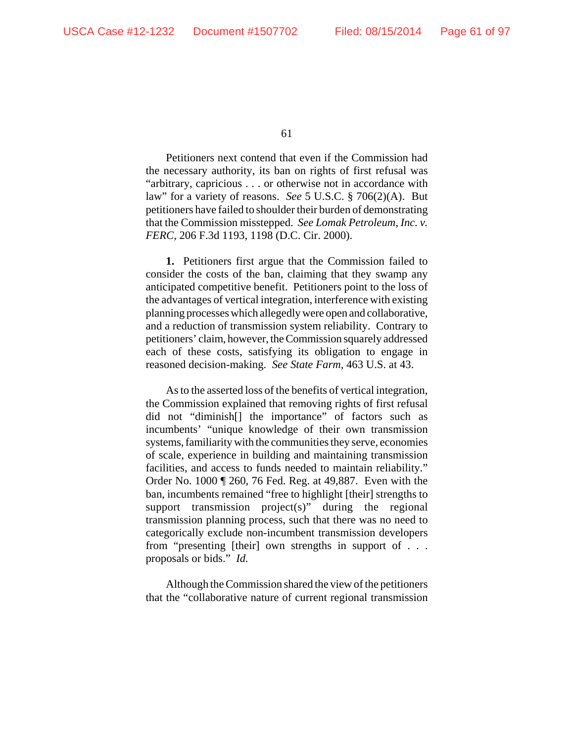Petitioners next contend that even if the Commission had the necessary authority, its ban on rights of first refusal was "arbitrary, capricious . . . or otherwise not in accordance with law" for a variety of reasons. *See* 5 U.S.C. § 706(2)(A). But petitioners have failed to shoulder their burden of demonstrating that the Commission misstepped. *See Lomak Petroleum, Inc. v. FERC*, 206 F.3d 1193, 1198 (D.C. Cir. 2000).

**1.** Petitioners first argue that the Commission failed to consider the costs of the ban, claiming that they swamp any anticipated competitive benefit. Petitioners point to the loss of the advantages of vertical integration, interference with existing planning processes which allegedly were open and collaborative, and a reduction of transmission system reliability. Contrary to petitioners' claim, however, the Commission squarely addressed each of these costs, satisfying its obligation to engage in reasoned decision-making. *See State Farm*, 463 U.S. at 43.

As to the asserted loss of the benefits of vertical integration, the Commission explained that removing rights of first refusal did not "diminish[] the importance" of factors such as incumbents' "unique knowledge of their own transmission systems, familiarity with the communities they serve, economies of scale, experience in building and maintaining transmission facilities, and access to funds needed to maintain reliability." Order No. 1000 ¶ 260, 76 Fed. Reg. at 49,887. Even with the ban, incumbents remained "free to highlight [their] strengths to support transmission project(s)" during the regional transmission planning process, such that there was no need to categorically exclude non-incumbent transmission developers from "presenting [their] own strengths in support of . . . proposals or bids." *Id.*

Although the Commission shared the view of the petitioners that the "collaborative nature of current regional transmission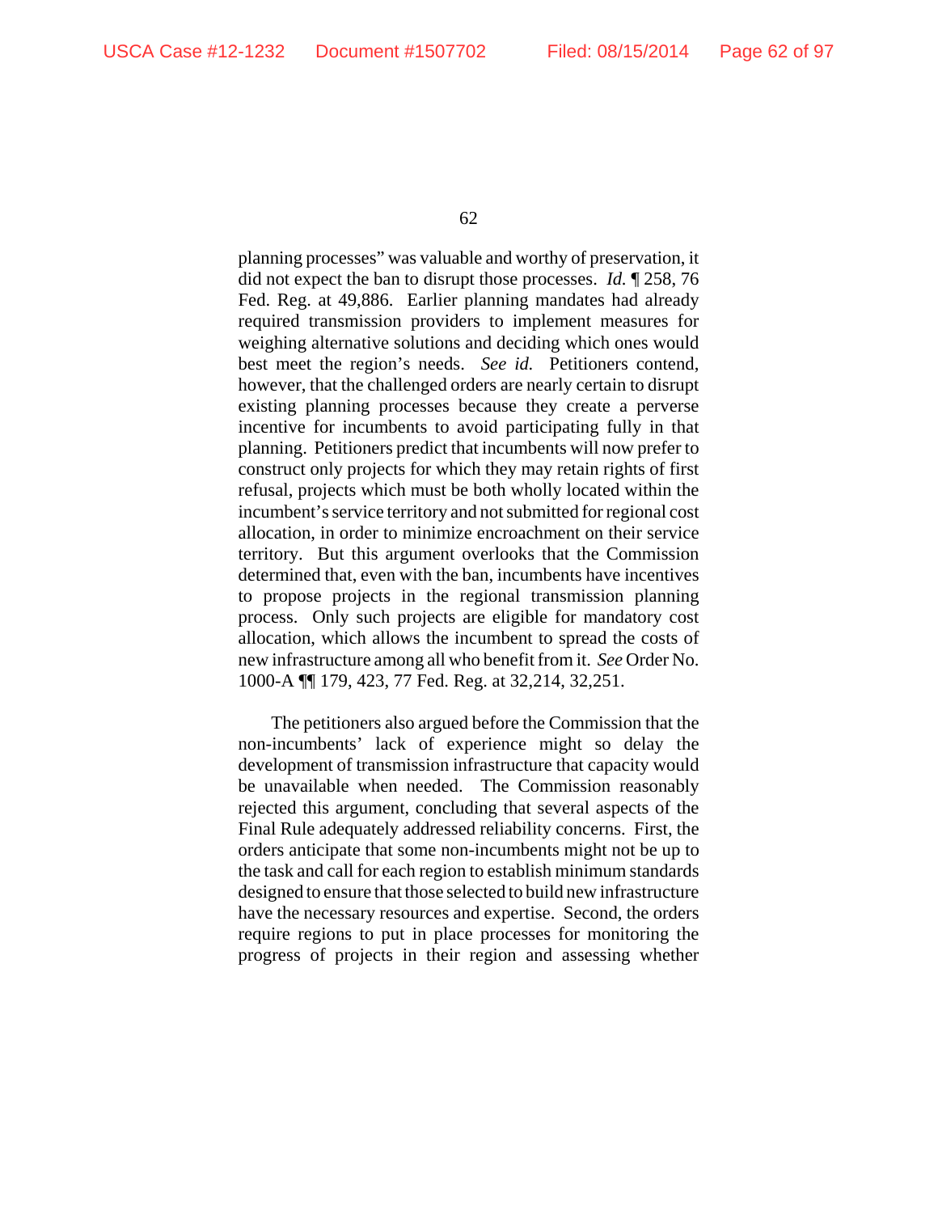planning processes" was valuable and worthy of preservation, it did not expect the ban to disrupt those processes. *Id.* ¶ 258, 76 Fed. Reg. at 49,886. Earlier planning mandates had already required transmission providers to implement measures for weighing alternative solutions and deciding which ones would best meet the region's needs. *See id.* Petitioners contend, however, that the challenged orders are nearly certain to disrupt existing planning processes because they create a perverse incentive for incumbents to avoid participating fully in that planning. Petitioners predict that incumbents will now prefer to construct only projects for which they may retain rights of first refusal, projects which must be both wholly located within the incumbent's service territory and not submitted for regional cost allocation, in order to minimize encroachment on their service territory. But this argument overlooks that the Commission determined that, even with the ban, incumbents have incentives to propose projects in the regional transmission planning process. Only such projects are eligible for mandatory cost allocation, which allows the incumbent to spread the costs of new infrastructure among all who benefit from it. *See* Order No. 1000-A ¶¶ 179, 423, 77 Fed. Reg. at 32,214, 32,251.

The petitioners also argued before the Commission that the non-incumbents' lack of experience might so delay the development of transmission infrastructure that capacity would be unavailable when needed. The Commission reasonably rejected this argument, concluding that several aspects of the Final Rule adequately addressed reliability concerns. First, the orders anticipate that some non-incumbents might not be up to the task and call for each region to establish minimum standards designed to ensure that those selected to build new infrastructure have the necessary resources and expertise. Second, the orders require regions to put in place processes for monitoring the progress of projects in their region and assessing whether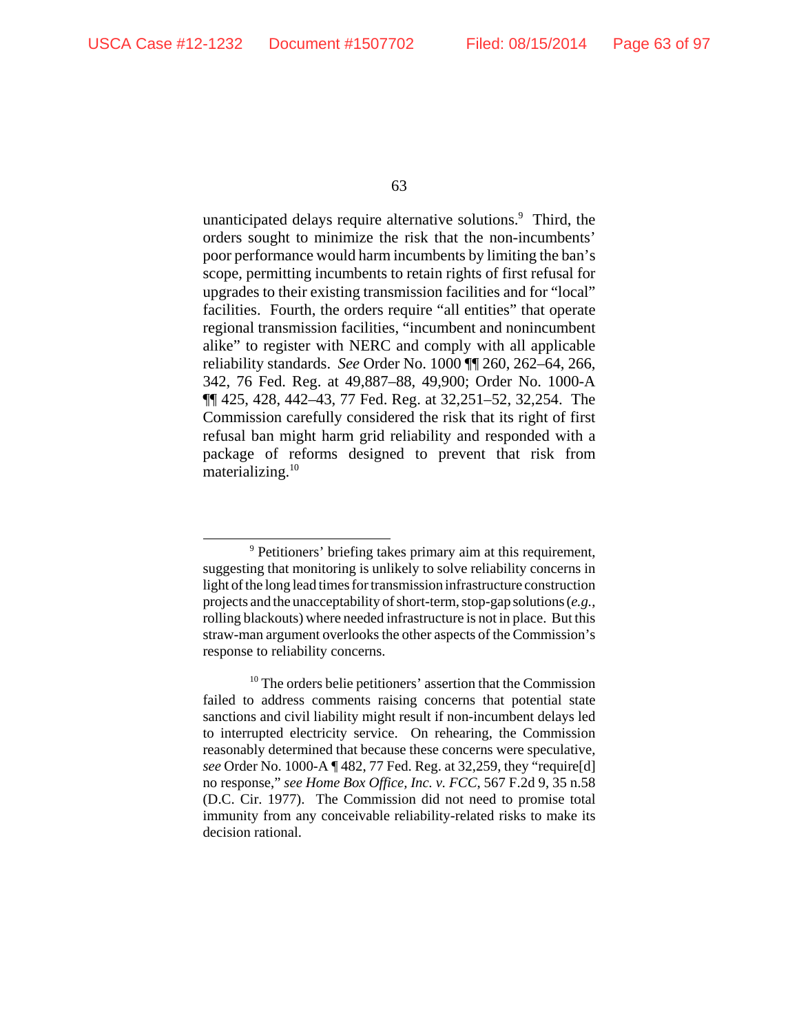unanticipated delays require alternative solutions.[9] Third, the orders sought to minimize the risk that the non-incumbents' poor performance would harm incumbents by limiting the ban's scope, permitting incumbents to retain rights of first refusal for upgrades to their existing transmission facilities and for "local" facilities. Fourth, the orders require "all entities" that operate regional transmission facilities, "incumbent and nonincumbent alike" to register with NERC and comply with all applicable reliability standards. *See* Order No. 1000 ¶¶ 260, 262–64, 266, 342, 76 Fed. Reg. at 49,887–88, 49,900; Order No. 1000-A ¶¶ 425, 428, 442–43, 77 Fed. Reg. at 32,251–52, 32,254. The Commission carefully considered the risk that its right of first refusal ban might harm grid reliability and responded with a package of reforms designed to prevent that risk from materializing.[10]

---

[9] Petitioners' briefing takes primary aim at this requirement, suggesting that monitoring is unlikely to solve reliability concerns in light of the long lead times for transmission infrastructure construction projects and the unacceptability of short-term, stop-gap solutions (*e.g.*, rolling blackouts) where needed infrastructure is not in place. But this straw-man argument overlooks the other aspects of the Commission's response to reliability concerns.

[10] The orders belie petitioners' assertion that the Commission failed to address comments raising concerns that potential state sanctions and civil liability might result if non-incumbent delays led to interrupted electricity service. On rehearing, the Commission reasonably determined that because these concerns were speculative, *see* Order No. 1000-A ¶ 482, 77 Fed. Reg. at 32,259, they "require[d] no response," *see Home Box Office, Inc. v. FCC*, 567 F.2d 9, 35 n.58 (D.C. Cir. 1977). The Commission did not need to promise total immunity from any conceivable reliability-related risks to make its decision rational.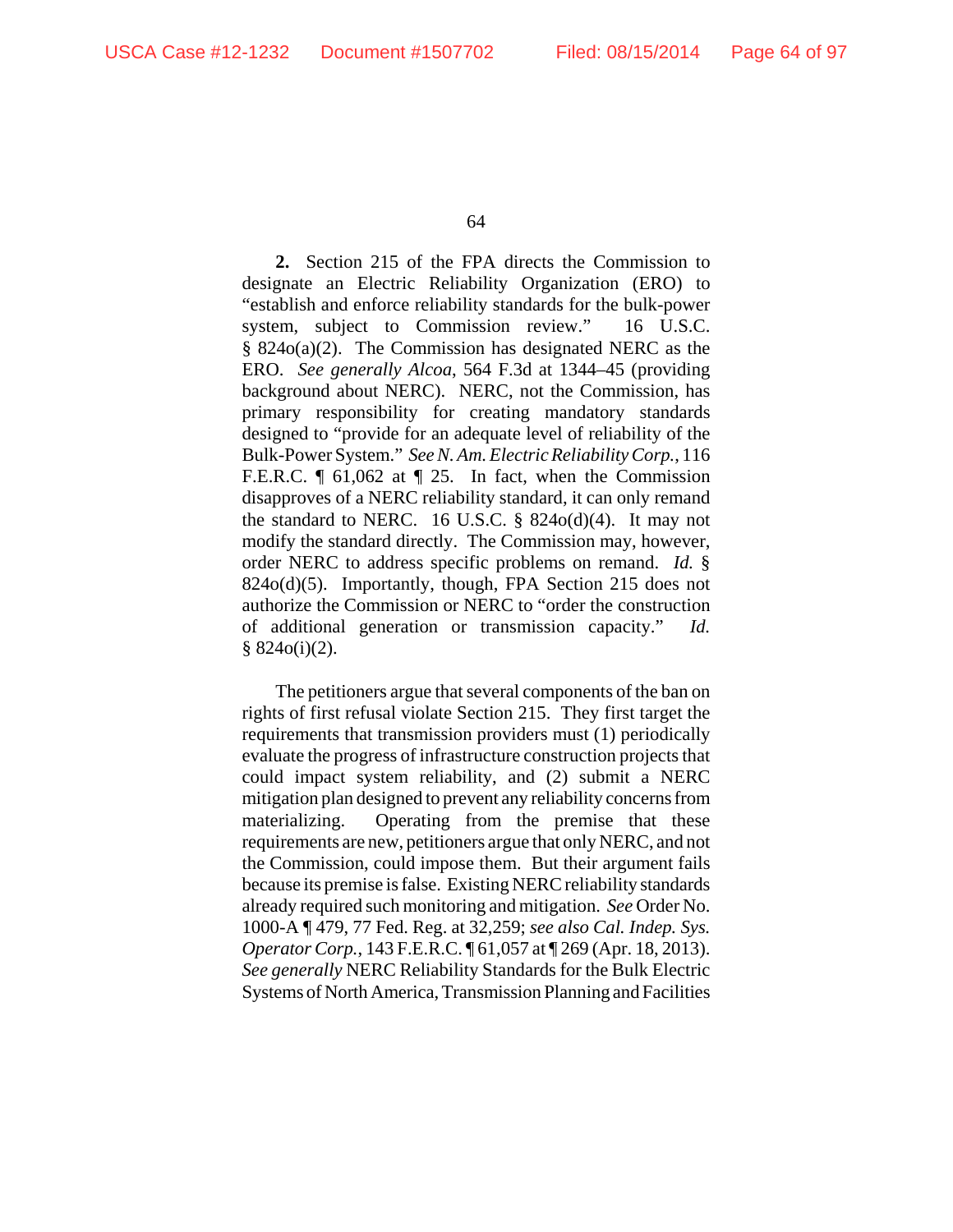**2.** Section 215 of the FPA directs the Commission to designate an Electric Reliability Organization (ERO) to "establish and enforce reliability standards for the bulk-power system, subject to Commission review." 16 U.S.C. § 824o(a)(2). The Commission has designated NERC as the ERO. *See generally Alcoa*, 564 F.3d at 1344–45 (providing background about NERC). NERC, not the Commission, has primary responsibility for creating mandatory standards designed to "provide for an adequate level of reliability of the Bulk-Power System." *See N. Am. Electric Reliability Corp.*, 116 F.E.R.C. ¶ 61,062 at ¶ 25. In fact, when the Commission disapproves of a NERC reliability standard, it can only remand the standard to NERC. 16 U.S.C. § 824o(d)(4). It may not modify the standard directly. The Commission may, however, order NERC to address specific problems on remand. *Id.* § 824o(d)(5). Importantly, though, FPA Section 215 does not authorize the Commission or NERC to "order the construction of additional generation or transmission capacity." *Id.* § 824o(i)(2).

The petitioners argue that several components of the ban on rights of first refusal violate Section 215. They first target the requirements that transmission providers must (1) periodically evaluate the progress of infrastructure construction projects that could impact system reliability, and (2) submit a NERC mitigation plan designed to prevent any reliability concerns from materializing. Operating from the premise that these requirements are new, petitioners argue that only NERC, and not the Commission, could impose them. But their argument fails because its premise is false. Existing NERC reliability standards already required such monitoring and mitigation. *See* Order No. 1000-A ¶ 479, 77 Fed. Reg. at 32,259; *see also Cal. Indep. Sys. Operator Corp.*, 143 F.E.R.C. ¶ 61,057 at ¶ 269 (Apr. 18, 2013). *See generally* NERC Reliability Standards for the Bulk Electric Systems of North America, Transmission Planning and Facilities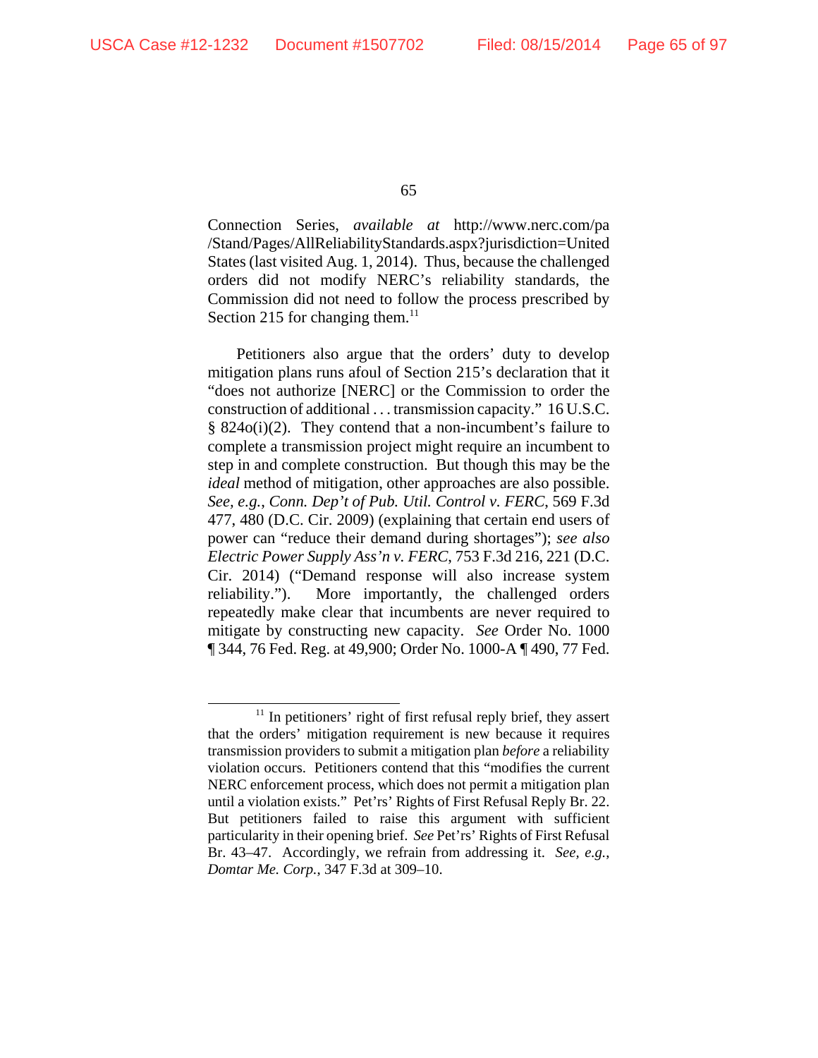Connection Series, *available at* http://www.nerc.com/pa/Stand/Pages/AllReliabilityStandards.aspx?jurisdiction=United States (last visited Aug. 1, 2014). Thus, because the challenged orders did not modify NERC's reliability standards, the Commission did not need to follow the process prescribed by Section 215 for changing them.[11]

Petitioners also argue that the orders' duty to develop mitigation plans runs afoul of Section 215's declaration that it "does not authorize [NERC] or the Commission to order the construction of additional . . . transmission capacity." 16 U.S.C. § 824o(i)(2). They contend that a non-incumbent's failure to complete a transmission project might require an incumbent to step in and complete construction. But though this may be the *ideal* method of mitigation, other approaches are also possible. *See, e.g.*, *Conn. Dep't of Pub. Util. Control v. FERC*, 569 F.3d 477, 480 (D.C. Cir. 2009) (explaining that certain end users of power can "reduce their demand during shortages"); *see also Electric Power Supply Ass'n v. FERC*, 753 F.3d 216, 221 (D.C. Cir. 2014) ("Demand response will also increase system reliability."). More importantly, the challenged orders repeatedly make clear that incumbents are never required to mitigate by constructing new capacity. *See* Order No. 1000 ¶ 344, 76 Fed. Reg. at 49,900; Order No. 1000-A ¶ 490, 77 Fed.

---

[11] In petitioners' right of first refusal reply brief, they assert that the orders' mitigation requirement is new because it requires transmission providers to submit a mitigation plan *before* a reliability violation occurs. Petitioners contend that this "modifies the current NERC enforcement process, which does not permit a mitigation plan until a violation exists." Pet'rs' Rights of First Refusal Reply Br. 22. But petitioners failed to raise this argument with sufficient particularity in their opening brief. *See* Pet'rs' Rights of First Refusal Br. 43–47. Accordingly, we refrain from addressing it. *See, e.g.*, *Domtar Me. Corp.*, 347 F.3d at 309–10.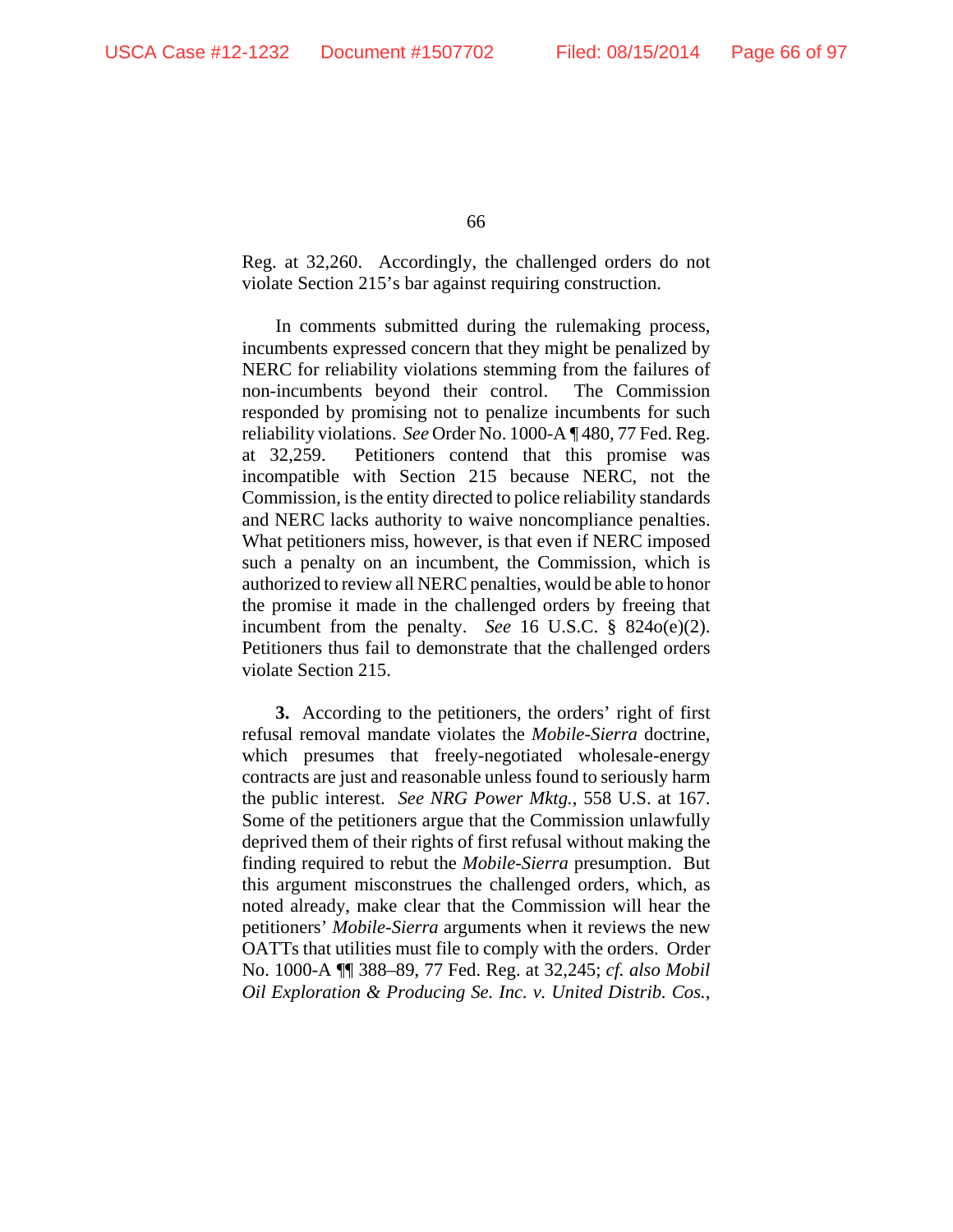Reg. at 32,260. Accordingly, the challenged orders do not violate Section 215's bar against requiring construction.

In comments submitted during the rulemaking process, incumbents expressed concern that they might be penalized by NERC for reliability violations stemming from the failures of non-incumbents beyond their control. The Commission responded by promising not to penalize incumbents for such reliability violations. *See* Order No. 1000-A ¶ 480, 77 Fed. Reg. at 32,259. Petitioners contend that this promise was incompatible with Section 215 because NERC, not the Commission, is the entity directed to police reliability standards and NERC lacks authority to waive noncompliance penalties. What petitioners miss, however, is that even if NERC imposed such a penalty on an incumbent, the Commission, which is authorized to review all NERC penalties, would be able to honor the promise it made in the challenged orders by freeing that incumbent from the penalty. *See* 16 U.S.C. § 824o(e)(2). Petitioners thus fail to demonstrate that the challenged orders violate Section 215.

**3.** According to the petitioners, the orders' right of first refusal removal mandate violates the *Mobile-Sierra* doctrine, which presumes that freely-negotiated wholesale-energy contracts are just and reasonable unless found to seriously harm the public interest. *See NRG Power Mktg.*, 558 U.S. at 167. Some of the petitioners argue that the Commission unlawfully deprived them of their rights of first refusal without making the finding required to rebut the *Mobile-Sierra* presumption. But this argument misconstrues the challenged orders, which, as noted already, make clear that the Commission will hear the petitioners' *Mobile-Sierra* arguments when it reviews the new OATTs that utilities must file to comply with the orders. Order No. 1000-A ¶¶ 388–89, 77 Fed. Reg. at 32,245; *cf. also Mobil Oil Exploration & Producing Se. Inc. v. United Distrib. Cos.*,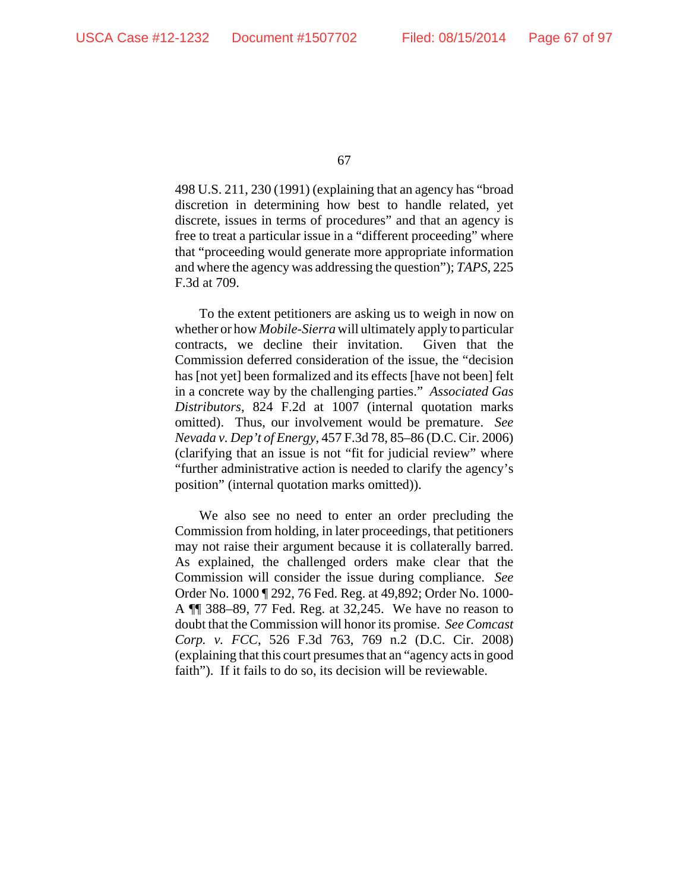498 U.S. 211, 230 (1991) (explaining that an agency has "broad discretion in determining how best to handle related, yet discrete, issues in terms of procedures" and that an agency is free to treat a particular issue in a "different proceeding" where that "proceeding would generate more appropriate information and where the agency was addressing the question"); *TAPS*, 225 F.3d at 709.

To the extent petitioners are asking us to weigh in now on whether or how *Mobile-Sierra* will ultimately apply to particular contracts, we decline their invitation. Given that the Commission deferred consideration of the issue, the "decision has [not yet] been formalized and its effects [have not been] felt in a concrete way by the challenging parties." *Associated Gas Distributors*, 824 F.2d at 1007 (internal quotation marks omitted). Thus, our involvement would be premature. *See Nevada v. Dep't of Energy*, 457 F.3d 78, 85–86 (D.C. Cir. 2006) (clarifying that an issue is not "fit for judicial review" where "further administrative action is needed to clarify the agency's position" (internal quotation marks omitted)).

We also see no need to enter an order precluding the Commission from holding, in later proceedings, that petitioners may not raise their argument because it is collaterally barred. As explained, the challenged orders make clear that the Commission will consider the issue during compliance. *See* Order No. 1000 ¶ 292, 76 Fed. Reg. at 49,892; Order No. 1000-A ¶¶ 388–89, 77 Fed. Reg. at 32,245. We have no reason to doubt that the Commission will honor its promise. *See Comcast Corp. v. FCC*, 526 F.3d 763, 769 n.2 (D.C. Cir. 2008) (explaining that this court presumes that an "agency acts in good faith"). If it fails to do so, its decision will be reviewable.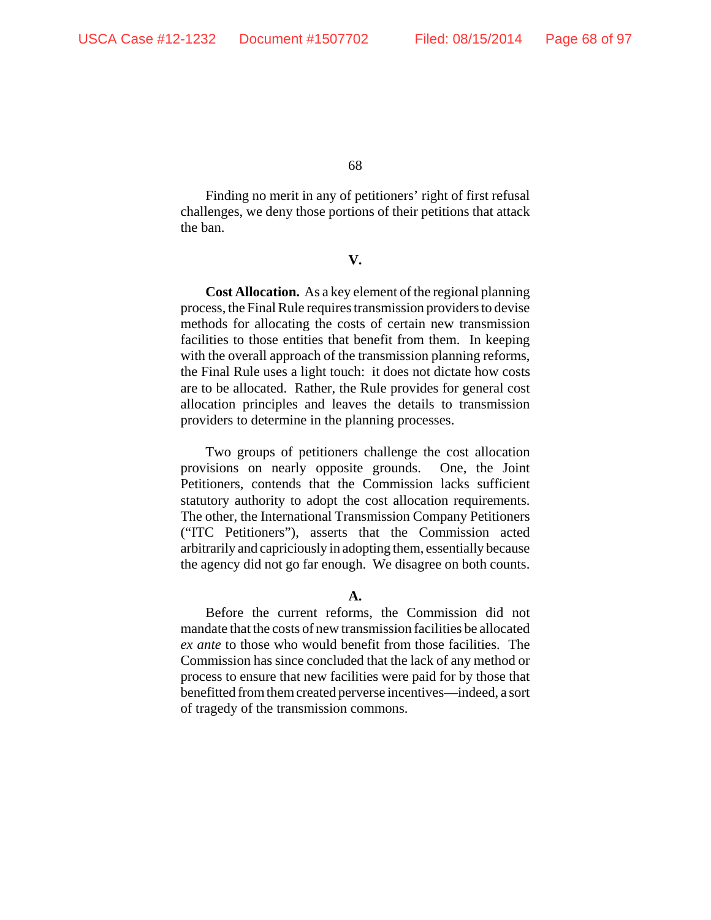Finding no merit in any of petitioners' right of first refusal challenges, we deny those portions of their petitions that attack the ban.

## V.

**Cost Allocation.** As a key element of the regional planning process, the Final Rule requires transmission providers to devise methods for allocating the costs of certain new transmission facilities to those entities that benefit from them. In keeping with the overall approach of the transmission planning reforms, the Final Rule uses a light touch: it does not dictate how costs are to be allocated. Rather, the Rule provides for general cost allocation principles and leaves the details to transmission providers to determine in the planning processes.

Two groups of petitioners challenge the cost allocation provisions on nearly opposite grounds. One, the Joint Petitioners, contends that the Commission lacks sufficient statutory authority to adopt the cost allocation requirements. The other, the International Transmission Company Petitioners ("ITC Petitioners"), asserts that the Commission acted arbitrarily and capriciously in adopting them, essentially because the agency did not go far enough. We disagree on both counts.

### A.

Before the current reforms, the Commission did not mandate that the costs of new transmission facilities be allocated *ex ante* to those who would benefit from those facilities. The Commission has since concluded that the lack of any method or process to ensure that new facilities were paid for by those that benefitted from them created perverse incentives—indeed, a sort of tragedy of the transmission commons.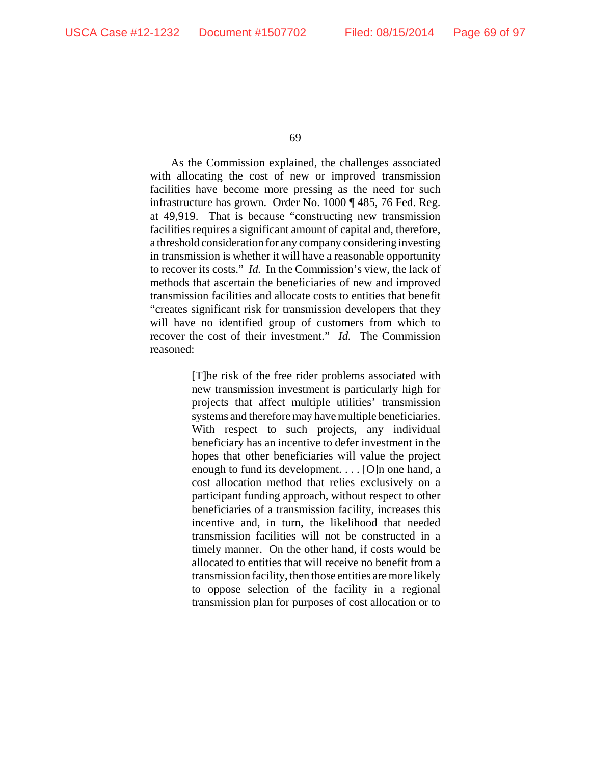As the Commission explained, the challenges associated with allocating the cost of new or improved transmission facilities have become more pressing as the need for such infrastructure has grown. Order No. 1000 ¶ 485, 76 Fed. Reg. at 49,919. That is because "constructing new transmission facilities requires a significant amount of capital and, therefore, a threshold consideration for any company considering investing in transmission is whether it will have a reasonable opportunity to recover its costs." *Id.* In the Commission's view, the lack of methods that ascertain the beneficiaries of new and improved transmission facilities and allocate costs to entities that benefit "creates significant risk for transmission developers that they will have no identified group of customers from which to recover the cost of their investment." *Id.* The Commission reasoned:

> [T]he risk of the free rider problems associated with new transmission investment is particularly high for projects that affect multiple utilities' transmission systems and therefore may have multiple beneficiaries. With respect to such projects, any individual beneficiary has an incentive to defer investment in the hopes that other beneficiaries will value the project enough to fund its development. . . . [O]n one hand, a cost allocation method that relies exclusively on a participant funding approach, without respect to other beneficiaries of a transmission facility, increases this incentive and, in turn, the likelihood that needed transmission facilities will not be constructed in a timely manner. On the other hand, if costs would be allocated to entities that will receive no benefit from a transmission facility, then those entities are more likely to oppose selection of the facility in a regional transmission plan for purposes of cost allocation or to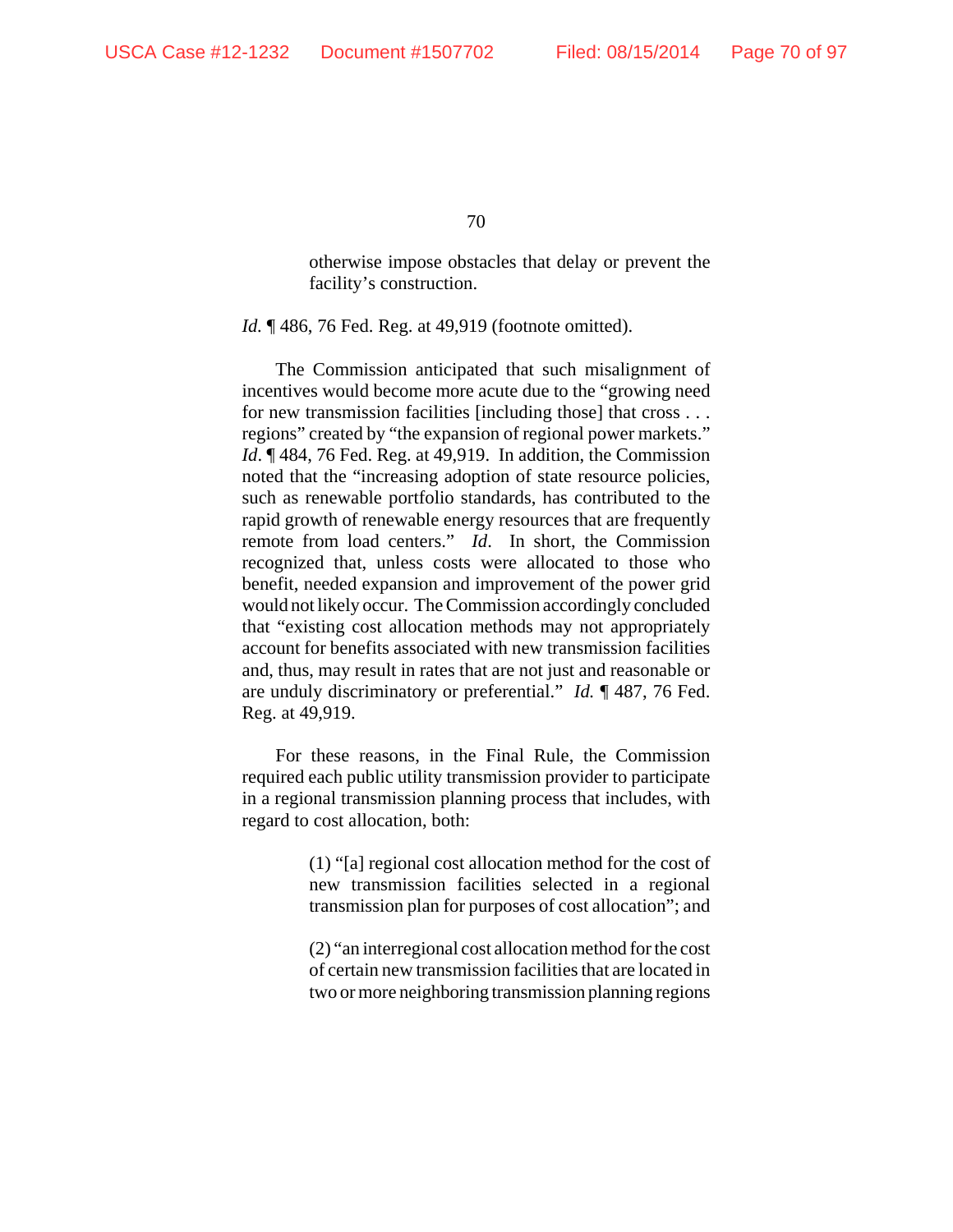> otherwise impose obstacles that delay or prevent the facility's construction.

*Id.* ¶ 486, 76 Fed. Reg. at 49,919 (footnote omitted).

The Commission anticipated that such misalignment of incentives would become more acute due to the "growing need for new transmission facilities [including those] that cross . . . regions" created by "the expansion of regional power markets." *Id*. ¶ 484, 76 Fed. Reg. at 49,919. In addition, the Commission noted that the "increasing adoption of state resource policies, such as renewable portfolio standards, has contributed to the rapid growth of renewable energy resources that are frequently remote from load centers." *Id*. In short, the Commission recognized that, unless costs were allocated to those who benefit, needed expansion and improvement of the power grid would not likely occur. The Commission accordingly concluded that "existing cost allocation methods may not appropriately account for benefits associated with new transmission facilities and, thus, may result in rates that are not just and reasonable or are unduly discriminatory or preferential." *Id.* ¶ 487, 76 Fed. Reg. at 49,919.

For these reasons, in the Final Rule, the Commission required each public utility transmission provider to participate in a regional transmission planning process that includes, with regard to cost allocation, both:

> (1) "[a] regional cost allocation method for the cost of new transmission facilities selected in a regional transmission plan for purposes of cost allocation"; and
>
> (2) "an interregional cost allocation method for the cost of certain new transmission facilities that are located in two or more neighboring transmission planning regions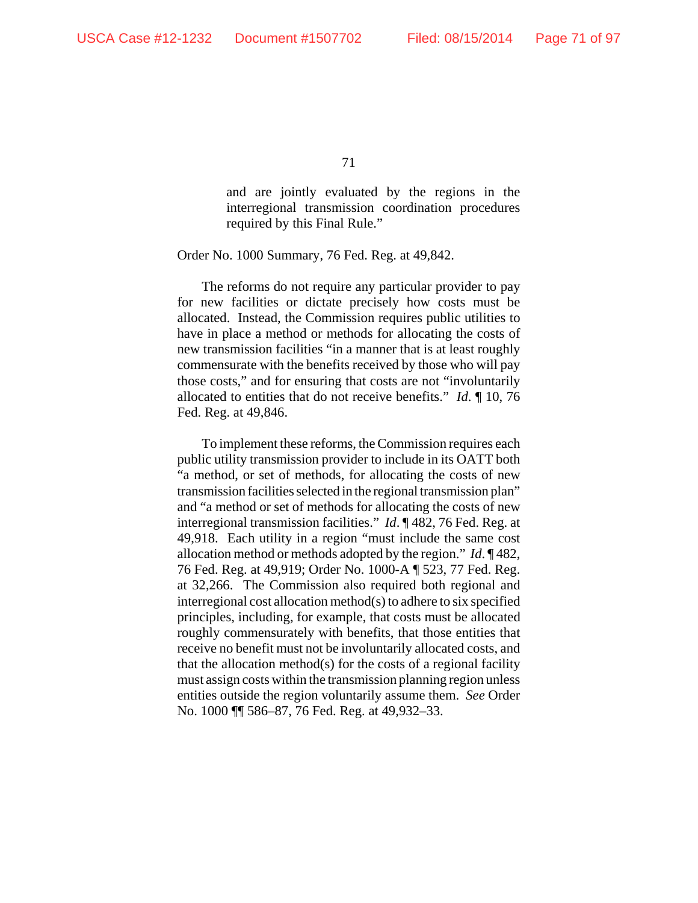> and are jointly evaluated by the regions in the interregional transmission coordination procedures required by this Final Rule."

Order No. 1000 Summary, 76 Fed. Reg. at 49,842.

The reforms do not require any particular provider to pay for new facilities or dictate precisely how costs must be allocated. Instead, the Commission requires public utilities to have in place a method or methods for allocating the costs of new transmission facilities "in a manner that is at least roughly commensurate with the benefits received by those who will pay those costs," and for ensuring that costs are not "involuntarily allocated to entities that do not receive benefits." *Id.* ¶ 10, 76 Fed. Reg. at 49,846.

To implement these reforms, the Commission requires each public utility transmission provider to include in its OATT both "a method, or set of methods, for allocating the costs of new transmission facilities selected in the regional transmission plan" and "a method or set of methods for allocating the costs of new interregional transmission facilities." *Id.* ¶ 482, 76 Fed. Reg. at 49,918. Each utility in a region "must include the same cost allocation method or methods adopted by the region." *Id.* ¶ 482, 76 Fed. Reg. at 49,919; Order No. 1000-A ¶ 523, 77 Fed. Reg. at 32,266. The Commission also required both regional and interregional cost allocation method(s) to adhere to six specified principles, including, for example, that costs must be allocated roughly commensurately with benefits, that those entities that receive no benefit must not be involuntarily allocated costs, and that the allocation method(s) for the costs of a regional facility must assign costs within the transmission planning region unless entities outside the region voluntarily assume them. *See* Order No. 1000 ¶¶ 586–87, 76 Fed. Reg. at 49,932–33.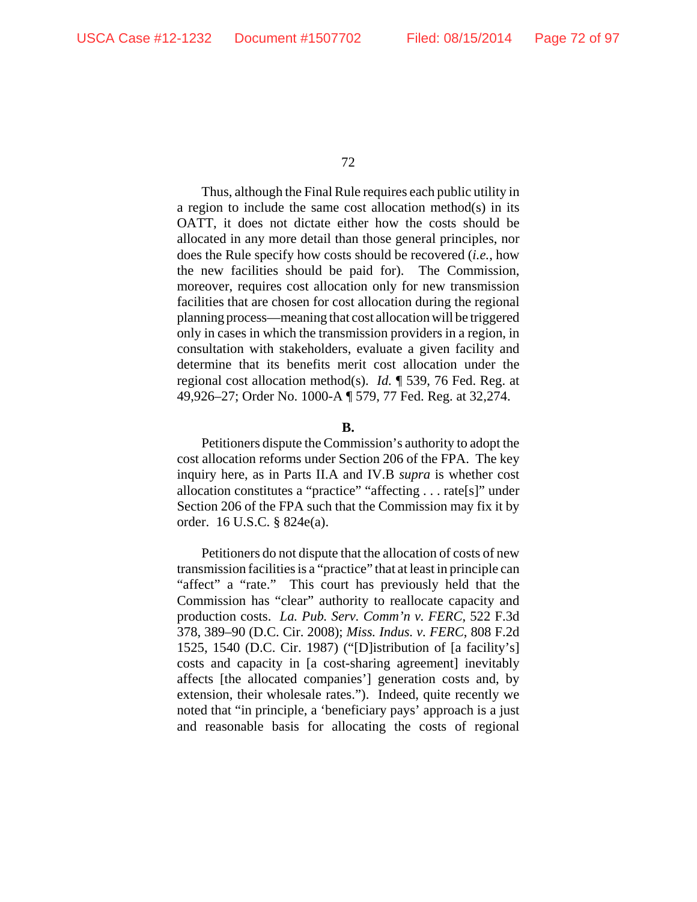Thus, although the Final Rule requires each public utility in a region to include the same cost allocation method(s) in its OATT, it does not dictate either how the costs should be allocated in any more detail than those general principles, nor does the Rule specify how costs should be recovered (*i.e.*, how the new facilities should be paid for). The Commission, moreover, requires cost allocation only for new transmission facilities that are chosen for cost allocation during the regional planning process—meaning that cost allocation will be triggered only in cases in which the transmission providers in a region, in consultation with stakeholders, evaluate a given facility and determine that its benefits merit cost allocation under the regional cost allocation method(s). *Id.* ¶ 539, 76 Fed. Reg. at 49,926–27; Order No. 1000-A ¶ 579, 77 Fed. Reg. at 32,274.

**B.**

Petitioners dispute the Commission's authority to adopt the cost allocation reforms under Section 206 of the FPA. The key inquiry here, as in Parts II.A and IV.B *supra* is whether cost allocation constitutes a "practice" "affecting . . . rate[s]" under Section 206 of the FPA such that the Commission may fix it by order. 16 U.S.C. § 824e(a).

Petitioners do not dispute that the allocation of costs of new transmission facilities is a "practice" that at least in principle can "affect" a "rate." This court has previously held that the Commission has "clear" authority to reallocate capacity and production costs. *La. Pub. Serv. Comm'n v. FERC*, 522 F.3d 378, 389–90 (D.C. Cir. 2008); *Miss. Indus. v. FERC*, 808 F.2d 1525, 1540 (D.C. Cir. 1987) ("[D]istribution of [a facility's] costs and capacity in [a cost-sharing agreement] inevitably affects [the allocated companies'] generation costs and, by extension, their wholesale rates."). Indeed, quite recently we noted that "in principle, a 'beneficiary pays' approach is a just and reasonable basis for allocating the costs of regional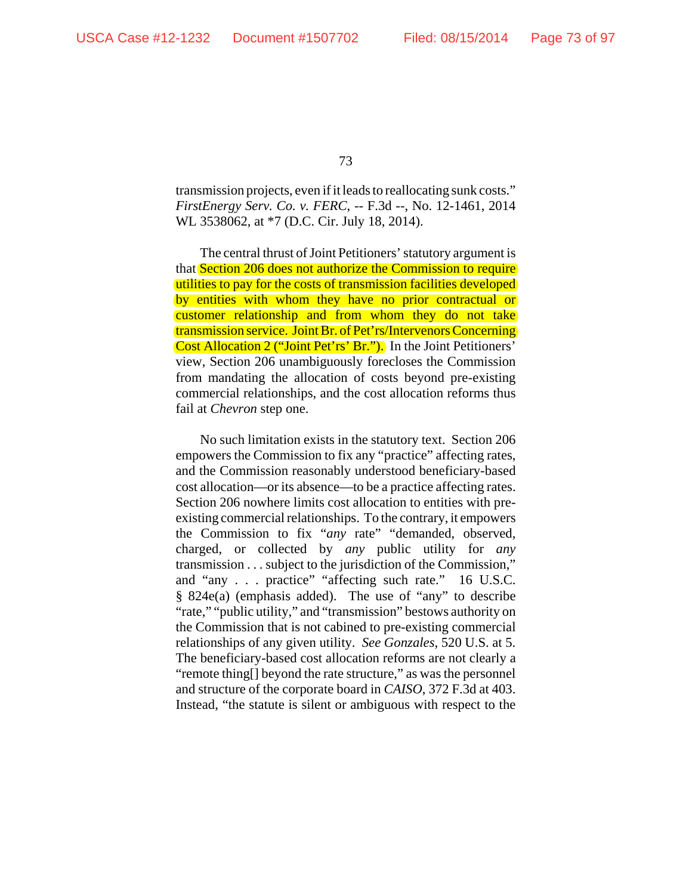transmission projects, even if it leads to reallocating sunk costs." *FirstEnergy Serv. Co. v. FERC*, -- F.3d --, No. 12-1461, 2014 WL 3538062, at *7 (D.C. Cir. July 18, 2014).

The central thrust of Joint Petitioners' statutory argument is that Section 206 does not authorize the Commission to require utilities to pay for the costs of transmission facilities developed by entities with whom they have no prior contractual or customer relationship and from whom they do not take transmission service. Joint Br. of Pet'rs/Intervenors Concerning Cost Allocation 2 ("Joint Pet'rs' Br."). In the Joint Petitioners' view, Section 206 unambiguously forecloses the Commission from mandating the allocation of costs beyond pre-existing commercial relationships, and the cost allocation reforms thus fail at *Chevron* step one.

No such limitation exists in the statutory text. Section 206 empowers the Commission to fix any "practice" affecting rates, and the Commission reasonably understood beneficiary-based cost allocation—or its absence—to be a practice affecting rates. Section 206 nowhere limits cost allocation to entities with pre-existing commercial relationships. To the contrary, it empowers the Commission to fix "*any* rate" "demanded, observed, charged, or collected by *any* public utility for *any* transmission . . . subject to the jurisdiction of the Commission," and "any . . . practice" "affecting such rate." 16 U.S.C. § 824e(a) (emphasis added). The use of "any" to describe "rate," "public utility," and "transmission" bestows authority on the Commission that is not cabined to pre-existing commercial relationships of any given utility. *See Gonzales*, 520 U.S. at 5. The beneficiary-based cost allocation reforms are not clearly a "remote thing[] beyond the rate structure," as was the personnel and structure of the corporate board in *CAISO*, 372 F.3d at 403. Instead, "the statute is silent or ambiguous with respect to the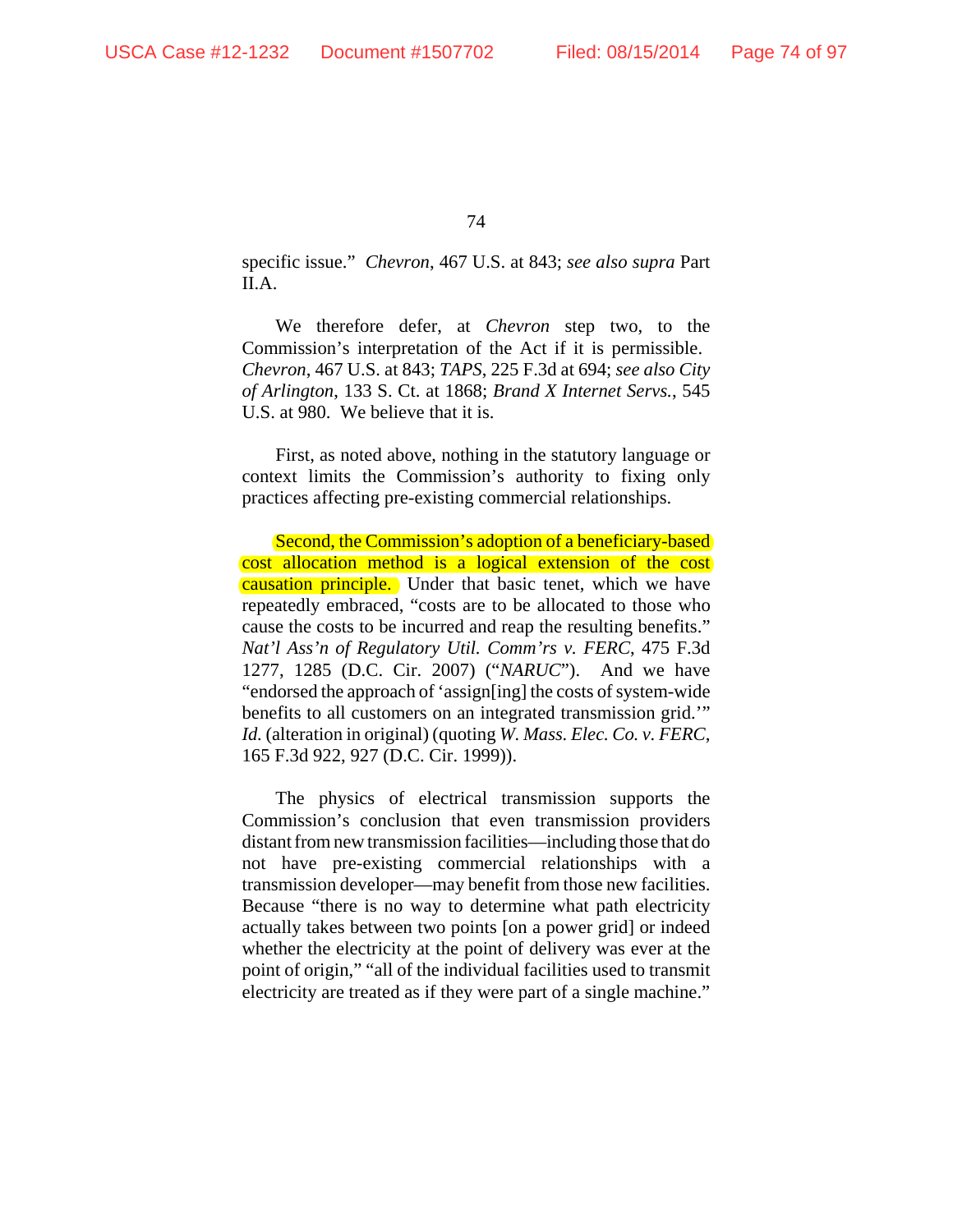specific issue." *Chevron*, 467 U.S. at 843; *see also supra* Part II.A.

We therefore defer, at *Chevron* step two, to the Commission's interpretation of the Act if it is permissible. *Chevron*, 467 U.S. at 843; *TAPS*, 225 F.3d at 694; *see also City of Arlington*, 133 S. Ct. at 1868; *Brand X Internet Servs.*, 545 U.S. at 980. We believe that it is.

First, as noted above, nothing in the statutory language or context limits the Commission's authority to fixing only practices affecting pre-existing commercial relationships.

Second, the Commission's adoption of a beneficiary-based cost allocation method is a logical extension of the cost causation principle. Under that basic tenet, which we have repeatedly embraced, "costs are to be allocated to those who cause the costs to be incurred and reap the resulting benefits." *Nat'l Ass'n of Regulatory Util. Comm'rs v. FERC*, 475 F.3d 1277, 1285 (D.C. Cir. 2007) ("*NARUC*"). And we have "endorsed the approach of 'assign[ing] the costs of system-wide benefits to all customers on an integrated transmission grid.'" *Id.* (alteration in original) (quoting *W. Mass. Elec. Co. v. FERC*, 165 F.3d 922, 927 (D.C. Cir. 1999)).

The physics of electrical transmission supports the Commission's conclusion that even transmission providers distant from new transmission facilities—including those that do not have pre-existing commercial relationships with a transmission developer—may benefit from those new facilities. Because "there is no way to determine what path electricity actually takes between two points [on a power grid] or indeed whether the electricity at the point of delivery was ever at the point of origin," "all of the individual facilities used to transmit electricity are treated as if they were part of a single machine."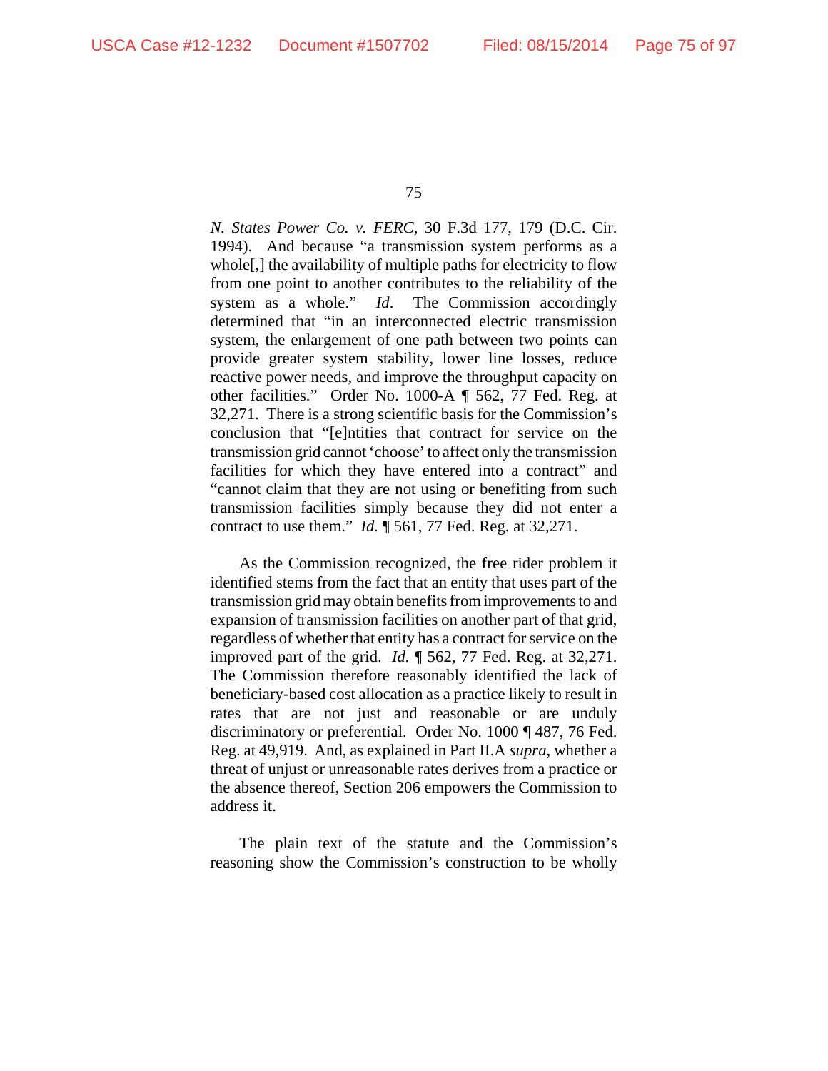*N. States Power Co. v. FERC*, 30 F.3d 177, 179 (D.C. Cir. 1994). And because "a transmission system performs as a whole[,] the availability of multiple paths for electricity to flow from one point to another contributes to the reliability of the system as a whole." *Id*. The Commission accordingly determined that "in an interconnected electric transmission system, the enlargement of one path between two points can provide greater system stability, lower line losses, reduce reactive power needs, and improve the throughput capacity on other facilities." Order No. 1000-A ¶ 562, 77 Fed. Reg. at 32,271. There is a strong scientific basis for the Commission's conclusion that "[e]ntities that contract for service on the transmission grid cannot 'choose' to affect only the transmission facilities for which they have entered into a contract" and "cannot claim that they are not using or benefiting from such transmission facilities simply because they did not enter a contract to use them." *Id.* ¶ 561, 77 Fed. Reg. at 32,271.

As the Commission recognized, the free rider problem it identified stems from the fact that an entity that uses part of the transmission grid may obtain benefits from improvements to and expansion of transmission facilities on another part of that grid, regardless of whether that entity has a contract for service on the improved part of the grid. *Id.* ¶ 562, 77 Fed. Reg. at 32,271. The Commission therefore reasonably identified the lack of beneficiary-based cost allocation as a practice likely to result in rates that are not just and reasonable or are unduly discriminatory or preferential. Order No. 1000 ¶ 487, 76 Fed. Reg. at 49,919. And, as explained in Part II.A *supra*, whether a threat of unjust or unreasonable rates derives from a practice or the absence thereof, Section 206 empowers the Commission to address it.

The plain text of the statute and the Commission's reasoning show the Commission's construction to be wholly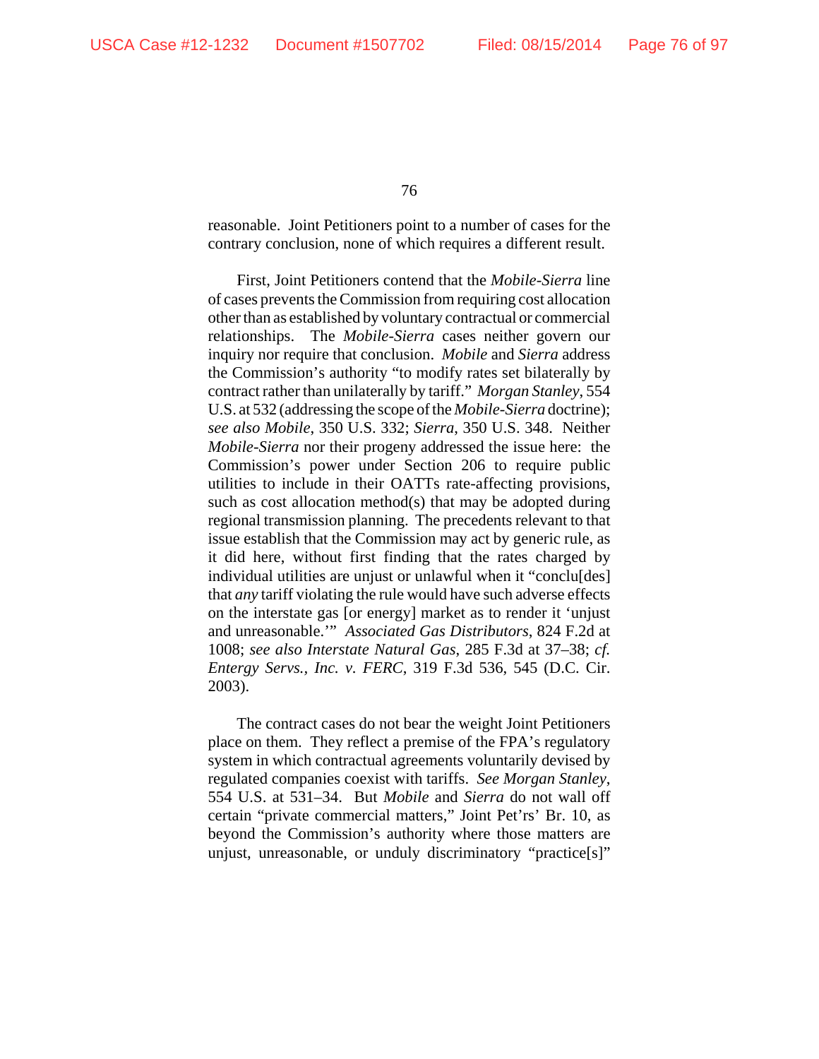reasonable. Joint Petitioners point to a number of cases for the contrary conclusion, none of which requires a different result.

First, Joint Petitioners contend that the *Mobile-Sierra* line of cases prevents the Commission from requiring cost allocation other than as established by voluntary contractual or commercial relationships. The *Mobile-Sierra* cases neither govern our inquiry nor require that conclusion. *Mobile* and *Sierra* address the Commission's authority "to modify rates set bilaterally by contract rather than unilaterally by tariff." *Morgan Stanley*, 554 U.S. at 532 (addressing the scope of the *Mobile-Sierra* doctrine); *see also Mobile*, 350 U.S. 332; *Sierra*, 350 U.S. 348. Neither *Mobile-Sierra* nor their progeny addressed the issue here: the Commission's power under Section 206 to require public utilities to include in their OATTs rate-affecting provisions, such as cost allocation method(s) that may be adopted during regional transmission planning. The precedents relevant to that issue establish that the Commission may act by generic rule, as it did here, without first finding that the rates charged by individual utilities are unjust or unlawful when it "conclu[des] that *any* tariff violating the rule would have such adverse effects on the interstate gas [or energy] market as to render it 'unjust and unreasonable.'" *Associated Gas Distributors*, 824 F.2d at 1008; *see also Interstate Natural Gas*, 285 F.3d at 37–38; *cf. Entergy Servs., Inc. v. FERC*, 319 F.3d 536, 545 (D.C. Cir. 2003).

The contract cases do not bear the weight Joint Petitioners place on them. They reflect a premise of the FPA's regulatory system in which contractual agreements voluntarily devised by regulated companies coexist with tariffs. *See Morgan Stanley*, 554 U.S. at 531–34. But *Mobile* and *Sierra* do not wall off certain "private commercial matters," Joint Pet'rs' Br. 10, as beyond the Commission's authority where those matters are unjust, unreasonable, or unduly discriminatory "practice[s]"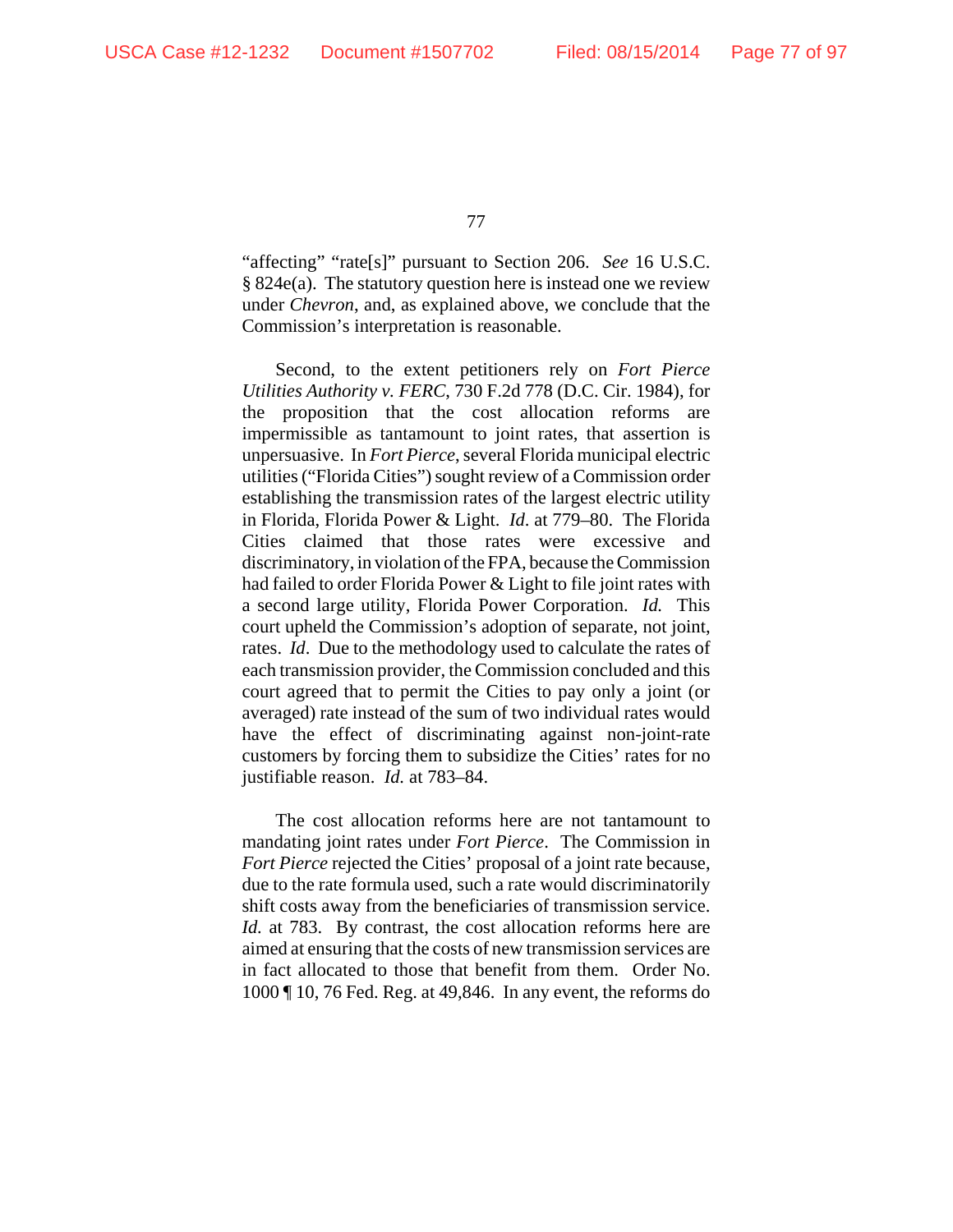"affecting" "rate[s]" pursuant to Section 206. *See* 16 U.S.C. § 824e(a). The statutory question here is instead one we review under *Chevron*, and, as explained above, we conclude that the Commission's interpretation is reasonable.

Second, to the extent petitioners rely on *Fort Pierce Utilities Authority v. FERC*, 730 F.2d 778 (D.C. Cir. 1984), for the proposition that the cost allocation reforms are impermissible as tantamount to joint rates, that assertion is unpersuasive. In *Fort Pierce*, several Florida municipal electric utilities ("Florida Cities") sought review of a Commission order establishing the transmission rates of the largest electric utility in Florida, Florida Power & Light. *Id.* at 779–80. The Florida Cities claimed that those rates were excessive and discriminatory, in violation of the FPA, because the Commission had failed to order Florida Power & Light to file joint rates with a second large utility, Florida Power Corporation. *Id.* This court upheld the Commission's adoption of separate, not joint, rates. *Id*. Due to the methodology used to calculate the rates of each transmission provider, the Commission concluded and this court agreed that to permit the Cities to pay only a joint (or averaged) rate instead of the sum of two individual rates would have the effect of discriminating against non-joint-rate customers by forcing them to subsidize the Cities' rates for no justifiable reason. *Id.* at 783–84.

The cost allocation reforms here are not tantamount to mandating joint rates under *Fort Pierce*. The Commission in *Fort Pierce* rejected the Cities' proposal of a joint rate because, due to the rate formula used, such a rate would discriminatorily shift costs away from the beneficiaries of transmission service. *Id.* at 783. By contrast, the cost allocation reforms here are aimed at ensuring that the costs of new transmission services are in fact allocated to those that benefit from them. Order No. 1000 ¶ 10, 76 Fed. Reg. at 49,846. In any event, the reforms do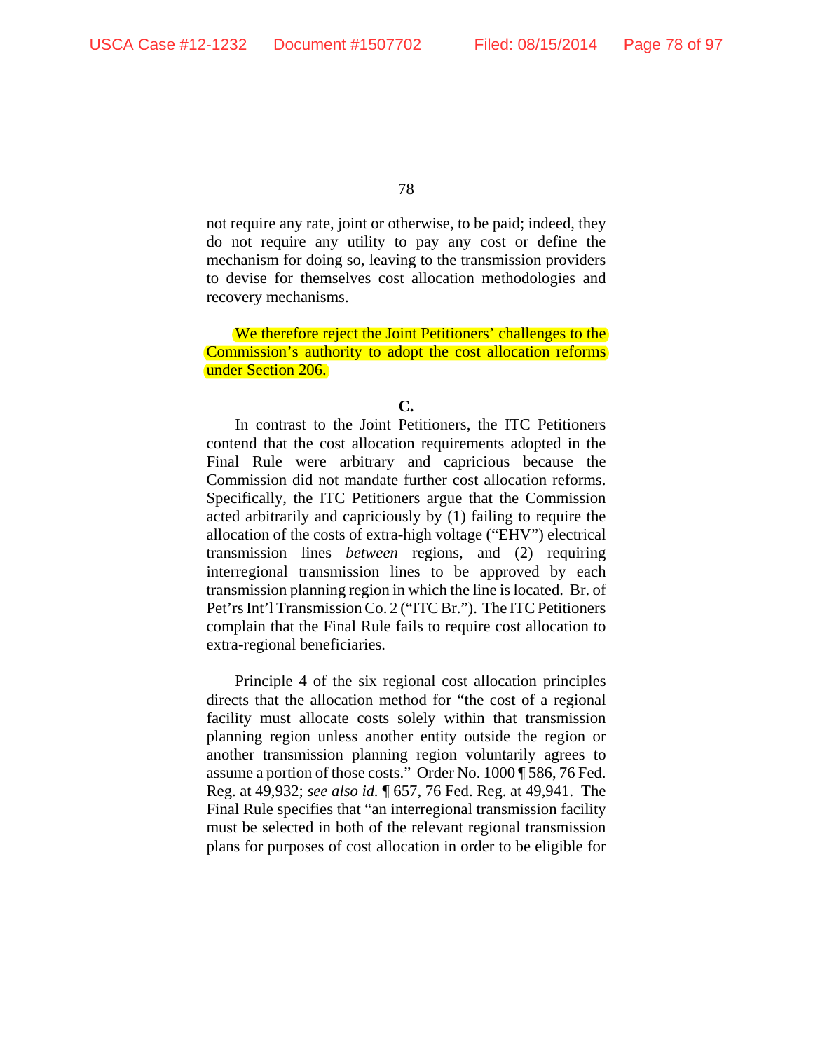not require any rate, joint or otherwise, to be paid; indeed, they do not require any utility to pay any cost or define the mechanism for doing so, leaving to the transmission providers to devise for themselves cost allocation methodologies and recovery mechanisms.

We therefore reject the Joint Petitioners' challenges to the Commission's authority to adopt the cost allocation reforms under Section 206.

**C.**

In contrast to the Joint Petitioners, the ITC Petitioners contend that the cost allocation requirements adopted in the Final Rule were arbitrary and capricious because the Commission did not mandate further cost allocation reforms. Specifically, the ITC Petitioners argue that the Commission acted arbitrarily and capriciously by (1) failing to require the allocation of the costs of extra-high voltage ("EHV") electrical transmission lines *between* regions, and (2) requiring interregional transmission lines to be approved by each transmission planning region in which the line is located. Br. of Pet'rs Int'l Transmission Co. 2 ("ITC Br."). The ITC Petitioners complain that the Final Rule fails to require cost allocation to extra-regional beneficiaries.

Principle 4 of the six regional cost allocation principles directs that the allocation method for "the cost of a regional facility must allocate costs solely within that transmission planning region unless another entity outside the region or another transmission planning region voluntarily agrees to assume a portion of those costs." Order No. 1000 ¶ 586, 76 Fed. Reg. at 49,932; *see also id.* ¶ 657, 76 Fed. Reg. at 49,941. The Final Rule specifies that "an interregional transmission facility must be selected in both of the relevant regional transmission plans for purposes of cost allocation in order to be eligible for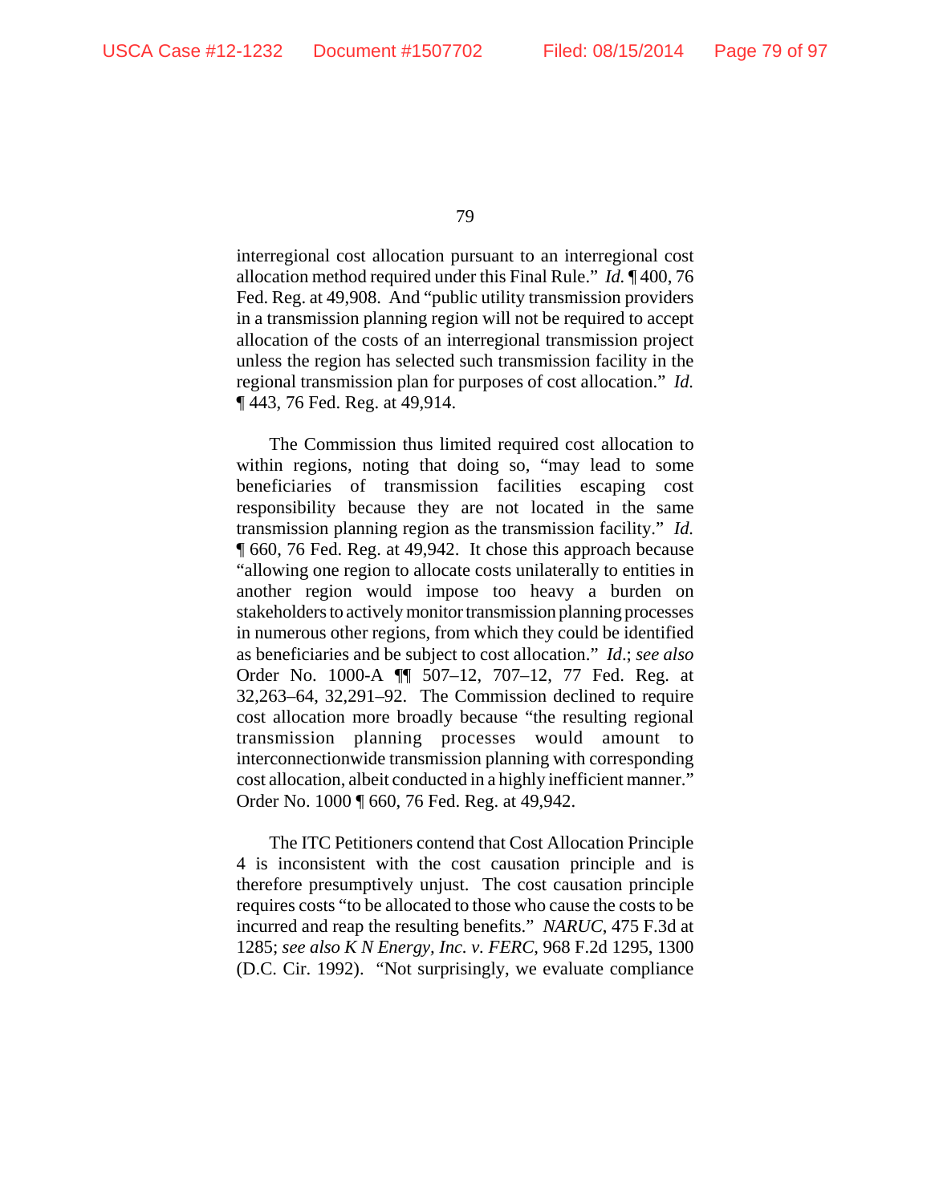interregional cost allocation pursuant to an interregional cost allocation method required under this Final Rule." *Id.* ¶ 400, 76 Fed. Reg. at 49,908. And "public utility transmission providers in a transmission planning region will not be required to accept allocation of the costs of an interregional transmission project unless the region has selected such transmission facility in the regional transmission plan for purposes of cost allocation." *Id.* ¶ 443, 76 Fed. Reg. at 49,914.

The Commission thus limited required cost allocation to within regions, noting that doing so, "may lead to some beneficiaries of transmission facilities escaping cost responsibility because they are not located in the same transmission planning region as the transmission facility." *Id.* ¶ 660, 76 Fed. Reg. at 49,942. It chose this approach because "allowing one region to allocate costs unilaterally to entities in another region would impose too heavy a burden on stakeholders to actively monitor transmission planning processes in numerous other regions, from which they could be identified as beneficiaries and be subject to cost allocation." *Id*.; *see also* Order No. 1000-A ¶¶ 507–12, 707–12, 77 Fed. Reg. at 32,263–64, 32,291–92. The Commission declined to require cost allocation more broadly because "the resulting regional transmission planning processes would amount to interconnectionwide transmission planning with corresponding cost allocation, albeit conducted in a highly inefficient manner." Order No. 1000 ¶ 660, 76 Fed. Reg. at 49,942.

The ITC Petitioners contend that Cost Allocation Principle 4 is inconsistent with the cost causation principle and is therefore presumptively unjust. The cost causation principle requires costs "to be allocated to those who cause the costs to be incurred and reap the resulting benefits." *NARUC*, 475 F.3d at 1285; *see also K N Energy, Inc. v. FERC*, 968 F.2d 1295, 1300 (D.C. Cir. 1992). "Not surprisingly, we evaluate compliance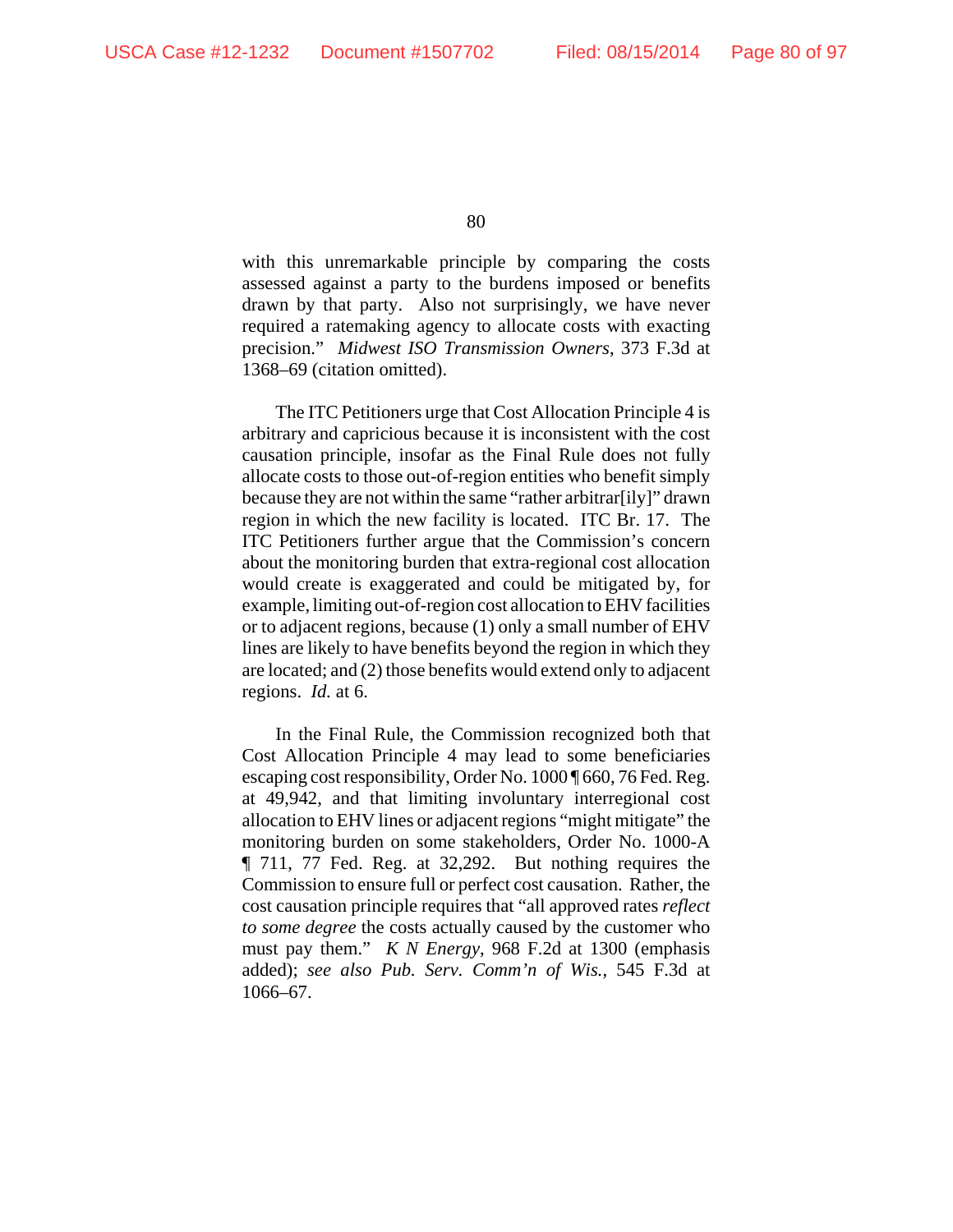with this unremarkable principle by comparing the costs assessed against a party to the burdens imposed or benefits drawn by that party. Also not surprisingly, we have never required a ratemaking agency to allocate costs with exacting precision." *Midwest ISO Transmission Owners*, 373 F.3d at 1368–69 (citation omitted).

The ITC Petitioners urge that Cost Allocation Principle 4 is arbitrary and capricious because it is inconsistent with the cost causation principle, insofar as the Final Rule does not fully allocate costs to those out-of-region entities who benefit simply because they are not within the same "rather arbitrar[ily]" drawn region in which the new facility is located. ITC Br. 17. The ITC Petitioners further argue that the Commission's concern about the monitoring burden that extra-regional cost allocation would create is exaggerated and could be mitigated by, for example, limiting out-of-region cost allocation to EHV facilities or to adjacent regions, because (1) only a small number of EHV lines are likely to have benefits beyond the region in which they are located; and (2) those benefits would extend only to adjacent regions. *Id.* at 6.

In the Final Rule, the Commission recognized both that Cost Allocation Principle 4 may lead to some beneficiaries escaping cost responsibility, Order No. 1000 ¶ 660, 76 Fed. Reg. at 49,942, and that limiting involuntary interregional cost allocation to EHV lines or adjacent regions "might mitigate" the monitoring burden on some stakeholders, Order No. 1000-A ¶ 711, 77 Fed. Reg. at 32,292. But nothing requires the Commission to ensure full or perfect cost causation. Rather, the cost causation principle requires that "all approved rates *reflect to some degree* the costs actually caused by the customer who must pay them." *K N Energy*, 968 F.2d at 1300 (emphasis added); *see also Pub. Serv. Comm'n of Wis.*, 545 F.3d at 1066–67.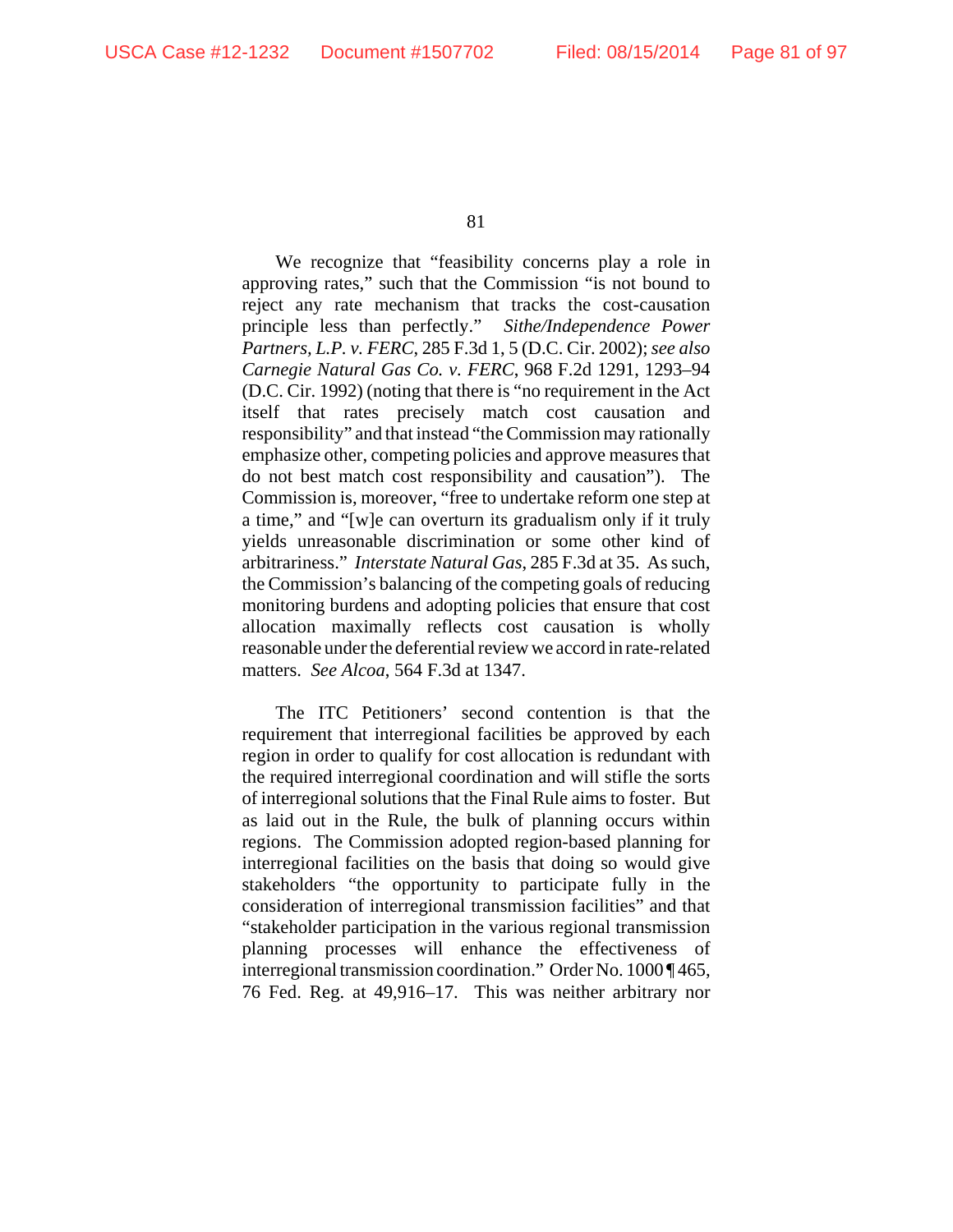We recognize that "feasibility concerns play a role in approving rates," such that the Commission "is not bound to reject any rate mechanism that tracks the cost-causation principle less than perfectly." *Sithe/Independence Power Partners, L.P. v. FERC*, 285 F.3d 1, 5 (D.C. Cir. 2002); *see also Carnegie Natural Gas Co. v. FERC*, 968 F.2d 1291, 1293–94 (D.C. Cir. 1992) (noting that there is "no requirement in the Act itself that rates precisely match cost causation and responsibility" and that instead "the Commission may rationally emphasize other, competing policies and approve measures that do not best match cost responsibility and causation"). The Commission is, moreover, "free to undertake reform one step at a time," and "[w]e can overturn its gradualism only if it truly yields unreasonable discrimination or some other kind of arbitrariness." *Interstate Natural Gas*, 285 F.3d at 35. As such, the Commission's balancing of the competing goals of reducing monitoring burdens and adopting policies that ensure that cost allocation maximally reflects cost causation is wholly reasonable under the deferential review we accord in rate-related matters. *See Alcoa*, 564 F.3d at 1347.

The ITC Petitioners' second contention is that the requirement that interregional facilities be approved by each region in order to qualify for cost allocation is redundant with the required interregional coordination and will stifle the sorts of interregional solutions that the Final Rule aims to foster. But as laid out in the Rule, the bulk of planning occurs within regions. The Commission adopted region-based planning for interregional facilities on the basis that doing so would give stakeholders "the opportunity to participate fully in the consideration of interregional transmission facilities" and that "stakeholder participation in the various regional transmission planning processes will enhance the effectiveness of interregional transmission coordination." Order No. 1000 ¶ 465, 76 Fed. Reg. at 49,916–17. This was neither arbitrary nor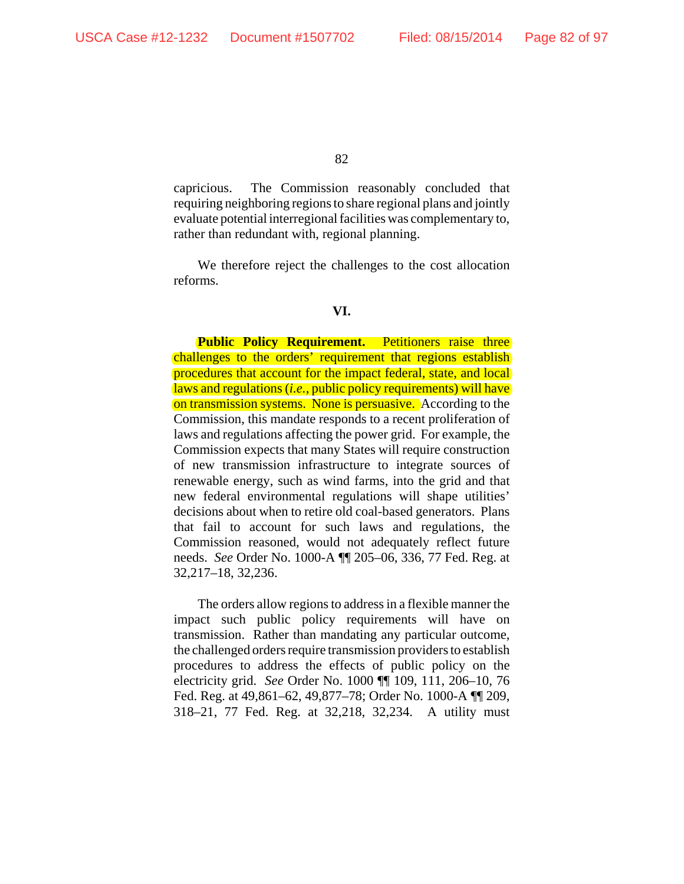capricious. The Commission reasonably concluded that requiring neighboring regions to share regional plans and jointly evaluate potential interregional facilities was complementary to, rather than redundant with, regional planning.

We therefore reject the challenges to the cost allocation reforms.

## VI.

**Public Policy Requirement.** Petitioners raise three challenges to the orders' requirement that regions establish procedures that account for the impact federal, state, and local laws and regulations (*i.e.*, public policy requirements) will have on transmission systems. None is persuasive. According to the Commission, this mandate responds to a recent proliferation of laws and regulations affecting the power grid. For example, the Commission expects that many States will require construction of new transmission infrastructure to integrate sources of renewable energy, such as wind farms, into the grid and that new federal environmental regulations will shape utilities' decisions about when to retire old coal-based generators. Plans that fail to account for such laws and regulations, the Commission reasoned, would not adequately reflect future needs. *See* Order No. 1000-A ¶¶ 205–06, 336, 77 Fed. Reg. at 32,217–18, 32,236.

The orders allow regions to address in a flexible manner the impact such public policy requirements will have on transmission. Rather than mandating any particular outcome, the challenged orders require transmission providers to establish procedures to address the effects of public policy on the electricity grid. *See* Order No. 1000 ¶¶ 109, 111, 206–10, 76 Fed. Reg. at 49,861–62, 49,877–78; Order No. 1000-A ¶¶ 209, 318–21, 77 Fed. Reg. at 32,218, 32,234. A utility must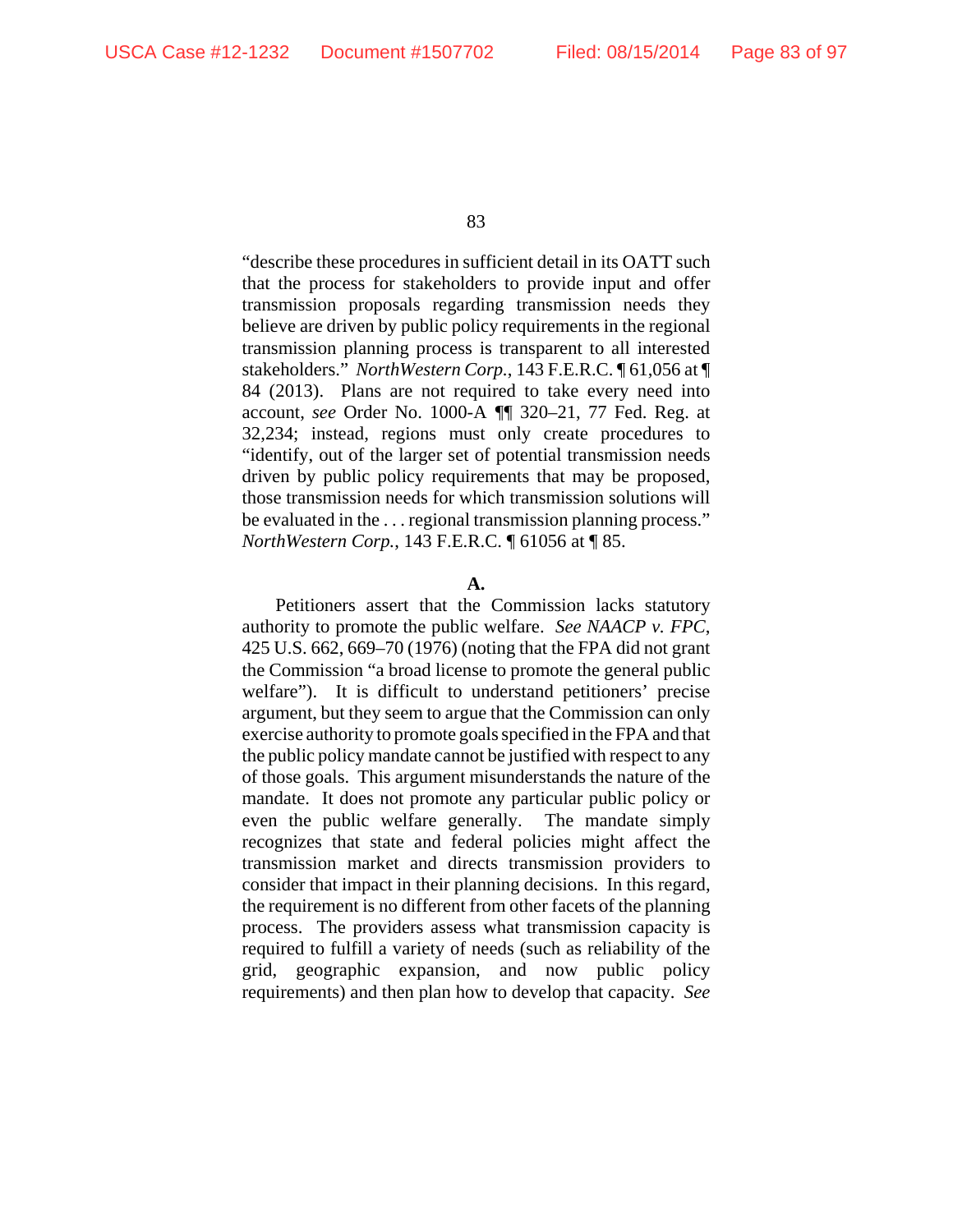"describe these procedures in sufficient detail in its OATT such that the process for stakeholders to provide input and offer transmission proposals regarding transmission needs they believe are driven by public policy requirements in the regional transmission planning process is transparent to all interested stakeholders." *NorthWestern Corp.*, 143 F.E.R.C. ¶ 61,056 at ¶ 84 (2013). Plans are not required to take every need into account, *see* Order No. 1000-A ¶¶ 320–21, 77 Fed. Reg. at 32,234; instead, regions must only create procedures to "identify, out of the larger set of potential transmission needs driven by public policy requirements that may be proposed, those transmission needs for which transmission solutions will be evaluated in the . . . regional transmission planning process." *NorthWestern Corp.*, 143 F.E.R.C. ¶ 61056 at ¶ 85.

**A.**

Petitioners assert that the Commission lacks statutory authority to promote the public welfare. *See NAACP v. FPC*, 425 U.S. 662, 669–70 (1976) (noting that the FPA did not grant the Commission "a broad license to promote the general public welfare"). It is difficult to understand petitioners' precise argument, but they seem to argue that the Commission can only exercise authority to promote goals specified in the FPA and that the public policy mandate cannot be justified with respect to any of those goals. This argument misunderstands the nature of the mandate. It does not promote any particular public policy or even the public welfare generally. The mandate simply recognizes that state and federal policies might affect the transmission market and directs transmission providers to consider that impact in their planning decisions. In this regard, the requirement is no different from other facets of the planning process. The providers assess what transmission capacity is required to fulfill a variety of needs (such as reliability of the grid, geographic expansion, and now public policy requirements) and then plan how to develop that capacity. *See*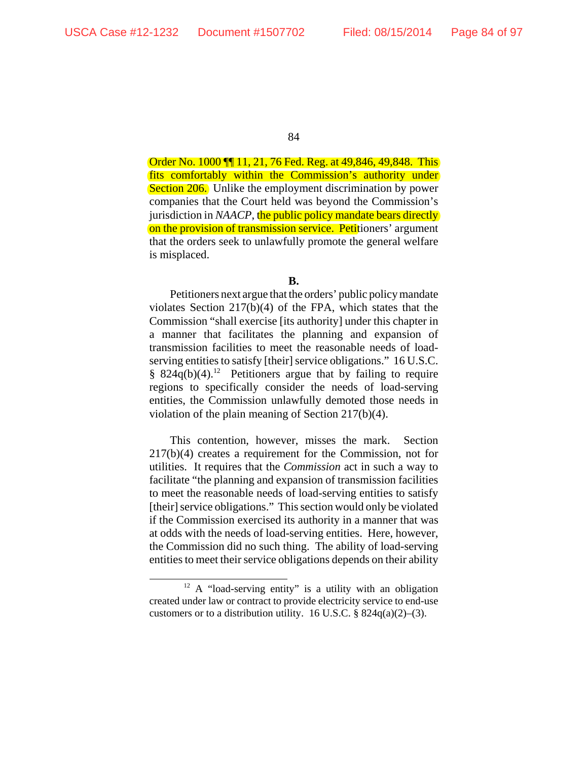Order No. 1000 ¶¶ 11, 21, 76 Fed. Reg. at 49,846, 49,848. This fits comfortably within the Commission's authority under Section 206. Unlike the employment discrimination by power companies that the Court held was beyond the Commission's jurisdiction in *NAACP*, the public policy mandate bears directly on the provision of transmission service. Petitioners' argument that the orders seek to unlawfully promote the general welfare is misplaced.

**B.**

Petitioners next argue that the orders' public policy mandate violates Section 217(b)(4) of the FPA, which states that the Commission "shall exercise [its authority] under this chapter in a manner that facilitates the planning and expansion of transmission facilities to meet the reasonable needs of load-serving entities to satisfy [their] service obligations." 16 U.S.C. § 824q(b)(4).[12] Petitioners argue that by failing to require regions to specifically consider the needs of load-serving entities, the Commission unlawfully demoted those needs in violation of the plain meaning of Section 217(b)(4).

This contention, however, misses the mark. Section 217(b)(4) creates a requirement for the Commission, not for utilities. It requires that the *Commission* act in such a way to facilitate "the planning and expansion of transmission facilities to meet the reasonable needs of load-serving entities to satisfy [their] service obligations." This section would only be violated if the Commission exercised its authority in a manner that was at odds with the needs of load-serving entities. Here, however, the Commission did no such thing. The ability of load-serving entities to meet their service obligations depends on their ability

---

[12] A "load-serving entity" is a utility with an obligation created under law or contract to provide electricity service to end-use customers or to a distribution utility. 16 U.S.C. § 824q(a)(2)–(3).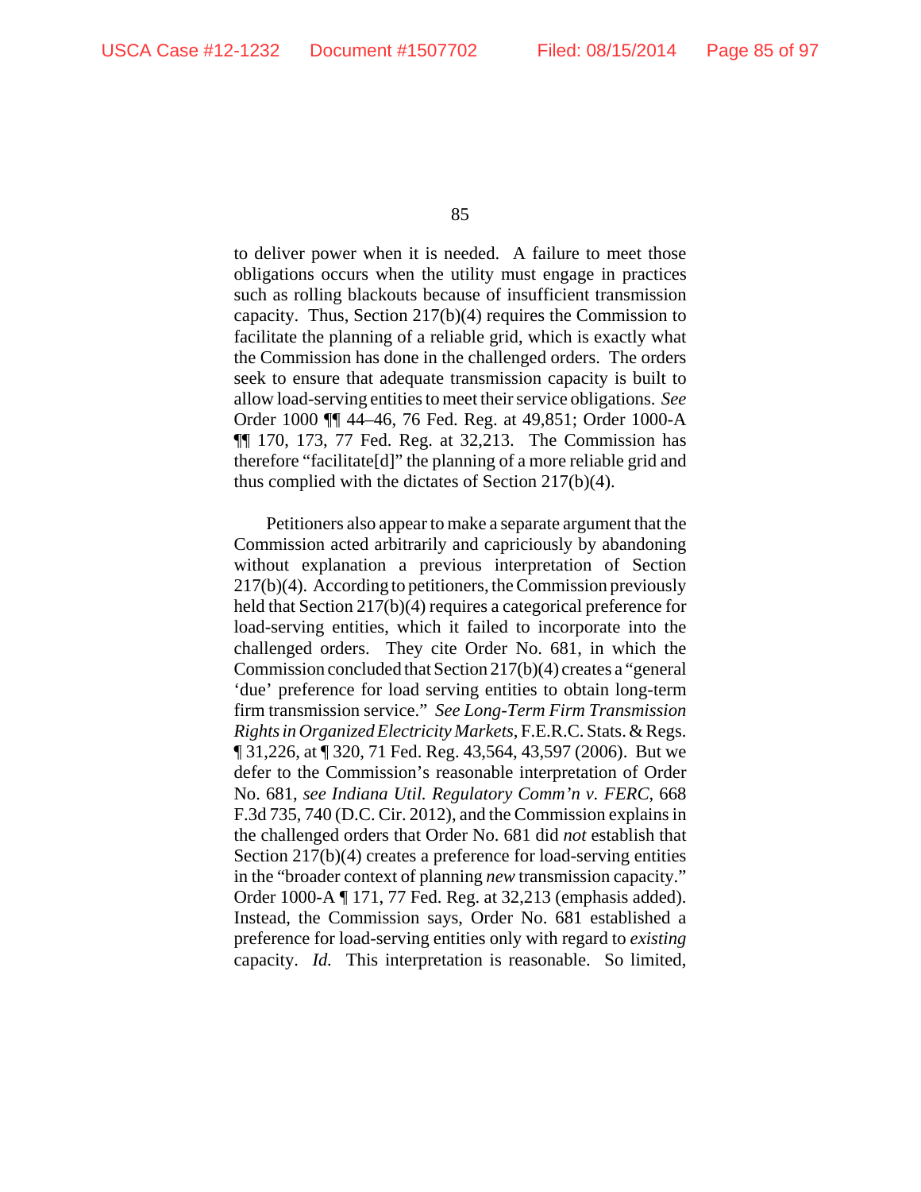to deliver power when it is needed. A failure to meet those obligations occurs when the utility must engage in practices such as rolling blackouts because of insufficient transmission capacity. Thus, Section 217(b)(4) requires the Commission to facilitate the planning of a reliable grid, which is exactly what the Commission has done in the challenged orders. The orders seek to ensure that adequate transmission capacity is built to allow load-serving entities to meet their service obligations. *See* Order 1000 ¶¶ 44–46, 76 Fed. Reg. at 49,851; Order 1000-A ¶¶ 170, 173, 77 Fed. Reg. at 32,213. The Commission has therefore "facilitate[d]" the planning of a more reliable grid and thus complied with the dictates of Section 217(b)(4).

Petitioners also appear to make a separate argument that the Commission acted arbitrarily and capriciously by abandoning without explanation a previous interpretation of Section 217(b)(4). According to petitioners, the Commission previously held that Section 217(b)(4) requires a categorical preference for load-serving entities, which it failed to incorporate into the challenged orders. They cite Order No. 681, in which the Commission concluded that Section 217(b)(4) creates a "general 'due' preference for load serving entities to obtain long-term firm transmission service." *See Long-Term Firm Transmission Rights in Organized Electricity Markets*, F.E.R.C. Stats. & Regs. ¶ 31,226, at ¶ 320, 71 Fed. Reg. 43,564, 43,597 (2006). But we defer to the Commission's reasonable interpretation of Order No. 681, *see Indiana Util. Regulatory Comm'n v. FERC*, 668 F.3d 735, 740 (D.C. Cir. 2012), and the Commission explains in the challenged orders that Order No. 681 did *not* establish that Section 217(b)(4) creates a preference for load-serving entities in the "broader context of planning *new* transmission capacity." Order 1000-A ¶ 171, 77 Fed. Reg. at 32,213 (emphasis added). Instead, the Commission says, Order No. 681 established a preference for load-serving entities only with regard to *existing* capacity. *Id.* This interpretation is reasonable. So limited,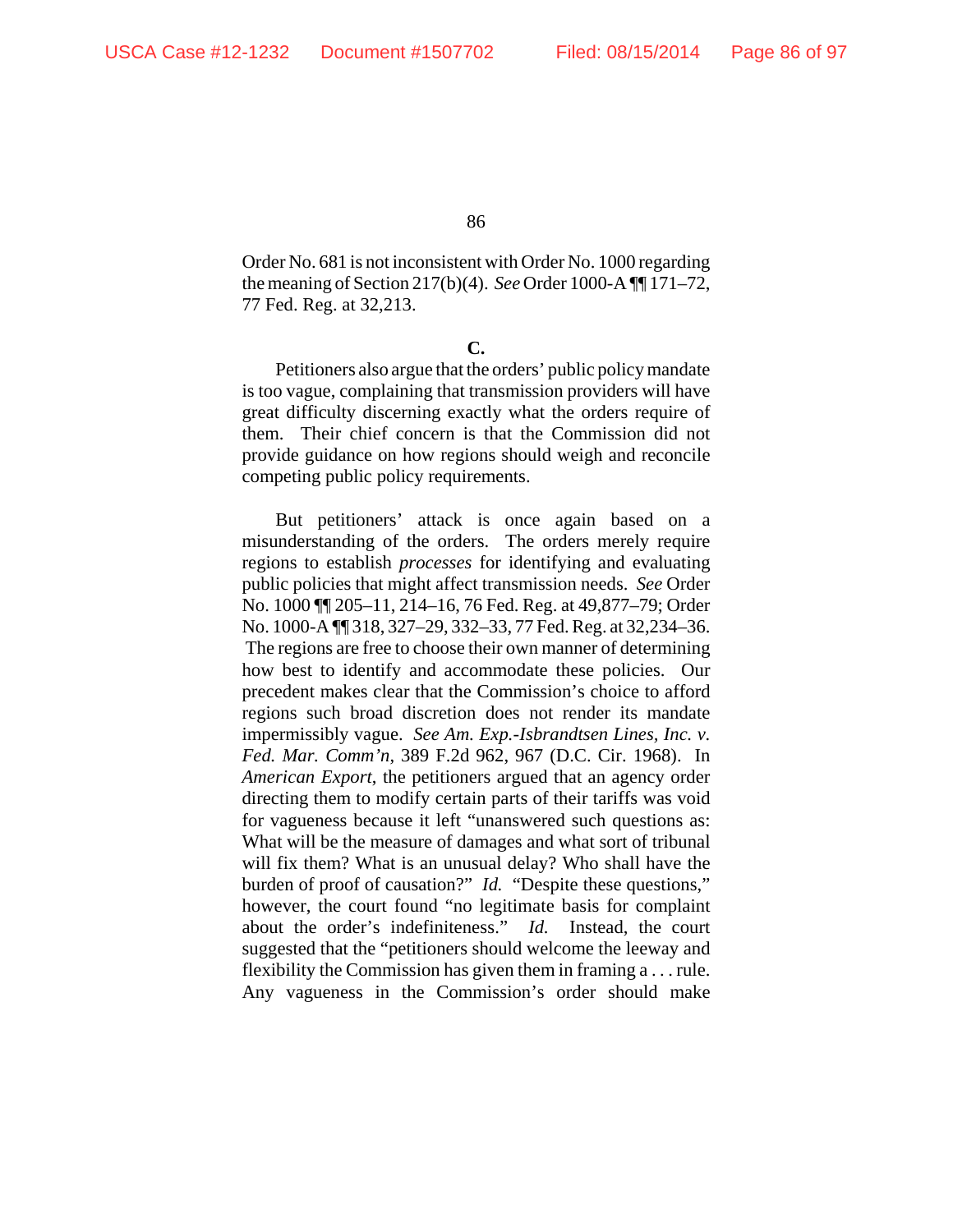Order No. 681 is not inconsistent with Order No. 1000 regarding the meaning of Section 217(b)(4). *See* Order 1000-A ¶¶ 171–72, 77 Fed. Reg. at 32,213.

**C.**

Petitioners also argue that the orders' public policy mandate is too vague, complaining that transmission providers will have great difficulty discerning exactly what the orders require of them. Their chief concern is that the Commission did not provide guidance on how regions should weigh and reconcile competing public policy requirements.

But petitioners' attack is once again based on a misunderstanding of the orders. The orders merely require regions to establish *processes* for identifying and evaluating public policies that might affect transmission needs. *See* Order No. 1000 ¶¶ 205–11, 214–16, 76 Fed. Reg. at 49,877–79; Order No. 1000-A ¶¶ 318, 327–29, 332–33, 77 Fed. Reg. at 32,234–36. The regions are free to choose their own manner of determining how best to identify and accommodate these policies. Our precedent makes clear that the Commission's choice to afford regions such broad discretion does not render its mandate impermissibly vague. *See Am. Exp.-Isbrandtsen Lines, Inc. v. Fed. Mar. Comm'n*, 389 F.2d 962, 967 (D.C. Cir. 1968). In *American Export*, the petitioners argued that an agency order directing them to modify certain parts of their tariffs was void for vagueness because it left "unanswered such questions as: What will be the measure of damages and what sort of tribunal will fix them? What is an unusual delay? Who shall have the burden of proof of causation?" *Id.* "Despite these questions," however, the court found "no legitimate basis for complaint about the order's indefiniteness." *Id.* Instead, the court suggested that the "petitioners should welcome the leeway and flexibility the Commission has given them in framing a . . . rule. Any vagueness in the Commission's order should make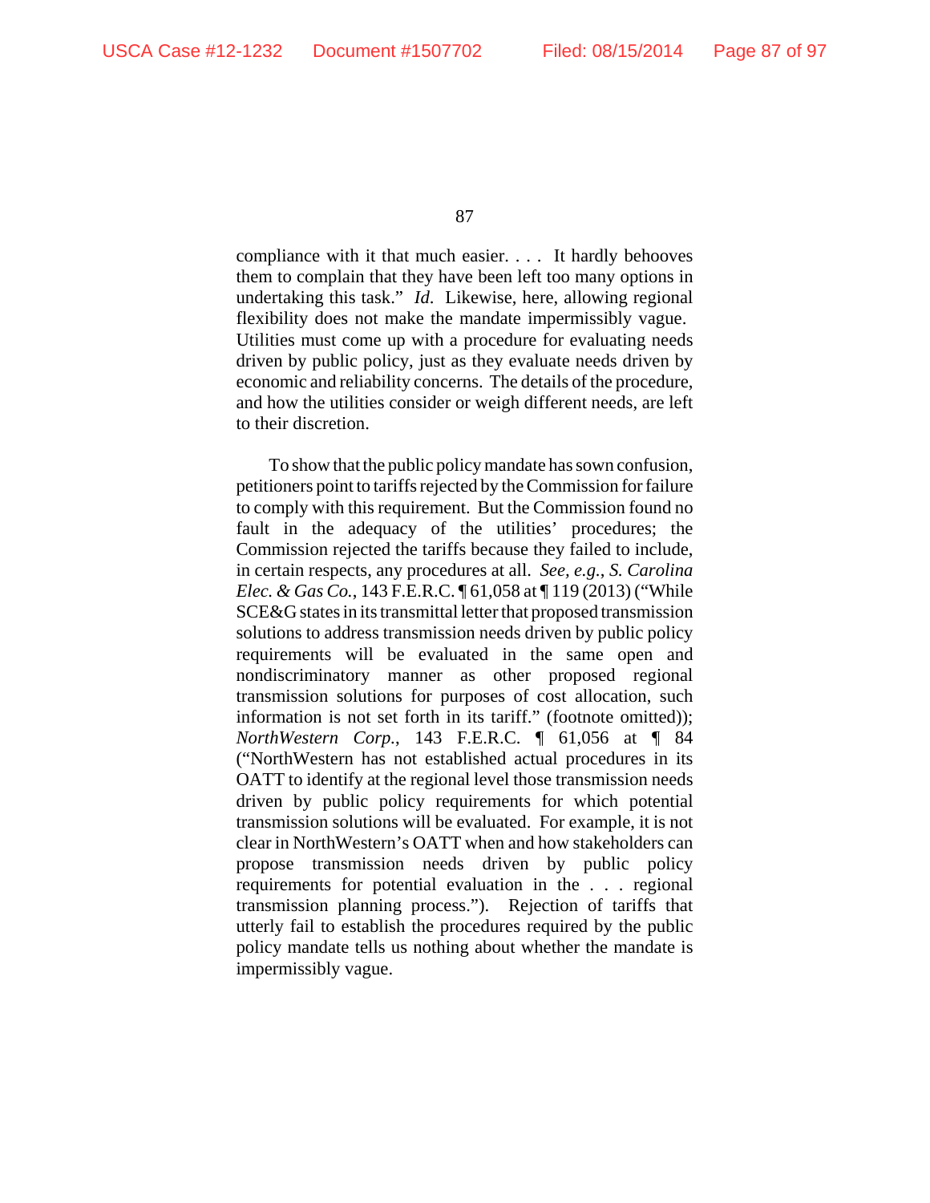compliance with it that much easier. . . . It hardly behooves them to complain that they have been left too many options in undertaking this task." *Id.* Likewise, here, allowing regional flexibility does not make the mandate impermissibly vague. Utilities must come up with a procedure for evaluating needs driven by public policy, just as they evaluate needs driven by economic and reliability concerns. The details of the procedure, and how the utilities consider or weigh different needs, are left to their discretion.

To show that the public policy mandate has sown confusion, petitioners point to tariffs rejected by the Commission for failure to comply with this requirement. But the Commission found no fault in the adequacy of the utilities' procedures; the Commission rejected the tariffs because they failed to include, in certain respects, any procedures at all. *See, e.g.*, *S. Carolina Elec. & Gas Co.*, 143 F.E.R.C. ¶ 61,058 at ¶ 119 (2013) ("While SCE&G states in its transmittal letter that proposed transmission solutions to address transmission needs driven by public policy requirements will be evaluated in the same open and nondiscriminatory manner as other proposed regional transmission solutions for purposes of cost allocation, such information is not set forth in its tariff." (footnote omitted)); *NorthWestern Corp.*, 143 F.E.R.C. ¶ 61,056 at ¶ 84 ("NorthWestern has not established actual procedures in its OATT to identify at the regional level those transmission needs driven by public policy requirements for which potential transmission solutions will be evaluated. For example, it is not clear in NorthWestern's OATT when and how stakeholders can propose transmission needs driven by public policy requirements for potential evaluation in the . . . regional transmission planning process."). Rejection of tariffs that utterly fail to establish the procedures required by the public policy mandate tells us nothing about whether the mandate is impermissibly vague.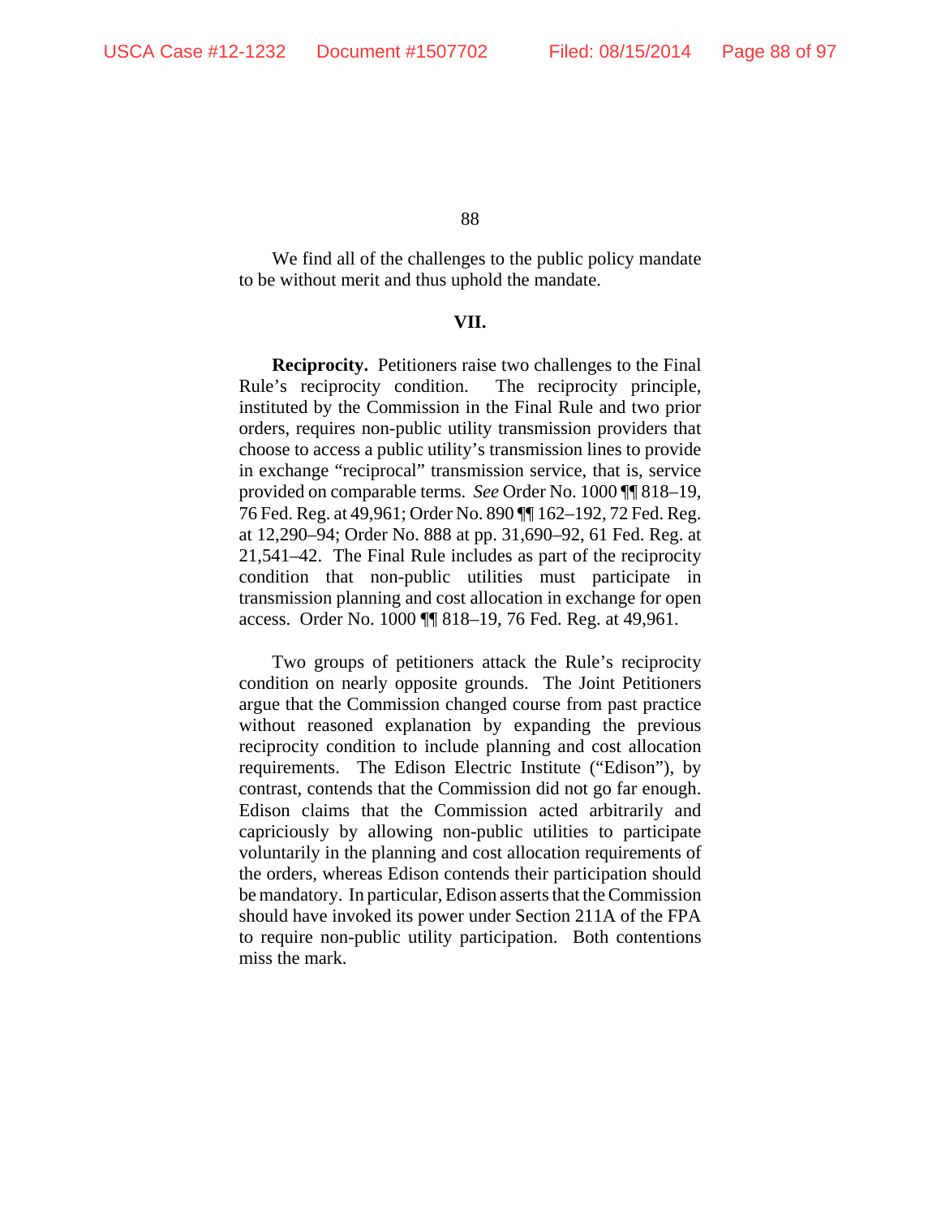We find all of the challenges to the public policy mandate to be without merit and thus uphold the mandate.

## VII.

**Reciprocity.** Petitioners raise two challenges to the Final Rule's reciprocity condition. The reciprocity principle, instituted by the Commission in the Final Rule and two prior orders, requires non-public utility transmission providers that choose to access a public utility's transmission lines to provide in exchange "reciprocal" transmission service, that is, service provided on comparable terms. *See* Order No. 1000 ¶¶ 818–19, 76 Fed. Reg. at 49,961; Order No. 890 ¶¶ 162–192, 72 Fed. Reg. at 12,290–94; Order No. 888 at pp. 31,690–92, 61 Fed. Reg. at 21,541–42. The Final Rule includes as part of the reciprocity condition that non-public utilities must participate in transmission planning and cost allocation in exchange for open access. Order No. 1000 ¶¶ 818–19, 76 Fed. Reg. at 49,961.

Two groups of petitioners attack the Rule's reciprocity condition on nearly opposite grounds. The Joint Petitioners argue that the Commission changed course from past practice without reasoned explanation by expanding the previous reciprocity condition to include planning and cost allocation requirements. The Edison Electric Institute ("Edison"), by contrast, contends that the Commission did not go far enough. Edison claims that the Commission acted arbitrarily and capriciously by allowing non-public utilities to participate voluntarily in the planning and cost allocation requirements of the orders, whereas Edison contends their participation should be mandatory. In particular, Edison asserts that the Commission should have invoked its power under Section 211A of the FPA to require non-public utility participation. Both contentions miss the mark.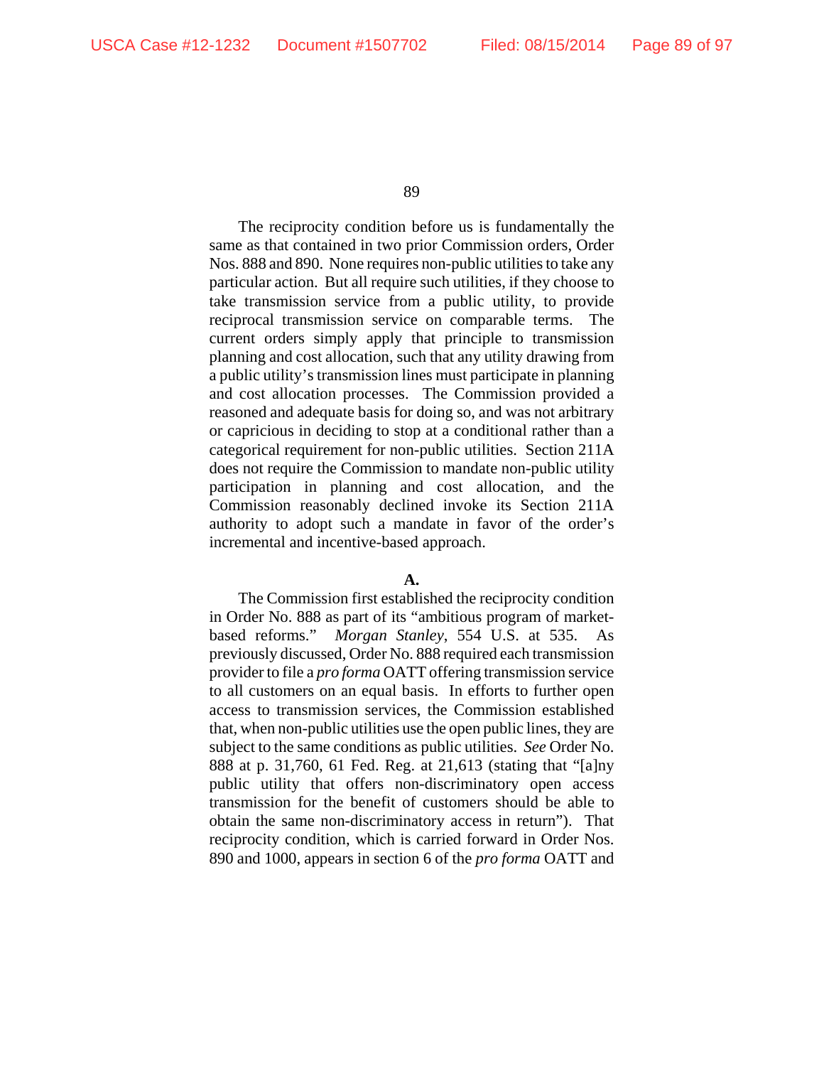The reciprocity condition before us is fundamentally the same as that contained in two prior Commission orders, Order Nos. 888 and 890. None requires non-public utilities to take any particular action. But all require such utilities, if they choose to take transmission service from a public utility, to provide reciprocal transmission service on comparable terms. The current orders simply apply that principle to transmission planning and cost allocation, such that any utility drawing from a public utility's transmission lines must participate in planning and cost allocation processes. The Commission provided a reasoned and adequate basis for doing so, and was not arbitrary or capricious in deciding to stop at a conditional rather than a categorical requirement for non-public utilities. Section 211A does not require the Commission to mandate non-public utility participation in planning and cost allocation, and the Commission reasonably declined invoke its Section 211A authority to adopt such a mandate in favor of the order's incremental and incentive-based approach.

**A.**

The Commission first established the reciprocity condition in Order No. 888 as part of its "ambitious program of market-based reforms." *Morgan Stanley*, 554 U.S. at 535. As previously discussed, Order No. 888 required each transmission provider to file a *pro forma* OATT offering transmission service to all customers on an equal basis. In efforts to further open access to transmission services, the Commission established that, when non-public utilities use the open public lines, they are subject to the same conditions as public utilities. *See* Order No. 888 at p. 31,760, 61 Fed. Reg. at 21,613 (stating that "[a]ny public utility that offers non-discriminatory open access transmission for the benefit of customers should be able to obtain the same non-discriminatory access in return"). That reciprocity condition, which is carried forward in Order Nos. 890 and 1000, appears in section 6 of the *pro forma* OATT and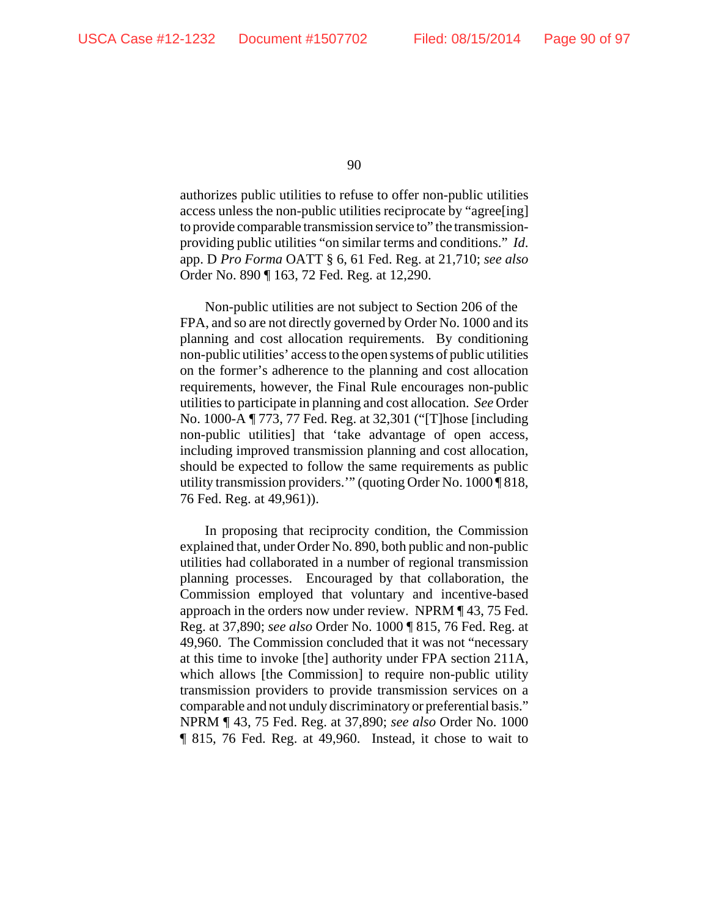authorizes public utilities to refuse to offer non-public utilities access unless the non-public utilities reciprocate by "agree[ing] to provide comparable transmission service to" the transmission-providing public utilities "on similar terms and conditions." *Id.* app. D *Pro Forma* OATT § 6, 61 Fed. Reg. at 21,710; *see also* Order No. 890 ¶ 163, 72 Fed. Reg. at 12,290.

Non-public utilities are not subject to Section 206 of the FPA, and so are not directly governed by Order No. 1000 and its planning and cost allocation requirements. By conditioning non-public utilities' access to the open systems of public utilities on the former's adherence to the planning and cost allocation requirements, however, the Final Rule encourages non-public utilities to participate in planning and cost allocation. *See* Order No. 1000-A ¶ 773, 77 Fed. Reg. at 32,301 ("[T]hose [including non-public utilities] that 'take advantage of open access, including improved transmission planning and cost allocation, should be expected to follow the same requirements as public utility transmission providers.'" (quoting Order No. 1000 ¶ 818, 76 Fed. Reg. at 49,961)).

In proposing that reciprocity condition, the Commission explained that, under Order No. 890, both public and non-public utilities had collaborated in a number of regional transmission planning processes. Encouraged by that collaboration, the Commission employed that voluntary and incentive-based approach in the orders now under review. NPRM ¶ 43, 75 Fed. Reg. at 37,890; *see also* Order No. 1000 ¶ 815, 76 Fed. Reg. at 49,960. The Commission concluded that it was not "necessary at this time to invoke [the] authority under FPA section 211A, which allows [the Commission] to require non-public utility transmission providers to provide transmission services on a comparable and not unduly discriminatory or preferential basis." NPRM ¶ 43, 75 Fed. Reg. at 37,890; *see also* Order No. 1000 ¶ 815, 76 Fed. Reg. at 49,960. Instead, it chose to wait to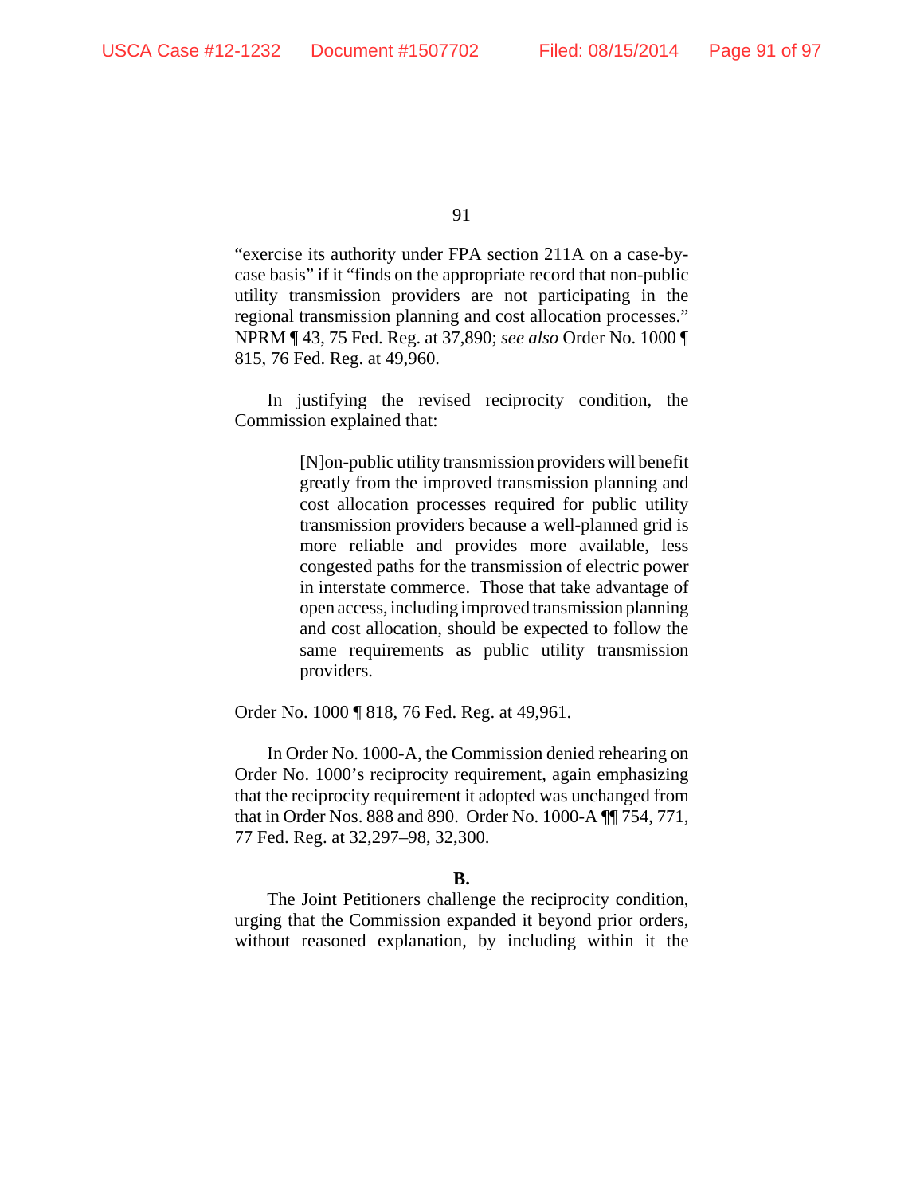"exercise its authority under FPA section 211A on a case-by-case basis" if it "finds on the appropriate record that non-public utility transmission providers are not participating in the regional transmission planning and cost allocation processes." NPRM ¶ 43, 75 Fed. Reg. at 37,890; *see also* Order No. 1000 ¶ 815, 76 Fed. Reg. at 49,960.

In justifying the revised reciprocity condition, the Commission explained that:

> [N]on-public utility transmission providers will benefit greatly from the improved transmission planning and cost allocation processes required for public utility transmission providers because a well-planned grid is more reliable and provides more available, less congested paths for the transmission of electric power in interstate commerce. Those that take advantage of open access, including improved transmission planning and cost allocation, should be expected to follow the same requirements as public utility transmission providers.

Order No. 1000 ¶ 818, 76 Fed. Reg. at 49,961.

In Order No. 1000-A, the Commission denied rehearing on Order No. 1000's reciprocity requirement, again emphasizing that the reciprocity requirement it adopted was unchanged from that in Order Nos. 888 and 890. Order No. 1000-A ¶¶ 754, 771, 77 Fed. Reg. at 32,297–98, 32,300.

**B.**

The Joint Petitioners challenge the reciprocity condition, urging that the Commission expanded it beyond prior orders, without reasoned explanation, by including within it the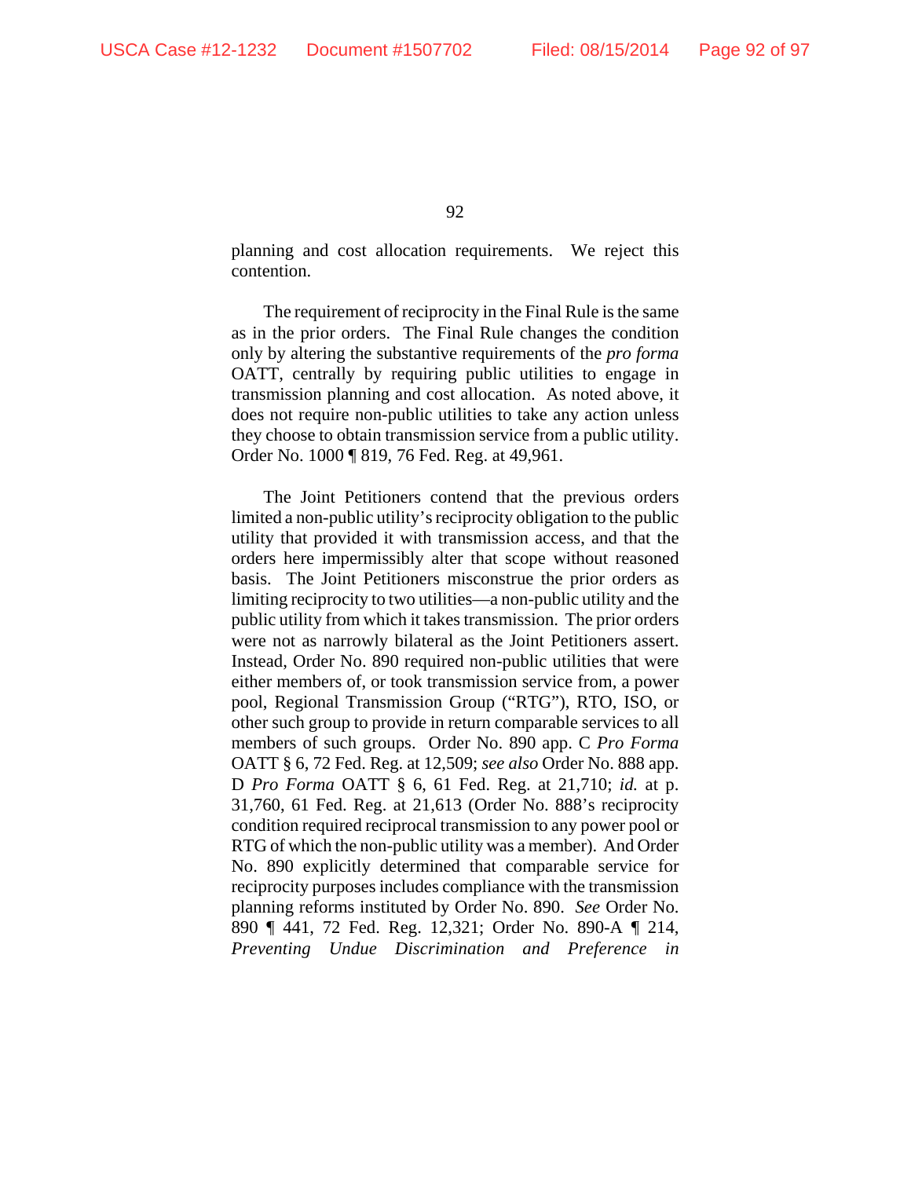planning and cost allocation requirements. We reject this contention.

The requirement of reciprocity in the Final Rule is the same as in the prior orders. The Final Rule changes the condition only by altering the substantive requirements of the *pro forma* OATT, centrally by requiring public utilities to engage in transmission planning and cost allocation. As noted above, it does not require non-public utilities to take any action unless they choose to obtain transmission service from a public utility. Order No. 1000 ¶ 819, 76 Fed. Reg. at 49,961.

The Joint Petitioners contend that the previous orders limited a non-public utility's reciprocity obligation to the public utility that provided it with transmission access, and that the orders here impermissibly alter that scope without reasoned basis. The Joint Petitioners misconstrue the prior orders as limiting reciprocity to two utilities—a non-public utility and the public utility from which it takes transmission. The prior orders were not as narrowly bilateral as the Joint Petitioners assert. Instead, Order No. 890 required non-public utilities that were either members of, or took transmission service from, a power pool, Regional Transmission Group ("RTG"), RTO, ISO, or other such group to provide in return comparable services to all members of such groups. Order No. 890 app. C *Pro Forma* OATT § 6, 72 Fed. Reg. at 12,509; *see also* Order No. 888 app. D *Pro Forma* OATT § 6, 61 Fed. Reg. at 21,710; *id.* at p. 31,760, 61 Fed. Reg. at 21,613 (Order No. 888's reciprocity condition required reciprocal transmission to any power pool or RTG of which the non-public utility was a member). And Order No. 890 explicitly determined that comparable service for reciprocity purposes includes compliance with the transmission planning reforms instituted by Order No. 890. *See* Order No. 890 ¶ 441, 72 Fed. Reg. 12,321; Order No. 890-A ¶ 214, *Preventing Undue Discrimination and Preference in*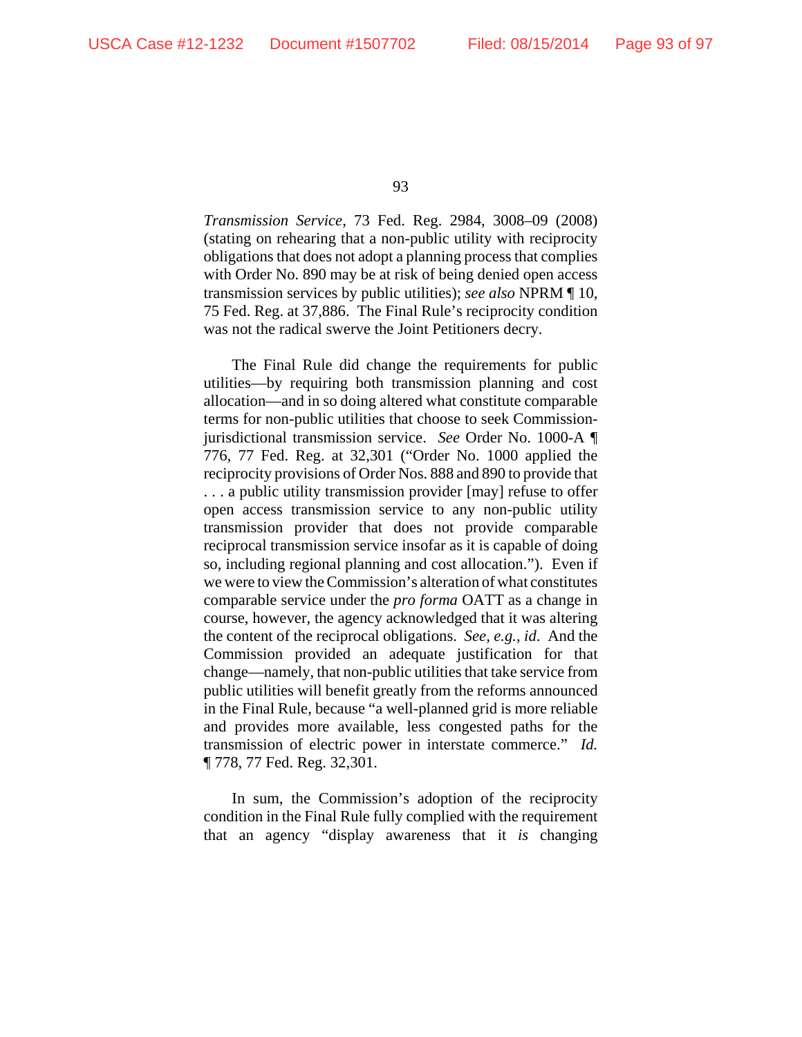*Transmission Service*, 73 Fed. Reg. 2984, 3008–09 (2008) (stating on rehearing that a non-public utility with reciprocity obligations that does not adopt a planning process that complies with Order No. 890 may be at risk of being denied open access transmission services by public utilities); *see also* NPRM ¶ 10, 75 Fed. Reg. at 37,886. The Final Rule's reciprocity condition was not the radical swerve the Joint Petitioners decry.

The Final Rule did change the requirements for public utilities—by requiring both transmission planning and cost allocation—and in so doing altered what constitute comparable terms for non-public utilities that choose to seek Commission-jurisdictional transmission service. *See* Order No. 1000-A ¶ 776, 77 Fed. Reg. at 32,301 ("Order No. 1000 applied the reciprocity provisions of Order Nos. 888 and 890 to provide that . . . a public utility transmission provider [may] refuse to offer open access transmission service to any non-public utility transmission provider that does not provide comparable reciprocal transmission service insofar as it is capable of doing so, including regional planning and cost allocation."). Even if we were to view the Commission's alteration of what constitutes comparable service under the *pro forma* OATT as a change in course, however, the agency acknowledged that it was altering the content of the reciprocal obligations. *See, e.g.*, *id*. And the Commission provided an adequate justification for that change—namely, that non-public utilities that take service from public utilities will benefit greatly from the reforms announced in the Final Rule, because "a well-planned grid is more reliable and provides more available, less congested paths for the transmission of electric power in interstate commerce." *Id.* ¶ 778, 77 Fed. Reg. 32,301.

In sum, the Commission's adoption of the reciprocity condition in the Final Rule fully complied with the requirement that an agency "display awareness that it *is* changing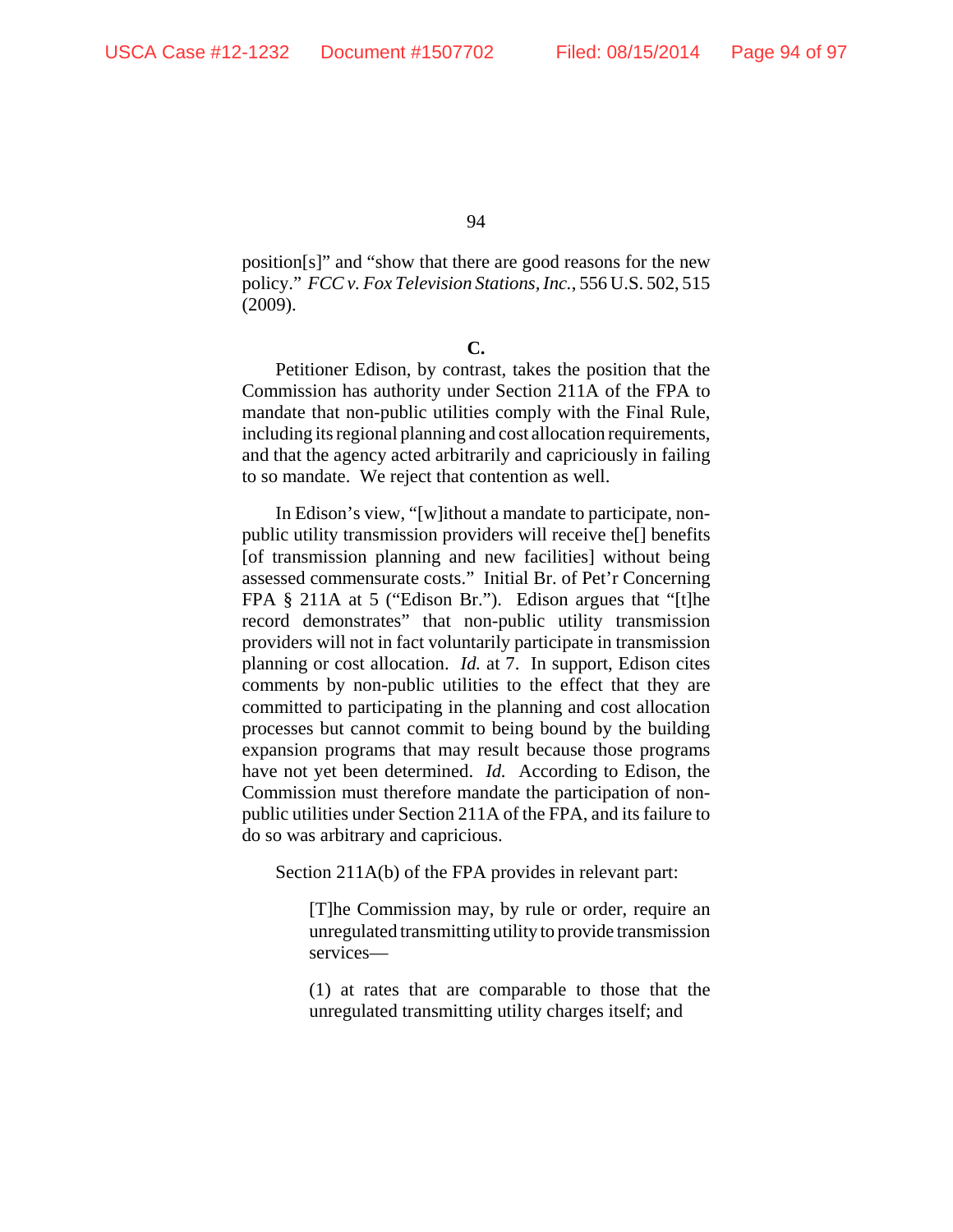position[s]" and "show that there are good reasons for the new policy." *FCC v. Fox Television Stations, Inc.*, 556 U.S. 502, 515 (2009).

**C.**

Petitioner Edison, by contrast, takes the position that the Commission has authority under Section 211A of the FPA to mandate that non-public utilities comply with the Final Rule, including its regional planning and cost allocation requirements, and that the agency acted arbitrarily and capriciously in failing to so mandate. We reject that contention as well.

In Edison's view, "[w]ithout a mandate to participate, non-public utility transmission providers will receive the[] benefits [of transmission planning and new facilities] without being assessed commensurate costs." Initial Br. of Pet'r Concerning FPA § 211A at 5 ("Edison Br."). Edison argues that "[t]he record demonstrates" that non-public utility transmission providers will not in fact voluntarily participate in transmission planning or cost allocation. *Id.* at 7. In support, Edison cites comments by non-public utilities to the effect that they are committed to participating in the planning and cost allocation processes but cannot commit to being bound by the building expansion programs that may result because those programs have not yet been determined. *Id.* According to Edison, the Commission must therefore mandate the participation of non-public utilities under Section 211A of the FPA, and its failure to do so was arbitrary and capricious.

Section 211A(b) of the FPA provides in relevant part:

> [T]he Commission may, by rule or order, require an unregulated transmitting utility to provide transmission services—
>
> (1) at rates that are comparable to those that the unregulated transmitting utility charges itself; and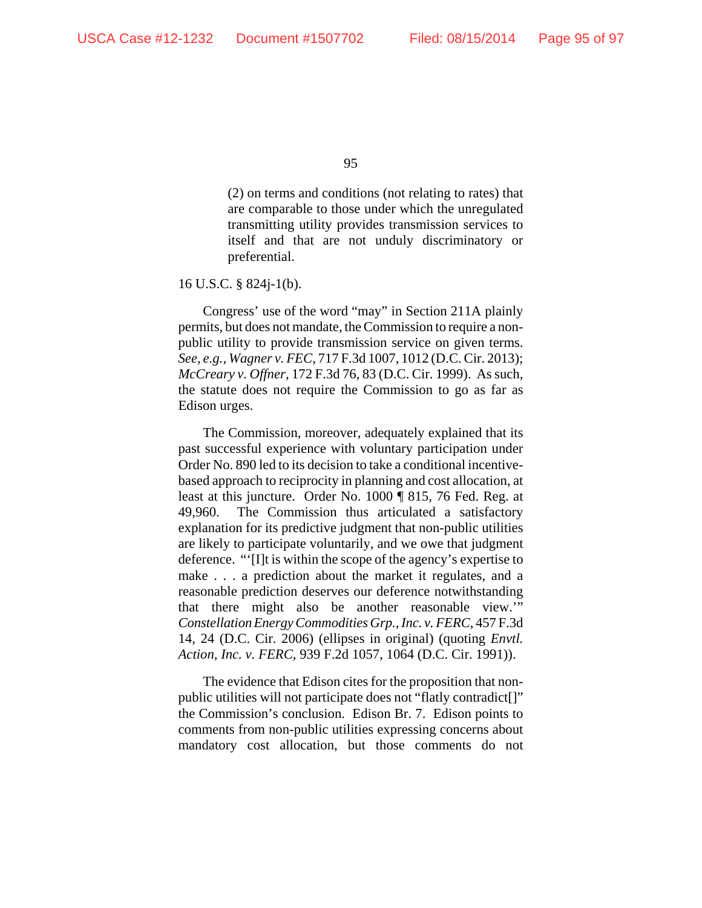> (2) on terms and conditions (not relating to rates) that are comparable to those under which the unregulated transmitting utility provides transmission services to itself and that are not unduly discriminatory or preferential.

16 U.S.C. § 824j-1(b).

Congress' use of the word "may" in Section 211A plainly permits, but does not mandate, the Commission to require a non-public utility to provide transmission service on given terms. *See, e.g.*, *Wagner v. FEC*, 717 F.3d 1007, 1012 (D.C. Cir. 2013); *McCreary v. Offner*, 172 F.3d 76, 83 (D.C. Cir. 1999). As such, the statute does not require the Commission to go as far as Edison urges.

The Commission, moreover, adequately explained that its past successful experience with voluntary participation under Order No. 890 led to its decision to take a conditional incentive-based approach to reciprocity in planning and cost allocation, at least at this juncture. Order No. 1000 ¶ 815, 76 Fed. Reg. at 49,960. The Commission thus articulated a satisfactory explanation for its predictive judgment that non-public utilities are likely to participate voluntarily, and we owe that judgment deference. "'[I]t is within the scope of the agency's expertise to make . . . a prediction about the market it regulates, and a reasonable prediction deserves our deference notwithstanding that there might also be another reasonable view.'" *Constellation Energy Commodities Grp., Inc. v. FERC*, 457 F.3d 14, 24 (D.C. Cir. 2006) (ellipses in original) (quoting *Envtl. Action, Inc. v. FERC*, 939 F.2d 1057, 1064 (D.C. Cir. 1991)).

The evidence that Edison cites for the proposition that non-public utilities will not participate does not "flatly contradict[]" the Commission's conclusion. Edison Br. 7. Edison points to comments from non-public utilities expressing concerns about mandatory cost allocation, but those comments do not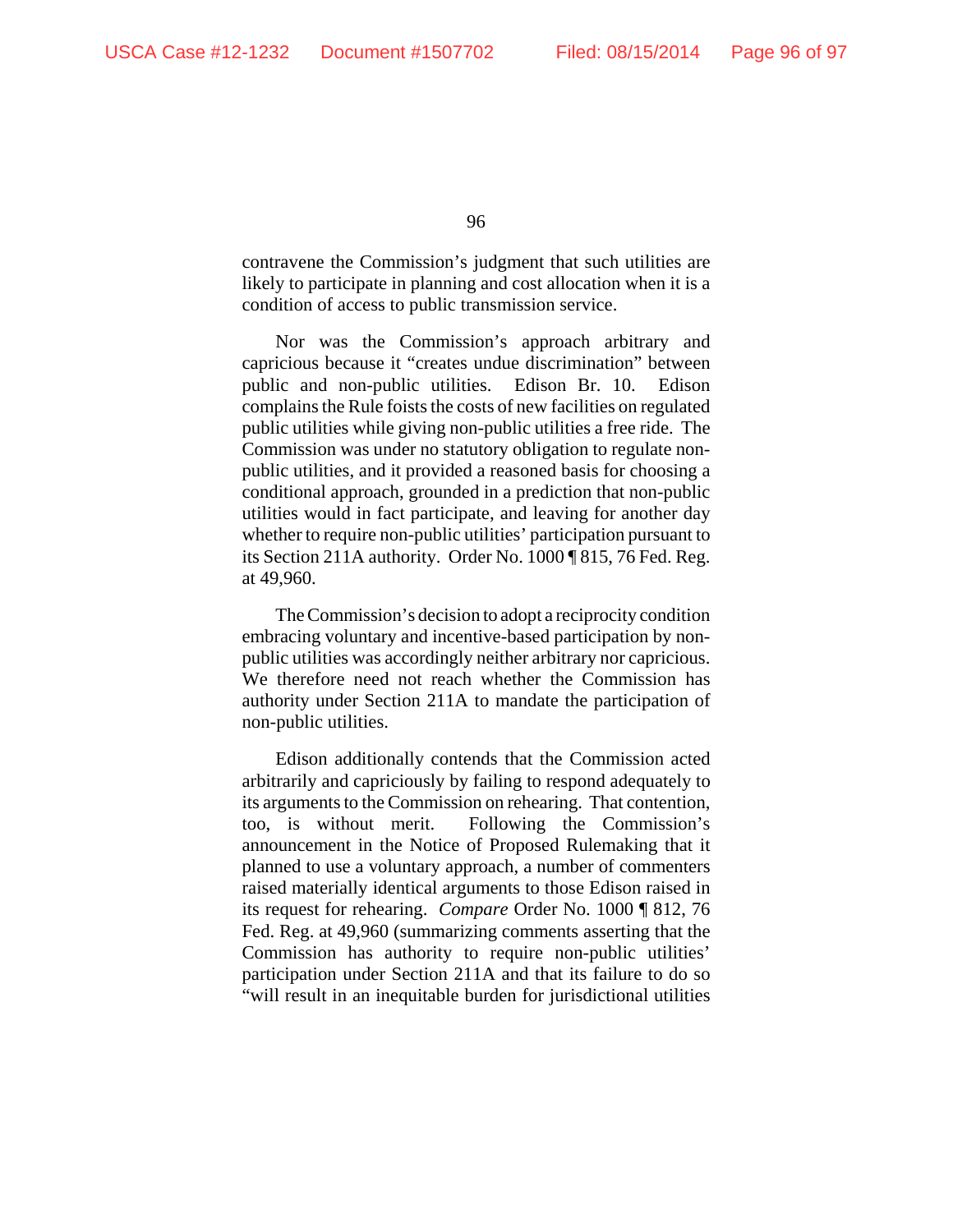contravene the Commission's judgment that such utilities are likely to participate in planning and cost allocation when it is a condition of access to public transmission service.

Nor was the Commission's approach arbitrary and capricious because it "creates undue discrimination" between public and non-public utilities. Edison Br. 10. Edison complains the Rule foists the costs of new facilities on regulated public utilities while giving non-public utilities a free ride. The Commission was under no statutory obligation to regulate non-public utilities, and it provided a reasoned basis for choosing a conditional approach, grounded in a prediction that non-public utilities would in fact participate, and leaving for another day whether to require non-public utilities' participation pursuant to its Section 211A authority. Order No. 1000 ¶ 815, 76 Fed. Reg. at 49,960.

The Commission's decision to adopt a reciprocity condition embracing voluntary and incentive-based participation by non-public utilities was accordingly neither arbitrary nor capricious. We therefore need not reach whether the Commission has authority under Section 211A to mandate the participation of non-public utilities.

Edison additionally contends that the Commission acted arbitrarily and capriciously by failing to respond adequately to its arguments to the Commission on rehearing. That contention, too, is without merit. Following the Commission's announcement in the Notice of Proposed Rulemaking that it planned to use a voluntary approach, a number of commenters raised materially identical arguments to those Edison raised in its request for rehearing. *Compare* Order No. 1000 ¶ 812, 76 Fed. Reg. at 49,960 (summarizing comments asserting that the Commission has authority to require non-public utilities' participation under Section 211A and that its failure to do so "will result in an inequitable burden for jurisdictional utilities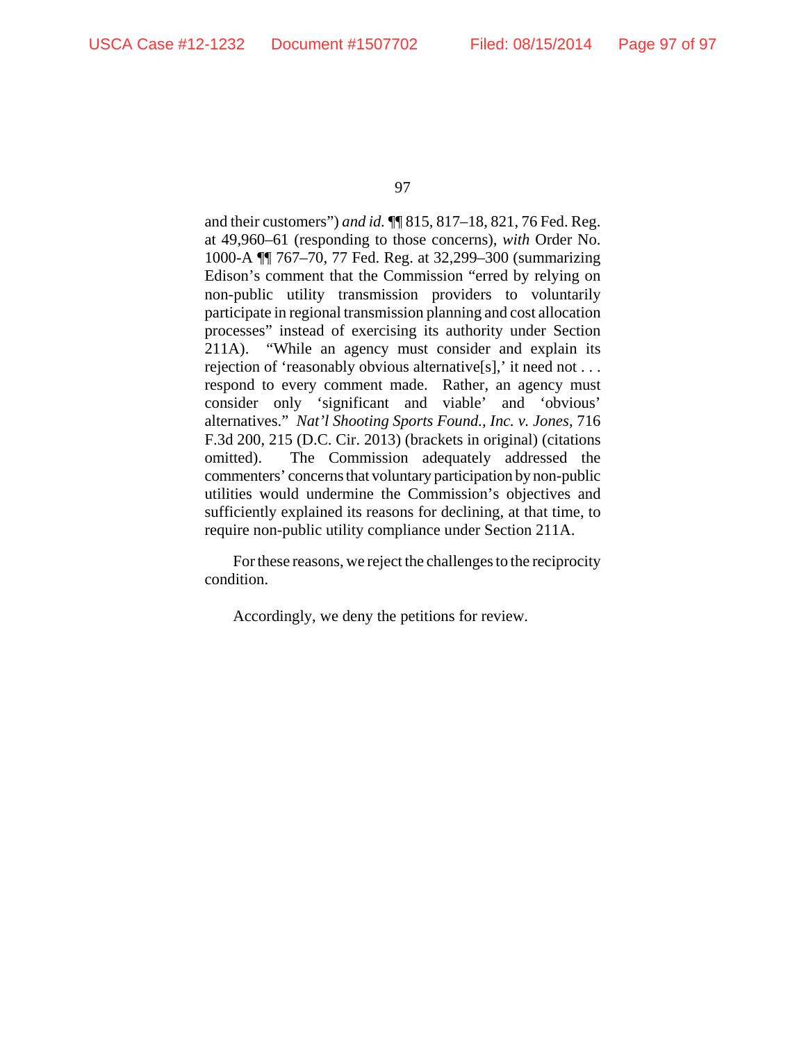and their customers") *and id.* ¶¶ 815, 817–18, 821, 76 Fed. Reg. at 49,960–61 (responding to those concerns), *with* Order No. 1000-A ¶¶ 767–70, 77 Fed. Reg. at 32,299–300 (summarizing Edison's comment that the Commission "erred by relying on non-public utility transmission providers to voluntarily participate in regional transmission planning and cost allocation processes" instead of exercising its authority under Section 211A). "While an agency must consider and explain its rejection of 'reasonably obvious alternative[s],' it need not . . . respond to every comment made. Rather, an agency must consider only 'significant and viable' and 'obvious' alternatives." *Nat'l Shooting Sports Found., Inc. v. Jones*, 716 F.3d 200, 215 (D.C. Cir. 2013) (brackets in original) (citations omitted). The Commission adequately addressed the commenters' concerns that voluntary participation by non-public utilities would undermine the Commission's objectives and sufficiently explained its reasons for declining, at that time, to require non-public utility compliance under Section 211A.

For these reasons, we reject the challenges to the reciprocity condition.

Accordingly, we deny the petitions for review.